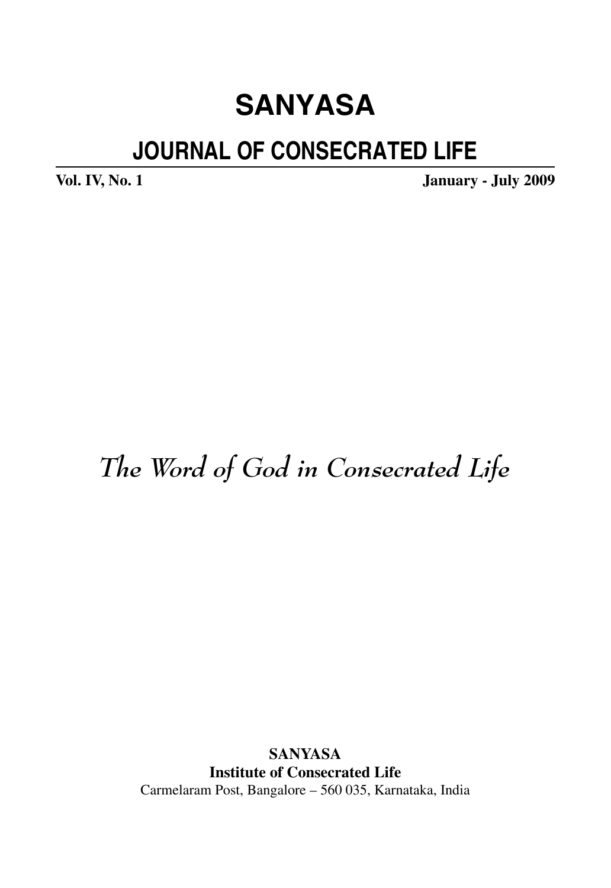# SANYASA

## JOURNAL OF CONSECRATED LIFE

**Vol. IV, No. 1** **January - July 2009**

*The Word of God in Consecrated Life*

**SANYASA**
**Institute of Consecrated Life**
Carmelaram Post, Bangalore – 560 035, Karnataka, India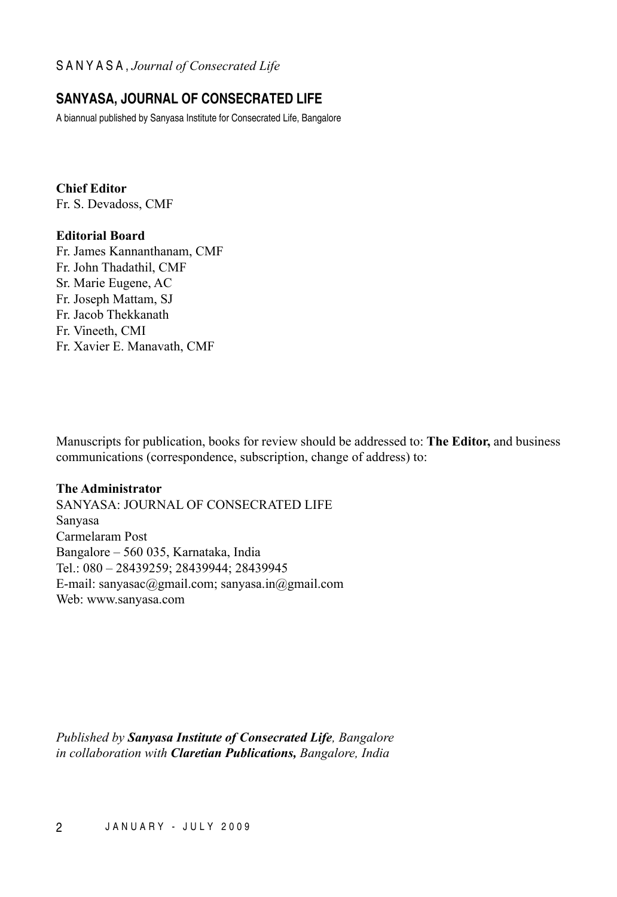## SANYASA, JOURNAL OF CONSECRATED LIFE

A biannual published by Sanyasa Institute for Consecrated Life, Bangalore

**Chief Editor**
Fr. S. Devadoss, CMF

**Editorial Board**
Fr. James Kannanthanam, CMF
Fr. John Thadathil, CMF
Sr. Marie Eugene, AC
Fr. Joseph Mattam, SJ
Fr. Jacob Thekkanath
Fr. Vineeth, CMI
Fr. Xavier E. Manavath, CMF

Manuscripts for publication, books for review should be addressed to: **The Editor,** and business communications (correspondence, subscription, change of address) to:

**The Administrator**
SANYASA: JOURNAL OF CONSECRATED LIFE
Sanyasa
Carmelaram Post
Bangalore – 560 035, Karnataka, India
Tel.: 080 – 28439259; 28439944; 28439945
E-mail: sanyasac@gmail.com; sanyasa.in@gmail.com
Web: www.sanyasa.com

*Published by **Sanyasa Institute of Consecrated Life**, Bangalore in collaboration with **Claretian Publications,** Bangalore, India*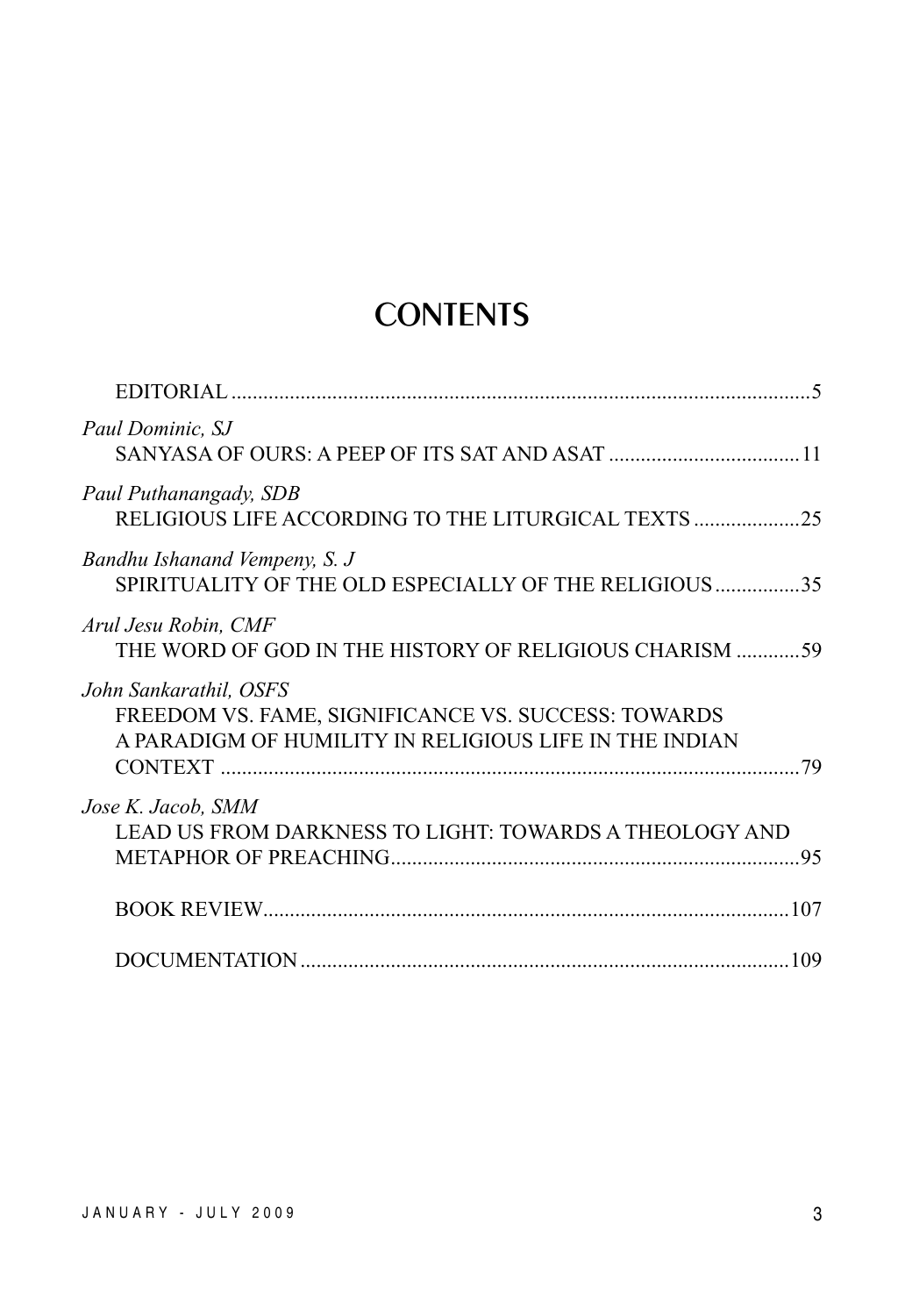# CONTENTS

EDITORIAL ............................................................................................................5

*Paul Dominic, SJ*
SANYASA OF OURS: A PEEP OF ITS SAT AND ASAT ....................................11

*Paul Puthanangady, SDB*
RELIGIOUS LIFE ACCORDING TO THE LITURGICAL TEXTS ....................25

*Bandhu Ishanand Vempeny, S. J*
SPIRITUALITY OF THE OLD ESPECIALLY OF THE RELIGIOUS ................35

*Arul Jesu Robin, CMF*
THE WORD OF GOD IN THE HISTORY OF RELIGIOUS CHARISM ............59

*John Sankarathil, OSFS*
FREEDOM VS. FAME, SIGNIFICANCE VS. SUCCESS: TOWARDS A PARADIGM OF HUMILITY IN RELIGIOUS LIFE IN THE INDIAN CONTEXT .............................................................................................79

*Jose K. Jacob, SMM*
LEAD US FROM DARKNESS TO LIGHT: TOWARDS A THEOLOGY AND METAPHOR OF PREACHING.............................................................................95

BOOK REVIEW..................................................................................................107

DOCUMENTATION ...........................................................................................109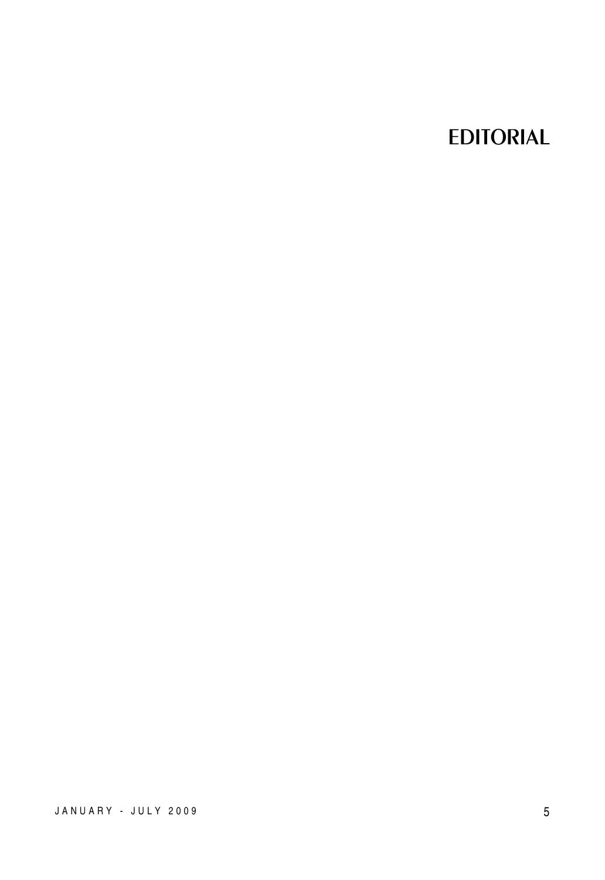# EDITORIAL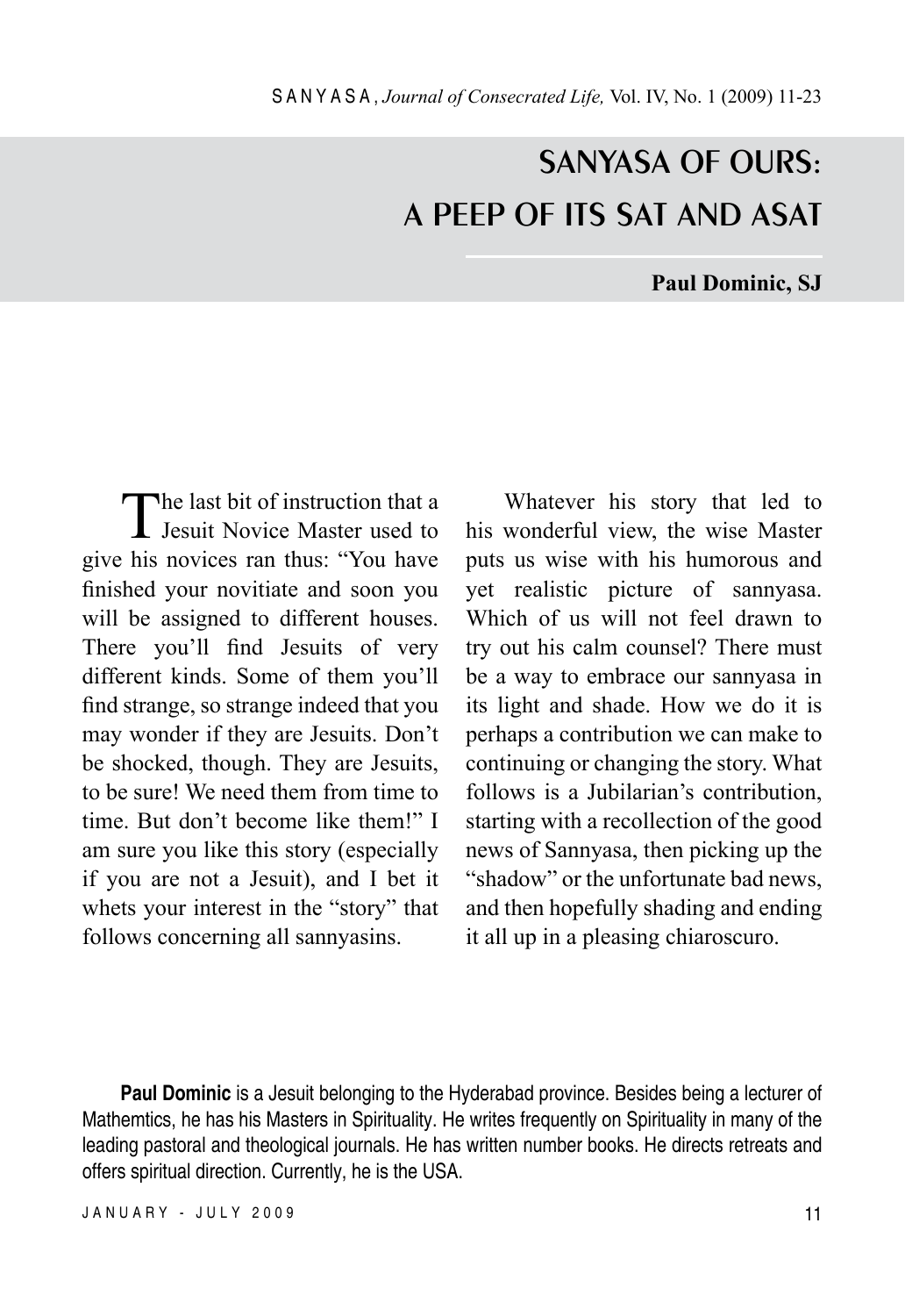# SANYASA OF OURS: A PEEP OF ITS SAT AND ASAT

**Paul Dominic, SJ**

The last bit of instruction that a Jesuit Novice Master used to give his novices ran thus: "You have finished your novitiate and soon you will be assigned to different houses. There you'll find Jesuits of very different kinds. Some of them you'll find strange, so strange indeed that you may wonder if they are Jesuits. Don't be shocked, though. They are Jesuits, to be sure! We need them from time to time. But don't become like them!" I am sure you like this story (especially if you are not a Jesuit), and I bet it whets your interest in the "story" that follows concerning all sannyasins.

Whatever his story that led to his wonderful view, the wise Master puts us wise with his humorous and yet realistic picture of sannyasa. Which of us will not feel drawn to try out his calm counsel? There must be a way to embrace our sannyasa in its light and shade. How we do it is perhaps a contribution we can make to continuing or changing the story. What follows is a Jubilarian's contribution, starting with a recollection of the good news of Sannyasa, then picking up the "shadow" or the unfortunate bad news, and then hopefully shading and ending it all up in a pleasing chiaroscuro.

**Paul Dominic** is a Jesuit belonging to the Hyderabad province. Besides being a lecturer of Mathemtics, he has his Masters in Spirituality. He writes frequently on Spirituality in many of the leading pastoral and theological journals. He has written number books. He directs retreats and offers spiritual direction. Currently, he is the USA.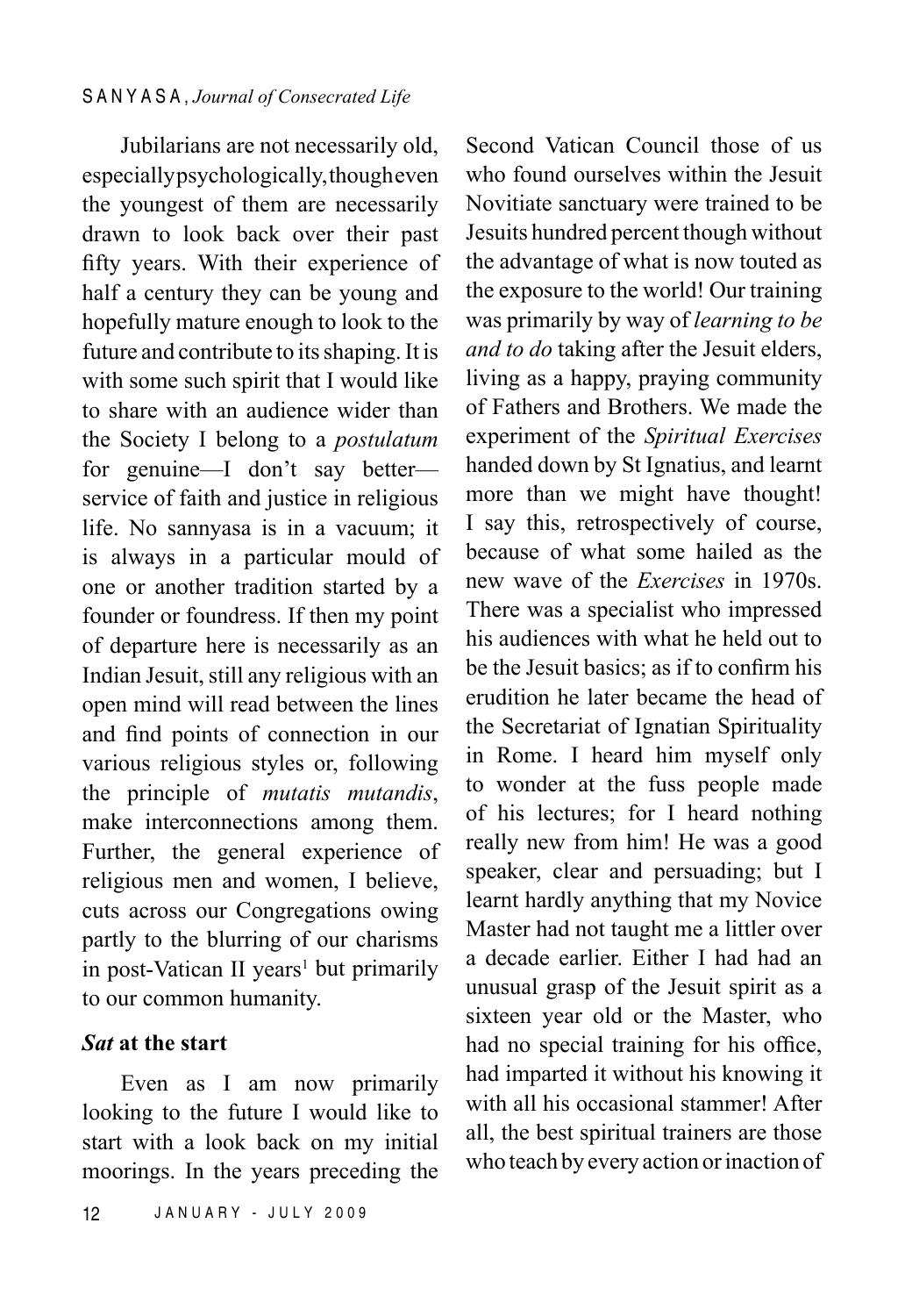Jubilarians are not necessarily old, especially psychologically, though even the youngest of them are necessarily drawn to look back over their past fifty years. With their experience of half a century they can be young and hopefully mature enough to look to the future and contribute to its shaping. It is with some such spirit that I would like to share with an audience wider than the Society I belong to a *postulatum* for genuine—I don't say better—service of faith and justice in religious life. No sannyasa is in a vacuum; it is always in a particular mould of one or another tradition started by a founder or foundress. If then my point of departure here is necessarily as an Indian Jesuit, still any religious with an open mind will read between the lines and find points of connection in our various religious styles or, following the principle of *mutatis mutandis*, make interconnections among them. Further, the general experience of religious men and women, I believe, cuts across our Congregations owing partly to the blurring of our charisms in post-Vatican II years[1] but primarily to our common humanity.

### *Sat* at the start

Even as I am now primarily looking to the future I would like to start with a look back on my initial moorings. In the years preceding the Second Vatican Council those of us who found ourselves within the Jesuit Novitiate sanctuary were trained to be Jesuits hundred percent though without the advantage of what is now touted as the exposure to the world! Our training was primarily by way of *learning to be and to do* taking after the Jesuit elders, living as a happy, praying community of Fathers and Brothers. We made the experiment of the *Spiritual Exercises* handed down by St Ignatius, and learnt more than we might have thought! I say this, retrospectively of course, because of what some hailed as the new wave of the *Exercises* in 1970s. There was a specialist who impressed his audiences with what he held out to be the Jesuit basics; as if to confirm his erudition he later became the head of the Secretariat of Ignatian Spirituality in Rome. I heard him myself only to wonder at the fuss people made of his lectures; for I heard nothing really new from him! He was a good speaker, clear and persuading; but I learnt hardly anything that my Novice Master had not taught me a littler over a decade earlier. Either I had had an unusual grasp of the Jesuit spirit as a sixteen year old or the Master, who had no special training for his office, had imparted it without his knowing it with all his occasional stammer! After all, the best spiritual trainers are those who teach by every action or inaction of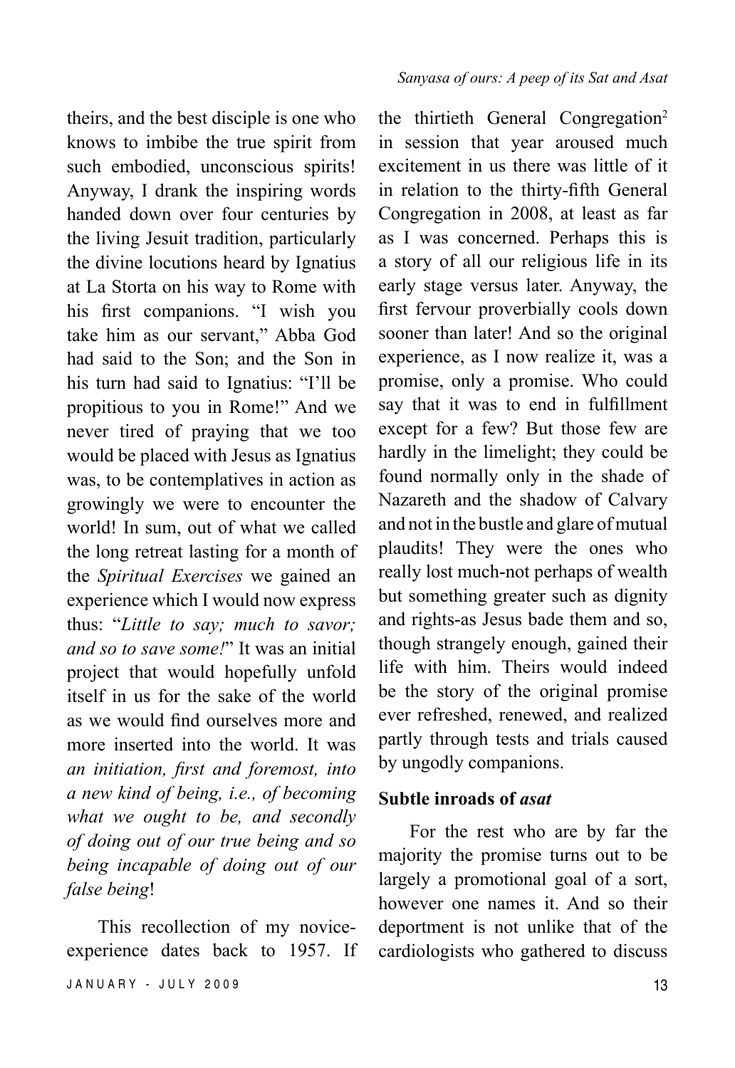theirs, and the best disciple is one who knows to imbibe the true spirit from such embodied, unconscious spirits! Anyway, I drank the inspiring words handed down over four centuries by the living Jesuit tradition, particularly the divine locutions heard by Ignatius at La Storta on his way to Rome with his first companions. "I wish you take him as our servant," Abba God had said to the Son; and the Son in his turn had said to Ignatius: "I'll be propitious to you in Rome!" And we never tired of praying that we too would be placed with Jesus as Ignatius was, to be contemplatives in action as growingly we were to encounter the world! In sum, out of what we called the long retreat lasting for a month of the *Spiritual Exercises* we gained an experience which I would now express thus: "*Little to say; much to savor; and so to save some!*" It was an initial project that would hopefully unfold itself in us for the sake of the world as we would find ourselves more and more inserted into the world. It was *an initiation, first and foremost, into a new kind of being, i.e., of becoming what we ought to be, and secondly of doing out of our true being and so being incapable of doing out of our false being*!

This recollection of my novice-experience dates back to 1957. If the thirtieth General Congregation[2] in session that year aroused much excitement in us there was little of it in relation to the thirty-fifth General Congregation in 2008, at least as far as I was concerned. Perhaps this is a story of all our religious life in its early stage versus later. Anyway, the first fervour proverbially cools down sooner than later! And so the original experience, as I now realize it, was a promise, only a promise. Who could say that it was to end in fulfillment except for a few? But those few are hardly in the limelight; they could be found normally only in the shade of Nazareth and the shadow of Calvary and not in the bustle and glare of mutual plaudits! They were the ones who really lost much-not perhaps of wealth but something greater such as dignity and rights-as Jesus bade them and so, though strangely enough, gained their life with him. Theirs would indeed be the story of the original promise ever refreshed, renewed, and realized partly through tests and trials caused by ungodly companions.

### Subtle inroads of *asat*

For the rest who are by far the majority the promise turns out to be largely a promotional goal of a sort, however one names it. And so their deportment is not unlike that of the cardiologists who gathered to discuss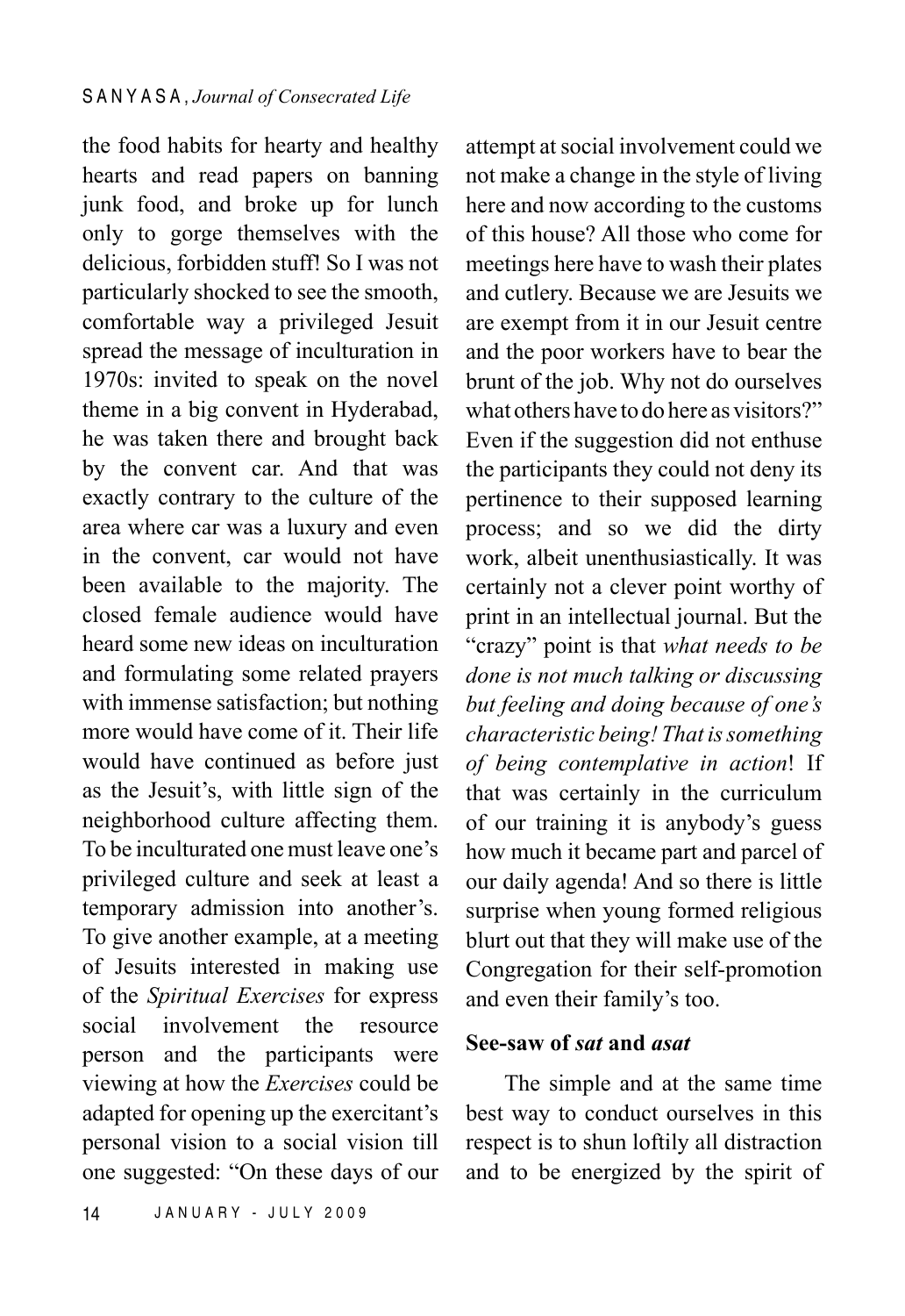the food habits for hearty and healthy hearts and read papers on banning junk food, and broke up for lunch only to gorge themselves with the delicious, forbidden stuff! So I was not particularly shocked to see the smooth, comfortable way a privileged Jesuit spread the message of inculturation in 1970s: invited to speak on the novel theme in a big convent in Hyderabad, he was taken there and brought back by the convent car. And that was exactly contrary to the culture of the area where car was a luxury and even in the convent, car would not have been available to the majority. The closed female audience would have heard some new ideas on inculturation and formulating some related prayers with immense satisfaction; but nothing more would have come of it. Their life would have continued as before just as the Jesuit's, with little sign of the neighborhood culture affecting them. To be inculturated one must leave one's privileged culture and seek at least a temporary admission into another's. To give another example, at a meeting of Jesuits interested in making use of the *Spiritual Exercises* for express social involvement the resource person and the participants were viewing at how the *Exercises* could be adapted for opening up the exercitant's personal vision to a social vision till one suggested: "On these days of our attempt at social involvement could we not make a change in the style of living here and now according to the customs of this house? All those who come for meetings here have to wash their plates and cutlery. Because we are Jesuits we are exempt from it in our Jesuit centre and the poor workers have to bear the brunt of the job. Why not do ourselves what others have to do here as visitors?" Even if the suggestion did not enthuse the participants they could not deny its pertinence to their supposed learning process; and so we did the dirty work, albeit unenthusiastically. It was certainly not a clever point worthy of print in an intellectual journal. But the "crazy" point is that *what needs to be done is not much talking or discussing but feeling and doing because of one's characteristic being! That is something of being contemplative in action*! If that was certainly in the curriculum of our training it is anybody's guess how much it became part and parcel of our daily agenda! And so there is little surprise when young formed religious blurt out that they will make use of the Congregation for their self-promotion and even their family's too.

**See-saw of *sat* and *asat***

The simple and at the same time best way to conduct ourselves in this respect is to shun loftily all distraction and to be energized by the spirit of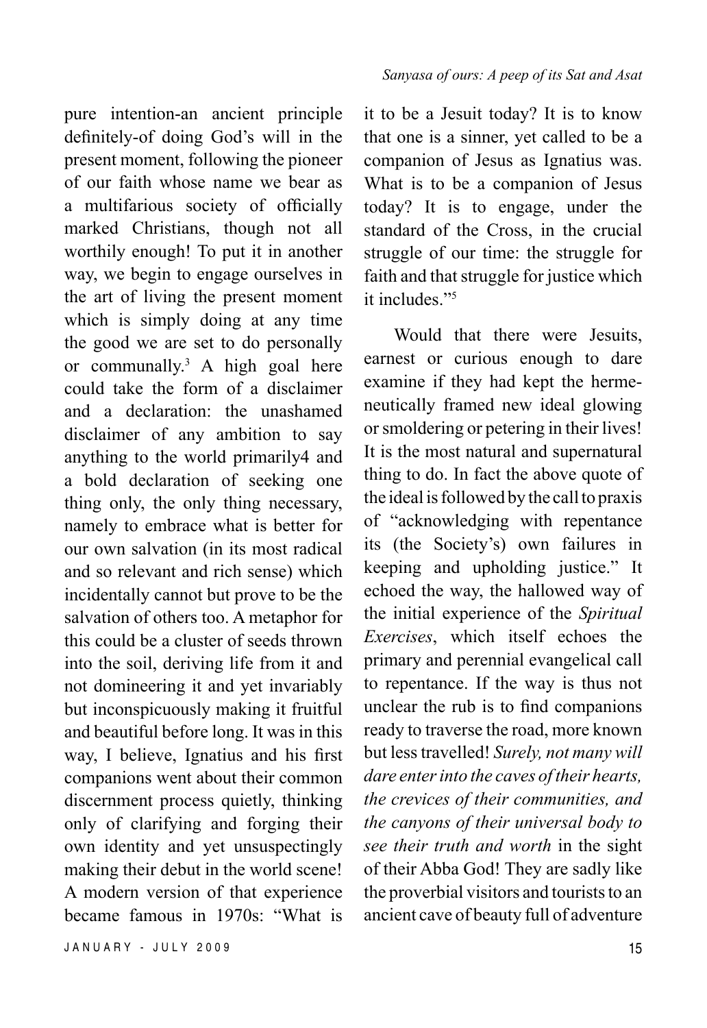pure intention-an ancient principle definitely-of doing God's will in the present moment, following the pioneer of our faith whose name we bear as a multifarious society of officially marked Christians, though not all worthily enough! To put it in another way, we begin to engage ourselves in the art of living the present moment which is simply doing at any time the good we are set to do personally or communally.[3] A high goal here could take the form of a disclaimer and a declaration: the unashamed disclaimer of any ambition to say anything to the world primarily4 and a bold declaration of seeking one thing only, the only thing necessary, namely to embrace what is better for our own salvation (in its most radical and so relevant and rich sense) which incidentally cannot but prove to be the salvation of others too. A metaphor for this could be a cluster of seeds thrown into the soil, deriving life from it and not domineering it and yet invariably but inconspicuously making it fruitful and beautiful before long. It was in this way, I believe, Ignatius and his first companions went about their common discernment process quietly, thinking only of clarifying and forging their own identity and yet unsuspectingly making their debut in the world scene! A modern version of that experience became famous in 1970s: "What is it to be a Jesuit today? It is to know that one is a sinner, yet called to be a companion of Jesus as Ignatius was. What is to be a companion of Jesus today? It is to engage, under the standard of the Cross, in the crucial struggle of our time: the struggle for faith and that struggle for justice which it includes."[5]

Would that there were Jesuits, earnest or curious enough to dare examine if they had kept the hermeneutically framed new ideal glowing or smoldering or petering in their lives! It is the most natural and supernatural thing to do. In fact the above quote of the ideal is followed by the call to praxis of "acknowledging with repentance its (the Society's) own failures in keeping and upholding justice." It echoed the way, the hallowed way of the initial experience of the *Spiritual Exercises*, which itself echoes the primary and perennial evangelical call to repentance. If the way is thus not unclear the rub is to find companions ready to traverse the road, more known but less travelled! *Surely, not many will dare enter into the caves of their hearts, the crevices of their communities, and the canyons of their universal body to see their truth and worth* in the sight of their Abba God! They are sadly like the proverbial visitors and tourists to an ancient cave of beauty full of adventure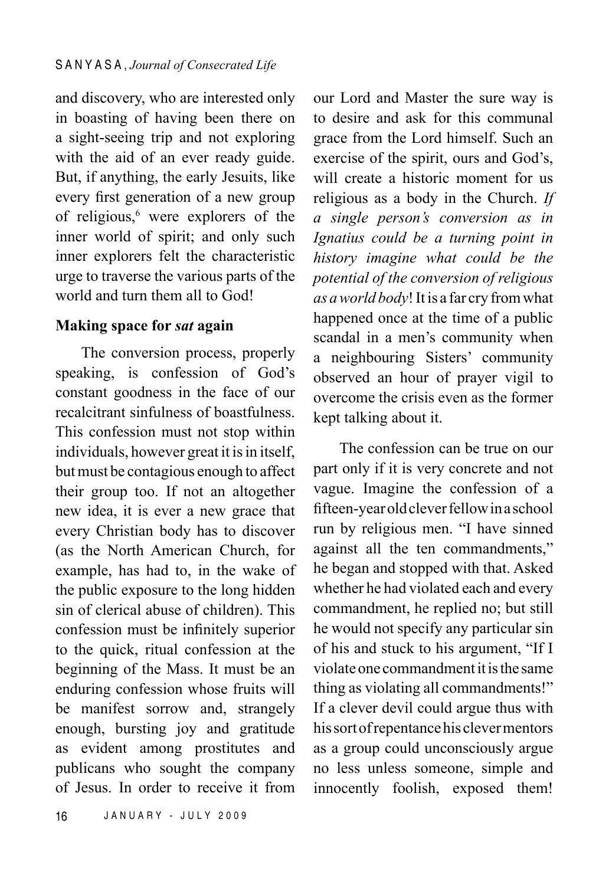and discovery, who are interested only in boasting of having been there on a sight-seeing trip and not exploring with the aid of an ever ready guide. But, if anything, the early Jesuits, like every first generation of a new group of religious,[6] were explorers of the inner world of spirit; and only such inner explorers felt the characteristic urge to traverse the various parts of the world and turn them all to God!

**Making space for *sat* again**

The conversion process, properly speaking, is confession of God's constant goodness in the face of our recalcitrant sinfulness of boastfulness. This confession must not stop within individuals, however great it is in itself, but must be contagious enough to affect their group too. If not an altogether new idea, it is ever a new grace that every Christian body has to discover (as the North American Church, for example, has had to, in the wake of the public exposure to the long hidden sin of clerical abuse of children). This confession must be infinitely superior to the quick, ritual confession at the beginning of the Mass. It must be an enduring confession whose fruits will be manifest sorrow and, strangely enough, bursting joy and gratitude as evident among prostitutes and publicans who sought the company of Jesus. In order to receive it from our Lord and Master the sure way is to desire and ask for this communal grace from the Lord himself. Such an exercise of the spirit, ours and God's, will create a historic moment for us religious as a body in the Church. *If a single person's conversion as in Ignatius could be a turning point in history imagine what could be the potential of the conversion of religious as a world body*! It is a far cry from what happened once at the time of a public scandal in a men's community when a neighbouring Sisters' community observed an hour of prayer vigil to overcome the crisis even as the former kept talking about it.

The confession can be true on our part only if it is very concrete and not vague. Imagine the confession of a fifteen-year old clever fellow in a school run by religious men. "I have sinned against all the ten commandments," he began and stopped with that. Asked whether he had violated each and every commandment, he replied no; but still he would not specify any particular sin of his and stuck to his argument, "If I violate one commandment it is the same thing as violating all commandments!" If a clever devil could argue thus with his sort of repentance his clever mentors as a group could unconsciously argue no less unless someone, simple and innocently foolish, exposed them!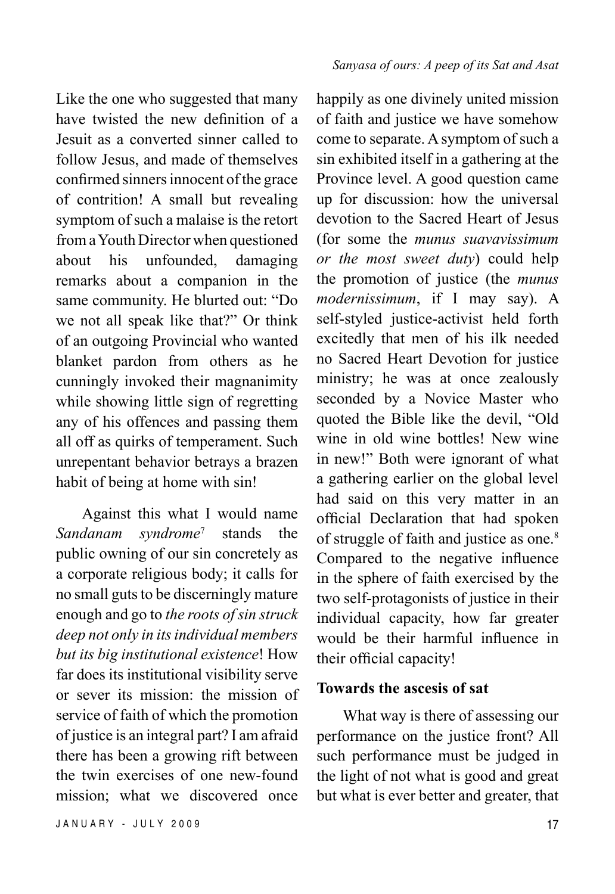Like the one who suggested that many have twisted the new definition of a Jesuit as a converted sinner called to follow Jesus, and made of themselves confirmed sinners innocent of the grace of contrition! A small but revealing symptom of such a malaise is the retort from a Youth Director when questioned about his unfounded, damaging remarks about a companion in the same community. He blurted out: "Do we not all speak like that?" Or think of an outgoing Provincial who wanted blanket pardon from others as he cunningly invoked their magnanimity while showing little sign of regretting any of his offences and passing them all off as quirks of temperament. Such unrepentant behavior betrays a brazen habit of being at home with sin!

Against this what I would name *Sandanam syndrome*[7] stands the public owning of our sin concretely as a corporate religious body; it calls for no small guts to be discerningly mature enough and go to *the roots of sin struck deep not only in its individual members but its big institutional existence*! How far does its institutional visibility serve or sever its mission: the mission of service of faith of which the promotion of justice is an integral part? I am afraid there has been a growing rift between the twin exercises of one new-found mission; what we discovered once happily as one divinely united mission of faith and justice we have somehow come to separate. A symptom of such a sin exhibited itself in a gathering at the Province level. A good question came up for discussion: how the universal devotion to the Sacred Heart of Jesus (for some the *munus suavavissimum or the most sweet duty*) could help the promotion of justice (the *munus modernissimum*, if I may say). A self-styled justice-activist held forth excitedly that men of his ilk needed no Sacred Heart Devotion for justice ministry; he was at once zealously seconded by a Novice Master who quoted the Bible like the devil, "Old wine in old wine bottles! New wine in new!" Both were ignorant of what a gathering earlier on the global level had said on this very matter in an official Declaration that had spoken of struggle of faith and justice as one.[8] Compared to the negative influence in the sphere of faith exercised by the two self-protagonists of justice in their individual capacity, how far greater would be their harmful influence in their official capacity!

**Towards the ascesis of sat**

What way is there of assessing our performance on the justice front? All such performance must be judged in the light of not what is good and great but what is ever better and greater, that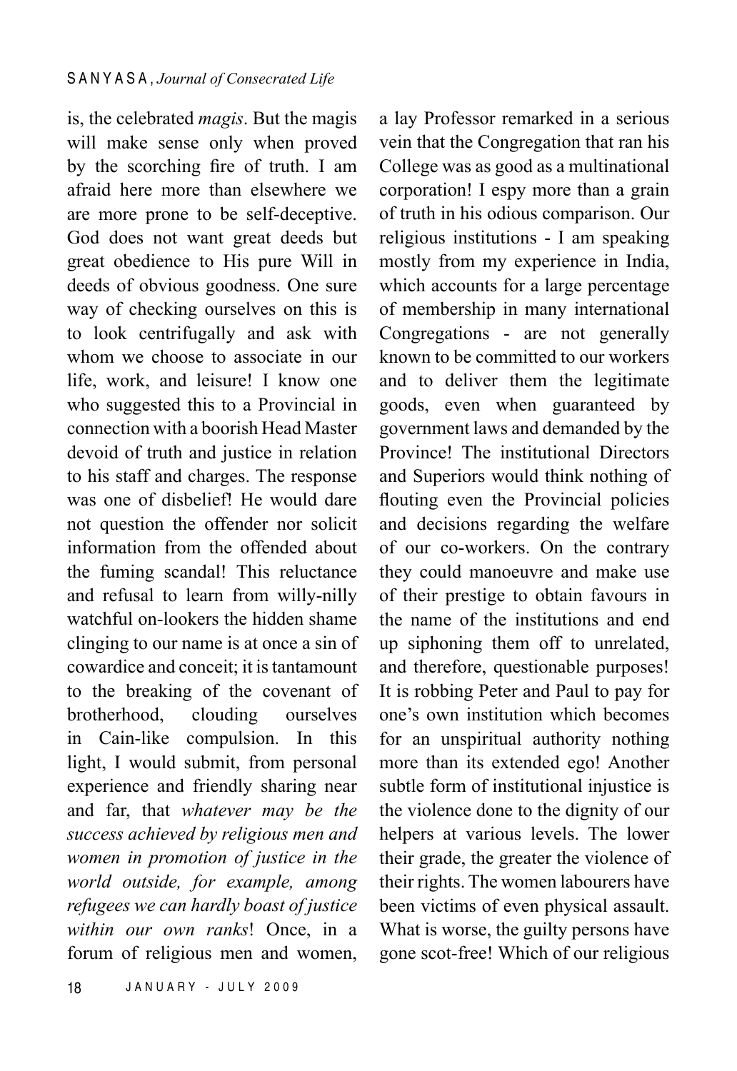is, the celebrated *magis*. But the magis will make sense only when proved by the scorching fire of truth. I am afraid here more than elsewhere we are more prone to be self-deceptive. God does not want great deeds but great obedience to His pure Will in deeds of obvious goodness. One sure way of checking ourselves on this is to look centrifugally and ask with whom we choose to associate in our life, work, and leisure! I know one who suggested this to a Provincial in connection with a boorish Head Master devoid of truth and justice in relation to his staff and charges. The response was one of disbelief! He would dare not question the offender nor solicit information from the offended about the fuming scandal! This reluctance and refusal to learn from willy-nilly watchful on-lookers the hidden shame clinging to our name is at once a sin of cowardice and conceit; it is tantamount to the breaking of the covenant of brotherhood, clouding ourselves in Cain-like compulsion. In this light, I would submit, from personal experience and friendly sharing near and far, that *whatever may be the success achieved by religious men and women in promotion of justice in the world outside, for example, among refugees we can hardly boast of justice within our own ranks*! Once, in a forum of religious men and women, a lay Professor remarked in a serious vein that the Congregation that ran his College was as good as a multinational corporation! I espy more than a grain of truth in his odious comparison. Our religious institutions - I am speaking mostly from my experience in India, which accounts for a large percentage of membership in many international Congregations - are not generally known to be committed to our workers and to deliver them the legitimate goods, even when guaranteed by government laws and demanded by the Province! The institutional Directors and Superiors would think nothing of flouting even the Provincial policies and decisions regarding the welfare of our co-workers. On the contrary they could manoeuvre and make use of their prestige to obtain favours in the name of the institutions and end up siphoning them off to unrelated, and therefore, questionable purposes! It is robbing Peter and Paul to pay for one's own institution which becomes for an unspiritual authority nothing more than its extended ego! Another subtle form of institutional injustice is the violence done to the dignity of our helpers at various levels. The lower their grade, the greater the violence of their rights. The women labourers have been victims of even physical assault. What is worse, the guilty persons have gone scot-free! Which of our religious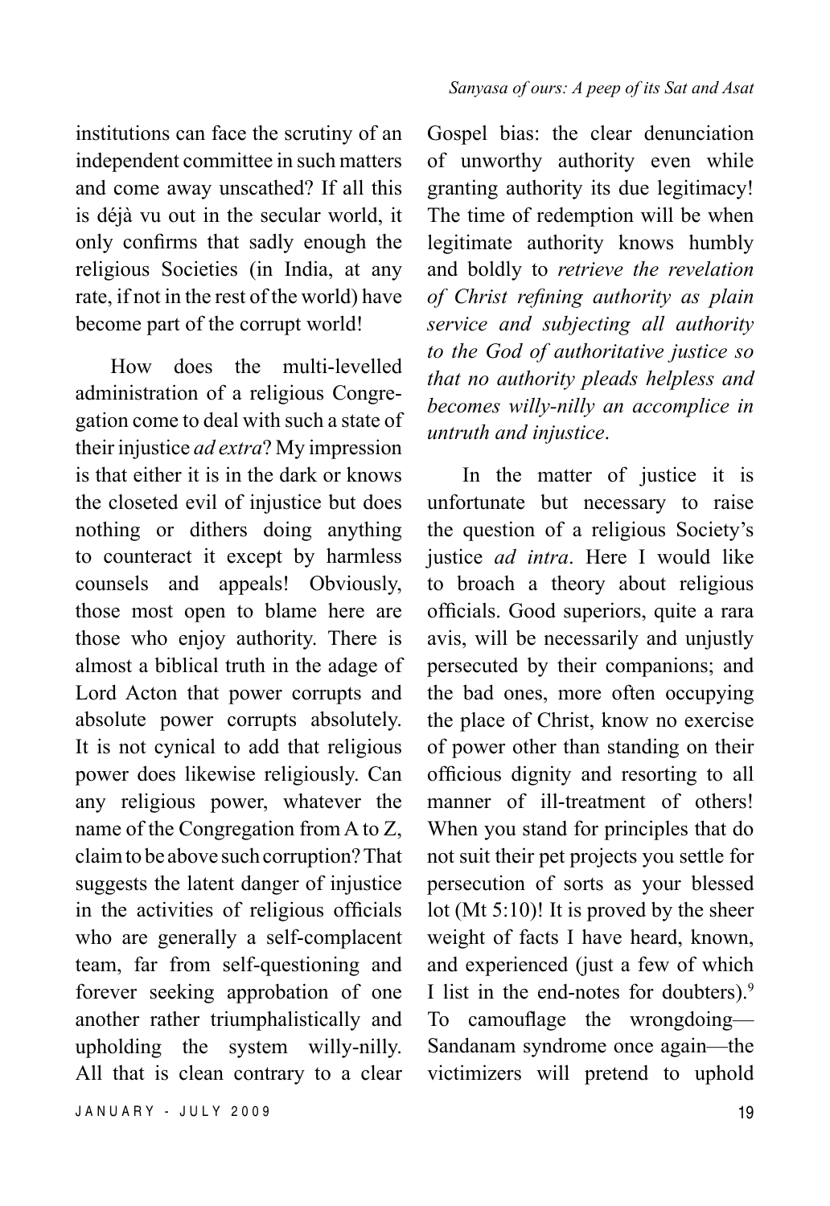institutions can face the scrutiny of an independent committee in such matters and come away unscathed? If all this is déjà vu out in the secular world, it only confirms that sadly enough the religious Societies (in India, at any rate, if not in the rest of the world) have become part of the corrupt world!

How does the multi-levelled administration of a religious Congregation come to deal with such a state of their injustice *ad extra*? My impression is that either it is in the dark or knows the closeted evil of injustice but does nothing or dithers doing anything to counteract it except by harmless counsels and appeals! Obviously, those most open to blame here are those who enjoy authority. There is almost a biblical truth in the adage of Lord Acton that power corrupts and absolute power corrupts absolutely. It is not cynical to add that religious power does likewise religiously. Can any religious power, whatever the name of the Congregation from A to Z, claim to be above such corruption? That suggests the latent danger of injustice in the activities of religious officials who are generally a self-complacent team, far from self-questioning and forever seeking approbation of one another rather triumphalistically and upholding the system willy-nilly. All that is clean contrary to a clear Gospel bias: the clear denunciation of unworthy authority even while granting authority its due legitimacy! The time of redemption will be when legitimate authority knows humbly and boldly to *retrieve the revelation of Christ refining authority as plain service and subjecting all authority to the God of authoritative justice so that no authority pleads helpless and becomes willy-nilly an accomplice in untruth and injustice*.

In the matter of justice it is unfortunate but necessary to raise the question of a religious Society's justice *ad intra*. Here I would like to broach a theory about religious officials. Good superiors, quite a rara avis, will be necessarily and unjustly persecuted by their companions; and the bad ones, more often occupying the place of Christ, know no exercise of power other than standing on their officious dignity and resorting to all manner of ill-treatment of others! When you stand for principles that do not suit their pet projects you settle for persecution of sorts as your blessed lot (Mt 5:10)! It is proved by the sheer weight of facts I have heard, known, and experienced (just a few of which I list in the end-notes for doubters).[9] To camouflage the wrongdoing—Sandanam syndrome once again—the victimizers will pretend to uphold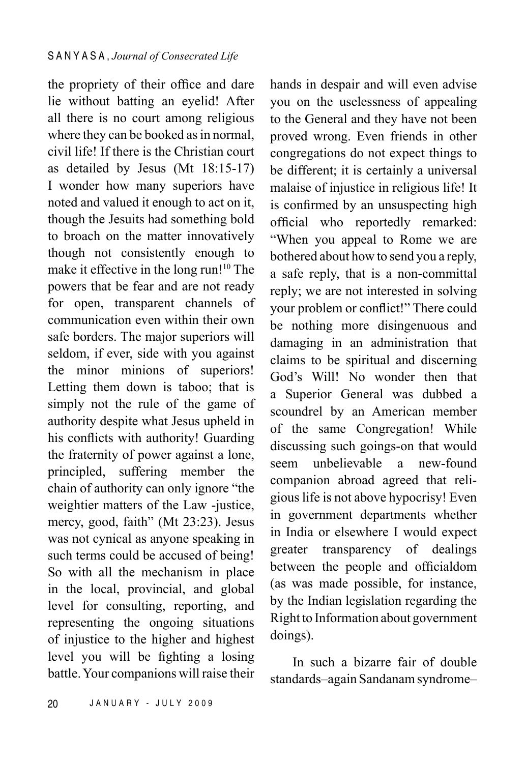the propriety of their office and dare lie without batting an eyelid! After all there is no court among religious where they can be booked as in normal, civil life! If there is the Christian court as detailed by Jesus (Mt 18:15-17) I wonder how many superiors have noted and valued it enough to act on it, though the Jesuits had something bold to broach on the matter innovatively though not consistently enough to make it effective in the long run![10] The powers that be fear and are not ready for open, transparent channels of communication even within their own safe borders. The major superiors will seldom, if ever, side with you against the minor minions of superiors! Letting them down is taboo; that is simply not the rule of the game of authority despite what Jesus upheld in his conflicts with authority! Guarding the fraternity of power against a lone, principled, suffering member the chain of authority can only ignore "the weightier matters of the Law -justice, mercy, good, faith" (Mt 23:23). Jesus was not cynical as anyone speaking in such terms could be accused of being! So with all the mechanism in place in the local, provincial, and global level for consulting, reporting, and representing the ongoing situations of injustice to the higher and highest level you will be fighting a losing battle. Your companions will raise their hands in despair and will even advise you on the uselessness of appealing to the General and they have not been proved wrong. Even friends in other congregations do not expect things to be different; it is certainly a universal malaise of injustice in religious life! It is confirmed by an unsuspecting high official who reportedly remarked: "When you appeal to Rome we are bothered about how to send you a reply, a safe reply, that is a non-committal reply; we are not interested in solving your problem or conflict!" There could be nothing more disingenuous and damaging in an administration that claims to be spiritual and discerning God's Will! No wonder then that a Superior General was dubbed a scoundrel by an American member of the same Congregation! While discussing such goings-on that would seem unbelievable a new-found companion abroad agreed that religious life is not above hypocrisy! Even in government departments whether in India or elsewhere I would expect greater transparency of dealings between the people and officialdom (as was made possible, for instance, by the Indian legislation regarding the Right to Information about government doings).

In such a bizarre fair of double standards–again Sandanam syndrome–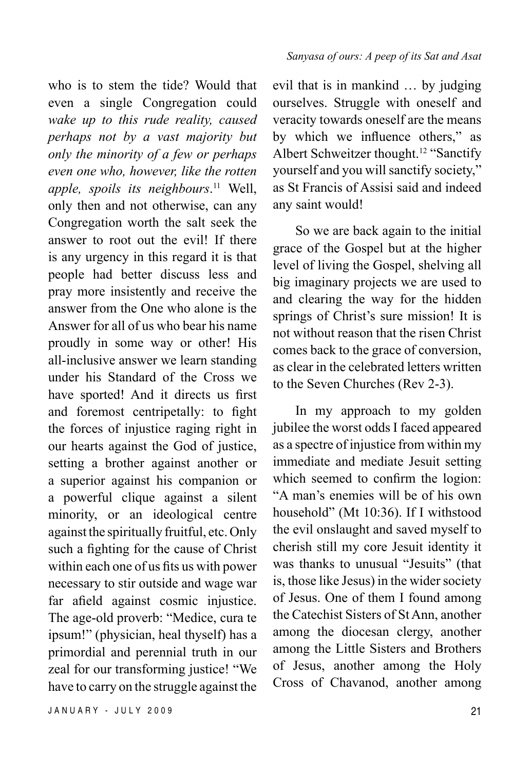who is to stem the tide? Would that even a single Congregation could *wake up to this rude reality, caused perhaps not by a vast majority but only the minority of a few or perhaps even one who, however, like the rotten apple, spoils its neighbours*.[11] Well, only then and not otherwise, can any Congregation worth the salt seek the answer to root out the evil! If there is any urgency in this regard it is that people had better discuss less and pray more insistently and receive the answer from the One who alone is the Answer for all of us who bear his name proudly in some way or other! His all-inclusive answer we learn standing under his Standard of the Cross we have sported! And it directs us first and foremost centripetally: to fight the forces of injustice raging right in our hearts against the God of justice, setting a brother against another or a superior against his companion or a powerful clique against a silent minority, or an ideological centre against the spiritually fruitful, etc. Only such a fighting for the cause of Christ within each one of us fits us with power necessary to stir outside and wage war far afield against cosmic injustice. The age-old proverb: "Medice, cura te ipsum!" (physician, heal thyself) has a primordial and perennial truth in our zeal for our transforming justice! "We have to carry on the struggle against the evil that is in mankind … by judging ourselves. Struggle with oneself and veracity towards oneself are the means by which we influence others," as Albert Schweitzer thought.[12] "Sanctify yourself and you will sanctify society," as St Francis of Assisi said and indeed any saint would!

So we are back again to the initial grace of the Gospel but at the higher level of living the Gospel, shelving all big imaginary projects we are used to and clearing the way for the hidden springs of Christ's sure mission! It is not without reason that the risen Christ comes back to the grace of conversion, as clear in the celebrated letters written to the Seven Churches (Rev 2-3).

In my approach to my golden jubilee the worst odds I faced appeared as a spectre of injustice from within my immediate and mediate Jesuit setting which seemed to confirm the logion: "A man's enemies will be of his own household" (Mt 10:36). If I withstood the evil onslaught and saved myself to cherish still my core Jesuit identity it was thanks to unusual "Jesuits" (that is, those like Jesus) in the wider society of Jesus. One of them I found among the Catechist Sisters of St Ann, another among the diocesan clergy, another among the Little Sisters and Brothers of Jesus, another among the Holy Cross of Chavanod, another among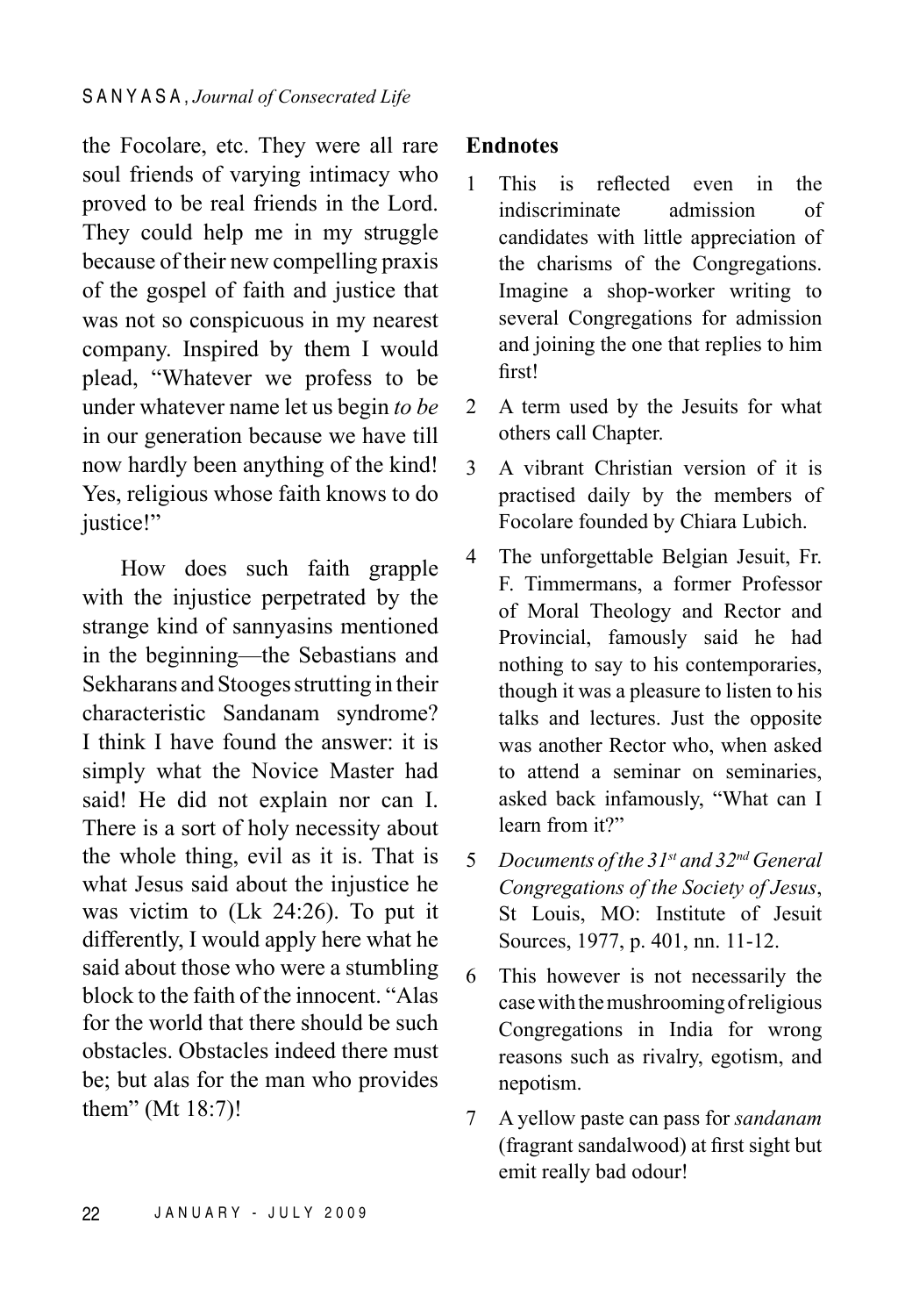the Focolare, etc. They were all rare soul friends of varying intimacy who proved to be real friends in the Lord. They could help me in my struggle because of their new compelling praxis of the gospel of faith and justice that was not so conspicuous in my nearest company. Inspired by them I would plead, "Whatever we profess to be under whatever name let us begin *to be* in our generation because we have till now hardly been anything of the kind! Yes, religious whose faith knows to do justice!"

How does such faith grapple with the injustice perpetrated by the strange kind of sannyasins mentioned in the beginning—the Sebastians and Sekharans and Stooges strutting in their characteristic Sandanam syndrome? I think I have found the answer: it is simply what the Novice Master had said! He did not explain nor can I. There is a sort of holy necessity about the whole thing, evil as it is. That is what Jesus said about the injustice he was victim to (Lk 24:26). To put it differently, I would apply here what he said about those who were a stumbling block to the faith of the innocent. "Alas for the world that there should be such obstacles. Obstacles indeed there must be; but alas for the man who provides them" (Mt 18:7)!

## Endnotes

1. This is reflected even in the indiscriminate admission of candidates with little appreciation of the charisms of the Congregations. Imagine a shop-worker writing to several Congregations for admission and joining the one that replies to him first!
2. A term used by the Jesuits for what others call Chapter.
3. A vibrant Christian version of it is practised daily by the members of Focolare founded by Chiara Lubich.
4. The unforgettable Belgian Jesuit, Fr. F. Timmermans, a former Professor of Moral Theology and Rector and Provincial, famously said he had nothing to say to his contemporaries, though it was a pleasure to listen to his talks and lectures. Just the opposite was another Rector who, when asked to attend a seminar on seminaries, asked back infamously, "What can I learn from it?"
5. *Documents of the 31st and 32nd General Congregations of the Society of Jesus*, St Louis, MO: Institute of Jesuit Sources, 1977, p. 401, nn. 11-12.
6. This however is not necessarily the case with the mushrooming of religious Congregations in India for wrong reasons such as rivalry, egotism, and nepotism.
7. A yellow paste can pass for *sandanam* (fragrant sandalwood) at first sight but emit really bad odour!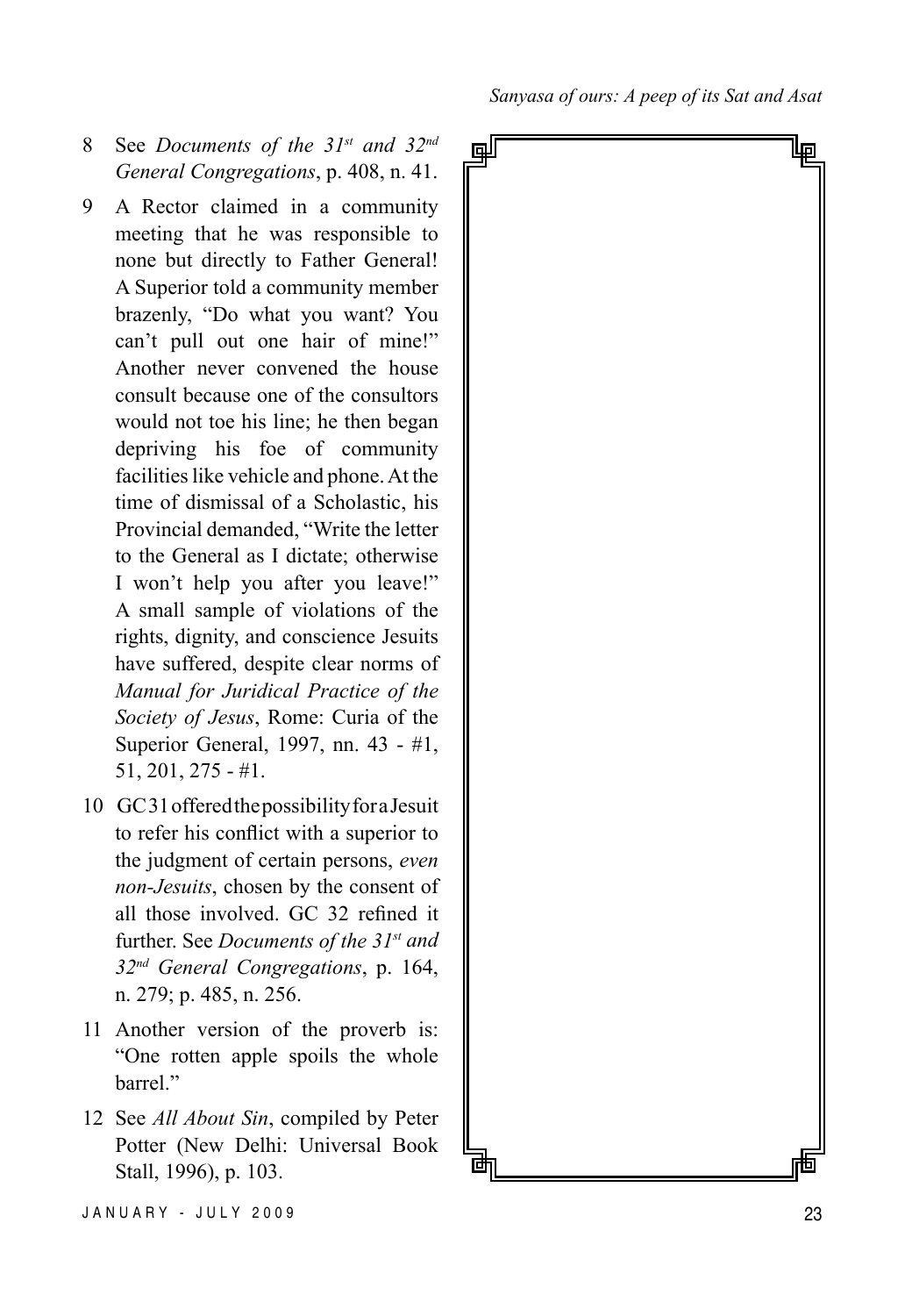8 See *Documents of the 31st and 32nd General Congregations*, p. 408, n. 41.

9 A Rector claimed in a community meeting that he was responsible to none but directly to Father General! A Superior told a community member brazenly, "Do what you want? You can't pull out one hair of mine!" Another never convened the house consult because one of the consultors would not toe his line; he then began depriving his foe of community facilities like vehicle and phone. At the time of dismissal of a Scholastic, his Provincial demanded, "Write the letter to the General as I dictate; otherwise I won't help you after you leave!" A small sample of violations of the rights, dignity, and conscience Jesuits have suffered, despite clear norms of *Manual for Juridical Practice of the Society of Jesus*, Rome: Curia of the Superior General, 1997, nn. 43 - #1, 51, 201, 275 - #1.

10 GC 31 offered the possibility for a Jesuit to refer his conflict with a superior to the judgment of certain persons, *even non-Jesuits*, chosen by the consent of all those involved. GC 32 refined it further. See *Documents of the 31st and 32nd General Congregations*, p. 164, n. 279; p. 485, n. 256.

11 Another version of the proverb is: "One rotten apple spoils the whole barrel."

12 See *All About Sin*, compiled by Peter Potter (New Delhi: Universal Book Stall, 1996), p. 103.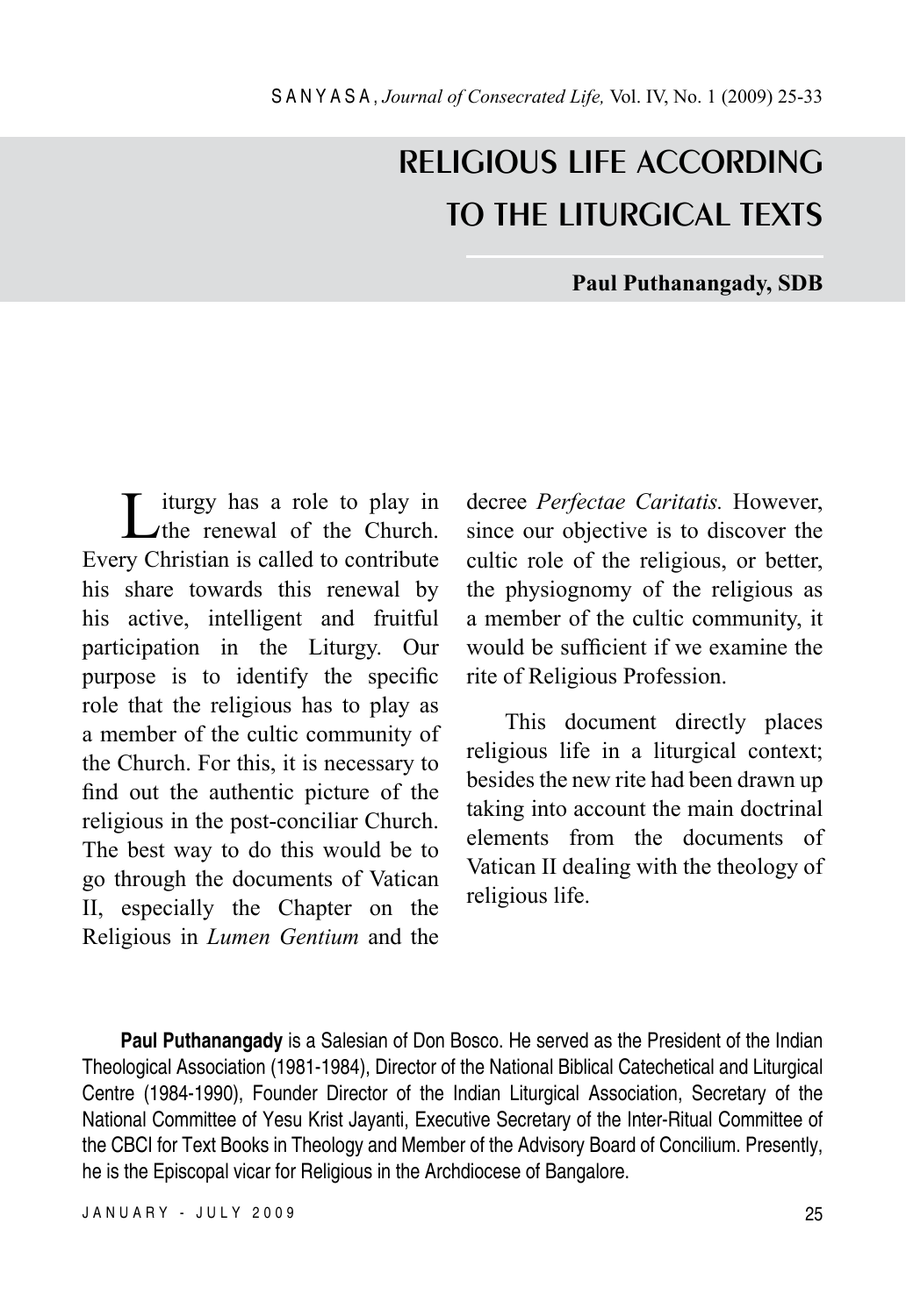# RELIGIOUS LIFE ACCORDING TO THE LITURGICAL TEXTS

**Paul Puthanangady, SDB**

Liturgy has a role to play in the renewal of the Church. Every Christian is called to contribute his share towards this renewal by his active, intelligent and fruitful participation in the Liturgy. Our purpose is to identify the specific role that the religious has to play as a member of the cultic community of the Church. For this, it is necessary to find out the authentic picture of the religious in the post-conciliar Church. The best way to do this would be to go through the documents of Vatican II, especially the Chapter on the Religious in *Lumen Gentium* and the decree *Perfectae Caritatis.* However, since our objective is to discover the cultic role of the religious, or better, the physiognomy of the religious as a member of the cultic community, it would be sufficient if we examine the rite of Religious Profession.

This document directly places religious life in a liturgical context; besides the new rite had been drawn up taking into account the main doctrinal elements from the documents of Vatican II dealing with the theology of religious life.

**Paul Puthanangady** is a Salesian of Don Bosco. He served as the President of the Indian Theological Association (1981-1984), Director of the National Biblical Catechetical and Liturgical Centre (1984-1990), Founder Director of the Indian Liturgical Association, Secretary of the National Committee of Yesu Krist Jayanti, Executive Secretary of the Inter-Ritual Committee of the CBCI for Text Books in Theology and Member of the Advisory Board of Concilium. Presently, he is the Episcopal vicar for Religious in the Archdiocese of Bangalore.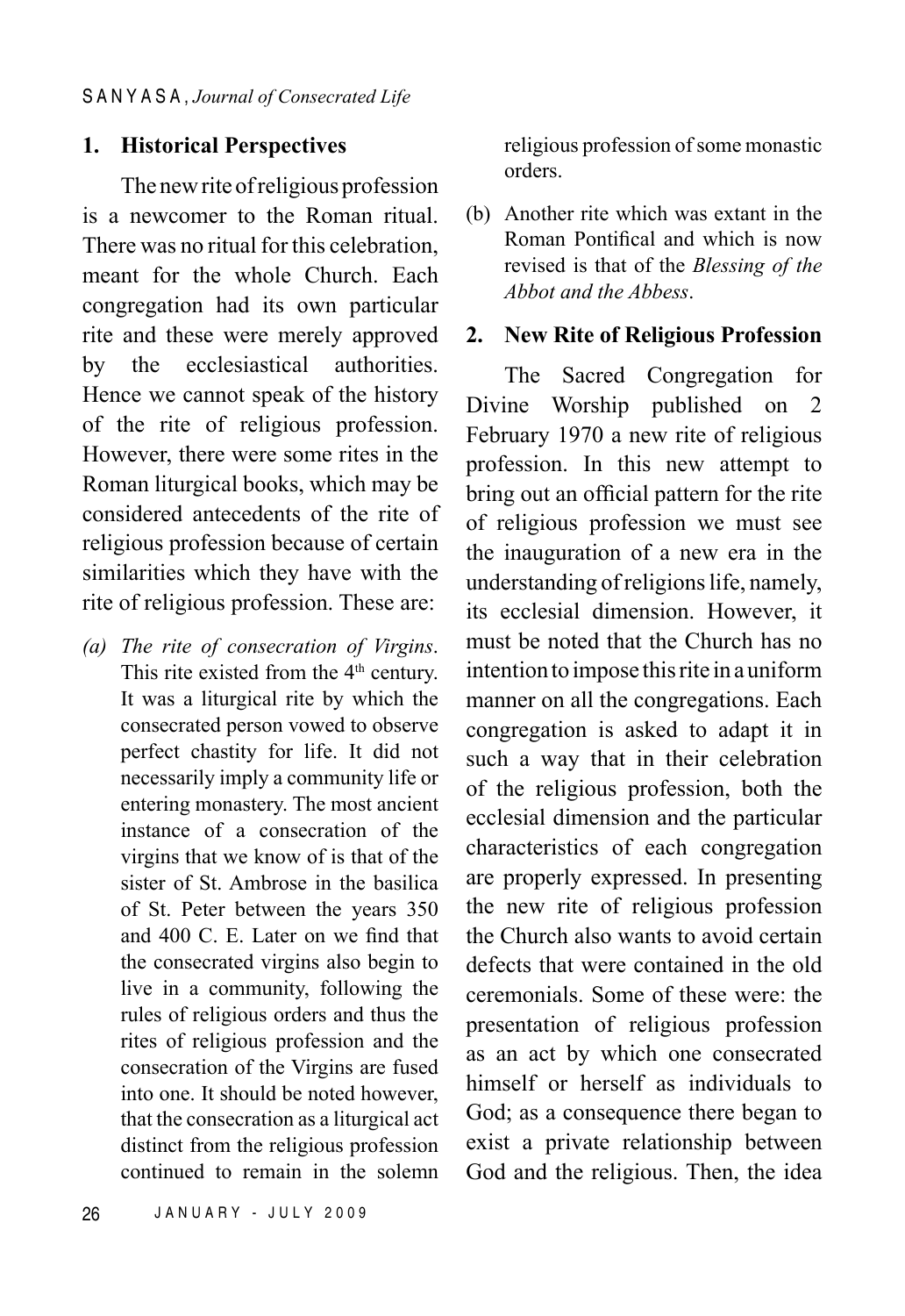## 1. Historical Perspectives

The new rite of religious profession is a newcomer to the Roman ritual. There was no ritual for this celebration, meant for the whole Church. Each congregation had its own particular rite and these were merely approved by the ecclesiastical authorities. Hence we cannot speak of the history of the rite of religious profession. However, there were some rites in the Roman liturgical books, which may be considered antecedents of the rite of religious profession because of certain similarities which they have with the rite of religious profession. These are:

(a) *The rite of consecration of Virgins*. This rite existed from the 4th century. It was a liturgical rite by which the consecrated person vowed to observe perfect chastity for life. It did not necessarily imply a community life or entering monastery. The most ancient instance of a consecration of the virgins that we know of is that of the sister of St. Ambrose in the basilica of St. Peter between the years 350 and 400 C. E. Later on we find that the consecrated virgins also begin to live in a community, following the rules of religious orders and thus the rites of religious profession and the consecration of the Virgins are fused into one. It should be noted however, that the consecration as a liturgical act distinct from the religious profession continued to remain in the solemn religious profession of some monastic orders.

(b) Another rite which was extant in the Roman Pontifical and which is now revised is that of the *Blessing of the Abbot and the Abbess*.

## 2. New Rite of Religious Profession

The Sacred Congregation for Divine Worship published on 2 February 1970 a new rite of religious profession. In this new attempt to bring out an official pattern for the rite of religious profession we must see the inauguration of a new era in the understanding of religions life, namely, its ecclesial dimension. However, it must be noted that the Church has no intention to impose this rite in a uniform manner on all the congregations. Each congregation is asked to adapt it in such a way that in their celebration of the religious profession, both the ecclesial dimension and the particular characteristics of each congregation are properly expressed. In presenting the new rite of religious profession the Church also wants to avoid certain defects that were contained in the old ceremonials. Some of these were: the presentation of religious profession as an act by which one consecrated himself or herself as individuals to God; as a consequence there began to exist a private relationship between God and the religious. Then, the idea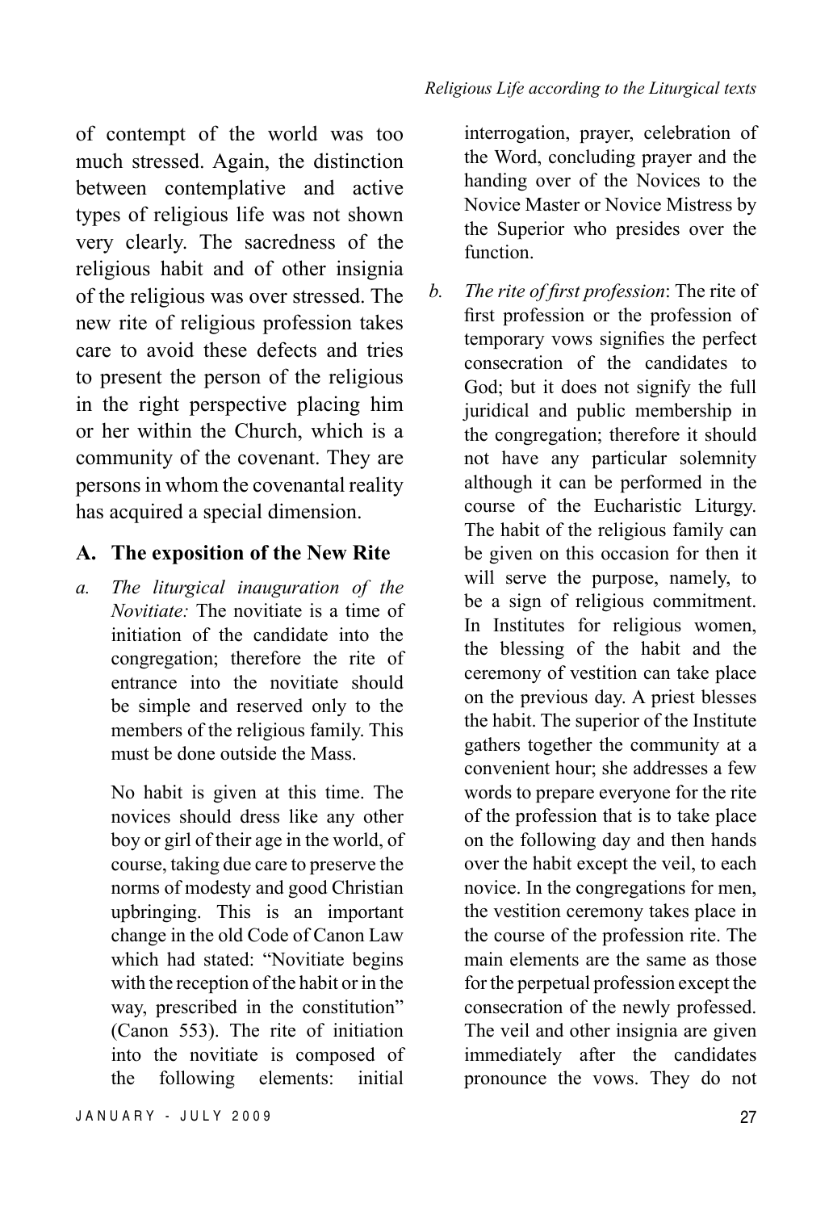of contempt of the world was too much stressed. Again, the distinction between contemplative and active types of religious life was not shown very clearly. The sacredness of the religious habit and of other insignia of the religious was over stressed. The new rite of religious profession takes care to avoid these defects and tries to present the person of the religious in the right perspective placing him or her within the Church, which is a community of the covenant. They are persons in whom the covenantal reality has acquired a special dimension.

## A. The exposition of the New Rite

a. *The liturgical inauguration of the Novitiate:* The novitiate is a time of initiation of the candidate into the congregation; therefore the rite of entrance into the novitiate should be simple and reserved only to the members of the religious family. This must be done outside the Mass.

   No habit is given at this time. The novices should dress like any other boy or girl of their age in the world, of course, taking due care to preserve the norms of modesty and good Christian upbringing. This is an important change in the old Code of Canon Law which had stated: "Novitiate begins with the reception of the habit or in the way, prescribed in the constitution" (Canon 553). The rite of initiation into the novitiate is composed of the following elements: initial interrogation, prayer, celebration of the Word, concluding prayer and the handing over of the Novices to the Novice Master or Novice Mistress by the Superior who presides over the function.

b. *The rite of first profession*: The rite of first profession or the profession of temporary vows signifies the perfect consecration of the candidates to God; but it does not signify the full juridical and public membership in the congregation; therefore it should not have any particular solemnity although it can be performed in the course of the Eucharistic Liturgy. The habit of the religious family can be given on this occasion for then it will serve the purpose, namely, to be a sign of religious commitment. In Institutes for religious women, the blessing of the habit and the ceremony of vestition can take place on the previous day. A priest blesses the habit. The superior of the Institute gathers together the community at a convenient hour; she addresses a few words to prepare everyone for the rite of the profession that is to take place on the following day and then hands over the habit except the veil, to each novice. In the congregations for men, the vestition ceremony takes place in the course of the profession rite. The main elements are the same as those for the perpetual profession except the consecration of the newly professed. The veil and other insignia are given immediately after the candidates pronounce the vows. They do not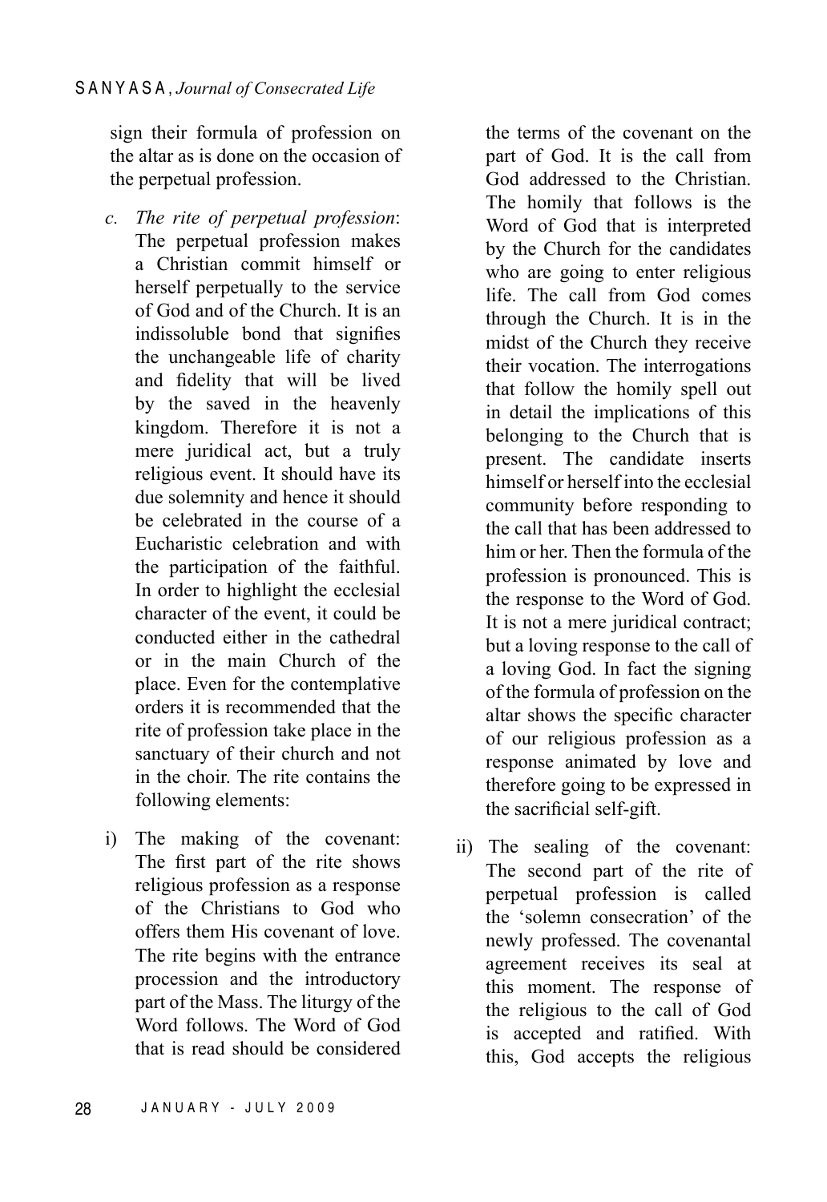sign their formula of profession on the altar as is done on the occasion of the perpetual profession.

c. *The rite of perpetual profession*: The perpetual profession makes a Christian commit himself or herself perpetually to the service of God and of the Church. It is an indissoluble bond that signifies the unchangeable life of charity and fidelity that will be lived by the saved in the heavenly kingdom. Therefore it is not a mere juridical act, but a truly religious event. It should have its due solemnity and hence it should be celebrated in the course of a Eucharistic celebration and with the participation of the faithful. In order to highlight the ecclesial character of the event, it could be conducted either in the cathedral or in the main Church of the place. Even for the contemplative orders it is recommended that the rite of profession take place in the sanctuary of their church and not in the choir. The rite contains the following elements:

i) The making of the covenant: The first part of the rite shows religious profession as a response of the Christians to God who offers them His covenant of love. The rite begins with the entrance procession and the introductory part of the Mass. The liturgy of the Word follows. The Word of God that is read should be considered the terms of the covenant on the part of God. It is the call from God addressed to the Christian. The homily that follows is the Word of God that is interpreted by the Church for the candidates who are going to enter religious life. The call from God comes through the Church. It is in the midst of the Church they receive their vocation. The interrogations that follow the homily spell out in detail the implications of this belonging to the Church that is present. The candidate inserts himself or herself into the ecclesial community before responding to the call that has been addressed to him or her. Then the formula of the profession is pronounced. This is the response to the Word of God. It is not a mere juridical contract; but a loving response to the call of a loving God. In fact the signing of the formula of profession on the altar shows the specific character of our religious profession as a response animated by love and therefore going to be expressed in the sacrificial self-gift.

ii) The sealing of the covenant: The second part of the rite of perpetual profession is called the 'solemn consecration' of the newly professed. The covenantal agreement receives its seal at this moment. The response of the religious to the call of God is accepted and ratified. With this, God accepts the religious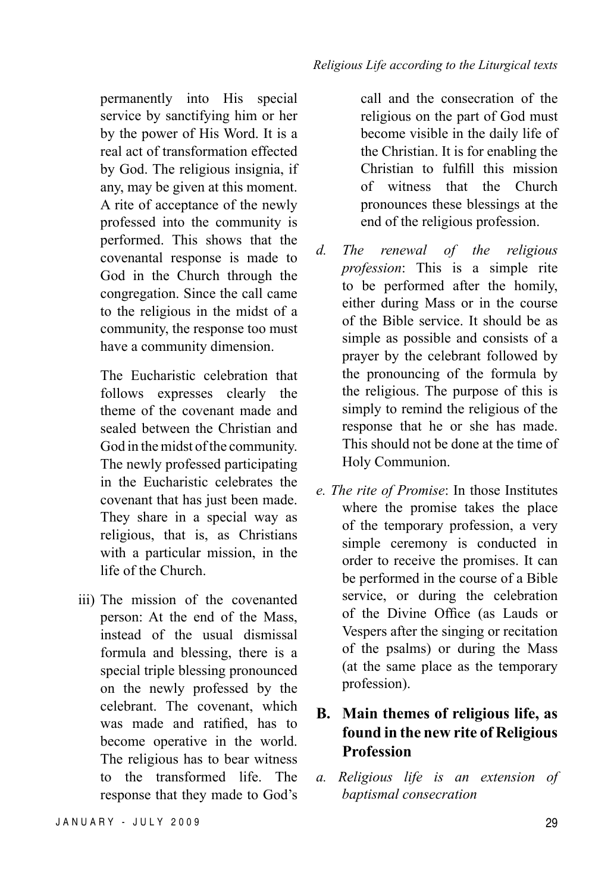permanently into His special service by sanctifying him or her by the power of His Word. It is a real act of transformation effected by God. The religious insignia, if any, may be given at this moment. A rite of acceptance of the newly professed into the community is performed. This shows that the covenantal response is made to God in the Church through the congregation. Since the call came to the religious in the midst of a community, the response too must have a community dimension.

The Eucharistic celebration that follows expresses clearly the theme of the covenant made and sealed between the Christian and God in the midst of the community. The newly professed participating in the Eucharistic celebrates the covenant that has just been made. They share in a special way as religious, that is, as Christians with a particular mission, in the life of the Church.

iii) The mission of the covenanted person: At the end of the Mass, instead of the usual dismissal formula and blessing, there is a special triple blessing pronounced on the newly professed by the celebrant. The covenant, which was made and ratified, has to become operative in the world. The religious has to bear witness to the transformed life. The response that they made to God's call and the consecration of the religious on the part of God must become visible in the daily life of the Christian. It is for enabling the Christian to fulfill this mission of witness that the Church pronounces these blessings at the end of the religious profession.

d. *The renewal of the religious profession*: This is a simple rite to be performed after the homily, either during Mass or in the course of the Bible service. It should be as simple as possible and consists of a prayer by the celebrant followed by the pronouncing of the formula by the religious. The purpose of this is simply to remind the religious of the response that he or she has made. This should not be done at the time of Holy Communion.

e. *The rite of Promise*: In those Institutes where the promise takes the place of the temporary profession, a very simple ceremony is conducted in order to receive the promises. It can be performed in the course of a Bible service, or during the celebration of the Divine Office (as Lauds or Vespers after the singing or recitation of the psalms) or during the Mass (at the same place as the temporary profession).

## B. Main themes of religious life, as found in the new rite of Religious Profession

a. *Religious life is an extension of baptismal consecration*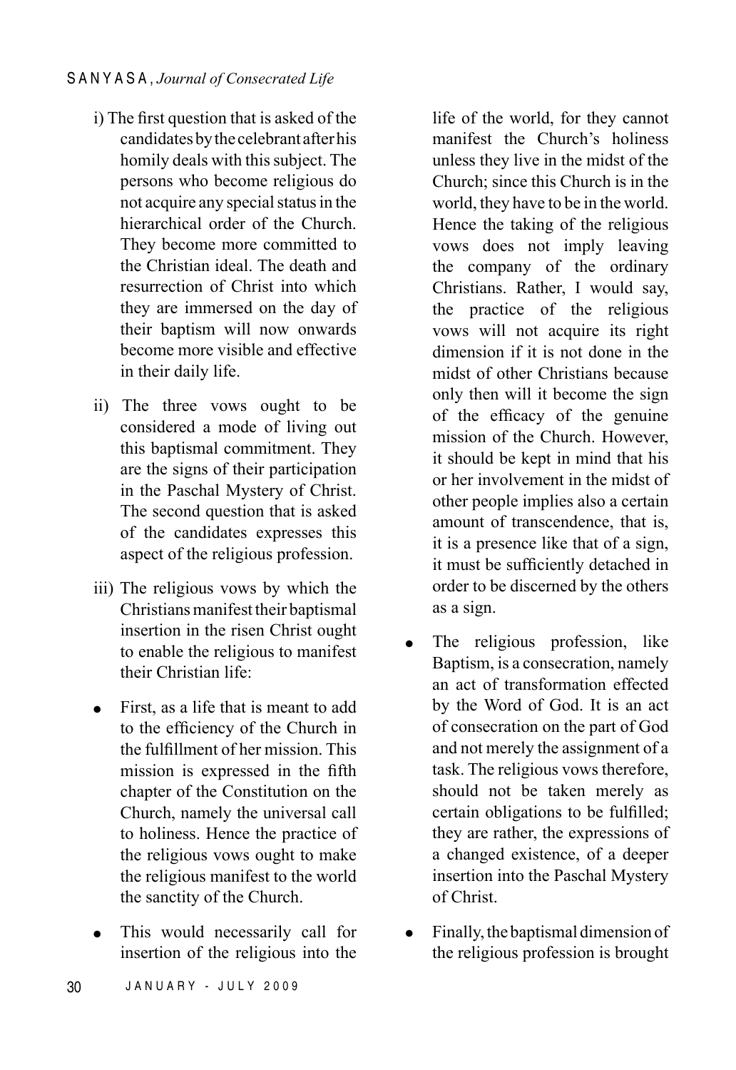i) The first question that is asked of the candidates by the celebrant after his homily deals with this subject. The persons who become religious do not acquire any special status in the hierarchical order of the Church. They become more committed to the Christian ideal. The death and resurrection of Christ into which they are immersed on the day of their baptism will now onwards become more visible and effective in their daily life.

ii) The three vows ought to be considered a mode of living out this baptismal commitment. They are the signs of their participation in the Paschal Mystery of Christ. The second question that is asked of the candidates expresses this aspect of the religious profession.

iii) The religious vows by which the Christians manifest their baptismal insertion in the risen Christ ought to enable the religious to manifest their Christian life:

- First, as a life that is meant to add to the efficiency of the Church in the fulfillment of her mission. This mission is expressed in the fifth chapter of the Constitution on the Church, namely the universal call to holiness. Hence the practice of the religious vows ought to make the religious manifest to the world the sanctity of the Church.

- This would necessarily call for insertion of the religious into the life of the world, for they cannot manifest the Church's holiness unless they live in the midst of the Church; since this Church is in the world, they have to be in the world. Hence the taking of the religious vows does not imply leaving the company of the ordinary Christians. Rather, I would say, the practice of the religious vows will not acquire its right dimension if it is not done in the midst of other Christians because only then will it become the sign of the efficacy of the genuine mission of the Church. However, it should be kept in mind that his or her involvement in the midst of other people implies also a certain amount of transcendence, that is, it is a presence like that of a sign, it must be sufficiently detached in order to be discerned by the others as a sign.

- The religious profession, like Baptism, is a consecration, namely an act of transformation effected by the Word of God. It is an act of consecration on the part of God and not merely the assignment of a task. The religious vows therefore, should not be taken merely as certain obligations to be fulfilled; they are rather, the expressions of a changed existence, of a deeper insertion into the Paschal Mystery of Christ.

- Finally, the baptismal dimension of the religious profession is brought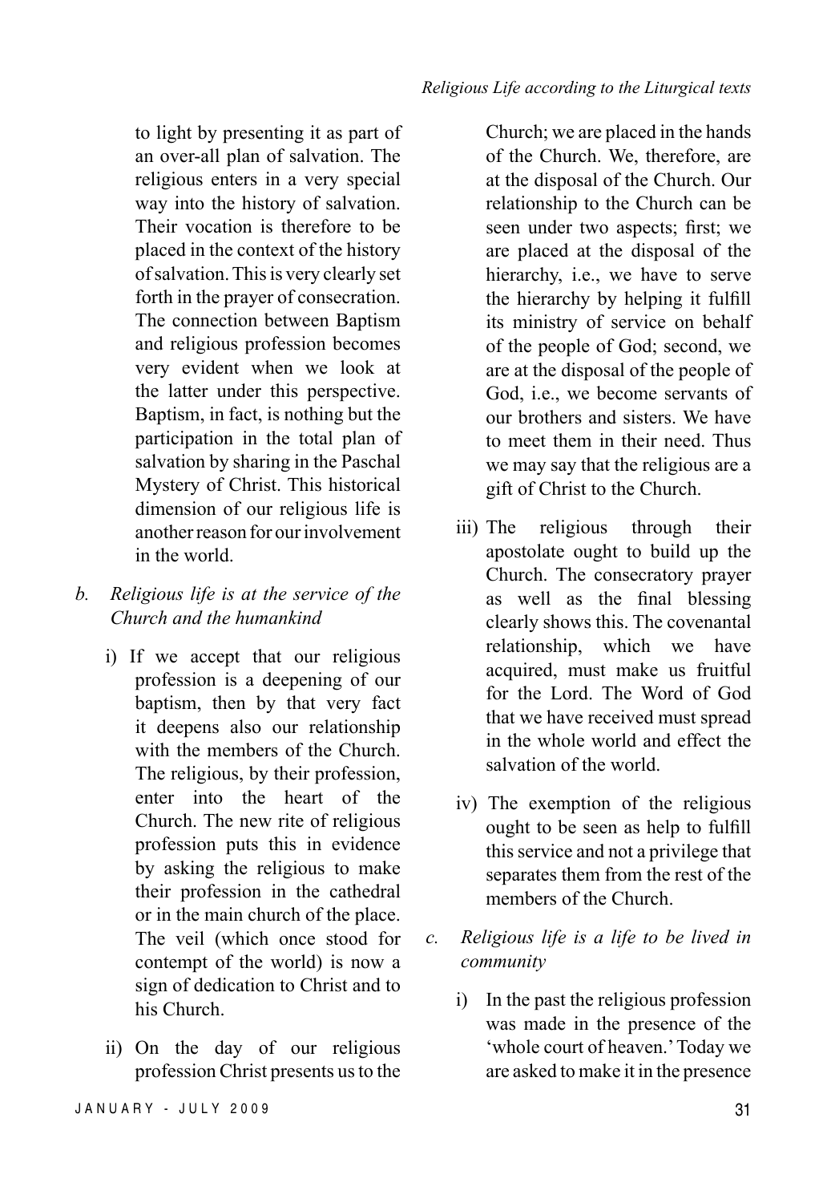to light by presenting it as part of an over-all plan of salvation. The religious enters in a very special way into the history of salvation. Their vocation is therefore to be placed in the context of the history of salvation. This is very clearly set forth in the prayer of consecration. The connection between Baptism and religious profession becomes very evident when we look at the latter under this perspective. Baptism, in fact, is nothing but the participation in the total plan of salvation by sharing in the Paschal Mystery of Christ. This historical dimension of our religious life is another reason for our involvement in the world.

b. *Religious life is at the service of the Church and the humankind*

i) If we accept that our religious profession is a deepening of our baptism, then by that very fact it deepens also our relationship with the members of the Church. The religious, by their profession, enter into the heart of the Church. The new rite of religious profession puts this in evidence by asking the religious to make their profession in the cathedral or in the main church of the place. The veil (which once stood for contempt of the world) is now a sign of dedication to Christ and to his Church.

ii) On the day of our religious profession Christ presents us to the Church; we are placed in the hands of the Church. We, therefore, are at the disposal of the Church. Our relationship to the Church can be seen under two aspects; first; we are placed at the disposal of the hierarchy, i.e., we have to serve the hierarchy by helping it fulfill its ministry of service on behalf of the people of God; second, we are at the disposal of the people of God, i.e., we become servants of our brothers and sisters. We have to meet them in their need. Thus we may say that the religious are a gift of Christ to the Church.

iii) The religious through their apostolate ought to build up the Church. The consecratory prayer as well as the final blessing clearly shows this. The covenantal relationship, which we have acquired, must make us fruitful for the Lord. The Word of God that we have received must spread in the whole world and effect the salvation of the world.

iv) The exemption of the religious ought to be seen as help to fulfill this service and not a privilege that separates them from the rest of the members of the Church.

c. *Religious life is a life to be lived in community*

i) In the past the religious profession was made in the presence of the 'whole court of heaven.' Today we are asked to make it in the presence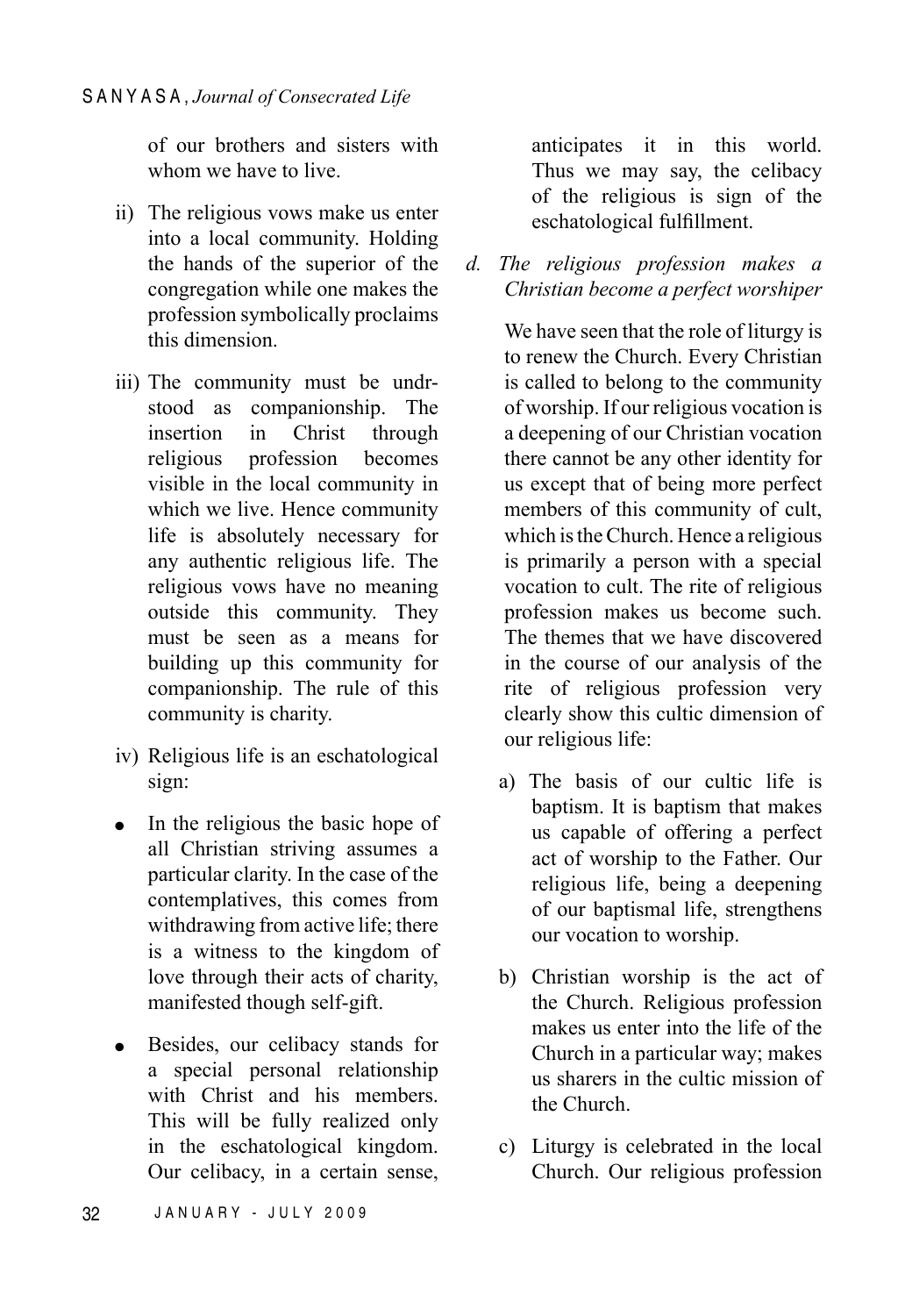of our brothers and sisters with whom we have to live.

ii) The religious vows make us enter into a local community. Holding the hands of the superior of the congregation while one makes the profession symbolically proclaims this dimension.

iii) The community must be undrstood as companionship. The insertion in Christ through religious profession becomes visible in the local community in which we live. Hence community life is absolutely necessary for any authentic religious life. The religious vows have no meaning outside this community. They must be seen as a means for building up this community for companionship. The rule of this community is charity.

iv) Religious life is an eschatological sign:

- In the religious the basic hope of all Christian striving assumes a particular clarity. In the case of the contemplatives, this comes from withdrawing from active life; there is a witness to the kingdom of love through their acts of charity, manifested though self-gift.

- Besides, our celibacy stands for a special personal relationship with Christ and his members. This will be fully realized only in the eschatological kingdom. Our celibacy, in a certain sense, anticipates it in this world. Thus we may say, the celibacy of the religious is sign of the eschatological fulfillment.

*d. The religious profession makes a Christian become a perfect worshiper*

We have seen that the role of liturgy is to renew the Church. Every Christian is called to belong to the community of worship. If our religious vocation is a deepening of our Christian vocation there cannot be any other identity for us except that of being more perfect members of this community of cult, which is the Church. Hence a religious is primarily a person with a special vocation to cult. The rite of religious profession makes us become such. The themes that we have discovered in the course of our analysis of the rite of religious profession very clearly show this cultic dimension of our religious life:

a) The basis of our cultic life is baptism. It is baptism that makes us capable of offering a perfect act of worship to the Father. Our religious life, being a deepening of our baptismal life, strengthens our vocation to worship.

b) Christian worship is the act of the Church. Religious profession makes us enter into the life of the Church in a particular way; makes us sharers in the cultic mission of the Church.

c) Liturgy is celebrated in the local Church. Our religious profession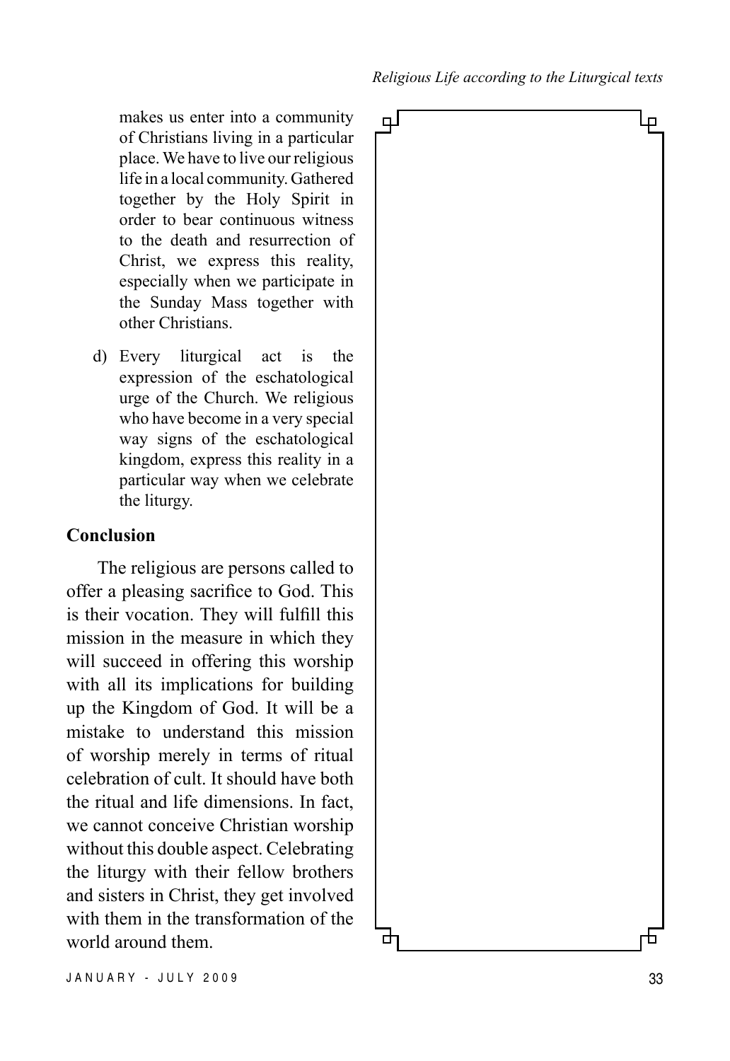makes us enter into a community of Christians living in a particular place. We have to live our religious life in a local community. Gathered together by the Holy Spirit in order to bear continuous witness to the death and resurrection of Christ, we express this reality, especially when we participate in the Sunday Mass together with other Christians.

d) Every liturgical act is the expression of the eschatological urge of the Church. We religious who have become in a very special way signs of the eschatological kingdom, express this reality in a particular way when we celebrate the liturgy.

## Conclusion

The religious are persons called to offer a pleasing sacrifice to God. This is their vocation. They will fulfill this mission in the measure in which they will succeed in offering this worship with all its implications for building up the Kingdom of God. It will be a mistake to understand this mission of worship merely in terms of ritual celebration of cult. It should have both the ritual and life dimensions. In fact, we cannot conceive Christian worship without this double aspect. Celebrating the liturgy with their fellow brothers and sisters in Christ, they get involved with them in the transformation of the world around them.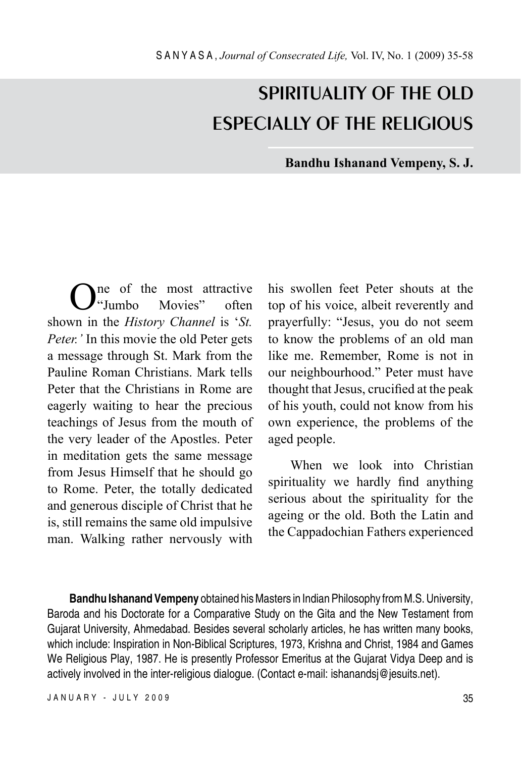# SPIRITUALITY OF THE OLD ESPECIALLY OF THE RELIGIOUS

**Bandhu Ishanand Vempeny, S. J.**

One of the most attractive "Jumbo Movies" often shown in the *History Channel* is '*St. Peter.'* In this movie the old Peter gets a message through St. Mark from the Pauline Roman Christians. Mark tells Peter that the Christians in Rome are eagerly waiting to hear the precious teachings of Jesus from the mouth of the very leader of the Apostles. Peter in meditation gets the same message from Jesus Himself that he should go to Rome. Peter, the totally dedicated and generous disciple of Christ that he is, still remains the same old impulsive man. Walking rather nervously with his swollen feet Peter shouts at the top of his voice, albeit reverently and prayerfully: "Jesus, you do not seem to know the problems of an old man like me. Remember, Rome is not in our neighbourhood." Peter must have thought that Jesus, crucified at the peak of his youth, could not know from his own experience, the problems of the aged people.

When we look into Christian spirituality we hardly find anything serious about the spirituality for the ageing or the old. Both the Latin and the Cappadochian Fathers experienced

**Bandhu Ishanand Vempeny** obtained his Masters in Indian Philosophy from M.S. University, Baroda and his Doctorate for a Comparative Study on the Gita and the New Testament from Gujarat University, Ahmedabad. Besides several scholarly articles, he has written many books, which include: Inspiration in Non-Biblical Scriptures, 1973, Krishna and Christ, 1984 and Games We Religious Play, 1987. He is presently Professor Emeritus at the Gujarat Vidya Deep and is actively involved in the inter-religious dialogue. (Contact e-mail: ishanandsj@jesuits.net).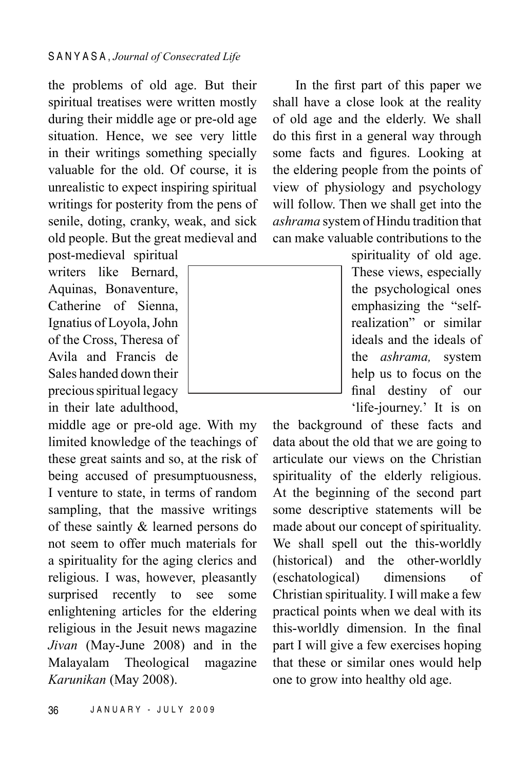the problems of old age. But their spiritual treatises were written mostly during their middle age or pre-old age situation. Hence, we see very little in their writings something specially valuable for the old. Of course, it is unrealistic to expect inspiring spiritual writings for posterity from the pens of senile, doting, cranky, weak, and sick old people. But the great medieval and post-medieval spiritual writers like Bernard, Aquinas, Bonaventure, Catherine of Sienna, Ignatius of Loyola, John of the Cross, Theresa of Avila and Francis de Sales handed down their precious spiritual legacy in their late adulthood, middle age or pre-old age. With my limited knowledge of the teachings of these great saints and so, at the risk of being accused of presumptuousness, I venture to state, in terms of random sampling, that the massive writings of these saintly & learned persons do not seem to offer much materials for a spirituality for the aging clerics and religious. I was, however, pleasantly surprised recently to see some enlightening articles for the eldering religious in the Jesuit news magazine *Jivan* (May-June 2008) and in the Malayalam Theological magazine *Karunikan* (May 2008).

In the first part of this paper we shall have a close look at the reality of old age and the elderly. We shall do this first in a general way through some facts and figures. Looking at the eldering people from the points of view of physiology and psychology will follow. Then we shall get into the *ashrama* system of Hindu tradition that can make valuable contributions to the spirituality of old age. These views, especially the psychological ones emphasizing the "self-realization" or similar ideals and the ideals of the *ashrama,* system help us to focus on the final destiny of our 'life-journey.' It is on the background of these facts and data about the old that we are going to articulate our views on the Christian spirituality of the elderly religious. At the beginning of the second part some descriptive statements will be made about our concept of spirituality. We shall spell out the this-worldly (historical) and the other-worldly (eschatological) dimensions of Christian spirituality. I will make a few practical points when we deal with its this-worldly dimension. In the final part I will give a few exercises hoping that these or similar ones would help one to grow into healthy old age.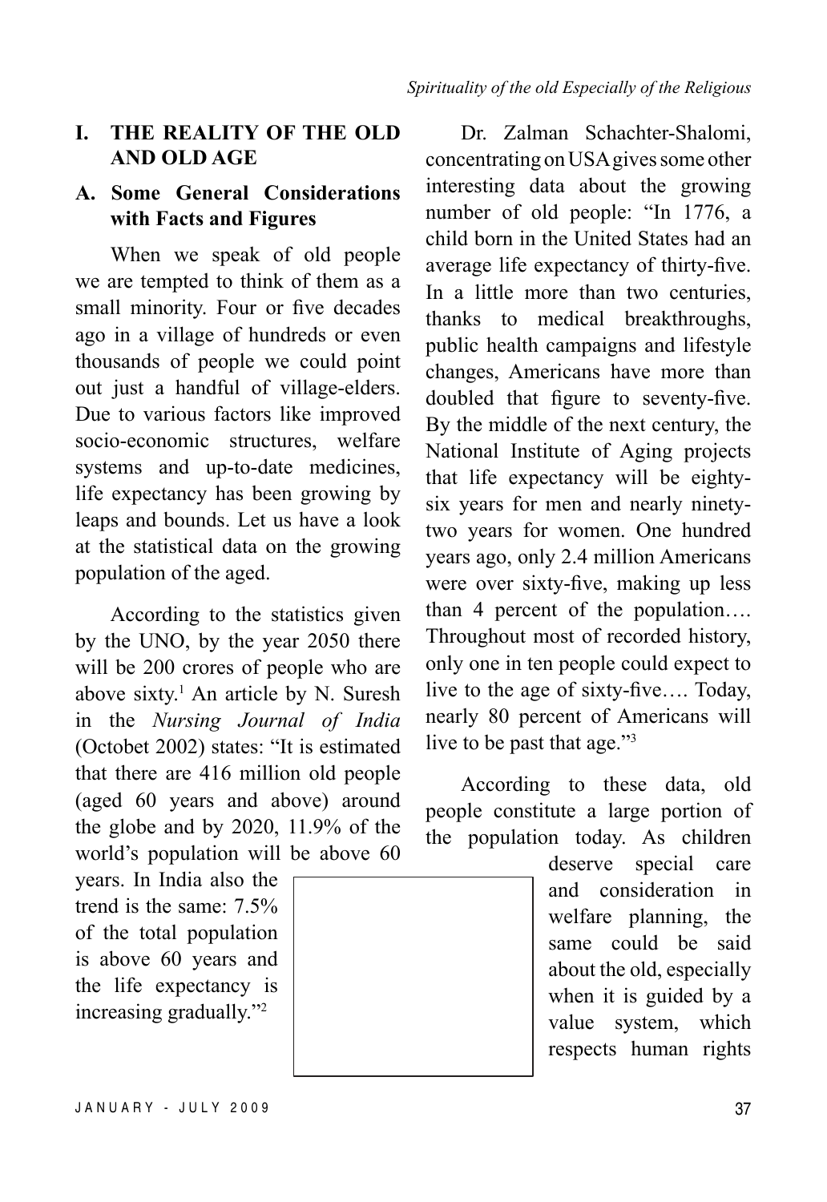# I. THE REALITY OF THE OLD AND OLD AGE

## A. Some General Considerations with Facts and Figures

When we speak of old people we are tempted to think of them as a small minority. Four or five decades ago in a village of hundreds or even thousands of people we could point out just a handful of village-elders. Due to various factors like improved socio-economic structures, welfare systems and up-to-date medicines, life expectancy has been growing by leaps and bounds. Let us have a look at the statistical data on the growing population of the aged.

According to the statistics given by the UNO, by the year 2050 there will be 200 crores of people who are above sixty.[1] An article by N. Suresh in the *Nursing Journal of India* (Octobet 2002) states: "It is estimated that there are 416 million old people (aged 60 years and above) around the globe and by 2020, 11.9% of the world's population will be above 60 years. In India also the trend is the same: 7.5% of the total population is above 60 years and the life expectancy is increasing gradually."[2]

Dr. Zalman Schachter-Shalomi, concentrating on USA gives some other interesting data about the growing number of old people: "In 1776, a child born in the United States had an average life expectancy of thirty-five. In a little more than two centuries, thanks to medical breakthroughs, public health campaigns and lifestyle changes, Americans have more than doubled that figure to seventy-five. By the middle of the next century, the National Institute of Aging projects that life expectancy will be eighty-six years for men and nearly ninety-two years for women. One hundred years ago, only 2.4 million Americans were over sixty-five, making up less than 4 percent of the population…. Throughout most of recorded history, only one in ten people could expect to live to the age of sixty-five…. Today, nearly 80 percent of Americans will live to be past that age."[3]

According to these data, old people constitute a large portion of the population today. As children deserve special care and consideration in welfare planning, the same could be said about the old, especially when it is guided by a value system, which respects human rights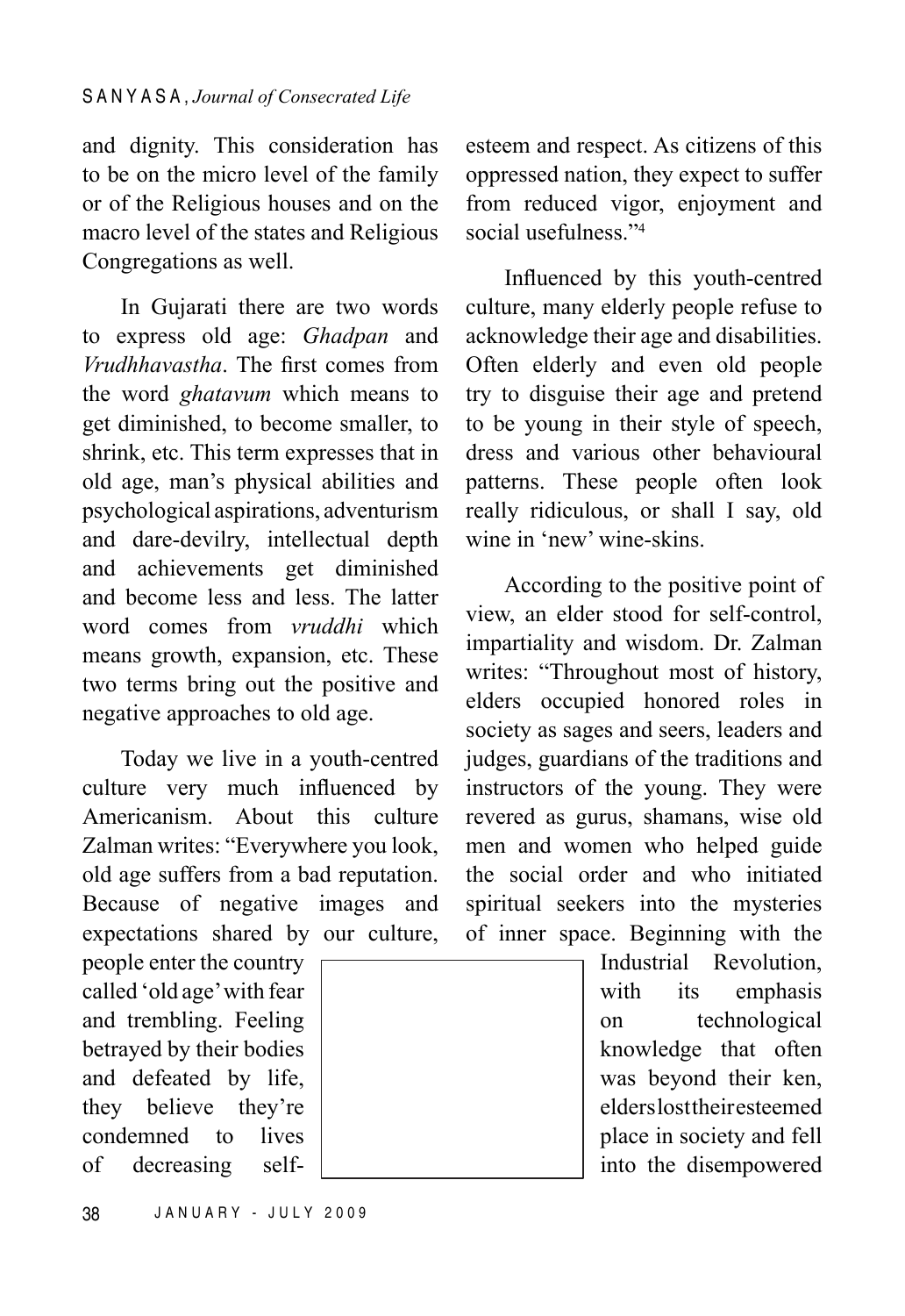and dignity. This consideration has to be on the micro level of the family or of the Religious houses and on the macro level of the states and Religious Congregations as well.

In Gujarati there are two words to express old age: *Ghadpan* and *Vrudhhavastha*. The first comes from the word *ghatavum* which means to get diminished, to become smaller, to shrink, etc. This term expresses that in old age, man's physical abilities and psychological aspirations, adventurism and dare-devilry, intellectual depth and achievements get diminished and become less and less. The latter word comes from *vruddhi* which means growth, expansion, etc. These two terms bring out the positive and negative approaches to old age.

Today we live in a youth-centred culture very much influenced by Americanism. About this culture Zalman writes: "Everywhere you look, old age suffers from a bad reputation. Because of negative images and expectations shared by our culture, people enter the country called 'old age' with fear and trembling. Feeling betrayed by their bodies and defeated by life, they believe they're condemned to lives of decreasing self-esteem and respect. As citizens of this oppressed nation, they expect to suffer from reduced vigor, enjoyment and social usefulness."[4]

Influenced by this youth-centred culture, many elderly people refuse to acknowledge their age and disabilities. Often elderly and even old people try to disguise their age and pretend to be young in their style of speech, dress and various other behavioural patterns. These people often look really ridiculous, or shall I say, old wine in 'new' wine-skins.

According to the positive point of view, an elder stood for self-control, impartiality and wisdom. Dr. Zalman writes: "Throughout most of history, elders occupied honored roles in society as sages and seers, leaders and judges, guardians of the traditions and instructors of the young. They were revered as gurus, shamans, wise old men and women who helped guide the social order and who initiated spiritual seekers into the mysteries of inner space. Beginning with the Industrial Revolution, with its emphasis on technological knowledge that often was beyond their ken, elders lost their esteemed place in society and fell into the disempowered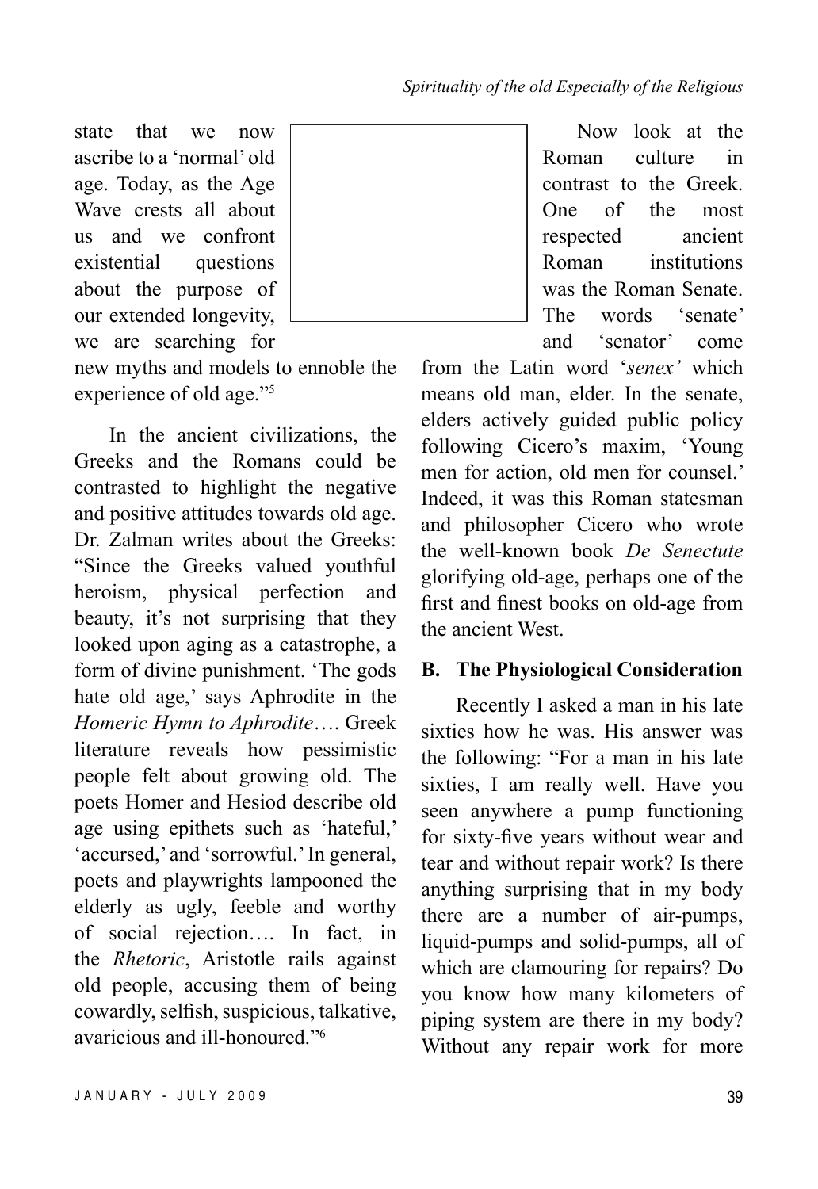state that we now ascribe to a 'normal' old age. Today, as the Age Wave crests all about us and we confront existential questions about the purpose of our extended longevity, we are searching for new myths and models to ennoble the experience of old age."[5]

In the ancient civilizations, the Greeks and the Romans could be contrasted to highlight the negative and positive attitudes towards old age. Dr. Zalman writes about the Greeks: "Since the Greeks valued youthful heroism, physical perfection and beauty, it's not surprising that they looked upon aging as a catastrophe, a form of divine punishment. 'The gods hate old age,' says Aphrodite in the *Homeric Hymn to Aphrodite*…. Greek literature reveals how pessimistic people felt about growing old. The poets Homer and Hesiod describe old age using epithets such as 'hateful,' 'accursed,' and 'sorrowful.' In general, poets and playwrights lampooned the elderly as ugly, feeble and worthy of social rejection…. In fact, in the *Rhetoric*, Aristotle rails against old people, accusing them of being cowardly, selfish, suspicious, talkative, avaricious and ill-honoured."[6]

Now look at the Roman culture in contrast to the Greek. One of the most respected ancient Roman institutions was the Roman Senate. The words 'senate' and 'senator' come from the Latin word '*senex'* which means old man, elder. In the senate, elders actively guided public policy following Cicero's maxim, 'Young men for action, old men for counsel.' Indeed, it was this Roman statesman and philosopher Cicero who wrote the well-known book *De Senectute* glorifying old-age, perhaps one of the first and finest books on old-age from the ancient West.

## B. The Physiological Consideration

Recently I asked a man in his late sixties how he was. His answer was the following: "For a man in his late sixties, I am really well. Have you seen anywhere a pump functioning for sixty-five years without wear and tear and without repair work? Is there anything surprising that in my body there are a number of air-pumps, liquid-pumps and solid-pumps, all of which are clamouring for repairs? Do you know how many kilometers of piping system are there in my body? Without any repair work for more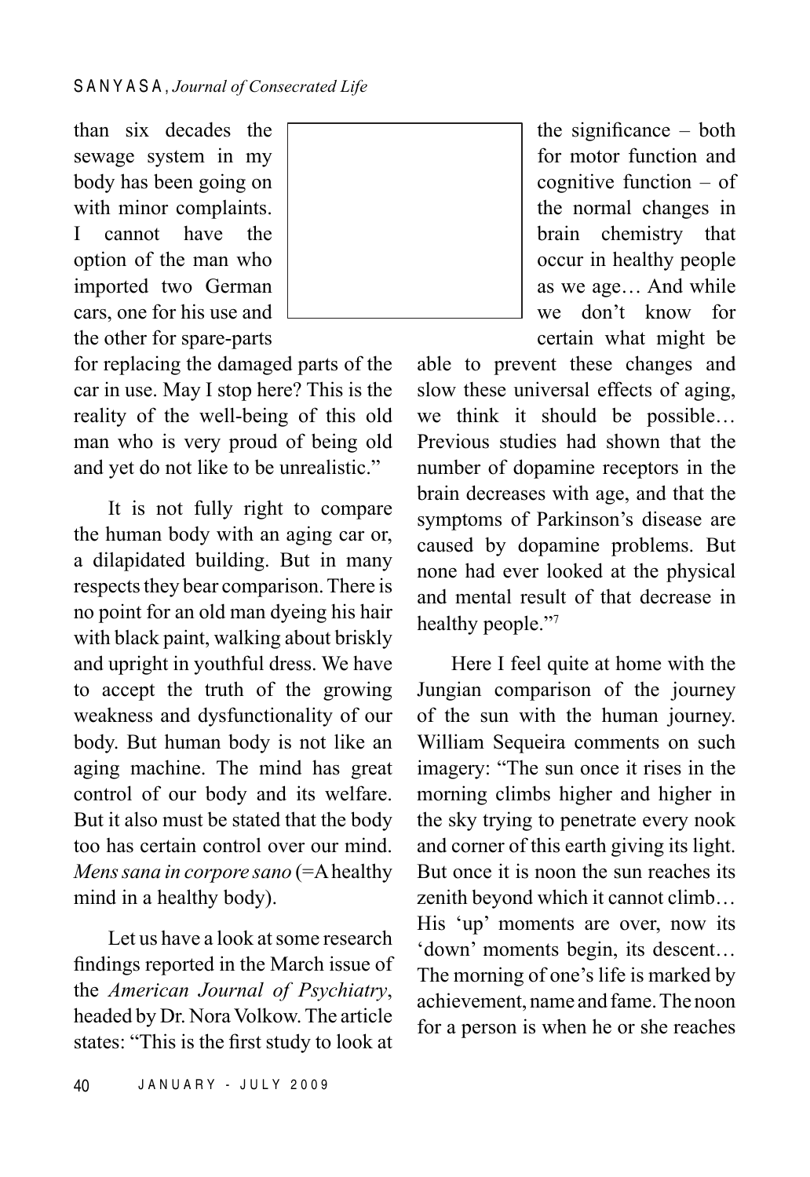than six decades the sewage system in my body has been going on with minor complaints. I cannot have the option of the man who imported two German cars, one for his use and the other for spare-parts for replacing the damaged parts of the car in use. May I stop here? This is the reality of the well-being of this old man who is very proud of being old and yet do not like to be unrealistic."

It is not fully right to compare the human body with an aging car or, a dilapidated building. But in many respects they bear comparison. There is no point for an old man dyeing his hair with black paint, walking about briskly and upright in youthful dress. We have to accept the truth of the growing weakness and dysfunctionality of our body. But human body is not like an aging machine. The mind has great control of our body and its welfare. But it also must be stated that the body too has certain control over our mind. *Mens sana in corpore sano* (=A healthy mind in a healthy body).

Let us have a look at some research findings reported in the March issue of the *American Journal of Psychiatry*, headed by Dr. Nora Volkow. The article states: "This is the first study to look at the significance – both for motor function and cognitive function – of the normal changes in brain chemistry that occur in healthy people as we age… And while we don't know for certain what might be able to prevent these changes and slow these universal effects of aging, we think it should be possible… Previous studies had shown that the number of dopamine receptors in the brain decreases with age, and that the symptoms of Parkinson's disease are caused by dopamine problems. But none had ever looked at the physical and mental result of that decrease in healthy people."[7]

Here I feel quite at home with the Jungian comparison of the journey of the sun with the human journey. William Sequeira comments on such imagery: "The sun once it rises in the morning climbs higher and higher in the sky trying to penetrate every nook and corner of this earth giving its light. But once it is noon the sun reaches its zenith beyond which it cannot climb… His 'up' moments are over, now its 'down' moments begin, its descent… The morning of one's life is marked by achievement, name and fame. The noon for a person is when he or she reaches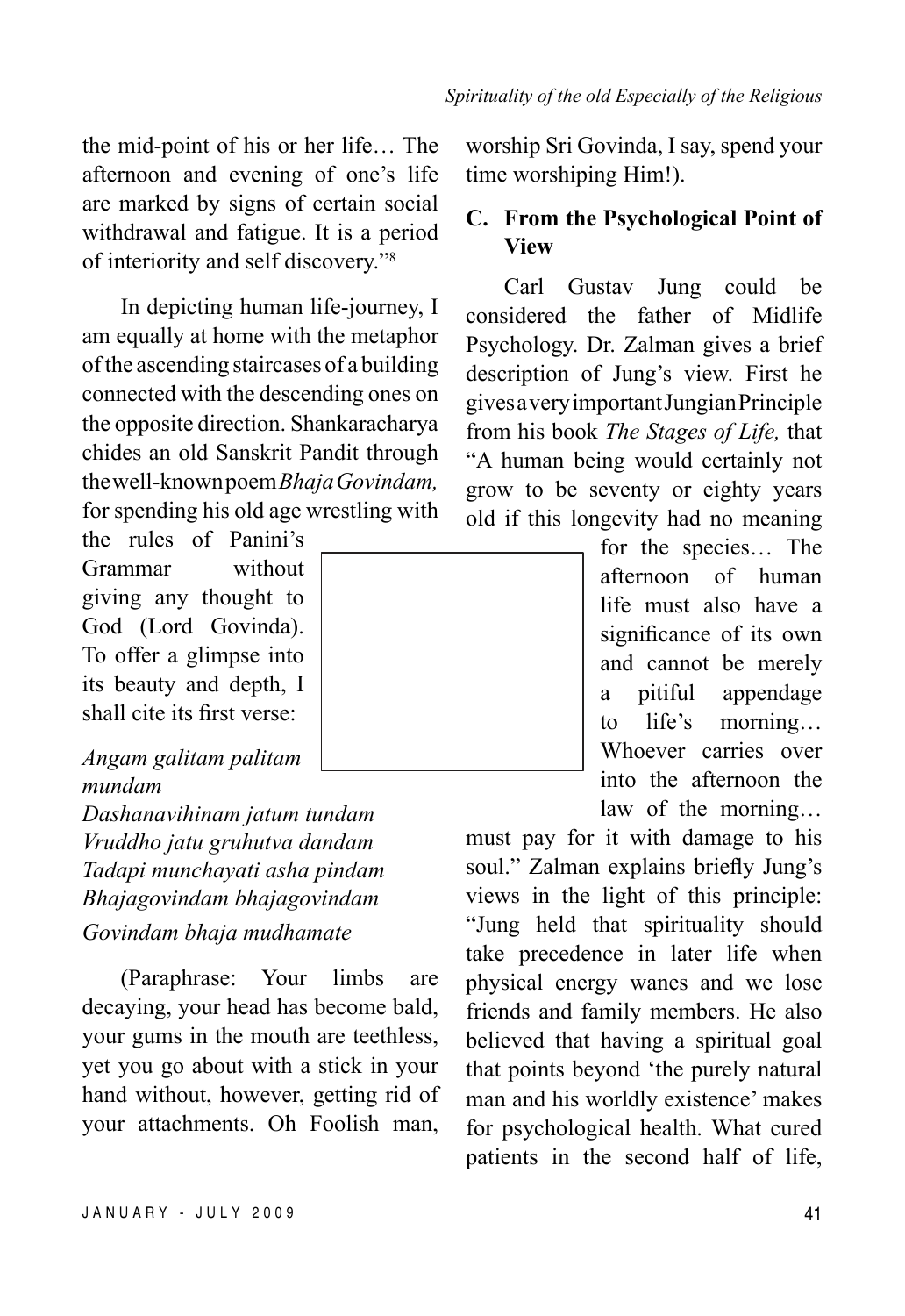the mid-point of his or her life… The afternoon and evening of one's life are marked by signs of certain social withdrawal and fatigue. It is a period of interiority and self discovery."[8]

In depicting human life-journey, I am equally at home with the metaphor of the ascending staircases of a building connected with the descending ones on the opposite direction. Shankaracharya chides an old Sanskrit Pandit through the well-known poem *Bhaja Govindam,* for spending his old age wrestling with the rules of Panini's Grammar without giving any thought to God (Lord Govinda). To offer a glimpse into its beauty and depth, I shall cite its first verse:

*Angam galitam palitam mundam*
*Dashanavihinam jatum tundam*
*Vruddho jatu gruhutva dandam*
*Tadapi munchayati asha pindam*
*Bhajagovindam bhajagovindam*
*Govindam bhaja mudhamate*

(Paraphrase: Your limbs are decaying, your head has become bald, your gums in the mouth are teethless, yet you go about with a stick in your hand without, however, getting rid of your attachments. Oh Foolish man, worship Sri Govinda, I say, spend your time worshiping Him!).

## C. From the Psychological Point of View

Carl Gustav Jung could be considered the father of Midlife Psychology. Dr. Zalman gives a brief description of Jung's view. First he gives a very important Jungian Principle from his book *The Stages of Life,* that "A human being would certainly not grow to be seventy or eighty years old if this longevity had no meaning for the species… The afternoon of human life must also have a significance of its own and cannot be merely a pitiful appendage to life's morning… Whoever carries over into the afternoon the law of the morning… must pay for it with damage to his soul." Zalman explains briefly Jung's views in the light of this principle: "Jung held that spirituality should take precedence in later life when physical energy wanes and we lose friends and family members. He also believed that having a spiritual goal that points beyond 'the purely natural man and his worldly existence' makes for psychological health. What cured patients in the second half of life,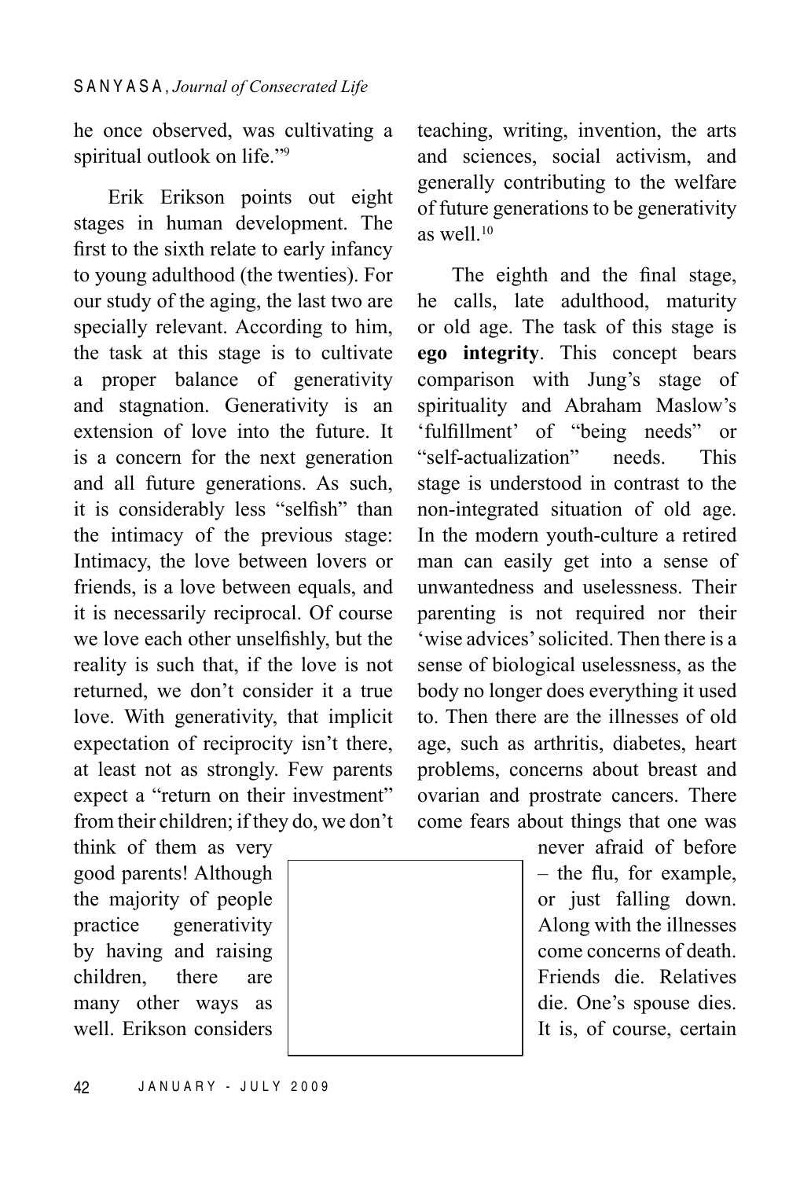he once observed, was cultivating a spiritual outlook on life."[9]

Erik Erikson points out eight stages in human development. The first to the sixth relate to early infancy to young adulthood (the twenties). For our study of the aging, the last two are specially relevant. According to him, the task at this stage is to cultivate a proper balance of generativity and stagnation. Generativity is an extension of love into the future. It is a concern for the next generation and all future generations. As such, it is considerably less "selfish" than the intimacy of the previous stage: Intimacy, the love between lovers or friends, is a love between equals, and it is necessarily reciprocal. Of course we love each other unselfishly, but the reality is such that, if the love is not returned, we don't consider it a true love. With generativity, that implicit expectation of reciprocity isn't there, at least not as strongly. Few parents expect a "return on their investment" from their children; if they do, we don't think of them as very good parents! Although the majority of people practice generativity by having and raising children, there are many other ways as well. Erikson considers teaching, writing, invention, the arts and sciences, social activism, and generally contributing to the welfare of future generations to be generativity as well.[10]

The eighth and the final stage, he calls, late adulthood, maturity or old age. The task of this stage is **ego integrity**. This concept bears comparison with Jung's stage of spirituality and Abraham Maslow's 'fulfillment' of "being needs" or "self-actualization" needs. This stage is understood in contrast to the non-integrated situation of old age. In the modern youth-culture a retired man can easily get into a sense of unwantedness and uselessness. Their parenting is not required nor their 'wise advices' solicited. Then there is a sense of biological uselessness, as the body no longer does everything it used to. Then there are the illnesses of old age, such as arthritis, diabetes, heart problems, concerns about breast and ovarian and prostrate cancers. There come fears about things that one was never afraid of before – the flu, for example, or just falling down. Along with the illnesses come concerns of death. Friends die. Relatives die. One's spouse dies. It is, of course, certain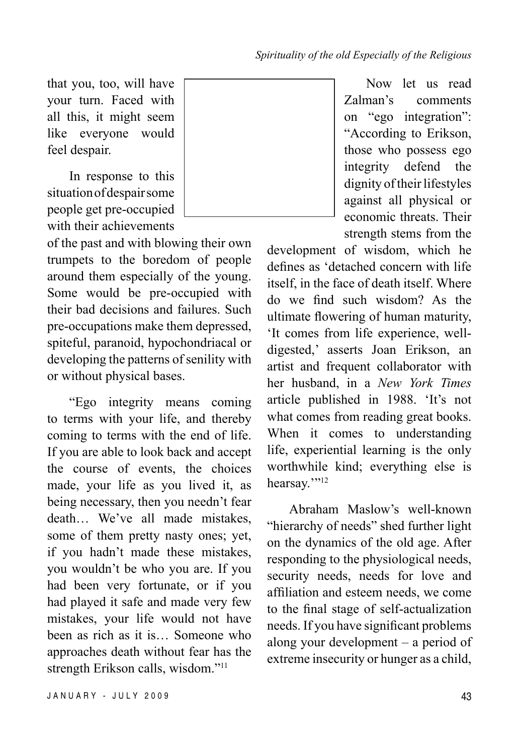that you, too, will have your turn. Faced with all this, it might seem like everyone would feel despair.

In response to this situation of despair some people get pre-occupied with their achievements of the past and with blowing their own trumpets to the boredom of people around them especially of the young. Some would be pre-occupied with their bad decisions and failures. Such pre-occupations make them depressed, spiteful, paranoid, hypochondriacal or developing the patterns of senility with or without physical bases.

"Ego integrity means coming to terms with your life, and thereby coming to terms with the end of life. If you are able to look back and accept the course of events, the choices made, your life as you lived it, as being necessary, then you needn't fear death… We've all made mistakes, some of them pretty nasty ones; yet, if you hadn't made these mistakes, you wouldn't be who you are. If you had been very fortunate, or if you had played it safe and made very few mistakes, your life would not have been as rich as it is… Someone who approaches death without fear has the strength Erikson calls, wisdom."[11]

Now let us read Zalman's comments on "ego integration": "According to Erikson, those who possess ego integrity defend the dignity of their lifestyles against all physical or economic threats. Their strength stems from the development of wisdom, which he defines as 'detached concern with life itself, in the face of death itself. Where do we find such wisdom? As the ultimate flowering of human maturity, 'It comes from life experience, well-digested,' asserts Joan Erikson, an artist and frequent collaborator with her husband, in a *New York Times* article published in 1988. 'It's not what comes from reading great books. When it comes to understanding life, experiential learning is the only worthwhile kind; everything else is hearsay.'"[12]

Abraham Maslow's well-known "hierarchy of needs" shed further light on the dynamics of the old age. After responding to the physiological needs, security needs, needs for love and affiliation and esteem needs, we come to the final stage of self-actualization needs. If you have significant problems along your development – a period of extreme insecurity or hunger as a child,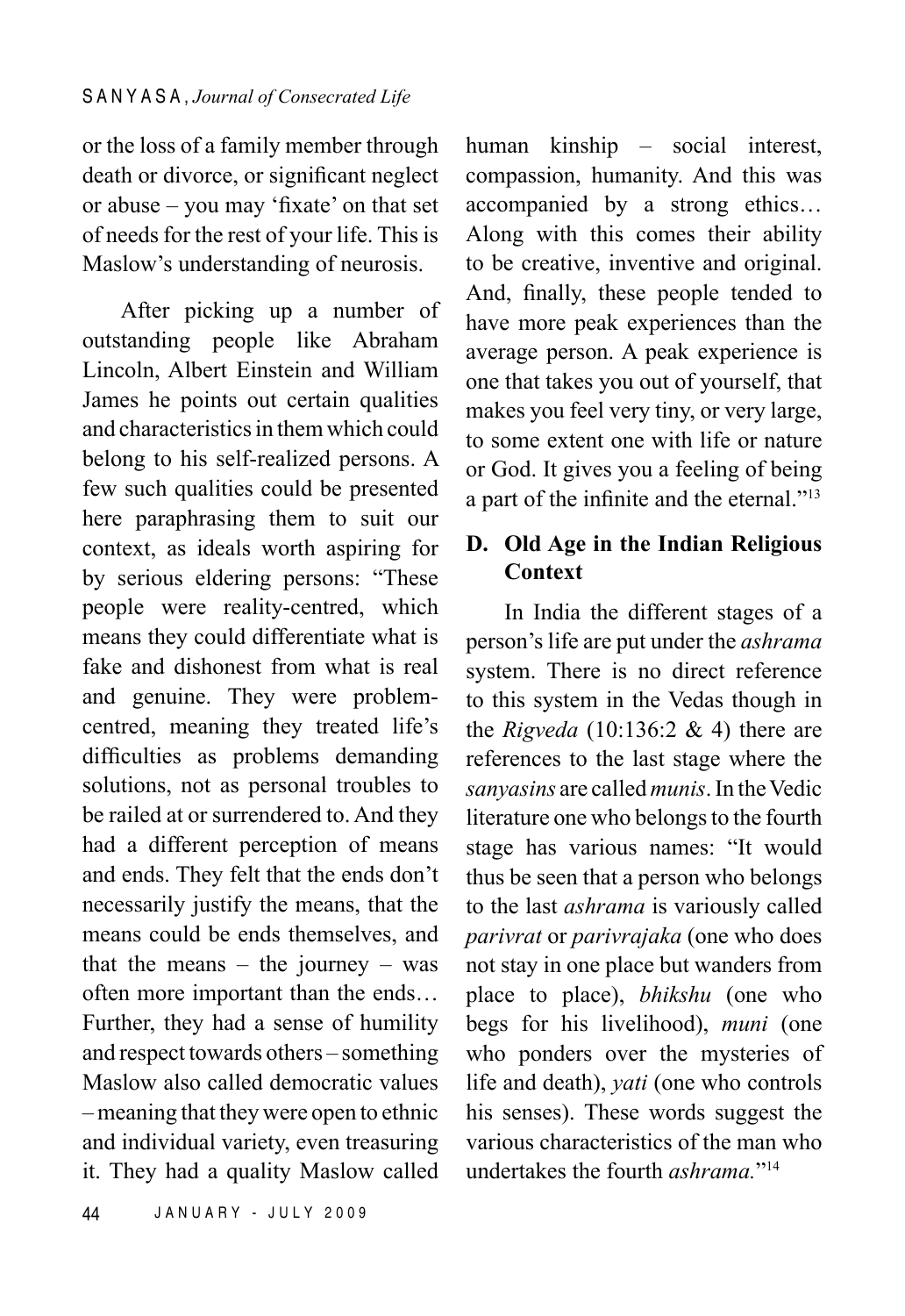or the loss of a family member through death or divorce, or significant neglect or abuse – you may 'fixate' on that set of needs for the rest of your life. This is Maslow's understanding of neurosis.

After picking up a number of outstanding people like Abraham Lincoln, Albert Einstein and William James he points out certain qualities and characteristics in them which could belong to his self-realized persons. A few such qualities could be presented here paraphrasing them to suit our context, as ideals worth aspiring for by serious eldering persons: "These people were reality-centred, which means they could differentiate what is fake and dishonest from what is real and genuine. They were problem-centred, meaning they treated life's difficulties as problems demanding solutions, not as personal troubles to be railed at or surrendered to. And they had a different perception of means and ends. They felt that the ends don't necessarily justify the means, that the means could be ends themselves, and that the means – the journey – was often more important than the ends… Further, they had a sense of humility and respect towards others – something Maslow also called democratic values – meaning that they were open to ethnic and individual variety, even treasuring it. They had a quality Maslow called human kinship – social interest, compassion, humanity. And this was accompanied by a strong ethics… Along with this comes their ability to be creative, inventive and original. And, finally, these people tended to have more peak experiences than the average person. A peak experience is one that takes you out of yourself, that makes you feel very tiny, or very large, to some extent one with life or nature or God. It gives you a feeling of being a part of the infinite and the eternal."[13]

## D. Old Age in the Indian Religious Context

In India the different stages of a person's life are put under the *ashrama* system. There is no direct reference to this system in the Vedas though in the *Rigveda* (10:136:2 & 4) there are references to the last stage where the *sanyasins* are called *munis*. In the Vedic literature one who belongs to the fourth stage has various names: "It would thus be seen that a person who belongs to the last *ashrama* is variously called *parivrat* or *parivrajaka* (one who does not stay in one place but wanders from place to place), *bhikshu* (one who begs for his livelihood), *muni* (one who ponders over the mysteries of life and death), *yati* (one who controls his senses). These words suggest the various characteristics of the man who undertakes the fourth *ashrama.*"[14]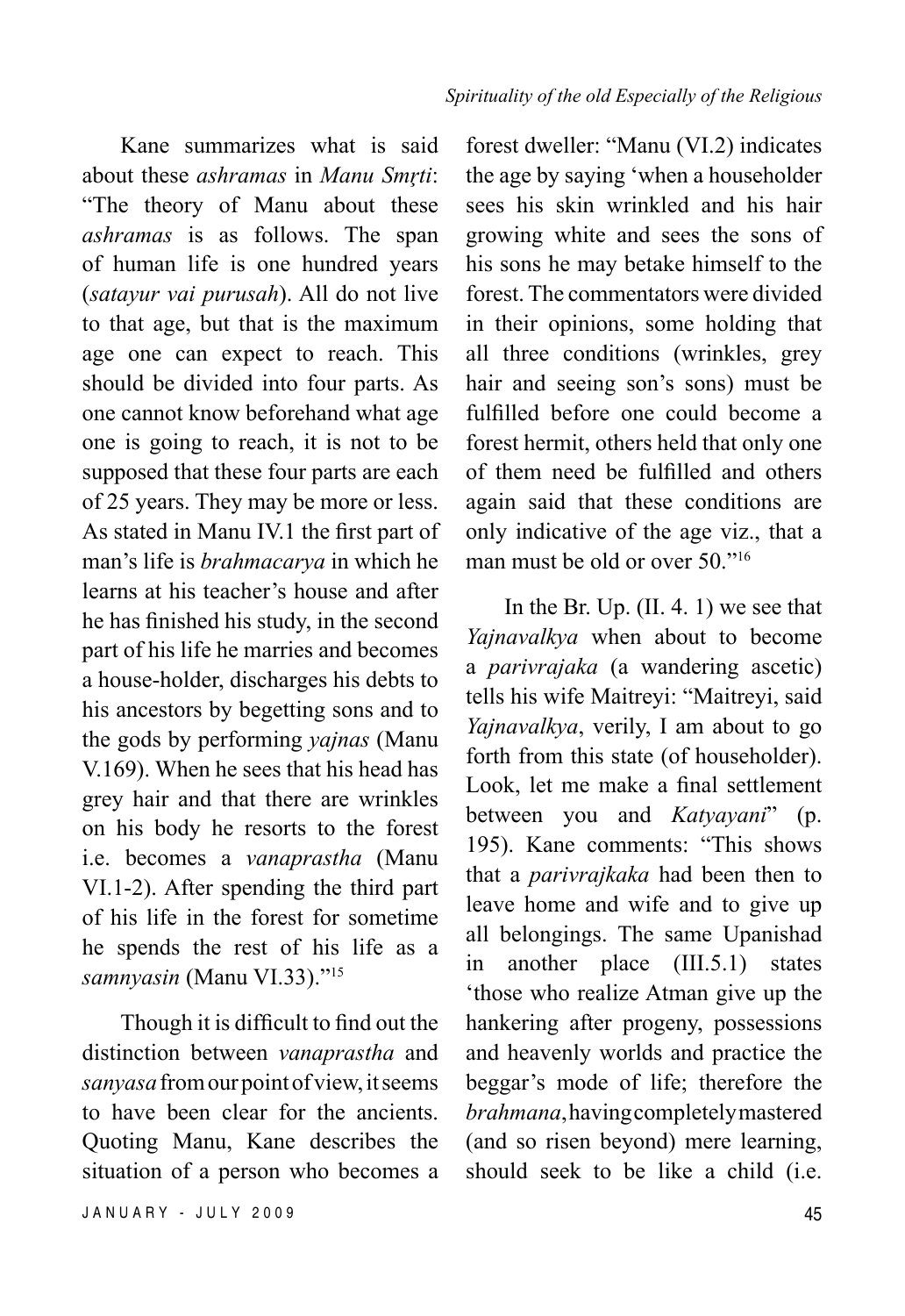Kane summarizes what is said about these *ashramas* in *Manu Smṛti*: "The theory of Manu about these *ashramas* is as follows. The span of human life is one hundred years (*satayur vai purusah*). All do not live to that age, but that is the maximum age one can expect to reach. This should be divided into four parts. As one cannot know beforehand what age one is going to reach, it is not to be supposed that these four parts are each of 25 years. They may be more or less. As stated in Manu IV.1 the first part of man's life is *brahmacarya* in which he learns at his teacher's house and after he has finished his study, in the second part of his life he marries and becomes a house-holder, discharges his debts to his ancestors by begetting sons and to the gods by performing *yajnas* (Manu V.169). When he sees that his head has grey hair and that there are wrinkles on his body he resorts to the forest i.e. becomes a *vanaprastha* (Manu VI.1-2). After spending the third part of his life in the forest for sometime he spends the rest of his life as a *samnyasin* (Manu VI.33)."[15]

Though it is difficult to find out the distinction between *vanaprastha* and *sanyasa* from our point of view, it seems to have been clear for the ancients. Quoting Manu, Kane describes the situation of a person who becomes a forest dweller: "Manu (VI.2) indicates the age by saying 'when a householder sees his skin wrinkled and his hair growing white and sees the sons of his sons he may betake himself to the forest. The commentators were divided in their opinions, some holding that all three conditions (wrinkles, grey hair and seeing son's sons) must be fulfilled before one could become a forest hermit, others held that only one of them need be fulfilled and others again said that these conditions are only indicative of the age viz., that a man must be old or over 50."[16]

In the Br. Up. (II. 4. 1) we see that *Yajnavalkya* when about to become a *parivrajaka* (a wandering ascetic) tells his wife Maitreyi: "Maitreyi, said *Yajnavalkya*, verily, I am about to go forth from this state (of householder). Look, let me make a final settlement between you and *Katyayani*" (p. 195). Kane comments: "This shows that a *parivrajkaka* had been then to leave home and wife and to give up all belongings. The same Upanishad in another place (III.5.1) states 'those who realize Atman give up the hankering after progeny, possessions and heavenly worlds and practice the beggar's mode of life; therefore the *brahmana*, having completely mastered (and so risen beyond) mere learning, should seek to be like a child (i.e.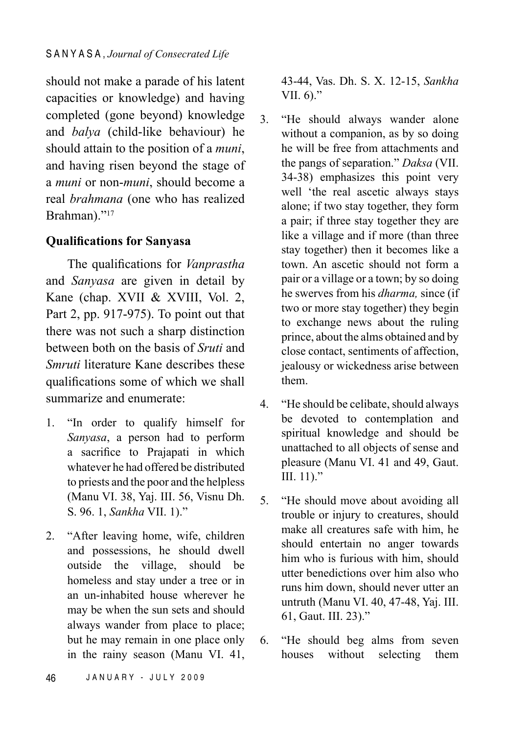should not make a parade of his latent capacities or knowledge) and having completed (gone beyond) knowledge and *balya* (child-like behaviour) he should attain to the position of a *muni*, and having risen beyond the stage of a *muni* or non-*muni*, should become a real *brahmana* (one who has realized Brahman)."[17]

**Qualifications for Sanyasa**

The qualifications for *Vanprastha* and *Sanyasa* are given in detail by Kane (chap. XVII & XVIII, Vol. 2, Part 2, pp. 917-975). To point out that there was not such a sharp distinction between both on the basis of *Sruti* and *Smruti* literature Kane describes these qualifications some of which we shall summarize and enumerate:

1. "In order to qualify himself for *Sanyasa*, a person had to perform a sacrifice to Prajapati in which whatever he had offered be distributed to priests and the poor and the helpless (Manu VI. 38, Yaj. III. 56, Visnu Dh. S. 96. 1, *Sankha* VII. 1)."

2. "After leaving home, wife, children and possessions, he should dwell outside the village, should be homeless and stay under a tree or in an un-inhabited house wherever he may be when the sun sets and should always wander from place to place; but he may remain in one place only in the rainy season (Manu VI. 41, 43-44, Vas. Dh. S. X. 12-15, *Sankha* VII. 6)."

3. "He should always wander alone without a companion, as by so doing he will be free from attachments and the pangs of separation." *Daksa* (VII. 34-38) emphasizes this point very well 'the real ascetic always stays alone; if two stay together, they form a pair; if three stay together they are like a village and if more (than three stay together) then it becomes like a town. An ascetic should not form a pair or a village or a town; by so doing he swerves from his *dharma,* since (if two or more stay together) they begin to exchange news about the ruling prince, about the alms obtained and by close contact, sentiments of affection, jealousy or wickedness arise between them.

4. "He should be celibate, should always be devoted to contemplation and spiritual knowledge and should be unattached to all objects of sense and pleasure (Manu VI. 41 and 49, Gaut. III. 11)."

5. "He should move about avoiding all trouble or injury to creatures, should make all creatures safe with him, he should entertain no anger towards him who is furious with him, should utter benedictions over him also who runs him down, should never utter an untruth (Manu VI. 40, 47-48, Yaj. III. 61, Gaut. III. 23)."

6. "He should beg alms from seven houses without selecting them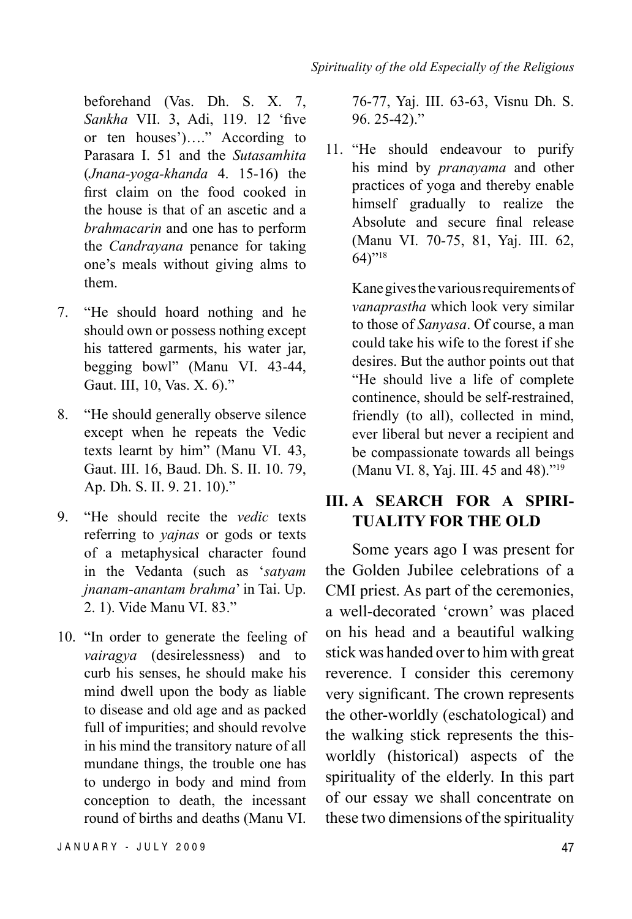beforehand (Vas. Dh. S. X. 7, *Sankha* VII. 3, Adi, 119. 12 'five or ten houses')…." According to Parasara I. 51 and the *Sutasamhita* (*Jnana-yoga-khanda* 4. 15-16) the first claim on the food cooked in the house is that of an ascetic and a *brahmacarin* and one has to perform the *Candrayana* penance for taking one's meals without giving alms to them.

7. "He should hoard nothing and he should own or possess nothing except his tattered garments, his water jar, begging bowl" (Manu VI. 43-44, Gaut. III, 10, Vas. X. 6)."

8. "He should generally observe silence except when he repeats the Vedic texts learnt by him" (Manu VI. 43, Gaut. III. 16, Baud. Dh. S. II. 10. 79, Ap. Dh. S. II. 9. 21. 10)."

9. "He should recite the *vedic* texts referring to *yajnas* or gods or texts of a metaphysical character found in the Vedanta (such as '*satyam jnanam-anantam brahma*' in Tai. Up. 2. 1). Vide Manu VI. 83."

10. "In order to generate the feeling of *vairagya* (desirelessness) and to curb his senses, he should make his mind dwell upon the body as liable to disease and old age and as packed full of impurities; and should revolve in his mind the transitory nature of all mundane things, the trouble one has to undergo in body and mind from conception to death, the incessant round of births and deaths (Manu VI. 76-77, Yaj. III. 63-63, Visnu Dh. S. 96. 25-42)."

11. "He should endeavour to purify his mind by *pranayama* and other practices of yoga and thereby enable himself gradually to realize the Absolute and secure final release (Manu VI. 70-75, 81, Yaj. III. 62, 64)"[18]

    Kane gives the various requirements of *vanaprastha* which look very similar to those of *Sanyasa*. Of course, a man could take his wife to the forest if she desires. But the author points out that "He should live a life of complete continence, should be self-restrained, friendly (to all), collected in mind, ever liberal but never a recipient and be compassionate towards all beings (Manu VI. 8, Yaj. III. 45 and 48)."[19]

## III. A SEARCH FOR A SPIRITUALITY FOR THE OLD

Some years ago I was present for the Golden Jubilee celebrations of a CMI priest. As part of the ceremonies, a well-decorated 'crown' was placed on his head and a beautiful walking stick was handed over to him with great reverence. I consider this ceremony very significant. The crown represents the other-worldly (eschatological) and the walking stick represents the this-worldly (historical) aspects of the spirituality of the elderly. In this part of our essay we shall concentrate on these two dimensions of the spirituality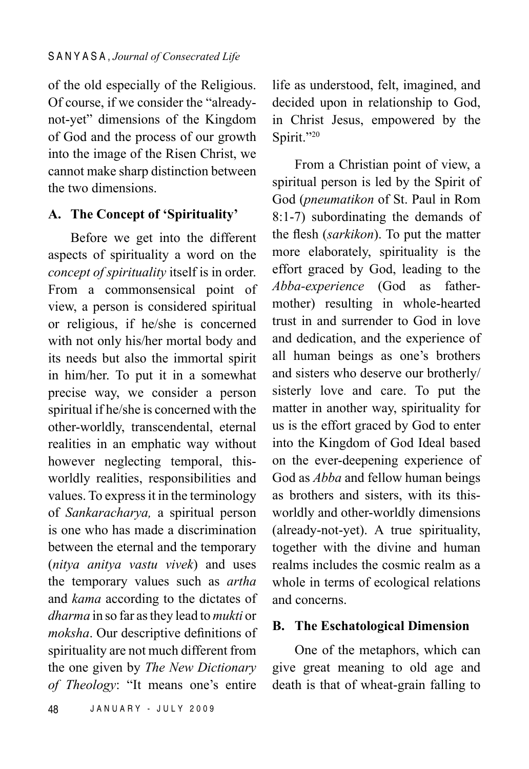of the old especially of the Religious. Of course, if we consider the "already-not-yet" dimensions of the Kingdom of God and the process of our growth into the image of the Risen Christ, we cannot make sharp distinction between the two dimensions.

### A. The Concept of 'Spirituality'

Before we get into the different aspects of spirituality a word on the *concept of spirituality* itself is in order. From a commonsensical point of view, a person is considered spiritual or religious, if he/she is concerned with not only his/her mortal body and its needs but also the immortal spirit in him/her. To put it in a somewhat precise way, we consider a person spiritual if he/she is concerned with the other-worldly, transcendental, eternal realities in an emphatic way without however neglecting temporal, this-worldly realities, responsibilities and values. To express it in the terminology of *Sankaracharya,* a spiritual person is one who has made a discrimination between the eternal and the temporary (*nitya anitya vastu vivek*) and uses the temporary values such as *artha* and *kama* according to the dictates of *dharma* in so far as they lead to *mukti* or *moksha*. Our descriptive definitions of spirituality are not much different from the one given by *The New Dictionary of Theology*: "It means one's entire life as understood, felt, imagined, and decided upon in relationship to God, in Christ Jesus, empowered by the Spirit."[20]

From a Christian point of view, a spiritual person is led by the Spirit of God (*pneumatikon* of St. Paul in Rom 8:1-7) subordinating the demands of the flesh (*sarkikon*). To put the matter more elaborately, spirituality is the effort graced by God, leading to the *Abba-experience* (God as father-mother) resulting in whole-hearted trust in and surrender to God in love and dedication, and the experience of all human beings as one's brothers and sisters who deserve our brotherly/sisterly love and care. To put the matter in another way, spirituality for us is the effort graced by God to enter into the Kingdom of God Ideal based on the ever-deepening experience of God as *Abba* and fellow human beings as brothers and sisters, with its this-worldly and other-worldly dimensions (already-not-yet). A true spirituality, together with the divine and human realms includes the cosmic realm as a whole in terms of ecological relations and concerns.

### B. The Eschatological Dimension

One of the metaphors, which can give great meaning to old age and death is that of wheat-grain falling to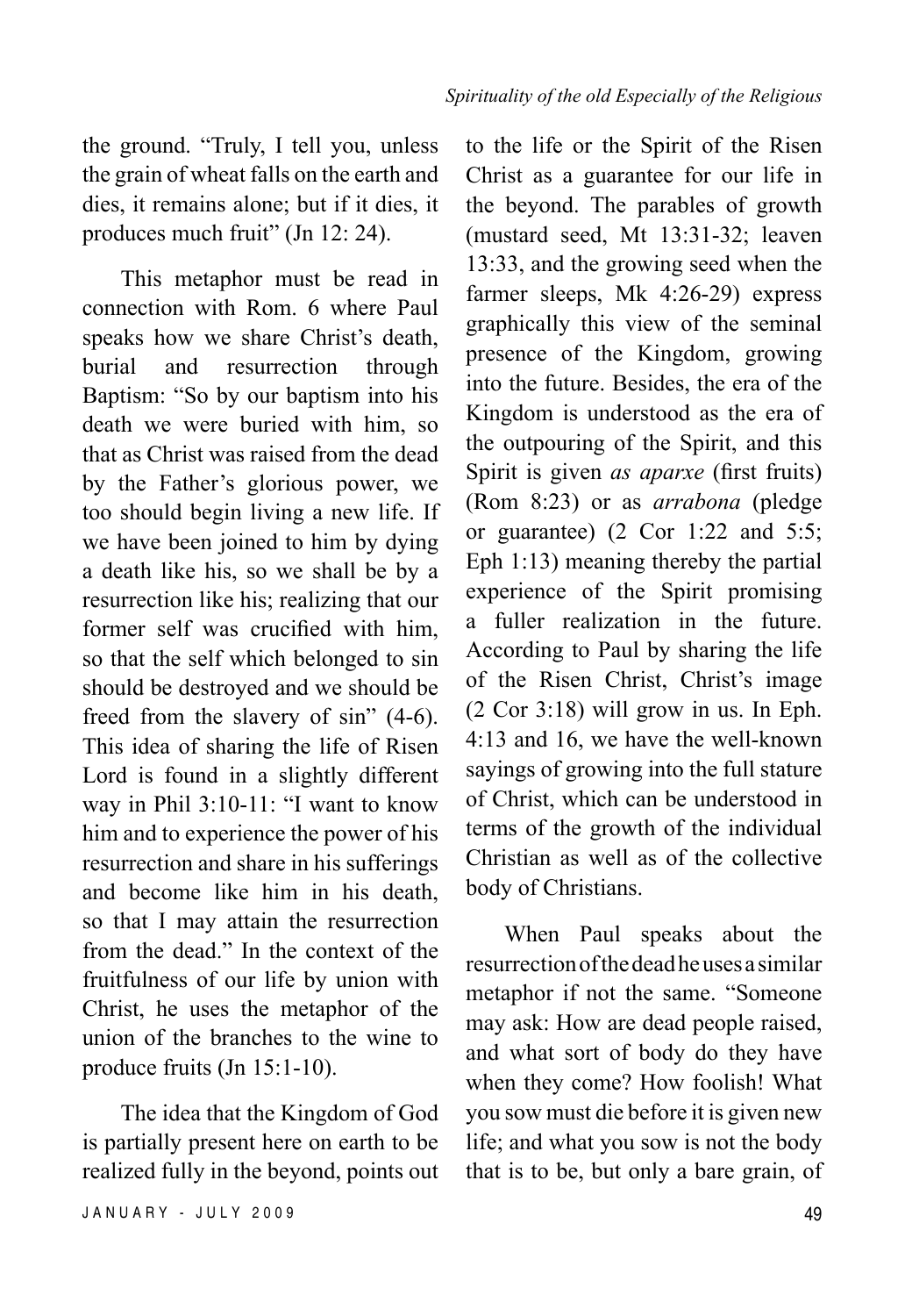the ground. "Truly, I tell you, unless the grain of wheat falls on the earth and dies, it remains alone; but if it dies, it produces much fruit" (Jn 12: 24).

This metaphor must be read in connection with Rom. 6 where Paul speaks how we share Christ's death, burial and resurrection through Baptism: "So by our baptism into his death we were buried with him, so that as Christ was raised from the dead by the Father's glorious power, we too should begin living a new life. If we have been joined to him by dying a death like his, so we shall be by a resurrection like his; realizing that our former self was crucified with him, so that the self which belonged to sin should be destroyed and we should be freed from the slavery of sin" (4-6). This idea of sharing the life of Risen Lord is found in a slightly different way in Phil 3:10-11: "I want to know him and to experience the power of his resurrection and share in his sufferings and become like him in his death, so that I may attain the resurrection from the dead." In the context of the fruitfulness of our life by union with Christ, he uses the metaphor of the union of the branches to the wine to produce fruits (Jn 15:1-10).

The idea that the Kingdom of God is partially present here on earth to be realized fully in the beyond, points out to the life or the Spirit of the Risen Christ as a guarantee for our life in the beyond. The parables of growth (mustard seed, Mt 13:31-32; leaven 13:33, and the growing seed when the farmer sleeps, Mk 4:26-29) express graphically this view of the seminal presence of the Kingdom, growing into the future. Besides, the era of the Kingdom is understood as the era of the outpouring of the Spirit, and this Spirit is given *as aparxe* (first fruits) (Rom 8:23) or as *arrabona* (pledge or guarantee) (2 Cor 1:22 and 5:5; Eph 1:13) meaning thereby the partial experience of the Spirit promising a fuller realization in the future. According to Paul by sharing the life of the Risen Christ, Christ's image (2 Cor 3:18) will grow in us. In Eph. 4:13 and 16, we have the well-known sayings of growing into the full stature of Christ, which can be understood in terms of the growth of the individual Christian as well as of the collective body of Christians.

When Paul speaks about the resurrection of the dead he uses a similar metaphor if not the same. "Someone may ask: How are dead people raised, and what sort of body do they have when they come? How foolish! What you sow must die before it is given new life; and what you sow is not the body that is to be, but only a bare grain, of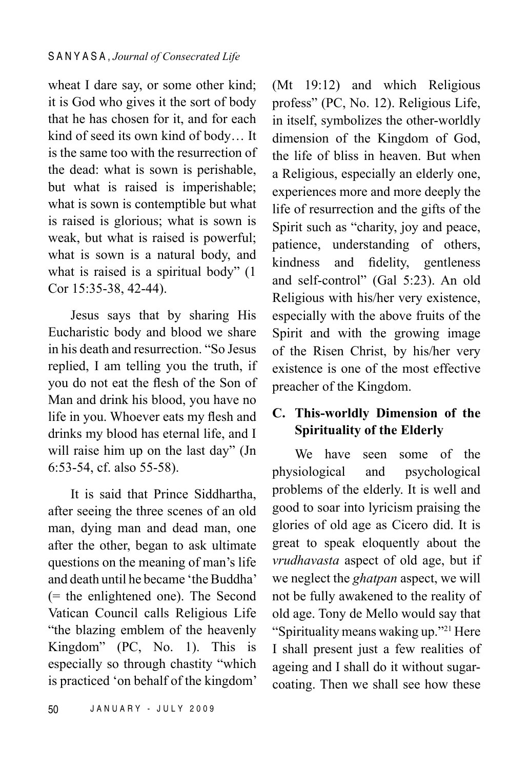wheat I dare say, or some other kind; it is God who gives it the sort of body that he has chosen for it, and for each kind of seed its own kind of body… It is the same too with the resurrection of the dead: what is sown is perishable, but what is raised is imperishable; what is sown is contemptible but what is raised is glorious; what is sown is weak, but what is raised is powerful; what is sown is a natural body, and what is raised is a spiritual body" (1 Cor 15:35-38, 42-44).

Jesus says that by sharing His Eucharistic body and blood we share in his death and resurrection. "So Jesus replied, I am telling you the truth, if you do not eat the flesh of the Son of Man and drink his blood, you have no life in you. Whoever eats my flesh and drinks my blood has eternal life, and I will raise him up on the last day" (Jn 6:53-54, cf. also 55-58).

It is said that Prince Siddhartha, after seeing the three scenes of an old man, dying man and dead man, one after the other, began to ask ultimate questions on the meaning of man's life and death until he became 'the Buddha' (= the enlightened one). The Second Vatican Council calls Religious Life "the blazing emblem of the heavenly Kingdom" (PC, No. 1). This is especially so through chastity "which is practiced 'on behalf of the kingdom' (Mt 19:12) and which Religious profess" (PC, No. 12). Religious Life, in itself, symbolizes the other-worldly dimension of the Kingdom of God, the life of bliss in heaven. But when a Religious, especially an elderly one, experiences more and more deeply the life of resurrection and the gifts of the Spirit such as "charity, joy and peace, patience, understanding of others, kindness and fidelity, gentleness and self-control" (Gal 5:23). An old Religious with his/her very existence, especially with the above fruits of the Spirit and with the growing image of the Risen Christ, by his/her very existence is one of the most effective preacher of the Kingdom.

### C. This-worldly Dimension of the Spirituality of the Elderly

We have seen some of the physiological and psychological problems of the elderly. It is well and good to soar into lyricism praising the glories of old age as Cicero did. It is great to speak eloquently about the *vrudhavasta* aspect of old age, but if we neglect the *ghatpan* aspect, we will not be fully awakened to the reality of old age. Tony de Mello would say that "Spirituality means waking up."[21] Here I shall present just a few realities of ageing and I shall do it without sugar-coating. Then we shall see how these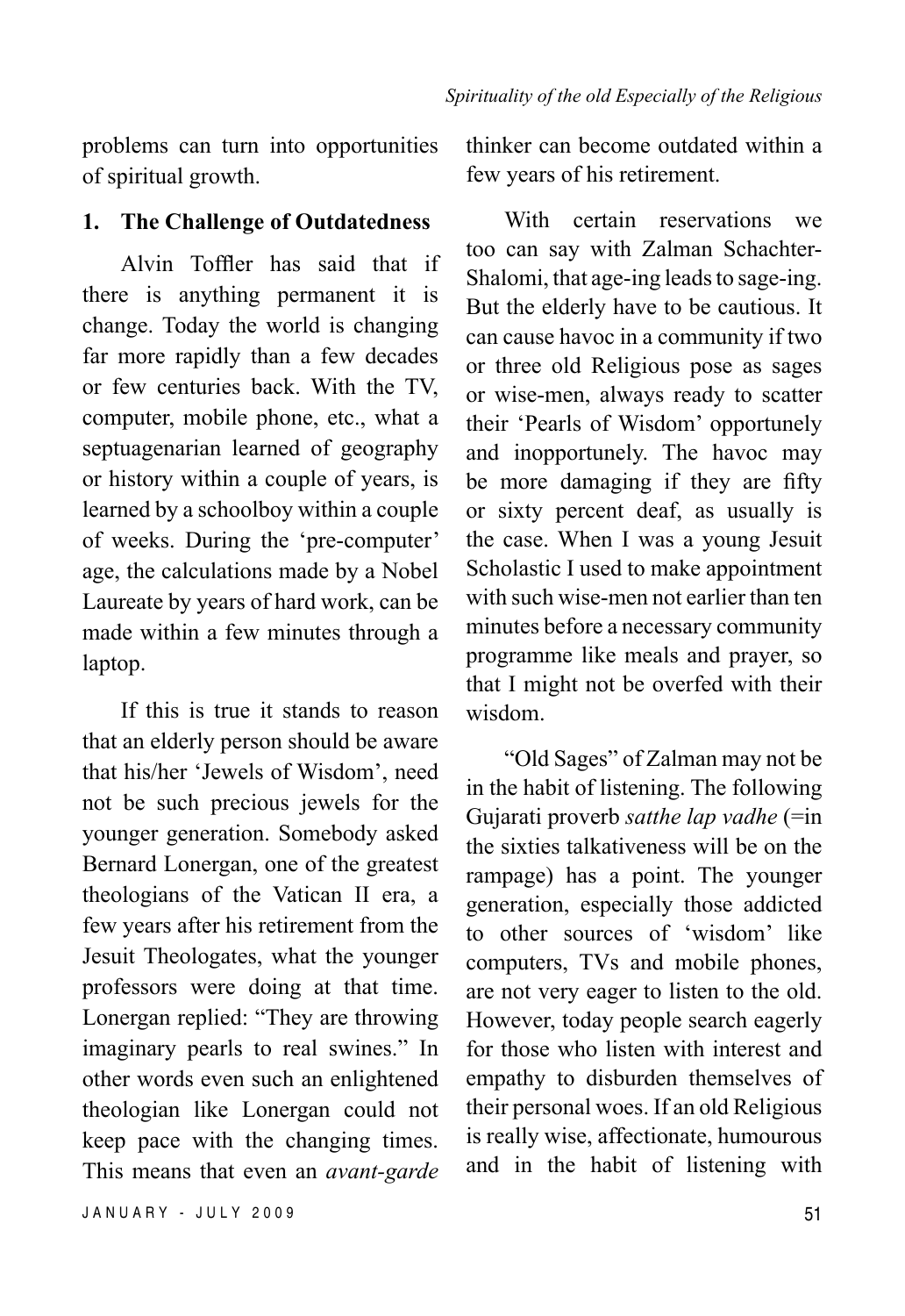problems can turn into opportunities of spiritual growth.

## 1. The Challenge of Outdatedness

Alvin Toffler has said that if there is anything permanent it is change. Today the world is changing far more rapidly than a few decades or few centuries back. With the TV, computer, mobile phone, etc., what a septuagenarian learned of geography or history within a couple of years, is learned by a schoolboy within a couple of weeks. During the 'pre-computer' age, the calculations made by a Nobel Laureate by years of hard work, can be made within a few minutes through a laptop.

If this is true it stands to reason that an elderly person should be aware that his/her 'Jewels of Wisdom', need not be such precious jewels for the younger generation. Somebody asked Bernard Lonergan, one of the greatest theologians of the Vatican II era, a few years after his retirement from the Jesuit Theologates, what the younger professors were doing at that time. Lonergan replied: "They are throwing imaginary pearls to real swines." In other words even such an enlightened theologian like Lonergan could not keep pace with the changing times. This means that even an *avant-garde* thinker can become outdated within a few years of his retirement.

With certain reservations we too can say with Zalman Schachter-Shalomi, that age-ing leads to sage-ing. But the elderly have to be cautious. It can cause havoc in a community if two or three old Religious pose as sages or wise-men, always ready to scatter their 'Pearls of Wisdom' opportunely and inopportunely. The havoc may be more damaging if they are fifty or sixty percent deaf, as usually is the case. When I was a young Jesuit Scholastic I used to make appointment with such wise-men not earlier than ten minutes before a necessary community programme like meals and prayer, so that I might not be overfed with their wisdom.

"Old Sages" of Zalman may not be in the habit of listening. The following Gujarati proverb *satthe lap vadhe* (=in the sixties talkativeness will be on the rampage) has a point. The younger generation, especially those addicted to other sources of 'wisdom' like computers, TVs and mobile phones, are not very eager to listen to the old. However, today people search eagerly for those who listen with interest and empathy to disburden themselves of their personal woes. If an old Religious is really wise, affectionate, humourous and in the habit of listening with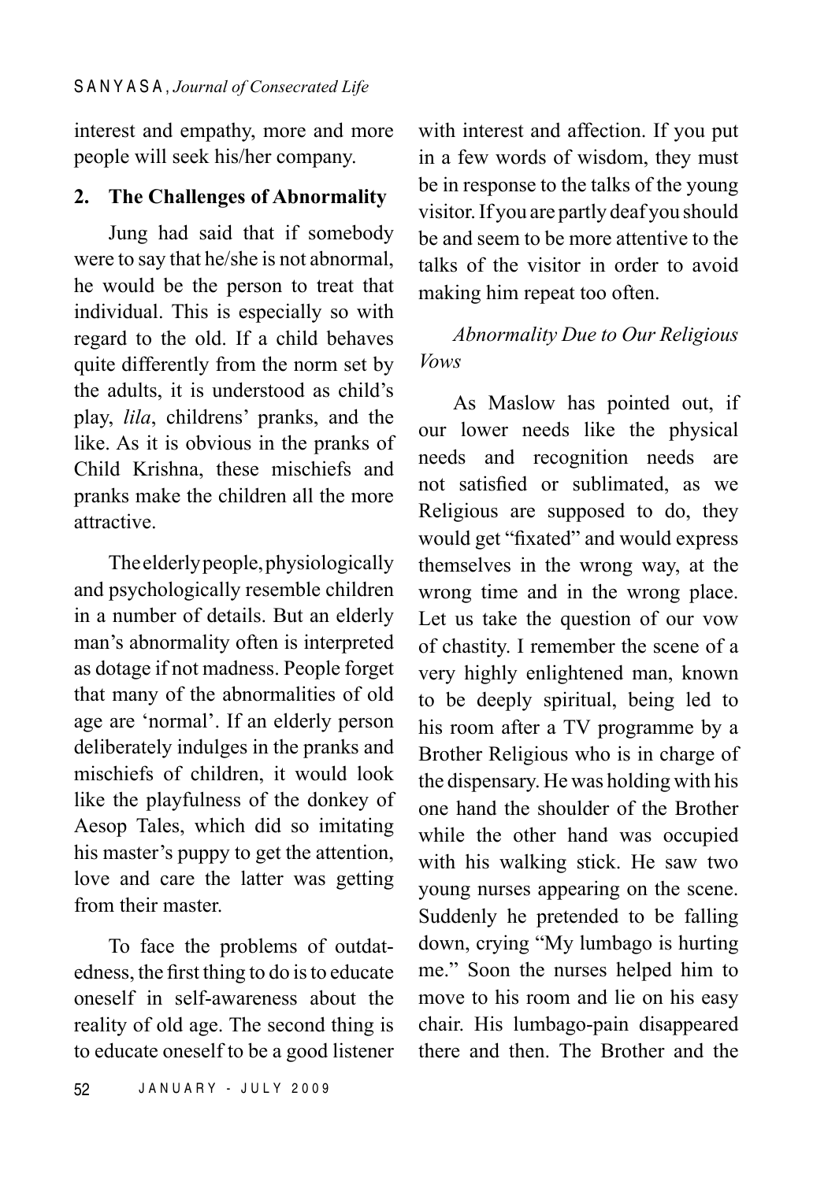interest and empathy, more and more people will seek his/her company.

## 2. The Challenges of Abnormality

Jung had said that if somebody were to say that he/she is not abnormal, he would be the person to treat that individual. This is especially so with regard to the old. If a child behaves quite differently from the norm set by the adults, it is understood as child's play, *lila*, childrens' pranks, and the like. As it is obvious in the pranks of Child Krishna, these mischiefs and pranks make the children all the more attractive.

The elderly people, physiologically and psychologically resemble children in a number of details. But an elderly man's abnormality often is interpreted as dotage if not madness. People forget that many of the abnormalities of old age are 'normal'. If an elderly person deliberately indulges in the pranks and mischiefs of children, it would look like the playfulness of the donkey of Aesop Tales, which did so imitating his master's puppy to get the attention, love and care the latter was getting from their master.

To face the problems of outdatedness, the first thing to do is to educate oneself in self-awareness about the reality of old age. The second thing is to educate oneself to be a good listener with interest and affection. If you put in a few words of wisdom, they must be in response to the talks of the young visitor. If you are partly deaf you should be and seem to be more attentive to the talks of the visitor in order to avoid making him repeat too often.

### *Abnormality Due to Our Religious Vows*

As Maslow has pointed out, if our lower needs like the physical needs and recognition needs are not satisfied or sublimated, as we Religious are supposed to do, they would get "fixated" and would express themselves in the wrong way, at the wrong time and in the wrong place. Let us take the question of our vow of chastity. I remember the scene of a very highly enlightened man, known to be deeply spiritual, being led to his room after a TV programme by a Brother Religious who is in charge of the dispensary. He was holding with his one hand the shoulder of the Brother while the other hand was occupied with his walking stick. He saw two young nurses appearing on the scene. Suddenly he pretended to be falling down, crying "My lumbago is hurting me." Soon the nurses helped him to move to his room and lie on his easy chair. His lumbago-pain disappeared there and then. The Brother and the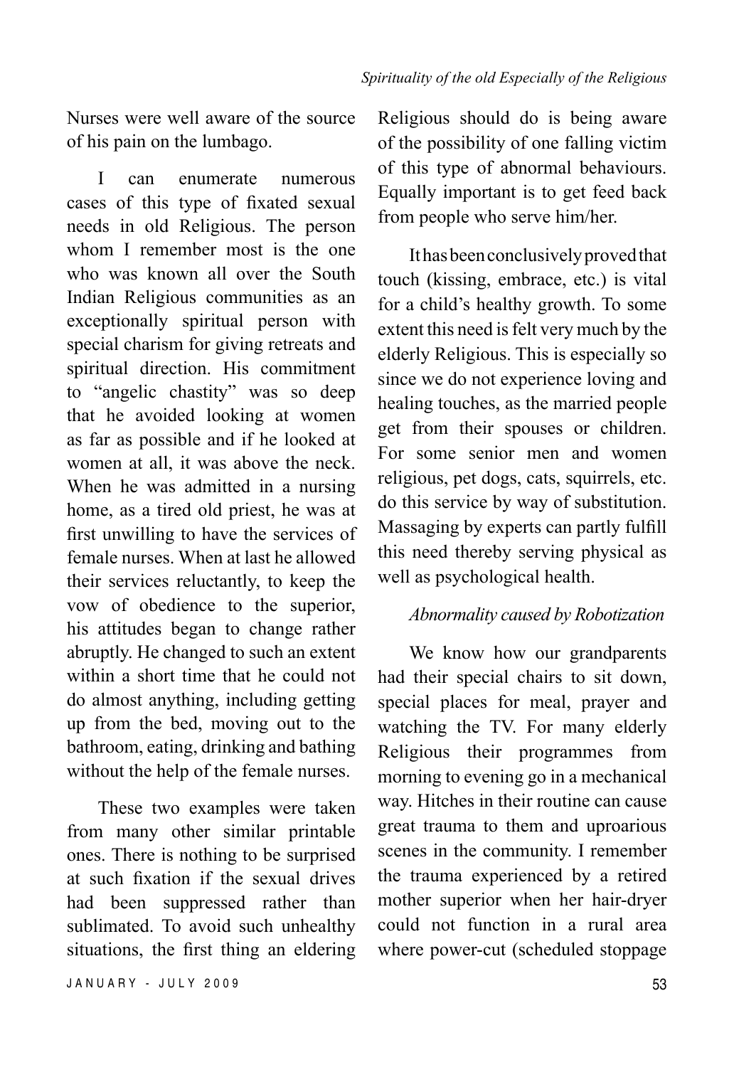Nurses were well aware of the source of his pain on the lumbago.

I can enumerate numerous cases of this type of fixated sexual needs in old Religious. The person whom I remember most is the one who was known all over the South Indian Religious communities as an exceptionally spiritual person with special charism for giving retreats and spiritual direction. His commitment to "angelic chastity" was so deep that he avoided looking at women as far as possible and if he looked at women at all, it was above the neck. When he was admitted in a nursing home, as a tired old priest, he was at first unwilling to have the services of female nurses. When at last he allowed their services reluctantly, to keep the vow of obedience to the superior, his attitudes began to change rather abruptly. He changed to such an extent within a short time that he could not do almost anything, including getting up from the bed, moving out to the bathroom, eating, drinking and bathing without the help of the female nurses.

These two examples were taken from many other similar printable ones. There is nothing to be surprised at such fixation if the sexual drives had been suppressed rather than sublimated. To avoid such unhealthy situations, the first thing an eldering Religious should do is being aware of the possibility of one falling victim of this type of abnormal behaviours. Equally important is to get feed back from people who serve him/her.

It has been conclusively proved that touch (kissing, embrace, etc.) is vital for a child's healthy growth. To some extent this need is felt very much by the elderly Religious. This is especially so since we do not experience loving and healing touches, as the married people get from their spouses or children. For some senior men and women religious, pet dogs, cats, squirrels, etc. do this service by way of substitution. Massaging by experts can partly fulfill this need thereby serving physical as well as psychological health.

*Abnormality caused by Robotization*

We know how our grandparents had their special chairs to sit down, special places for meal, prayer and watching the TV. For many elderly Religious their programmes from morning to evening go in a mechanical way. Hitches in their routine can cause great trauma to them and uproarious scenes in the community. I remember the trauma experienced by a retired mother superior when her hair-dryer could not function in a rural area where power-cut (scheduled stoppage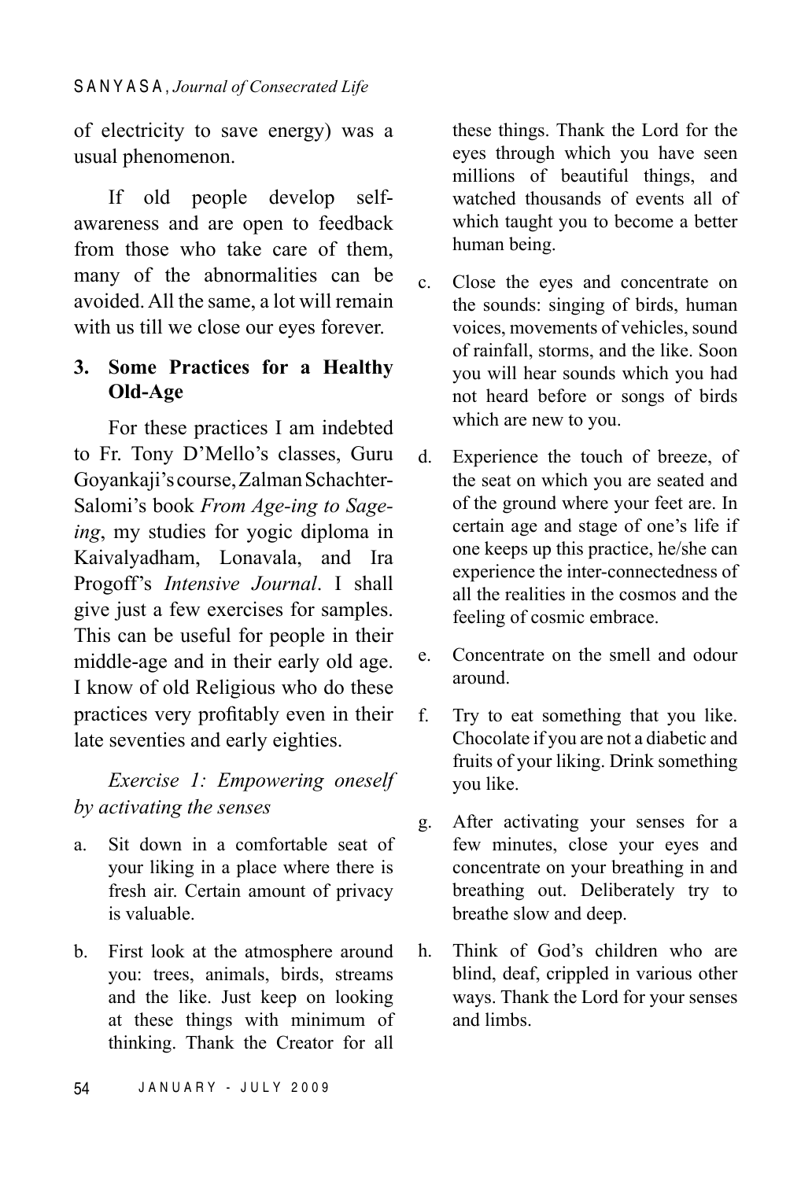of electricity to save energy) was a usual phenomenon.

If old people develop self-awareness and are open to feedback from those who take care of them, many of the abnormalities can be avoided. All the same, a lot will remain with us till we close our eyes forever.

## 3. Some Practices for a Healthy Old-Age

For these practices I am indebted to Fr. Tony D'Mello's classes, Guru Goyankaji's course, Zalman Schachter-Salomi's book *From Age-ing to Sage-ing*, my studies for yogic diploma in Kaivalyadham, Lonavala, and Ira Progoff's *Intensive Journal*. I shall give just a few exercises for samples. This can be useful for people in their middle-age and in their early old age. I know of old Religious who do these practices very profitably even in their late seventies and early eighties.

*Exercise 1: Empowering oneself by activating the senses*

a. Sit down in a comfortable seat of your liking in a place where there is fresh air. Certain amount of privacy is valuable.

b. First look at the atmosphere around you: trees, animals, birds, streams and the like. Just keep on looking at these things with minimum of thinking. Thank the Creator for all these things. Thank the Lord for the eyes through which you have seen millions of beautiful things, and watched thousands of events all of which taught you to become a better human being.

c. Close the eyes and concentrate on the sounds: singing of birds, human voices, movements of vehicles, sound of rainfall, storms, and the like. Soon you will hear sounds which you had not heard before or songs of birds which are new to you.

d. Experience the touch of breeze, of the seat on which you are seated and of the ground where your feet are. In certain age and stage of one's life if one keeps up this practice, he/she can experience the inter-connectedness of all the realities in the cosmos and the feeling of cosmic embrace.

e. Concentrate on the smell and odour around.

f. Try to eat something that you like. Chocolate if you are not a diabetic and fruits of your liking. Drink something you like.

g. After activating your senses for a few minutes, close your eyes and concentrate on your breathing in and breathing out. Deliberately try to breathe slow and deep.

h. Think of God's children who are blind, deaf, crippled in various other ways. Thank the Lord for your senses and limbs.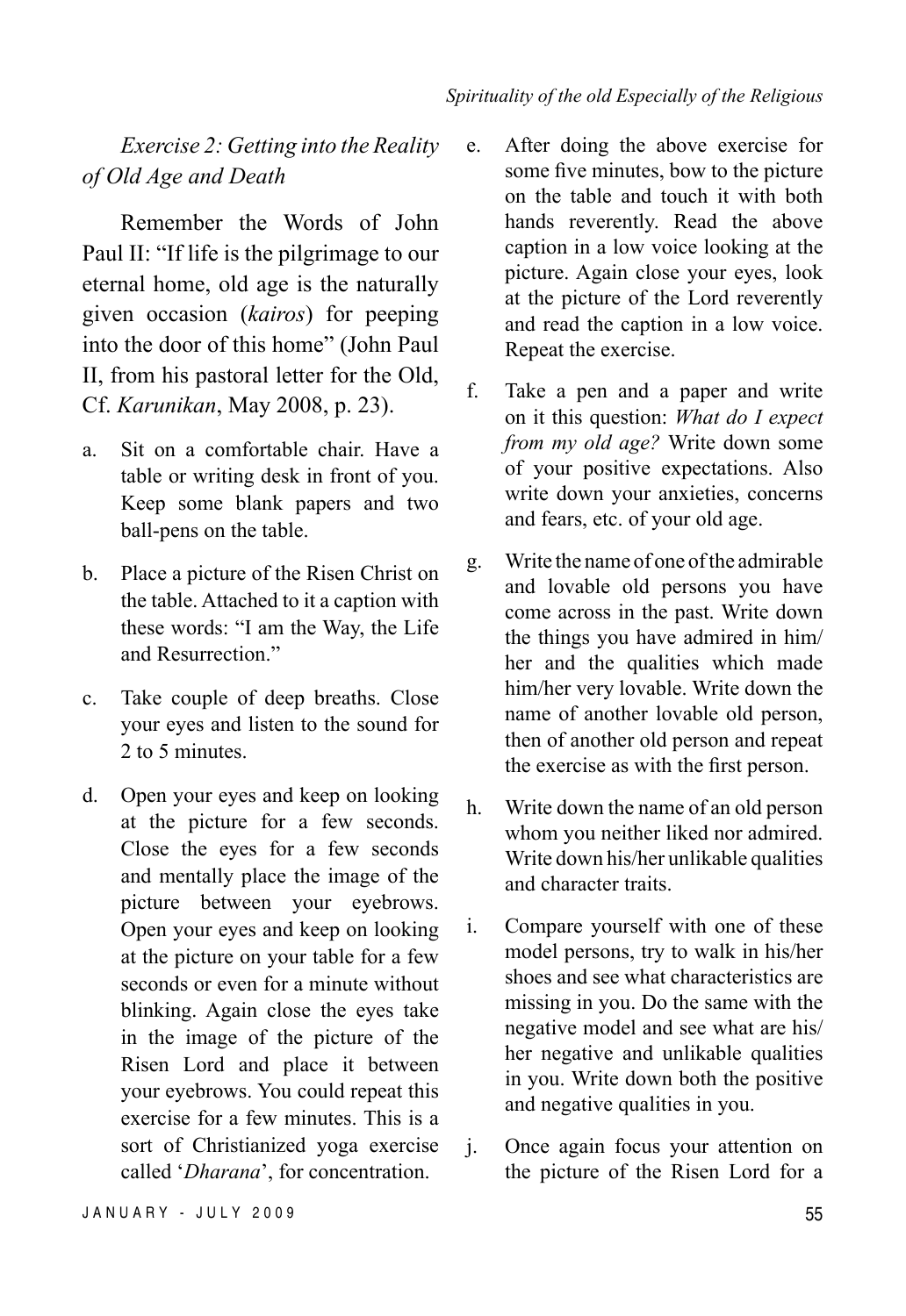*Exercise 2: Getting into the Reality of Old Age and Death*

Remember the Words of John Paul II: "If life is the pilgrimage to our eternal home, old age is the naturally given occasion (*kairos*) for peeping into the door of this home" (John Paul II, from his pastoral letter for the Old, Cf. *Karunikan*, May 2008, p. 23).

a. Sit on a comfortable chair. Have a table or writing desk in front of you. Keep some blank papers and two ball-pens on the table.

b. Place a picture of the Risen Christ on the table. Attached to it a caption with these words: "I am the Way, the Life and Resurrection."

c. Take couple of deep breaths. Close your eyes and listen to the sound for 2 to 5 minutes.

d. Open your eyes and keep on looking at the picture for a few seconds. Close the eyes for a few seconds and mentally place the image of the picture between your eyebrows. Open your eyes and keep on looking at the picture on your table for a few seconds or even for a minute without blinking. Again close the eyes take in the image of the picture of the Risen Lord and place it between your eyebrows. You could repeat this exercise for a few minutes. This is a sort of Christianized yoga exercise called '*Dharana*', for concentration.

e. After doing the above exercise for some five minutes, bow to the picture on the table and touch it with both hands reverently. Read the above caption in a low voice looking at the picture. Again close your eyes, look at the picture of the Lord reverently and read the caption in a low voice. Repeat the exercise.

f. Take a pen and a paper and write on it this question: *What do I expect from my old age?* Write down some of your positive expectations. Also write down your anxieties, concerns and fears, etc. of your old age.

g. Write the name of one of the admirable and lovable old persons you have come across in the past. Write down the things you have admired in him/her and the qualities which made him/her very lovable. Write down the name of another lovable old person, then of another old person and repeat the exercise as with the first person.

h. Write down the name of an old person whom you neither liked nor admired. Write down his/her unlikable qualities and character traits.

i. Compare yourself with one of these model persons, try to walk in his/her shoes and see what characteristics are missing in you. Do the same with the negative model and see what are his/her negative and unlikable qualities in you. Write down both the positive and negative qualities in you.

j. Once again focus your attention on the picture of the Risen Lord for a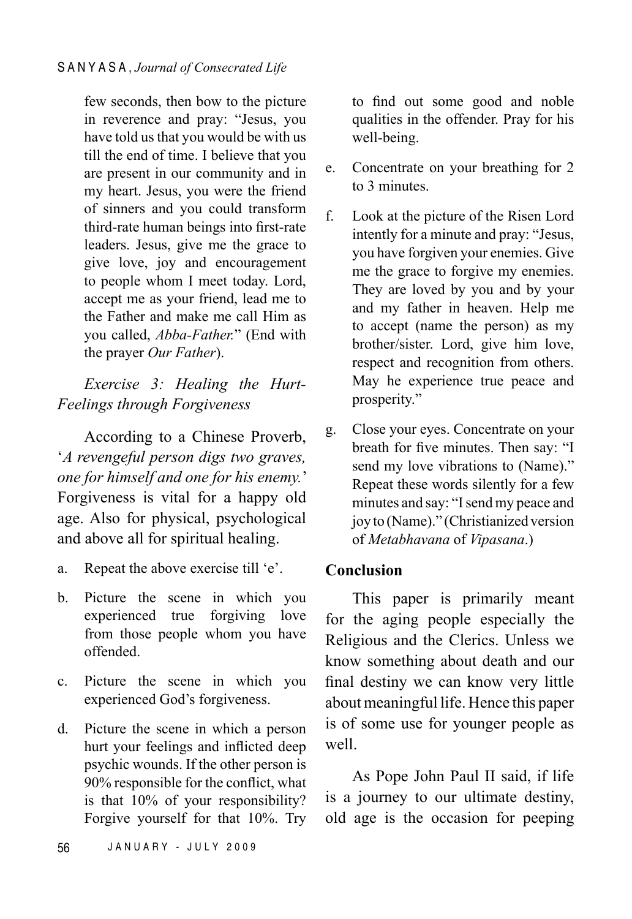few seconds, then bow to the picture in reverence and pray: "Jesus, you have told us that you would be with us till the end of time. I believe that you are present in our community and in my heart. Jesus, you were the friend of sinners and you could transform third-rate human beings into first-rate leaders. Jesus, give me the grace to give love, joy and encouragement to people whom I meet today. Lord, accept me as your friend, lead me to the Father and make me call Him as you called, *Abba-Father.*" (End with the prayer *Our Father*).

*Exercise 3: Healing the Hurt-Feelings through Forgiveness*

According to a Chinese Proverb, '*A revengeful person digs two graves, one for himself and one for his enemy.*' Forgiveness is vital for a happy old age. Also for physical, psychological and above all for spiritual healing.

a. Repeat the above exercise till 'e'.

b. Picture the scene in which you experienced true forgiving love from those people whom you have offended.

c. Picture the scene in which you experienced God's forgiveness.

d. Picture the scene in which a person hurt your feelings and inflicted deep psychic wounds. If the other person is 90% responsible for the conflict, what is that 10% of your responsibility? Forgive yourself for that 10%. Try to find out some good and noble qualities in the offender. Pray for his well-being.

e. Concentrate on your breathing for 2 to 3 minutes.

f. Look at the picture of the Risen Lord intently for a minute and pray: "Jesus, you have forgiven your enemies. Give me the grace to forgive my enemies. They are loved by you and by your and my father in heaven. Help me to accept (name the person) as my brother/sister. Lord, give him love, respect and recognition from others. May he experience true peace and prosperity."

g. Close your eyes. Concentrate on your breath for five minutes. Then say: "I send my love vibrations to (Name)." Repeat these words silently for a few minutes and say: "I send my peace and joy to (Name)." (Christianized version of *Metabhavana* of *Vipasana*.)

**Conclusion**

This paper is primarily meant for the aging people especially the Religious and the Clerics. Unless we know something about death and our final destiny we can know very little about meaningful life. Hence this paper is of some use for younger people as well.

As Pope John Paul II said, if life is a journey to our ultimate destiny, old age is the occasion for peeping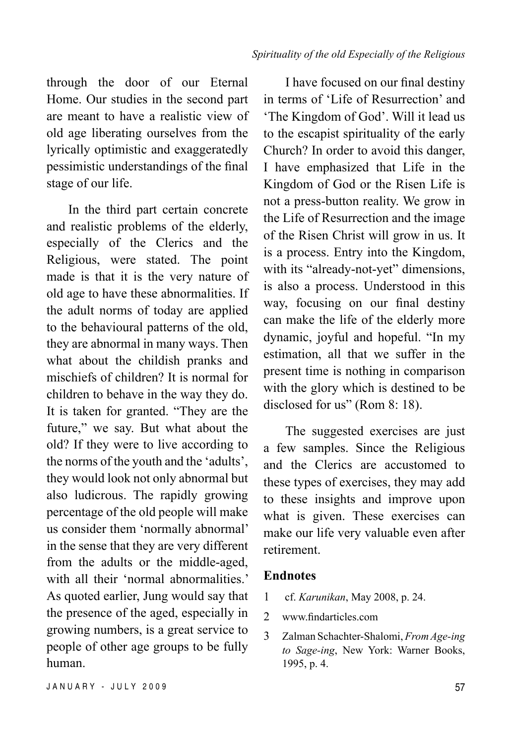through the door of our Eternal Home. Our studies in the second part are meant to have a realistic view of old age liberating ourselves from the lyrically optimistic and exaggeratedly pessimistic understandings of the final stage of our life.

In the third part certain concrete and realistic problems of the elderly, especially of the Clerics and the Religious, were stated. The point made is that it is the very nature of old age to have these abnormalities. If the adult norms of today are applied to the behavioural patterns of the old, they are abnormal in many ways. Then what about the childish pranks and mischiefs of children? It is normal for children to behave in the way they do. It is taken for granted. "They are the future," we say. But what about the old? If they were to live according to the norms of the youth and the 'adults', they would look not only abnormal but also ludicrous. The rapidly growing percentage of the old people will make us consider them 'normally abnormal' in the sense that they are very different from the adults or the middle-aged, with all their 'normal abnormalities.' As quoted earlier, Jung would say that the presence of the aged, especially in growing numbers, is a great service to people of other age groups to be fully human.

I have focused on our final destiny in terms of 'Life of Resurrection' and 'The Kingdom of God'. Will it lead us to the escapist spirituality of the early Church? In order to avoid this danger, I have emphasized that Life in the Kingdom of God or the Risen Life is not a press-button reality. We grow in the Life of Resurrection and the image of the Risen Christ will grow in us. It is a process. Entry into the Kingdom, with its "already-not-yet" dimensions, is also a process. Understood in this way, focusing on our final destiny can make the life of the elderly more dynamic, joyful and hopeful. "In my estimation, all that we suffer in the present time is nothing in comparison with the glory which is destined to be disclosed for us" (Rom 8: 18).

The suggested exercises are just a few samples. Since the Religious and the Clerics are accustomed to these types of exercises, they may add to these insights and improve upon what is given. These exercises can make our life very valuable even after retirement.

## Endnotes

1 cf. *Karunikan*, May 2008, p. 24.

2 www.findarticles.com

3 Zalman Schachter-Shalomi, *From Age-ing to Sage-ing*, New York: Warner Books, 1995, p. 4.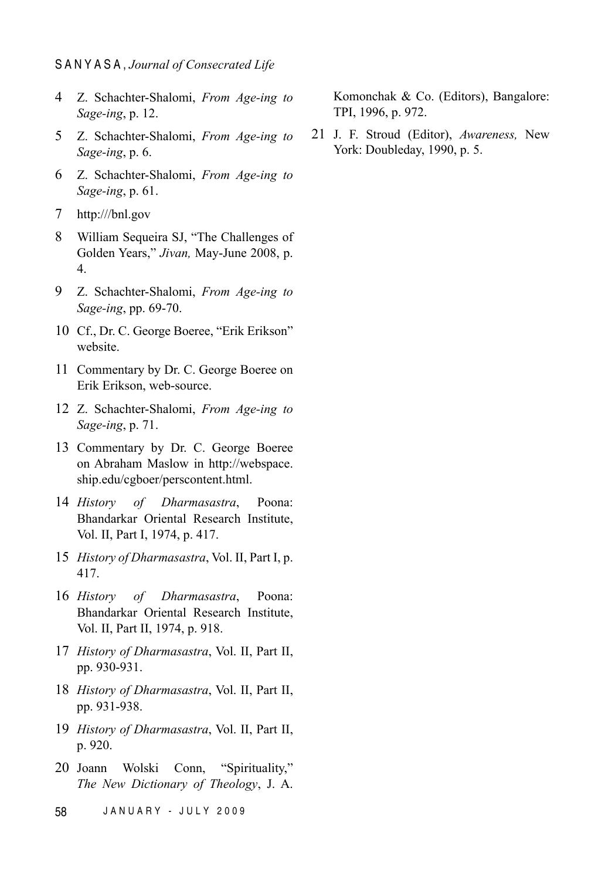4 Z. Schachter-Shalomi, *From Age-ing to Sage-ing*, p. 12.

5 Z. Schachter-Shalomi, *From Age-ing to Sage-ing*, p. 6.

6 Z. Schachter-Shalomi, *From Age-ing to Sage-ing*, p. 61.

7 http:///bnl.gov

8 William Sequeira SJ, "The Challenges of Golden Years," *Jivan,* May-June 2008, p. 4.

9 Z. Schachter-Shalomi, *From Age-ing to Sage-ing*, pp. 69-70.

10 Cf., Dr. C. George Boeree, "Erik Erikson" website.

11 Commentary by Dr. C. George Boeree on Erik Erikson, web-source.

12 Z. Schachter-Shalomi, *From Age-ing to Sage-ing*, p. 71.

13 Commentary by Dr. C. George Boeree on Abraham Maslow in http://webspace.ship.edu/cgboer/perscontent.html.

14 *History of Dharmasastra*, Poona: Bhandarkar Oriental Research Institute, Vol. II, Part I, 1974, p. 417.

15 *History of Dharmasastra*, Vol. II, Part I, p. 417.

16 *History of Dharmasastra*, Poona: Bhandarkar Oriental Research Institute, Vol. II, Part II, 1974, p. 918.

17 *History of Dharmasastra*, Vol. II, Part II, pp. 930-931.

18 *History of Dharmasastra*, Vol. II, Part II, pp. 931-938.

19 *History of Dharmasastra*, Vol. II, Part II, p. 920.

20 Joann Wolski Conn, "Spirituality," *The New Dictionary of Theology*, J. A. Komonchak & Co. (Editors), Bangalore: TPI, 1996, p. 972.

21 J. F. Stroud (Editor), *Awareness,* New York: Doubleday, 1990, p. 5.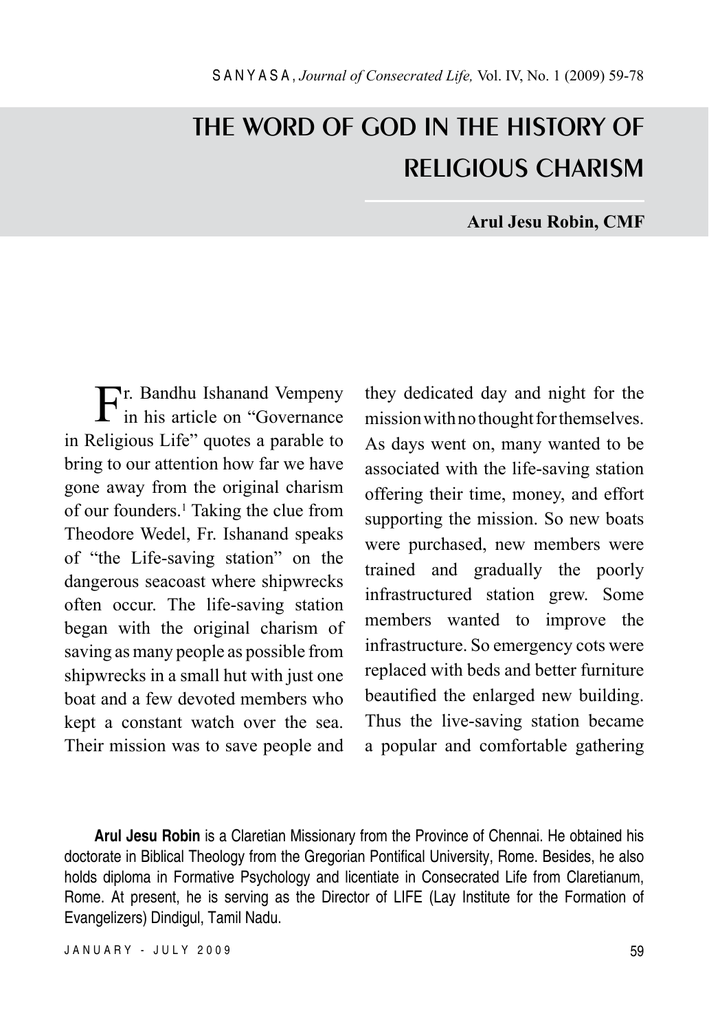# THE WORD OF GOD IN THE HISTORY OF RELIGIOUS CHARISM

**Arul Jesu Robin, CMF**

Fr. Bandhu Ishanand Vempeny in his article on "Governance in Religious Life" quotes a parable to bring to our attention how far we have gone away from the original charism of our founders.[1] Taking the clue from Theodore Wedel, Fr. Ishanand speaks of "the Life-saving station" on the dangerous seacoast where shipwrecks often occur. The life-saving station began with the original charism of saving as many people as possible from shipwrecks in a small hut with just one boat and a few devoted members who kept a constant watch over the sea. Their mission was to save people and they dedicated day and night for the mission with no thought for themselves. As days went on, many wanted to be associated with the life-saving station offering their time, money, and effort supporting the mission. So new boats were purchased, new members were trained and gradually the poorly infrastructured station grew. Some members wanted to improve the infrastructure. So emergency cots were replaced with beds and better furniture beautified the enlarged new building. Thus the live-saving station became a popular and comfortable gathering

**Arul Jesu Robin** is a Claretian Missionary from the Province of Chennai. He obtained his doctorate in Biblical Theology from the Gregorian Pontifical University, Rome. Besides, he also holds diploma in Formative Psychology and licentiate in Consecrated Life from Claretianum, Rome. At present, he is serving as the Director of LIFE (Lay Institute for the Formation of Evangelizers) Dindigul, Tamil Nadu.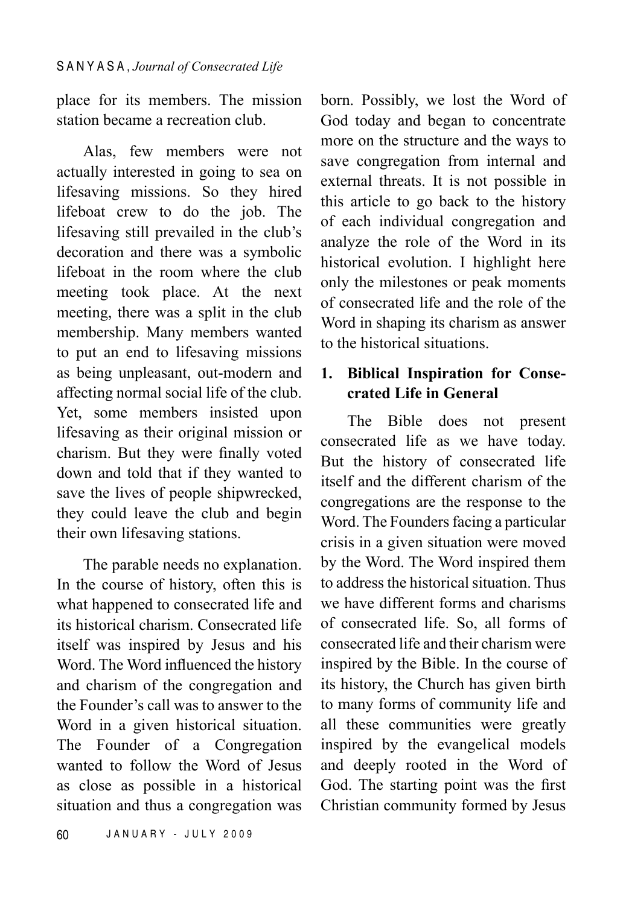place for its members. The mission station became a recreation club.

Alas, few members were not actually interested in going to sea on lifesaving missions. So they hired lifeboat crew to do the job. The lifesaving still prevailed in the club's decoration and there was a symbolic lifeboat in the room where the club meeting took place. At the next meeting, there was a split in the club membership. Many members wanted to put an end to lifesaving missions as being unpleasant, out-modern and affecting normal social life of the club. Yet, some members insisted upon lifesaving as their original mission or charism. But they were finally voted down and told that if they wanted to save the lives of people shipwrecked, they could leave the club and begin their own lifesaving stations.

The parable needs no explanation. In the course of history, often this is what happened to consecrated life and its historical charism. Consecrated life itself was inspired by Jesus and his Word. The Word influenced the history and charism of the congregation and the Founder's call was to answer to the Word in a given historical situation. The Founder of a Congregation wanted to follow the Word of Jesus as close as possible in a historical situation and thus a congregation was born. Possibly, we lost the Word of God today and began to concentrate more on the structure and the ways to save congregation from internal and external threats. It is not possible in this article to go back to the history of each individual congregation and analyze the role of the Word in its historical evolution. I highlight here only the milestones or peak moments of consecrated life and the role of the Word in shaping its charism as answer to the historical situations.

## 1. Biblical Inspiration for Consecrated Life in General

The Bible does not present consecrated life as we have today. But the history of consecrated life itself and the different charism of the congregations are the response to the Word. The Founders facing a particular crisis in a given situation were moved by the Word. The Word inspired them to address the historical situation. Thus we have different forms and charisms of consecrated life. So, all forms of consecrated life and their charism were inspired by the Bible. In the course of its history, the Church has given birth to many forms of community life and all these communities were greatly inspired by the evangelical models and deeply rooted in the Word of God. The starting point was the first Christian community formed by Jesus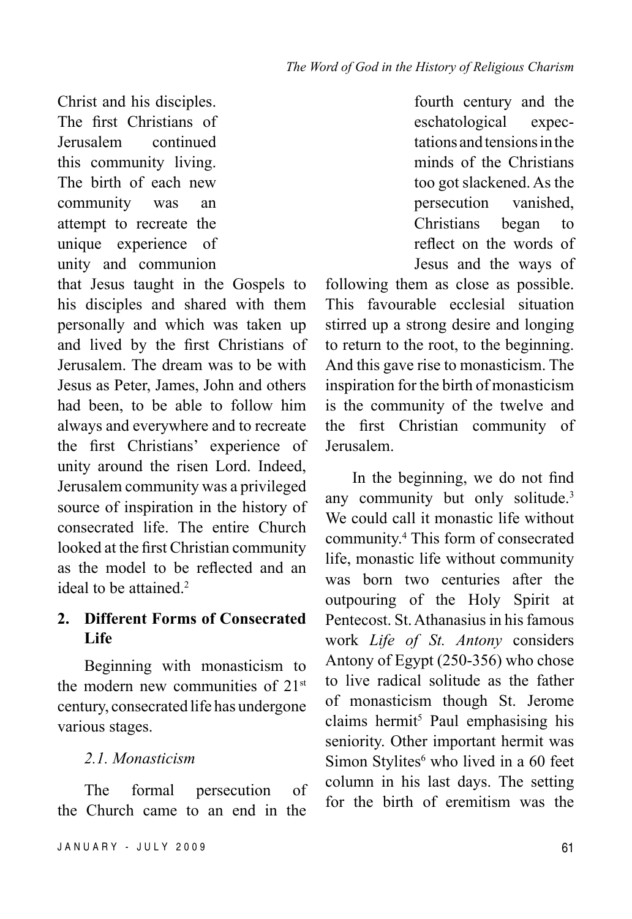Christ and his disciples. The first Christians of Jerusalem continued this community living. The birth of each new community was an attempt to recreate the unique experience of unity and communion that Jesus taught in the Gospels to his disciples and shared with them personally and which was taken up and lived by the first Christians of Jerusalem. The dream was to be with Jesus as Peter, James, John and others had been, to be able to follow him always and everywhere and to recreate the first Christians' experience of unity around the risen Lord. Indeed, Jerusalem community was a privileged source of inspiration in the history of consecrated life. The entire Church looked at the first Christian community as the model to be reflected and an ideal to be attained.[2]

## 2. Different Forms of Consecrated Life

Beginning with monasticism to the modern new communities of 21st century, consecrated life has undergone various stages.

### *2.1. Monasticism*

The formal persecution of the Church came to an end in the fourth century and the eschatological expectations and tensions in the minds of the Christians too got slackened. As the persecution vanished, Christians began to reflect on the words of Jesus and the ways of following them as close as possible. This favourable ecclesial situation stirred up a strong desire and longing to return to the root, to the beginning. And this gave rise to monasticism. The inspiration for the birth of monasticism is the community of the twelve and the first Christian community of Jerusalem.

In the beginning, we do not find any community but only solitude.[3] We could call it monastic life without community.[4] This form of consecrated life, monastic life without community was born two centuries after the outpouring of the Holy Spirit at Pentecost. St. Athanasius in his famous work *Life of St. Antony* considers Antony of Egypt (250-356) who chose to live radical solitude as the father of monasticism though St. Jerome claims hermit[5] Paul emphasising his seniority. Other important hermit was Simon Stylites[6] who lived in a 60 feet column in his last days. The setting for the birth of eremitism was the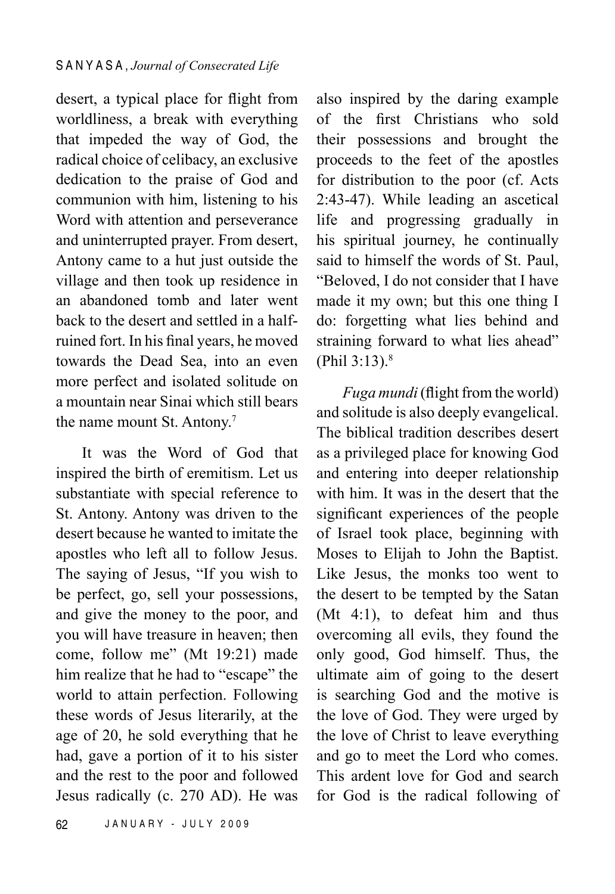desert, a typical place for flight from worldliness, a break with everything that impeded the way of God, the radical choice of celibacy, an exclusive dedication to the praise of God and communion with him, listening to his Word with attention and perseverance and uninterrupted prayer. From desert, Antony came to a hut just outside the village and then took up residence in an abandoned tomb and later went back to the desert and settled in a half-ruined fort. In his final years, he moved towards the Dead Sea, into an even more perfect and isolated solitude on a mountain near Sinai which still bears the name mount St. Antony.[7]

It was the Word of God that inspired the birth of eremitism. Let us substantiate with special reference to St. Antony. Antony was driven to the desert because he wanted to imitate the apostles who left all to follow Jesus. The saying of Jesus, "If you wish to be perfect, go, sell your possessions, and give the money to the poor, and you will have treasure in heaven; then come, follow me" (Mt 19:21) made him realize that he had to "escape" the world to attain perfection. Following these words of Jesus literarily, at the age of 20, he sold everything that he had, gave a portion of it to his sister and the rest to the poor and followed Jesus radically (c. 270 AD). He was also inspired by the daring example of the first Christians who sold their possessions and brought the proceeds to the feet of the apostles for distribution to the poor (cf. Acts 2:43-47). While leading an ascetical life and progressing gradually in his spiritual journey, he continually said to himself the words of St. Paul, "Beloved, I do not consider that I have made it my own; but this one thing I do: forgetting what lies behind and straining forward to what lies ahead" (Phil 3:13).[8]

*Fuga mundi* (flight from the world) and solitude is also deeply evangelical. The biblical tradition describes desert as a privileged place for knowing God and entering into deeper relationship with him. It was in the desert that the significant experiences of the people of Israel took place, beginning with Moses to Elijah to John the Baptist. Like Jesus, the monks too went to the desert to be tempted by the Satan (Mt 4:1), to defeat him and thus overcoming all evils, they found the only good, God himself. Thus, the ultimate aim of going to the desert is searching God and the motive is the love of God. They were urged by the love of Christ to leave everything and go to meet the Lord who comes. This ardent love for God and search for God is the radical following of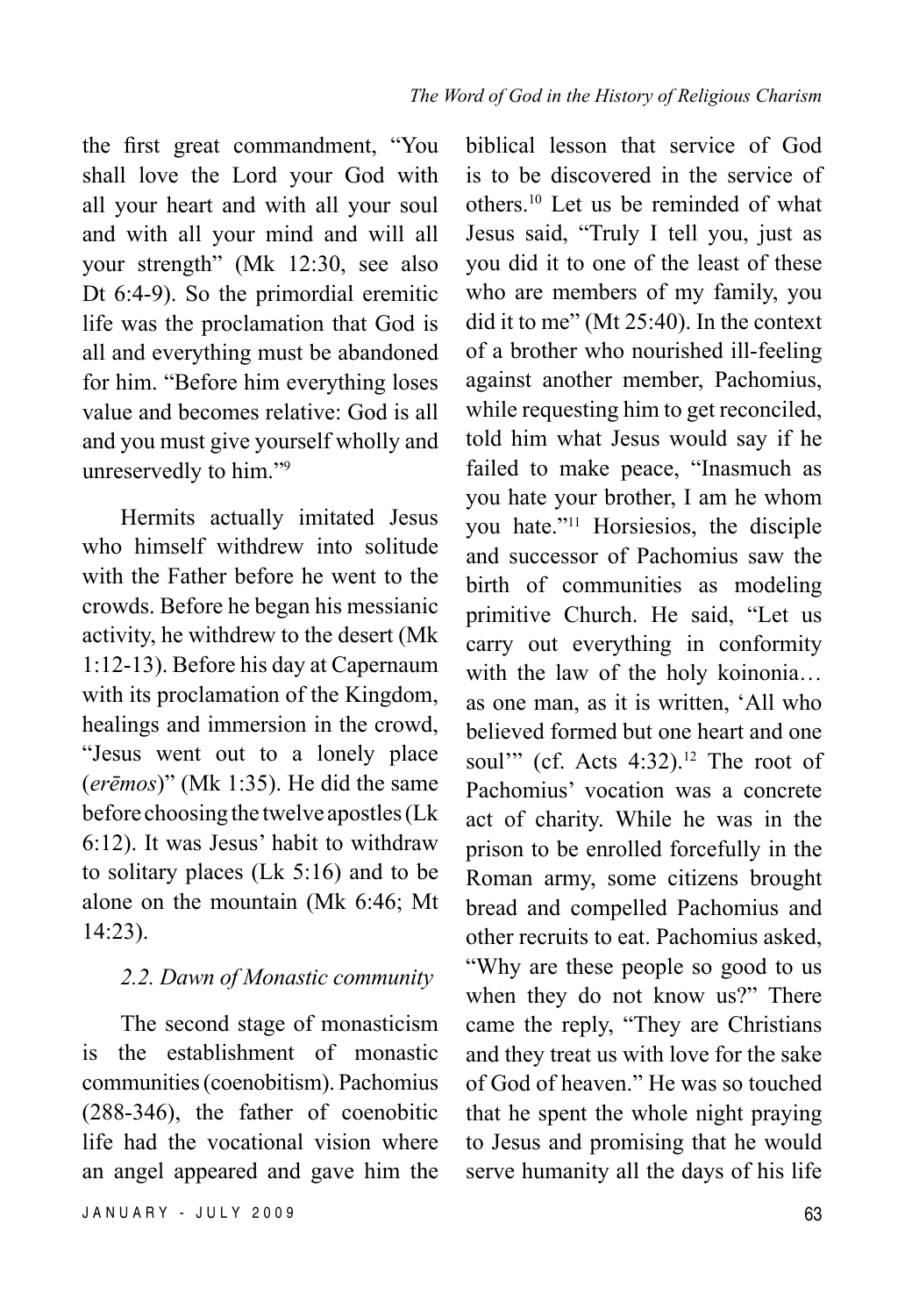the first great commandment, "You shall love the Lord your God with all your heart and with all your soul and with all your mind and will all your strength" (Mk 12:30, see also Dt 6:4-9). So the primordial eremitic life was the proclamation that God is all and everything must be abandoned for him. "Before him everything loses value and becomes relative: God is all and you must give yourself wholly and unreservedly to him."[9]

Hermits actually imitated Jesus who himself withdrew into solitude with the Father before he went to the crowds. Before he began his messianic activity, he withdrew to the desert (Mk 1:12-13). Before his day at Capernaum with its proclamation of the Kingdom, healings and immersion in the crowd, "Jesus went out to a lonely place (*erēmos*)" (Mk 1:35). He did the same before choosing the twelve apostles (Lk 6:12). It was Jesus' habit to withdraw to solitary places (Lk 5:16) and to be alone on the mountain (Mk 6:46; Mt 14:23).

### *2.2. Dawn of Monastic community*

The second stage of monasticism is the establishment of monastic communities (coenobitism). Pachomius (288-346), the father of coenobitic life had the vocational vision where an angel appeared and gave him the biblical lesson that service of God is to be discovered in the service of others.[10] Let us be reminded of what Jesus said, "Truly I tell you, just as you did it to one of the least of these who are members of my family, you did it to me" (Mt 25:40). In the context of a brother who nourished ill-feeling against another member, Pachomius, while requesting him to get reconciled, told him what Jesus would say if he failed to make peace, "Inasmuch as you hate your brother, I am he whom you hate."[11] Horsiesios, the disciple and successor of Pachomius saw the birth of communities as modeling primitive Church. He said, "Let us carry out everything in conformity with the law of the holy koinonia… as one man, as it is written, 'All who believed formed but one heart and one soul'" (cf. Acts 4:32).[12] The root of Pachomius' vocation was a concrete act of charity. While he was in the prison to be enrolled forcefully in the Roman army, some citizens brought bread and compelled Pachomius and other recruits to eat. Pachomius asked, "Why are these people so good to us when they do not know us?" There came the reply, "They are Christians and they treat us with love for the sake of God of heaven." He was so touched that he spent the whole night praying to Jesus and promising that he would serve humanity all the days of his life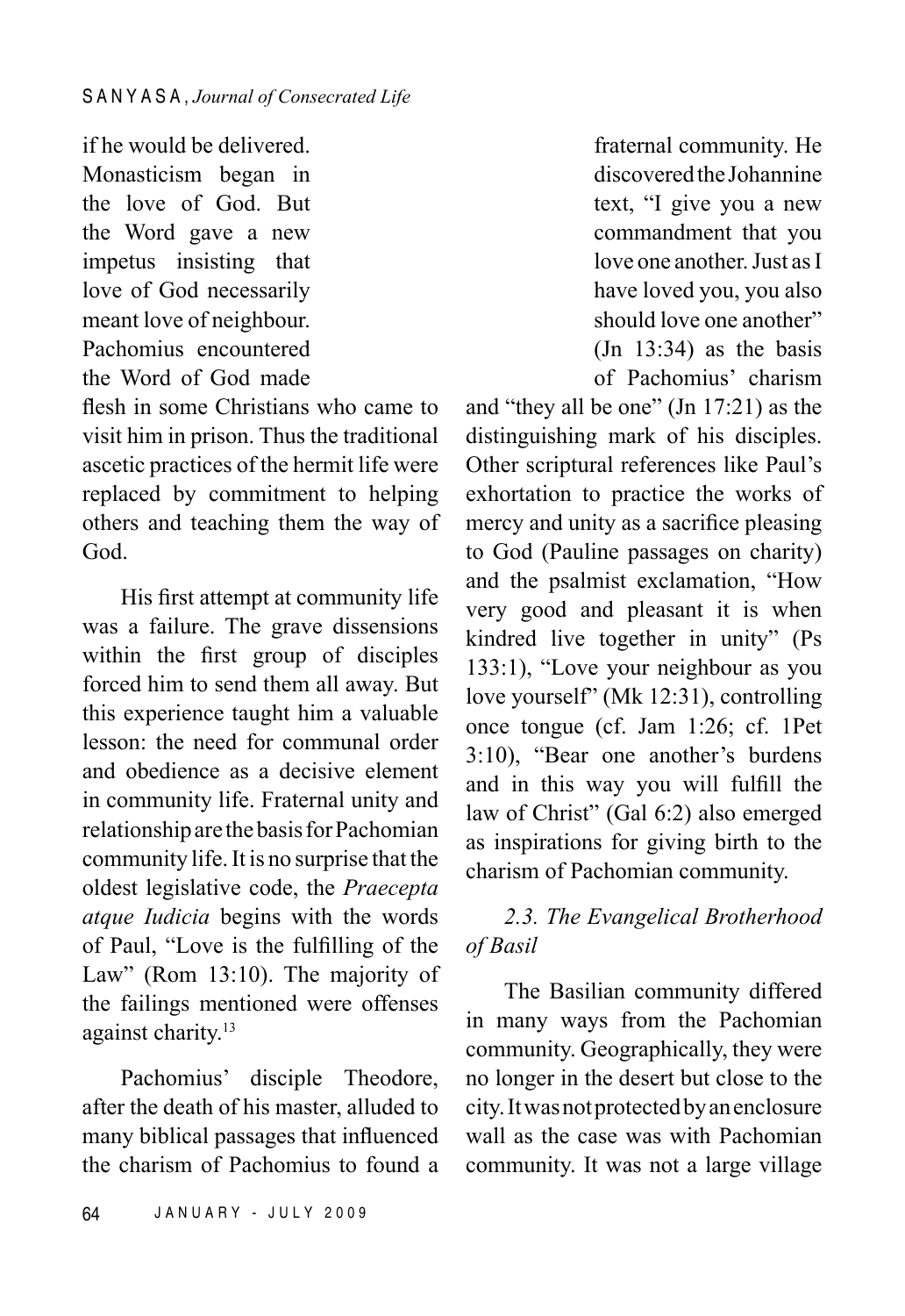if he would be delivered. Monasticism began in the love of God. But the Word gave a new impetus insisting that love of God necessarily meant love of neighbour. Pachomius encountered the Word of God made flesh in some Christians who came to visit him in prison. Thus the traditional ascetic practices of the hermit life were replaced by commitment to helping others and teaching them the way of God.

His first attempt at community life was a failure. The grave dissensions within the first group of disciples forced him to send them all away. But this experience taught him a valuable lesson: the need for communal order and obedience as a decisive element in community life. Fraternal unity and relationship are the basis for Pachomian community life. It is no surprise that the oldest legislative code, the *Praecepta atque Iudicia* begins with the words of Paul, "Love is the fulfilling of the Law" (Rom 13:10). The majority of the failings mentioned were offenses against charity.[13]

Pachomius' disciple Theodore, after the death of his master, alluded to many biblical passages that influenced the charism of Pachomius to found a fraternal community. He discovered the Johannine text, "I give you a new commandment that you love one another. Just as I have loved you, you also should love one another" (Jn 13:34) as the basis of Pachomius' charism and "they all be one" (Jn 17:21) as the distinguishing mark of his disciples. Other scriptural references like Paul's exhortation to practice the works of mercy and unity as a sacrifice pleasing to God (Pauline passages on charity) and the psalmist exclamation, "How very good and pleasant it is when kindred live together in unity" (Ps 133:1), "Love your neighbour as you love yourself" (Mk 12:31), controlling once tongue (cf. Jam 1:26; cf. 1Pet 3:10), "Bear one another's burdens and in this way you will fulfill the law of Christ" (Gal 6:2) also emerged as inspirations for giving birth to the charism of Pachomian community.

### *2.3. The Evangelical Brotherhood of Basil*

The Basilian community differed in many ways from the Pachomian community. Geographically, they were no longer in the desert but close to the city. It was not protected by an enclosure wall as the case was with Pachomian community. It was not a large village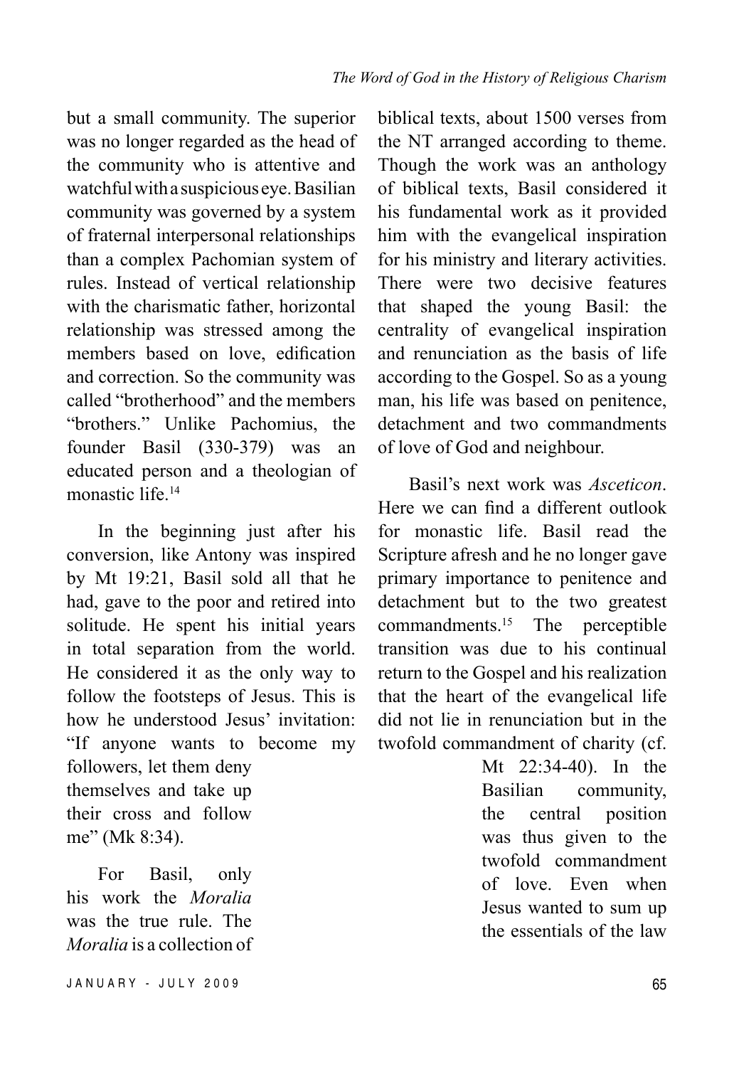but a small community. The superior was no longer regarded as the head of the community who is attentive and watchful with a suspicious eye. Basilian community was governed by a system of fraternal interpersonal relationships than a complex Pachomian system of rules. Instead of vertical relationship with the charismatic father, horizontal relationship was stressed among the members based on love, edification and correction. So the community was called "brotherhood" and the members "brothers." Unlike Pachomius, the founder Basil (330-379) was an educated person and a theologian of monastic life.[14]

In the beginning just after his conversion, like Antony was inspired by Mt 19:21, Basil sold all that he had, gave to the poor and retired into solitude. He spent his initial years in total separation from the world. He considered it as the only way to follow the footsteps of Jesus. This is how he understood Jesus' invitation: "If anyone wants to become my followers, let them deny themselves and take up their cross and follow me" (Mk 8:34).

For Basil, only his work the *Moralia* was the true rule. The *Moralia* is a collection of biblical texts, about 1500 verses from the NT arranged according to theme. Though the work was an anthology of biblical texts, Basil considered it his fundamental work as it provided him with the evangelical inspiration for his ministry and literary activities. There were two decisive features that shaped the young Basil: the centrality of evangelical inspiration and renunciation as the basis of life according to the Gospel. So as a young man, his life was based on penitence, detachment and two commandments of love of God and neighbour.

Basil's next work was *Asceticon*. Here we can find a different outlook for monastic life. Basil read the Scripture afresh and he no longer gave primary importance to penitence and detachment but to the two greatest commandments.[15] The perceptible transition was due to his continual return to the Gospel and his realization that the heart of the evangelical life did not lie in renunciation but in the twofold commandment of charity (cf. Mt 22:34-40). In the Basilian community, the central position was thus given to the twofold commandment of love. Even when Jesus wanted to sum up the essentials of the law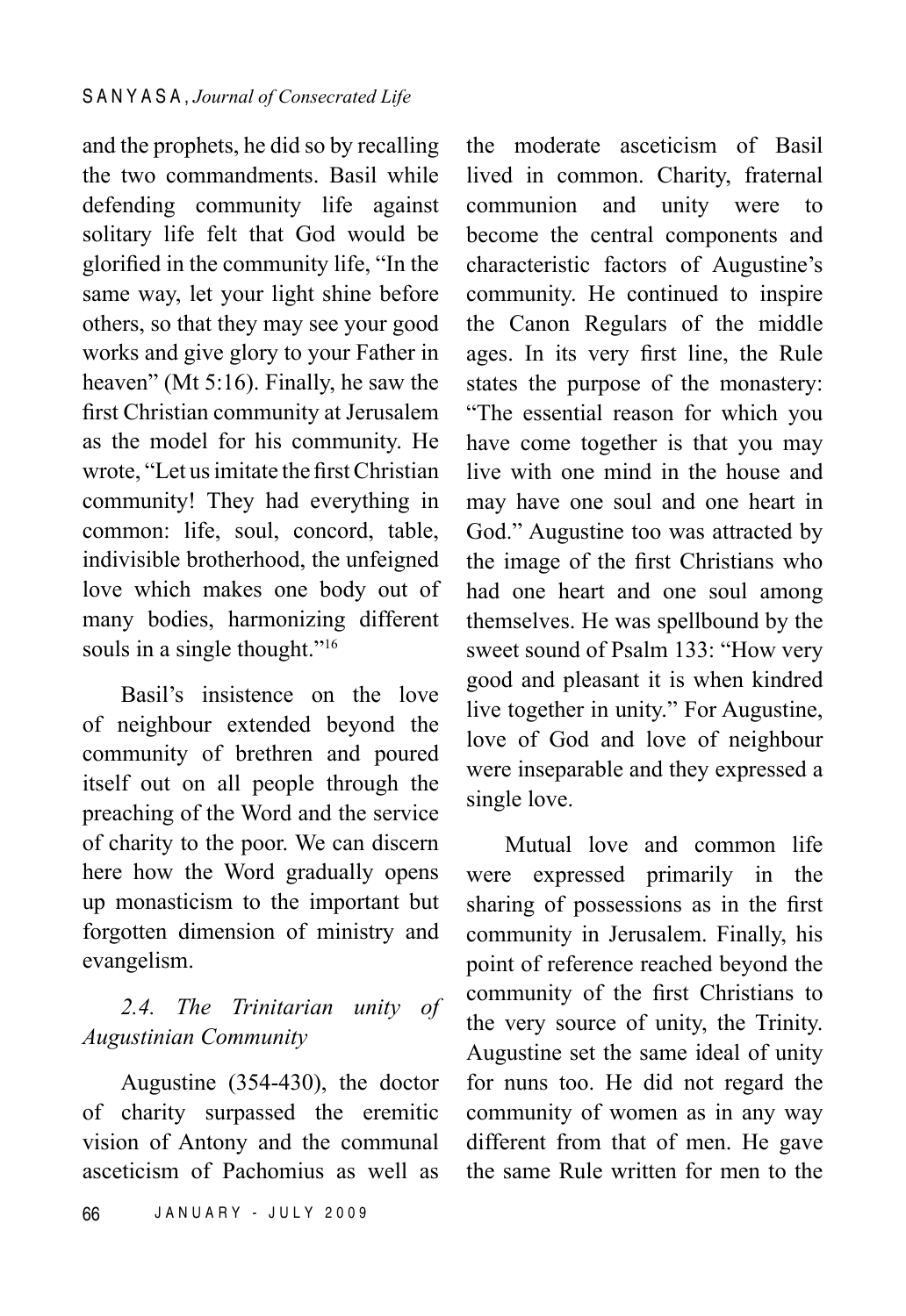and the prophets, he did so by recalling the two commandments. Basil while defending community life against solitary life felt that God would be glorified in the community life, "In the same way, let your light shine before others, so that they may see your good works and give glory to your Father in heaven" (Mt 5:16). Finally, he saw the first Christian community at Jerusalem as the model for his community. He wrote, "Let us imitate the first Christian community! They had everything in common: life, soul, concord, table, indivisible brotherhood, the unfeigned love which makes one body out of many bodies, harmonizing different souls in a single thought."[16]

Basil's insistence on the love of neighbour extended beyond the community of brethren and poured itself out on all people through the preaching of the Word and the service of charity to the poor. We can discern here how the Word gradually opens up monasticism to the important but forgotten dimension of ministry and evangelism.

### *2.4. The Trinitarian unity of Augustinian Community*

Augustine (354-430), the doctor of charity surpassed the eremitic vision of Antony and the communal asceticism of Pachomius as well as the moderate asceticism of Basil lived in common. Charity, fraternal communion and unity were to become the central components and characteristic factors of Augustine's community. He continued to inspire the Canon Regulars of the middle ages. In its very first line, the Rule states the purpose of the monastery: "The essential reason for which you have come together is that you may live with one mind in the house and may have one soul and one heart in God." Augustine too was attracted by the image of the first Christians who had one heart and one soul among themselves. He was spellbound by the sweet sound of Psalm 133: "How very good and pleasant it is when kindred live together in unity." For Augustine, love of God and love of neighbour were inseparable and they expressed a single love.

Mutual love and common life were expressed primarily in the sharing of possessions as in the first community in Jerusalem. Finally, his point of reference reached beyond the community of the first Christians to the very source of unity, the Trinity. Augustine set the same ideal of unity for nuns too. He did not regard the community of women as in any way different from that of men. He gave the same Rule written for men to the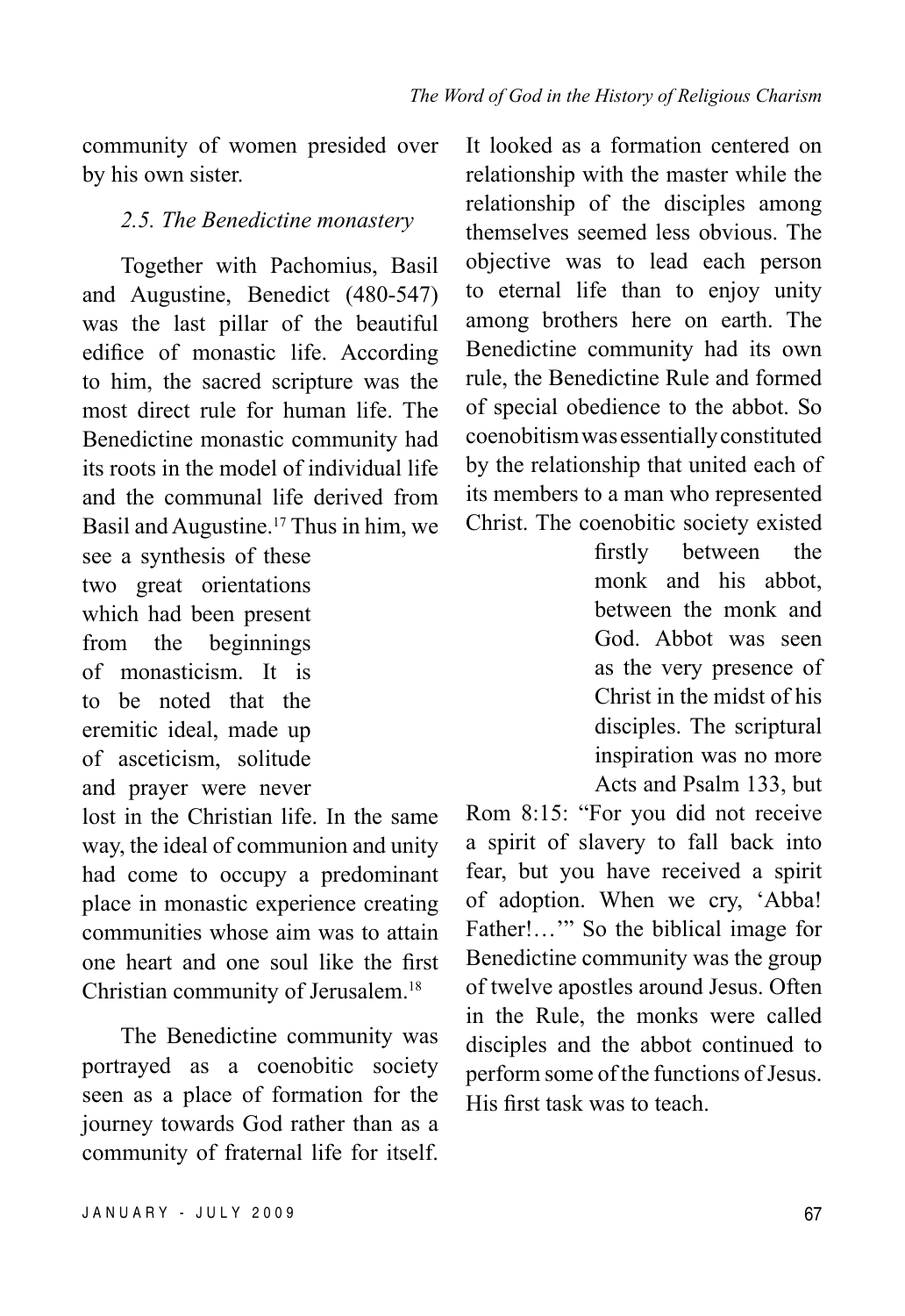community of women presided over by his own sister.

### 2.5. The Benedictine monastery

Together with Pachomius, Basil and Augustine, Benedict (480-547) was the last pillar of the beautiful edifice of monastic life. According to him, the sacred scripture was the most direct rule for human life. The Benedictine monastic community had its roots in the model of individual life and the communal life derived from Basil and Augustine.[17] Thus in him, we see a synthesis of these two great orientations which had been present from the beginnings of monasticism. It is to be noted that the eremitic ideal, made up of asceticism, solitude and prayer were never lost in the Christian life. In the same way, the ideal of communion and unity had come to occupy a predominant place in monastic experience creating communities whose aim was to attain one heart and one soul like the first Christian community of Jerusalem.[18]

The Benedictine community was portrayed as a coenobitic society seen as a place of formation for the journey towards God rather than as a community of fraternal life for itself. It looked as a formation centered on relationship with the master while the relationship of the disciples among themselves seemed less obvious. The objective was to lead each person to eternal life than to enjoy unity among brothers here on earth. The Benedictine community had its own rule, the Benedictine Rule and formed of special obedience to the abbot. So coenobitism was essentially constituted by the relationship that united each of its members to a man who represented Christ. The coenobitic society existed firstly between the monk and his abbot, between the monk and God. Abbot was seen as the very presence of Christ in the midst of his disciples. The scriptural inspiration was no more Acts and Psalm 133, but Rom 8:15: "For you did not receive a spirit of slavery to fall back into fear, but you have received a spirit of adoption. When we cry, 'Abba! Father!…'" So the biblical image for Benedictine community was the group of twelve apostles around Jesus. Often in the Rule, the monks were called disciples and the abbot continued to perform some of the functions of Jesus. His first task was to teach.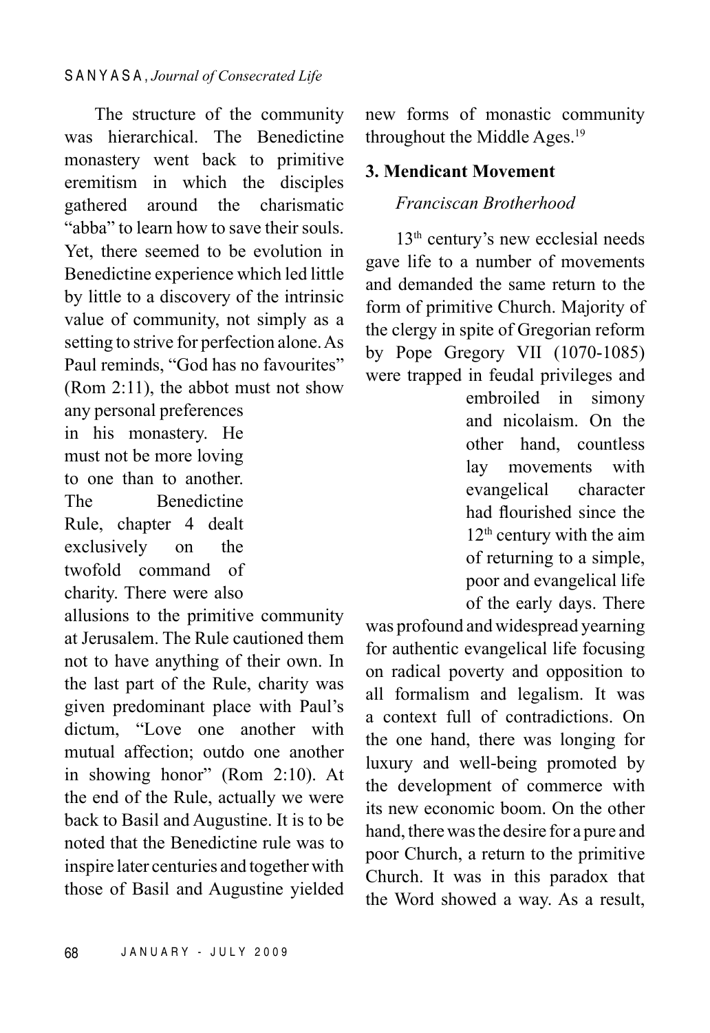The structure of the community was hierarchical. The Benedictine monastery went back to primitive eremitism in which the disciples gathered around the charismatic "abba" to learn how to save their souls. Yet, there seemed to be evolution in Benedictine experience which led little by little to a discovery of the intrinsic value of community, not simply as a setting to strive for perfection alone. As Paul reminds, "God has no favourites" (Rom 2:11), the abbot must not show any personal preferences in his monastery. He must not be more loving to one than to another. The Benedictine Rule, chapter 4 dealt exclusively on the twofold command of charity. There were also allusions to the primitive community at Jerusalem. The Rule cautioned them not to have anything of their own. In the last part of the Rule, charity was given predominant place with Paul's dictum, "Love one another with mutual affection; outdo one another in showing honor" (Rom 2:10). At the end of the Rule, actually we were back to Basil and Augustine. It is to be noted that the Benedictine rule was to inspire later centuries and together with those of Basil and Augustine yielded new forms of monastic community throughout the Middle Ages.[19]

### 3. Mendicant Movement

*Franciscan Brotherhood*

13th century's new ecclesial needs gave life to a number of movements and demanded the same return to the form of primitive Church. Majority of the clergy in spite of Gregorian reform by Pope Gregory VII (1070-1085) were trapped in feudal privileges and embroiled in simony and nicolaism. On the other hand, countless lay movements with evangelical character had flourished since the 12th century with the aim of returning to a simple, poor and evangelical life of the early days. There was profound and widespread yearning for authentic evangelical life focusing on radical poverty and opposition to all formalism and legalism. It was a context full of contradictions. On the one hand, there was longing for luxury and well-being promoted by the development of commerce with its new economic boom. On the other hand, there was the desire for a pure and poor Church, a return to the primitive Church. It was in this paradox that the Word showed a way. As a result,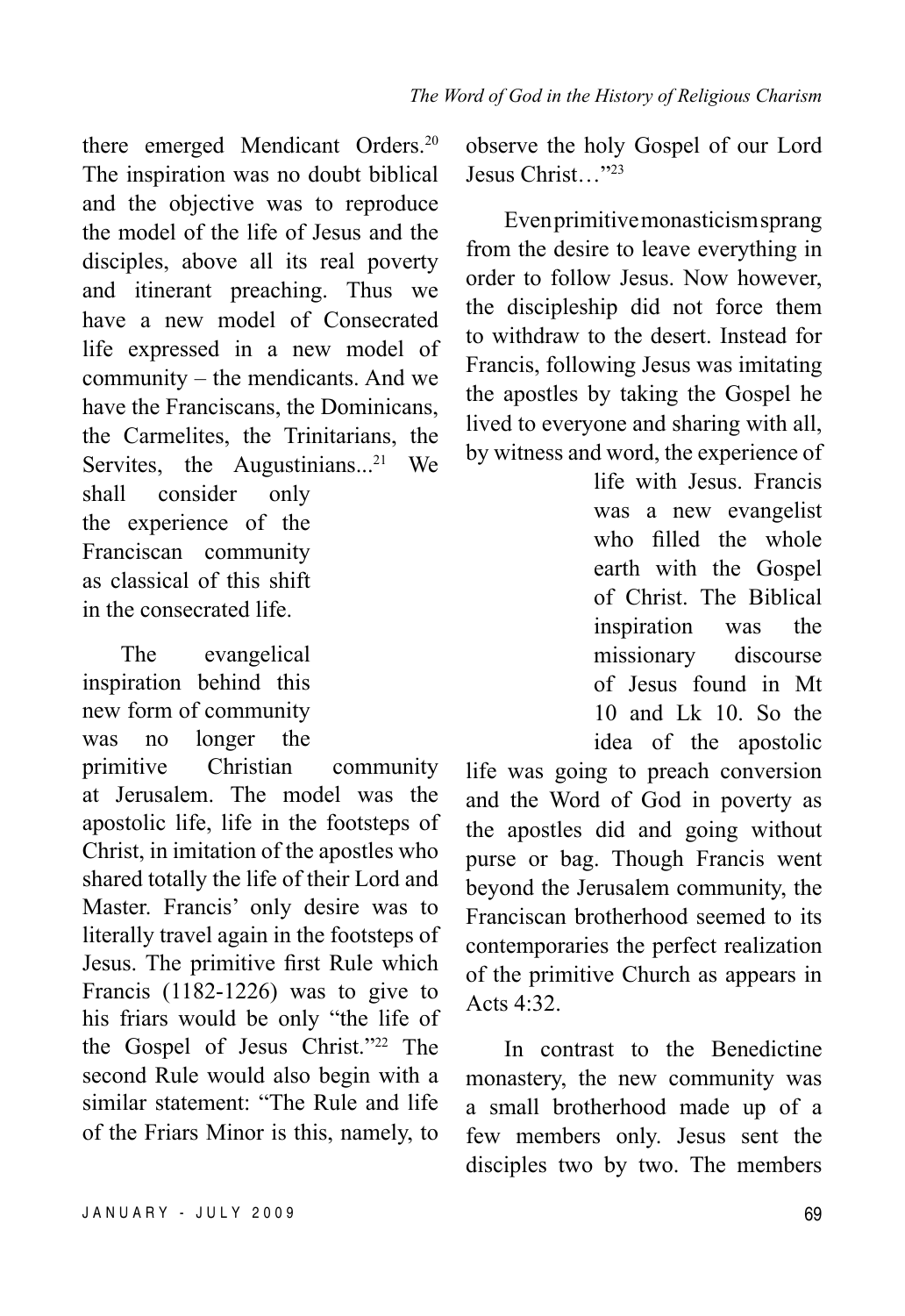there emerged Mendicant Orders.[20] The inspiration was no doubt biblical and the objective was to reproduce the model of the life of Jesus and the disciples, above all its real poverty and itinerant preaching. Thus we have a new model of Consecrated life expressed in a new model of community – the mendicants. And we have the Franciscans, the Dominicans, the Carmelites, the Trinitarians, the Servites, the Augustinians...[21] We shall consider only the experience of the Franciscan community as classical of this shift in the consecrated life.

The evangelical inspiration behind this new form of community was no longer the primitive Christian community at Jerusalem. The model was the apostolic life, life in the footsteps of Christ, in imitation of the apostles who shared totally the life of their Lord and Master. Francis' only desire was to literally travel again in the footsteps of Jesus. The primitive first Rule which Francis (1182-1226) was to give to his friars would be only "the life of the Gospel of Jesus Christ."[22] The second Rule would also begin with a similar statement: "The Rule and life of the Friars Minor is this, namely, to observe the holy Gospel of our Lord Jesus Christ…"[23]

Even primitive monasticism sprang from the desire to leave everything in order to follow Jesus. Now however, the discipleship did not force them to withdraw to the desert. Instead for Francis, following Jesus was imitating the apostles by taking the Gospel he lived to everyone and sharing with all, by witness and word, the experience of life with Jesus. Francis was a new evangelist who filled the whole earth with the Gospel of Christ. The Biblical inspiration was the missionary discourse of Jesus found in Mt 10 and Lk 10. So the idea of the apostolic life was going to preach conversion and the Word of God in poverty as the apostles did and going without purse or bag. Though Francis went beyond the Jerusalem community, the Franciscan brotherhood seemed to its contemporaries the perfect realization of the primitive Church as appears in Acts 4:32.

In contrast to the Benedictine monastery, the new community was a small brotherhood made up of a few members only. Jesus sent the disciples two by two. The members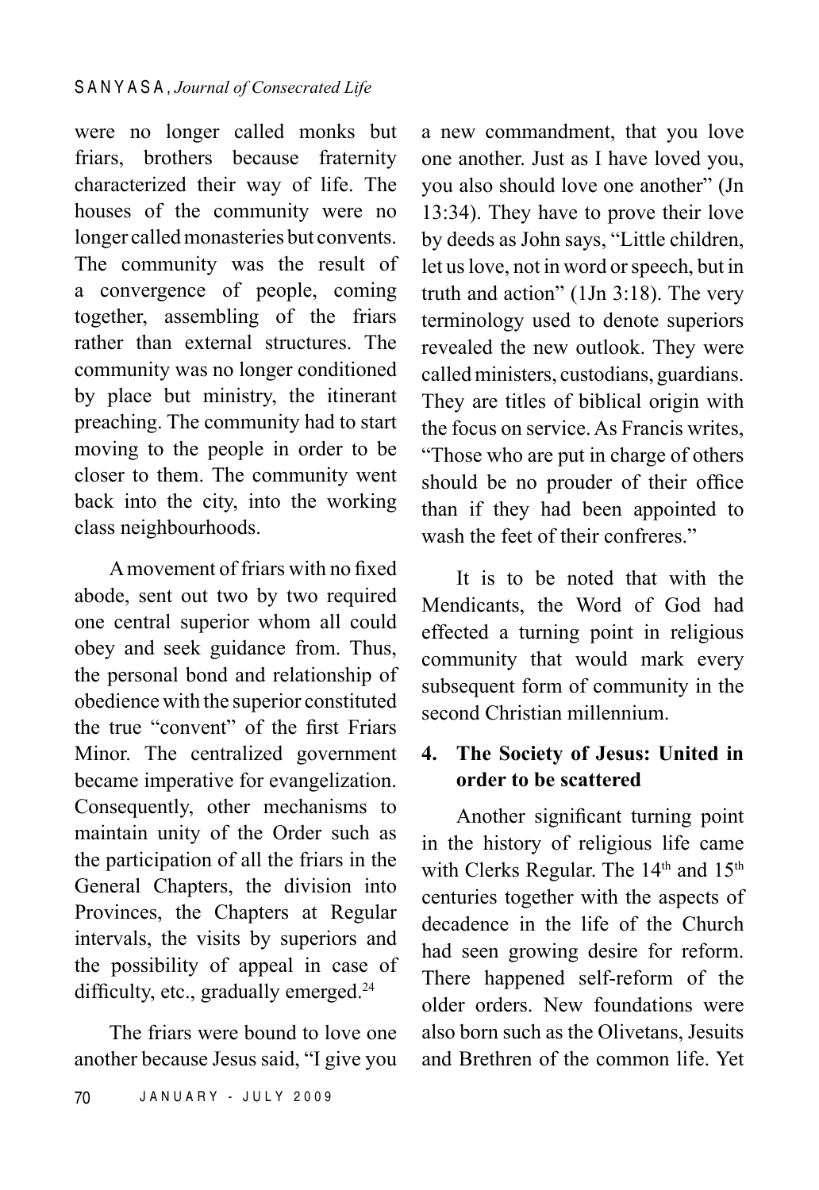were no longer called monks but friars, brothers because fraternity characterized their way of life. The houses of the community were no longer called monasteries but convents. The community was the result of a convergence of people, coming together, assembling of the friars rather than external structures. The community was no longer conditioned by place but ministry, the itinerant preaching. The community had to start moving to the people in order to be closer to them. The community went back into the city, into the working class neighbourhoods.

A movement of friars with no fixed abode, sent out two by two required one central superior whom all could obey and seek guidance from. Thus, the personal bond and relationship of obedience with the superior constituted the true "convent" of the first Friars Minor. The centralized government became imperative for evangelization. Consequently, other mechanisms to maintain unity of the Order such as the participation of all the friars in the General Chapters, the division into Provinces, the Chapters at Regular intervals, the visits by superiors and the possibility of appeal in case of difficulty, etc., gradually emerged.[24]

The friars were bound to love one another because Jesus said, "I give you a new commandment, that you love one another. Just as I have loved you, you also should love one another" (Jn 13:34). They have to prove their love by deeds as John says, "Little children, let us love, not in word or speech, but in truth and action" (1Jn 3:18). The very terminology used to denote superiors revealed the new outlook. They were called ministers, custodians, guardians. They are titles of biblical origin with the focus on service. As Francis writes, "Those who are put in charge of others should be no prouder of their office than if they had been appointed to wash the feet of their confreres."

It is to be noted that with the Mendicants, the Word of God had effected a turning point in religious community that would mark every subsequent form of community in the second Christian millennium.

## 4. The Society of Jesus: United in order to be scattered

Another significant turning point in the history of religious life came with Clerks Regular. The 14th and 15th centuries together with the aspects of decadence in the life of the Church had seen growing desire for reform. There happened self-reform of the older orders. New foundations were also born such as the Olivetans, Jesuits and Brethren of the common life. Yet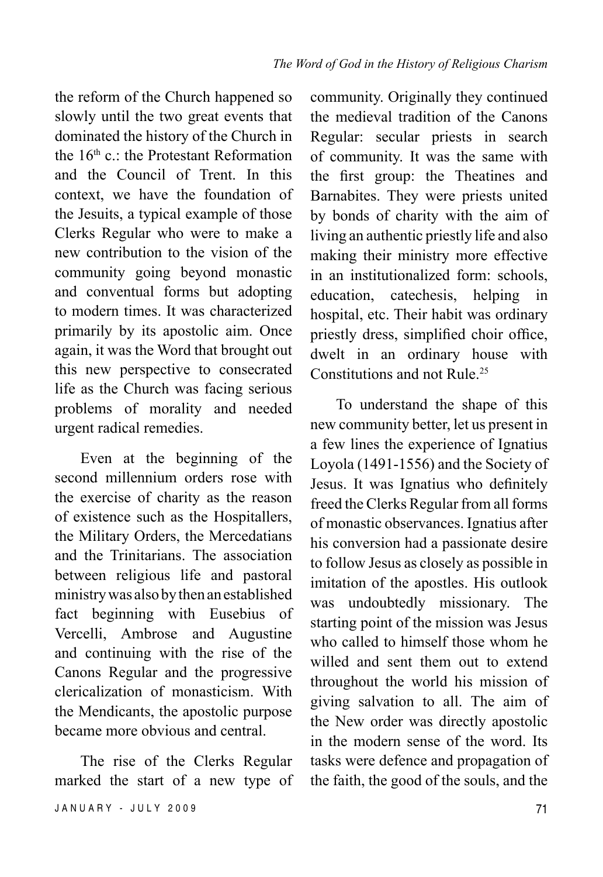the reform of the Church happened so slowly until the two great events that dominated the history of the Church in the 16th c.: the Protestant Reformation and the Council of Trent. In this context, we have the foundation of the Jesuits, a typical example of those Clerks Regular who were to make a new contribution to the vision of the community going beyond monastic and conventual forms but adopting to modern times. It was characterized primarily by its apostolic aim. Once again, it was the Word that brought out this new perspective to consecrated life as the Church was facing serious problems of morality and needed urgent radical remedies.

Even at the beginning of the second millennium orders rose with the exercise of charity as the reason of existence such as the Hospitallers, the Military Orders, the Mercedatians and the Trinitarians. The association between religious life and pastoral ministry was also by then an established fact beginning with Eusebius of Vercelli, Ambrose and Augustine and continuing with the rise of the Canons Regular and the progressive clericalization of monasticism. With the Mendicants, the apostolic purpose became more obvious and central.

The rise of the Clerks Regular marked the start of a new type of community. Originally they continued the medieval tradition of the Canons Regular: secular priests in search of community. It was the same with the first group: the Theatines and Barnabites. They were priests united by bonds of charity with the aim of living an authentic priestly life and also making their ministry more effective in an institutionalized form: schools, education, catechesis, helping in hospital, etc. Their habit was ordinary priestly dress, simplified choir office, dwelt in an ordinary house with Constitutions and not Rule.[25]

To understand the shape of this new community better, let us present in a few lines the experience of Ignatius Loyola (1491-1556) and the Society of Jesus. It was Ignatius who definitely freed the Clerks Regular from all forms of monastic observances. Ignatius after his conversion had a passionate desire to follow Jesus as closely as possible in imitation of the apostles. His outlook was undoubtedly missionary. The starting point of the mission was Jesus who called to himself those whom he willed and sent them out to extend throughout the world his mission of giving salvation to all. The aim of the New order was directly apostolic in the modern sense of the word. Its tasks were defence and propagation of the faith, the good of the souls, and the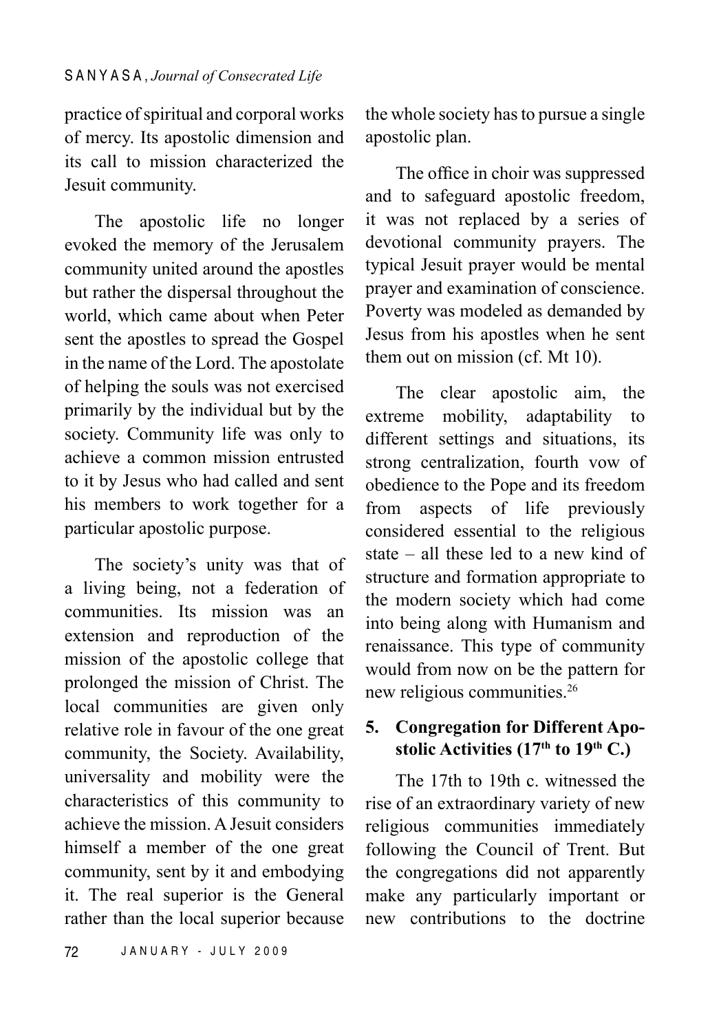practice of spiritual and corporal works of mercy. Its apostolic dimension and its call to mission characterized the Jesuit community.

The apostolic life no longer evoked the memory of the Jerusalem community united around the apostles but rather the dispersal throughout the world, which came about when Peter sent the apostles to spread the Gospel in the name of the Lord. The apostolate of helping the souls was not exercised primarily by the individual but by the society. Community life was only to achieve a common mission entrusted to it by Jesus who had called and sent his members to work together for a particular apostolic purpose.

The society's unity was that of a living being, not a federation of communities. Its mission was an extension and reproduction of the mission of the apostolic college that prolonged the mission of Christ. The local communities are given only relative role in favour of the one great community, the Society. Availability, universality and mobility were the characteristics of this community to achieve the mission. A Jesuit considers himself a member of the one great community, sent by it and embodying it. The real superior is the General rather than the local superior because the whole society has to pursue a single apostolic plan.

The office in choir was suppressed and to safeguard apostolic freedom, it was not replaced by a series of devotional community prayers. The typical Jesuit prayer would be mental prayer and examination of conscience. Poverty was modeled as demanded by Jesus from his apostles when he sent them out on mission (cf. Mt 10).

The clear apostolic aim, the extreme mobility, adaptability to different settings and situations, its strong centralization, fourth vow of obedience to the Pope and its freedom from aspects of life previously considered essential to the religious state – all these led to a new kind of structure and formation appropriate to the modern society which had come into being along with Humanism and renaissance. This type of community would from now on be the pattern for new religious communities.[26]

## 5. Congregation for Different Apostolic Activities (17th to 19th C.)

The 17th to 19th c. witnessed the rise of an extraordinary variety of new religious communities immediately following the Council of Trent. But the congregations did not apparently make any particularly important or new contributions to the doctrine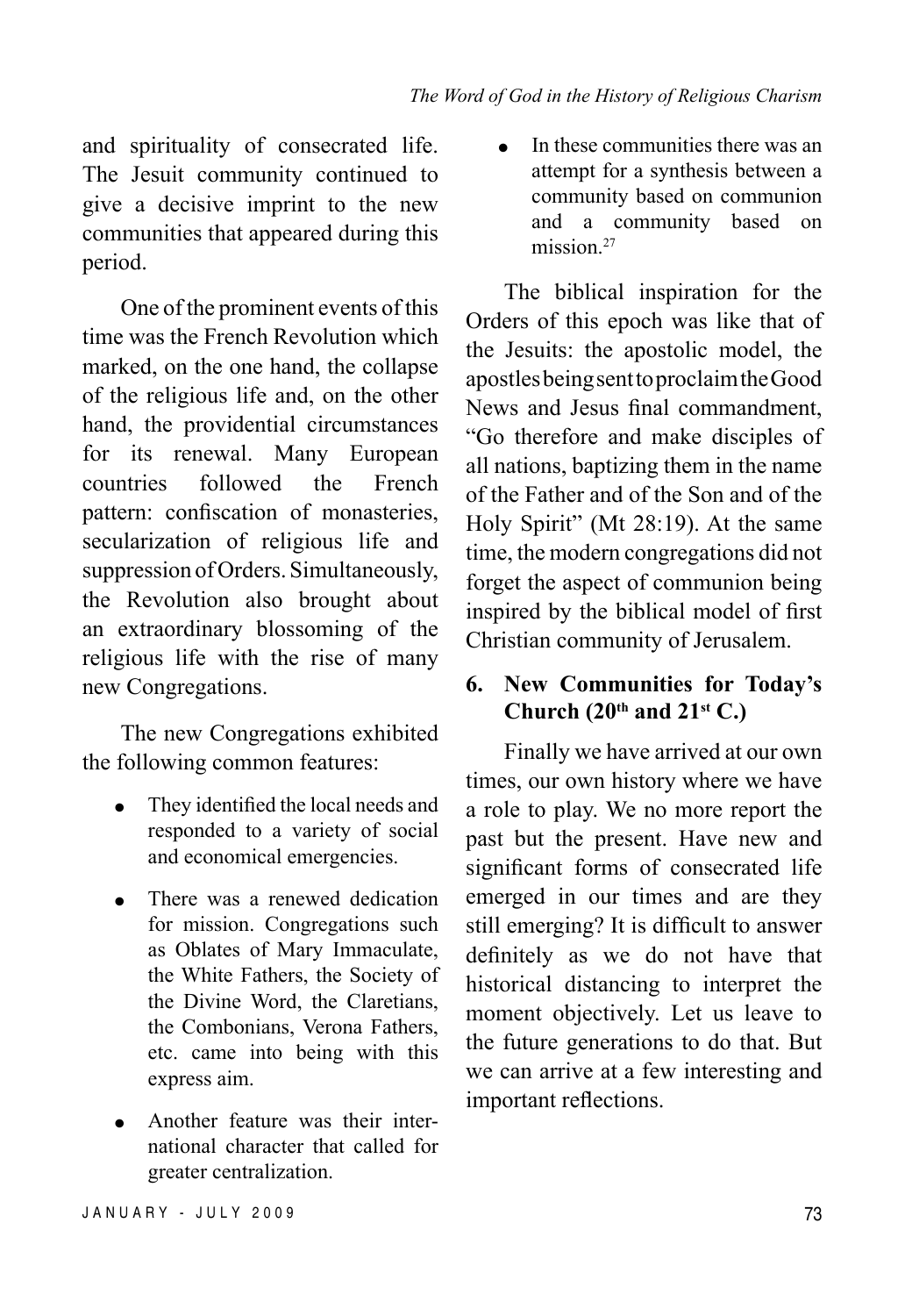and spirituality of consecrated life. The Jesuit community continued to give a decisive imprint to the new communities that appeared during this period.

One of the prominent events of this time was the French Revolution which marked, on the one hand, the collapse of the religious life and, on the other hand, the providential circumstances for its renewal. Many European countries followed the French pattern: confiscation of monasteries, secularization of religious life and suppression of Orders. Simultaneously, the Revolution also brought about an extraordinary blossoming of the religious life with the rise of many new Congregations.

The new Congregations exhibited the following common features:

- They identified the local needs and responded to a variety of social and economical emergencies.
- There was a renewed dedication for mission. Congregations such as Oblates of Mary Immaculate, the White Fathers, the Society of the Divine Word, the Claretians, the Combonians, Verona Fathers, etc. came into being with this express aim.
- Another feature was their international character that called for greater centralization.
- In these communities there was an attempt for a synthesis between a community based on communion and a community based on mission.[27]

The biblical inspiration for the Orders of this epoch was like that of the Jesuits: the apostolic model, the apostles being sent to proclaim the Good News and Jesus final commandment, "Go therefore and make disciples of all nations, baptizing them in the name of the Father and of the Son and of the Holy Spirit" (Mt 28:19). At the same time, the modern congregations did not forget the aspect of communion being inspired by the biblical model of first Christian community of Jerusalem.

## 6. New Communities for Today's Church (20th and 21st C.)

Finally we have arrived at our own times, our own history where we have a role to play. We no more report the past but the present. Have new and significant forms of consecrated life emerged in our times and are they still emerging? It is difficult to answer definitely as we do not have that historical distancing to interpret the moment objectively. Let us leave to the future generations to do that. But we can arrive at a few interesting and important reflections.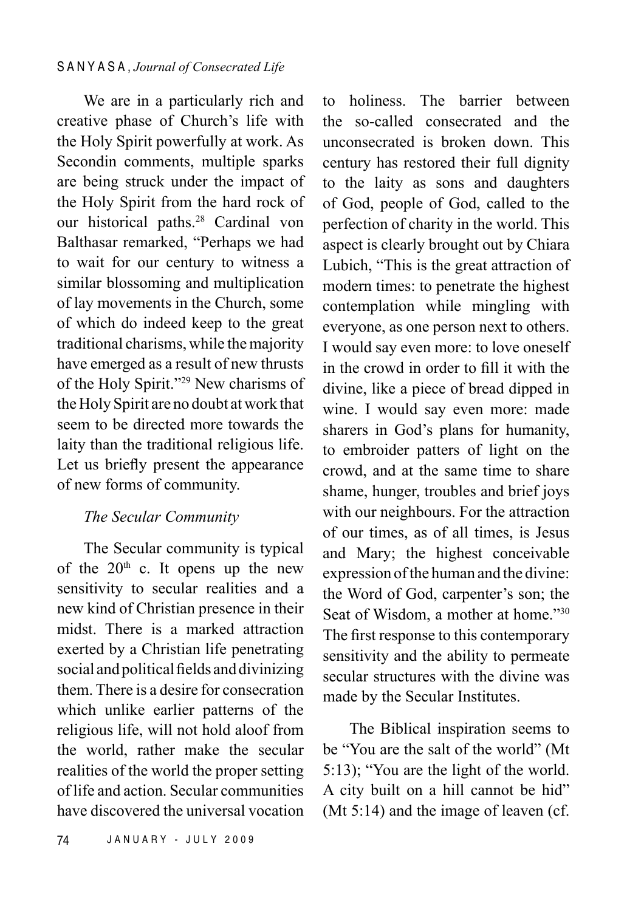We are in a particularly rich and creative phase of Church's life with the Holy Spirit powerfully at work. As Secondin comments, multiple sparks are being struck under the impact of the Holy Spirit from the hard rock of our historical paths.[28] Cardinal von Balthasar remarked, "Perhaps we had to wait for our century to witness a similar blossoming and multiplication of lay movements in the Church, some of which do indeed keep to the great traditional charisms, while the majority have emerged as a result of new thrusts of the Holy Spirit."[29] New charisms of the Holy Spirit are no doubt at work that seem to be directed more towards the laity than the traditional religious life. Let us briefly present the appearance of new forms of community.

*The Secular Community*

The Secular community is typical of the 20[th] c. It opens up the new sensitivity to secular realities and a new kind of Christian presence in their midst. There is a marked attraction exerted by a Christian life penetrating social and political fields and divinizing them. There is a desire for consecration which unlike earlier patterns of the religious life, will not hold aloof from the world, rather make the secular realities of the world the proper setting of life and action. Secular communities have discovered the universal vocation to holiness. The barrier between the so-called consecrated and the unconsecrated is broken down. This century has restored their full dignity to the laity as sons and daughters of God, people of God, called to the perfection of charity in the world. This aspect is clearly brought out by Chiara Lubich, "This is the great attraction of modern times: to penetrate the highest contemplation while mingling with everyone, as one person next to others. I would say even more: to love oneself in the crowd in order to fill it with the divine, like a piece of bread dipped in wine. I would say even more: made sharers in God's plans for humanity, to embroider patters of light on the crowd, and at the same time to share shame, hunger, troubles and brief joys with our neighbours. For the attraction of our times, as of all times, is Jesus and Mary; the highest conceivable expression of the human and the divine: the Word of God, carpenter's son; the Seat of Wisdom, a mother at home."[30] The first response to this contemporary sensitivity and the ability to permeate secular structures with the divine was made by the Secular Institutes.

The Biblical inspiration seems to be "You are the salt of the world" (Mt 5:13); "You are the light of the world. A city built on a hill cannot be hid" (Mt 5:14) and the image of leaven (cf.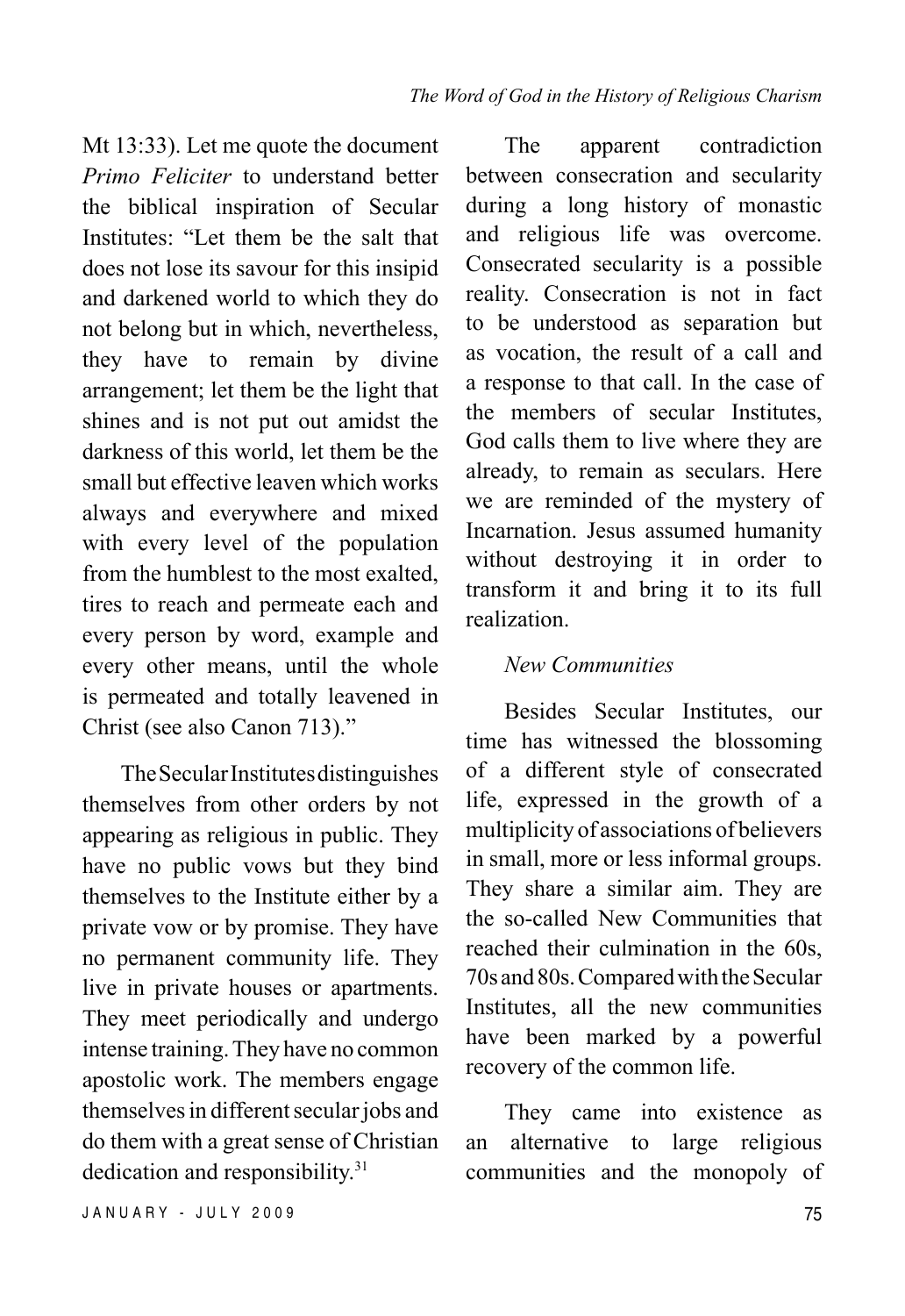Mt 13:33). Let me quote the document *Primo Feliciter* to understand better the biblical inspiration of Secular Institutes: "Let them be the salt that does not lose its savour for this insipid and darkened world to which they do not belong but in which, nevertheless, they have to remain by divine arrangement; let them be the light that shines and is not put out amidst the darkness of this world, let them be the small but effective leaven which works always and everywhere and mixed with every level of the population from the humblest to the most exalted, tires to reach and permeate each and every person by word, example and every other means, until the whole is permeated and totally leavened in Christ (see also Canon 713)."

The Secular Institutes distinguishes themselves from other orders by not appearing as religious in public. They have no public vows but they bind themselves to the Institute either by a private vow or by promise. They have no permanent community life. They live in private houses or apartments. They meet periodically and undergo intense training. They have no common apostolic work. The members engage themselves in different secular jobs and do them with a great sense of Christian dedication and responsibility.[31]

The apparent contradiction between consecration and secularity during a long history of monastic and religious life was overcome. Consecrated secularity is a possible reality. Consecration is not in fact to be understood as separation but as vocation, the result of a call and a response to that call. In the case of the members of secular Institutes, God calls them to live where they are already, to remain as seculars. Here we are reminded of the mystery of Incarnation. Jesus assumed humanity without destroying it in order to transform it and bring it to its full realization.

*New Communities*

Besides Secular Institutes, our time has witnessed the blossoming of a different style of consecrated life, expressed in the growth of a multiplicity of associations of believers in small, more or less informal groups. They share a similar aim. They are the so-called New Communities that reached their culmination in the 60s, 70s and 80s. Compared with the Secular Institutes, all the new communities have been marked by a powerful recovery of the common life.

They came into existence as an alternative to large religious communities and the monopoly of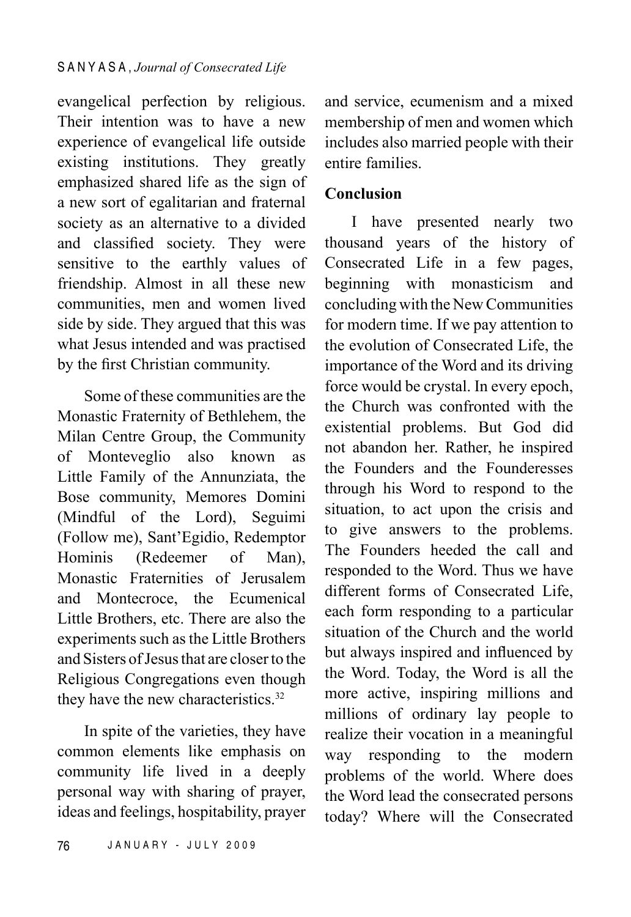evangelical perfection by religious. Their intention was to have a new experience of evangelical life outside existing institutions. They greatly emphasized shared life as the sign of a new sort of egalitarian and fraternal society as an alternative to a divided and classified society. They were sensitive to the earthly values of friendship. Almost in all these new communities, men and women lived side by side. They argued that this was what Jesus intended and was practised by the first Christian community.

Some of these communities are the Monastic Fraternity of Bethlehem, the Milan Centre Group, the Community of Monteveglio also known as Little Family of the Annunziata, the Bose community, Memores Domini (Mindful of the Lord), Seguimi (Follow me), Sant'Egidio, Redemptor Hominis (Redeemer of Man), Monastic Fraternities of Jerusalem and Montecroce, the Ecumenical Little Brothers, etc. There are also the experiments such as the Little Brothers and Sisters of Jesus that are closer to the Religious Congregations even though they have the new characteristics.[32]

In spite of the varieties, they have common elements like emphasis on community life lived in a deeply personal way with sharing of prayer, ideas and feelings, hospitability, prayer and service, ecumenism and a mixed membership of men and women which includes also married people with their entire families.

**Conclusion**

I have presented nearly two thousand years of the history of Consecrated Life in a few pages, beginning with monasticism and concluding with the New Communities for modern time. If we pay attention to the evolution of Consecrated Life, the importance of the Word and its driving force would be crystal. In every epoch, the Church was confronted with the existential problems. But God did not abandon her. Rather, he inspired the Founders and the Founderesses through his Word to respond to the situation, to act upon the crisis and to give answers to the problems. The Founders heeded the call and responded to the Word. Thus we have different forms of Consecrated Life, each form responding to a particular situation of the Church and the world but always inspired and influenced by the Word. Today, the Word is all the more active, inspiring millions and millions of ordinary lay people to realize their vocation in a meaningful way responding to the modern problems of the world. Where does the Word lead the consecrated persons today? Where will the Consecrated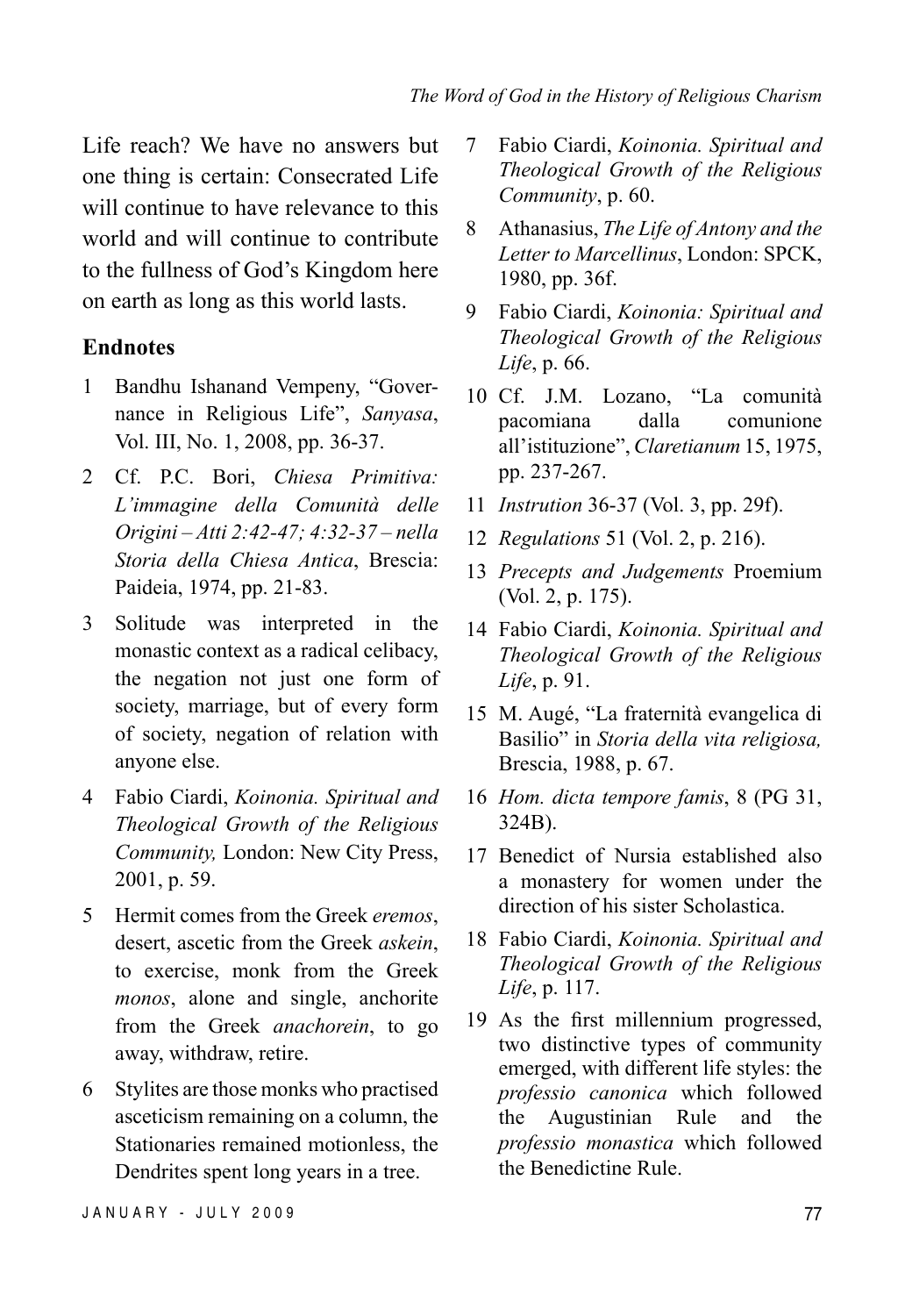Life reach? We have no answers but one thing is certain: Consecrated Life will continue to have relevance to this world and will continue to contribute to the fullness of God's Kingdom here on earth as long as this world lasts.

### Endnotes

1 Bandhu Ishanand Vempeny, "Governance in Religious Life", *Sanyasa*, Vol. III, No. 1, 2008, pp. 36-37.

2 Cf. P.C. Bori, *Chiesa Primitiva: L'immagine della Comunità delle Origini – Atti 2:42-47; 4:32-37 – nella Storia della Chiesa Antica*, Brescia: Paideia, 1974, pp. 21-83.

3 Solitude was interpreted in the monastic context as a radical celibacy, the negation not just one form of society, marriage, but of every form of society, negation of relation with anyone else.

4 Fabio Ciardi, *Koinonia. Spiritual and Theological Growth of the Religious Community,* London: New City Press, 2001, p. 59.

5 Hermit comes from the Greek *eremos*, desert, ascetic from the Greek *askein*, to exercise, monk from the Greek *monos*, alone and single, anchorite from the Greek *anachorein*, to go away, withdraw, retire.

6 Stylites are those monks who practised asceticism remaining on a column, the Stationaries remained motionless, the Dendrites spent long years in a tree.

7 Fabio Ciardi, *Koinonia. Spiritual and Theological Growth of the Religious Community*, p. 60.

8 Athanasius, *The Life of Antony and the Letter to Marcellinus*, London: SPCK, 1980, pp. 36f.

9 Fabio Ciardi, *Koinonia: Spiritual and Theological Growth of the Religious Life*, p. 66.

10 Cf. J.M. Lozano, "La comunità pacomiana dalla comunione all'istituzione", *Claretianum* 15, 1975, pp. 237-267.

11 *Instrution* 36-37 (Vol. 3, pp. 29f).

12 *Regulations* 51 (Vol. 2, p. 216).

13 *Precepts and Judgements* Proemium (Vol. 2, p. 175).

14 Fabio Ciardi, *Koinonia. Spiritual and Theological Growth of the Religious Life*, p. 91.

15 M. Augé, "La fraternità evangelica di Basilio" in *Storia della vita religiosa,* Brescia, 1988, p. 67.

16 *Hom. dicta tempore famis*, 8 (PG 31, 324B).

17 Benedict of Nursia established also a monastery for women under the direction of his sister Scholastica.

18 Fabio Ciardi, *Koinonia. Spiritual and Theological Growth of the Religious Life*, p. 117.

19 As the first millennium progressed, two distinctive types of community emerged, with different life styles: the *professio canonica* which followed the Augustinian Rule and the *professio monastica* which followed the Benedictine Rule.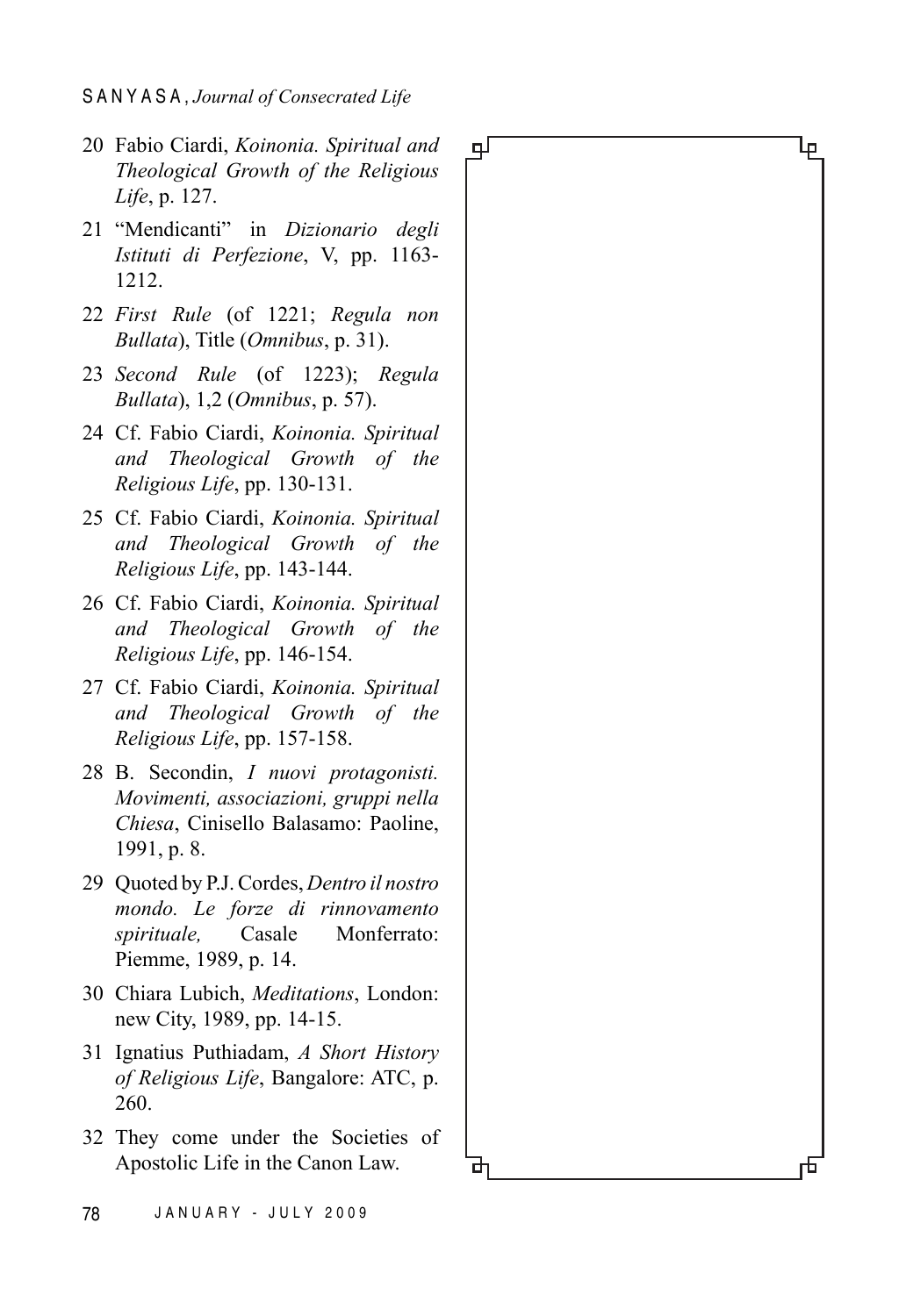20 Fabio Ciardi, *Koinonia. Spiritual and Theological Growth of the Religious Life*, p. 127.

21 “Mendicanti” in *Dizionario degli Istituti di Perfezione*, V, pp. 1163-1212.

22 *First Rule* (of 1221; *Regula non Bullata*), Title (*Omnibus*, p. 31).

23 *Second Rule* (of 1223); *Regula Bullata*), 1,2 (*Omnibus*, p. 57).

24 Cf. Fabio Ciardi, *Koinonia. Spiritual and Theological Growth of the Religious Life*, pp. 130-131.

25 Cf. Fabio Ciardi, *Koinonia. Spiritual and Theological Growth of the Religious Life*, pp. 143-144.

26 Cf. Fabio Ciardi, *Koinonia. Spiritual and Theological Growth of the Religious Life*, pp. 146-154.

27 Cf. Fabio Ciardi, *Koinonia. Spiritual and Theological Growth of the Religious Life*, pp. 157-158.

28 B. Secondin, *I nuovi protagonisti. Movimenti, associazioni, gruppi nella Chiesa*, Cinisello Balasamo: Paoline, 1991, p. 8.

29 Quoted by P.J. Cordes, *Dentro il nostro mondo. Le forze di rinnovamento spirituale,* Casale Monferrato: Piemme, 1989, p. 14.

30 Chiara Lubich, *Meditations*, London: new City, 1989, pp. 14-15.

31 Ignatius Puthiadam, *A Short History of Religious Life*, Bangalore: ATC, p. 260.

32 They come under the Societies of Apostolic Life in the Canon Law.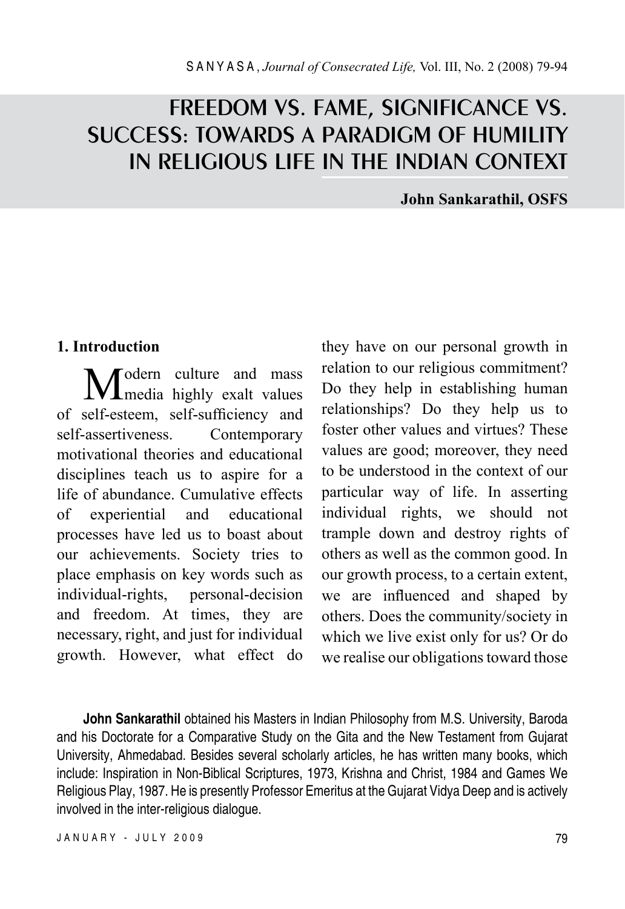# FREEDOM VS. FAME, SIGNIFICANCE VS. SUCCESS: TOWARDS A PARADIGM OF HUMILITY IN RELIGIOUS LIFE IN THE INDIAN CONTEXT

**John Sankarathil, OSFS**

## 1. Introduction

Modern culture and mass media highly exalt values of self-esteem, self-sufficiency and self-assertiveness. Contemporary motivational theories and educational disciplines teach us to aspire for a life of abundance. Cumulative effects of experiential and educational processes have led us to boast about our achievements. Society tries to place emphasis on key words such as individual-rights, personal-decision and freedom. At times, they are necessary, right, and just for individual growth. However, what effect do they have on our personal growth in relation to our religious commitment? Do they help in establishing human relationships? Do they help us to foster other values and virtues? These values are good; moreover, they need to be understood in the context of our particular way of life. In asserting individual rights, we should not trample down and destroy rights of others as well as the common good. In our growth process, to a certain extent, we are influenced and shaped by others. Does the community/society in which we live exist only for us? Or do we realise our obligations toward those

**John Sankarathil** obtained his Masters in Indian Philosophy from M.S. University, Baroda and his Doctorate for a Comparative Study on the Gita and the New Testament from Gujarat University, Ahmedabad. Besides several scholarly articles, he has written many books, which include: Inspiration in Non-Biblical Scriptures, 1973, Krishna and Christ, 1984 and Games We Religious Play, 1987. He is presently Professor Emeritus at the Gujarat Vidya Deep and is actively involved in the inter-religious dialogue.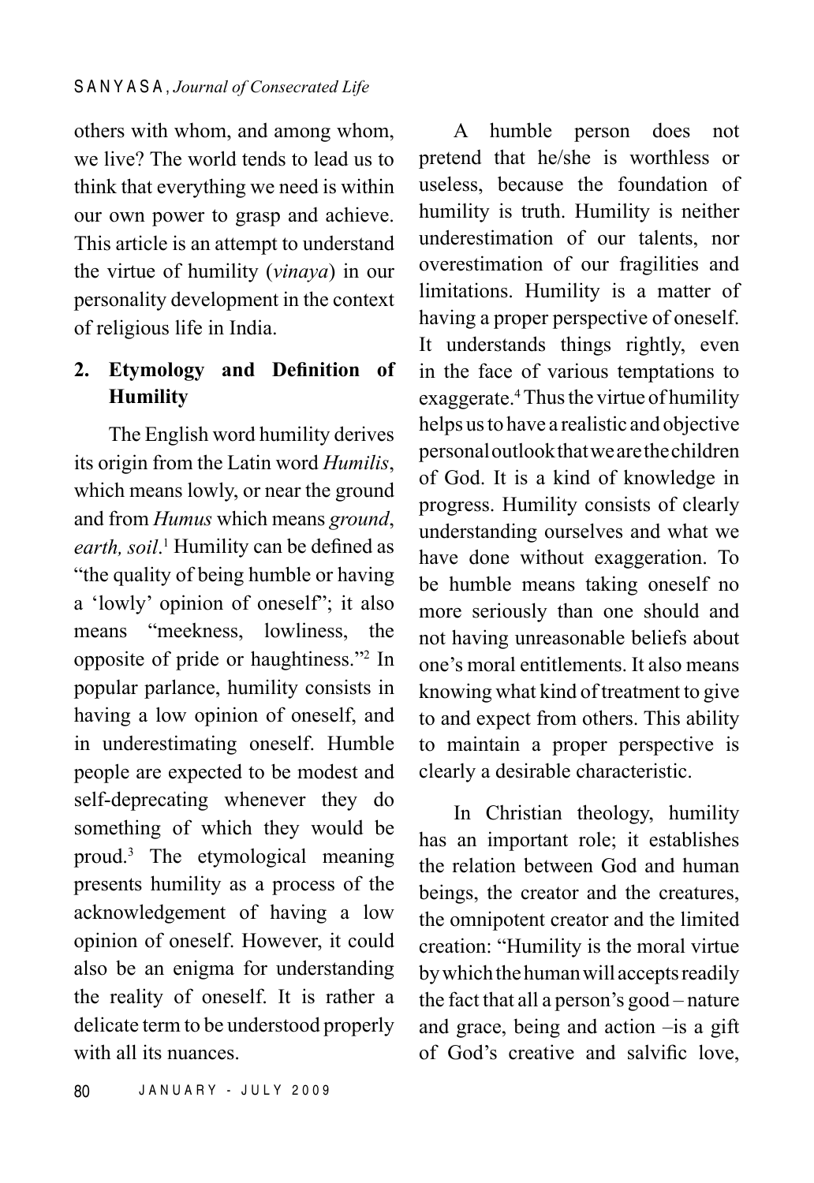others with whom, and among whom, we live? The world tends to lead us to think that everything we need is within our own power to grasp and achieve. This article is an attempt to understand the virtue of humility (*vinaya*) in our personality development in the context of religious life in India.

## 2. Etymology and Definition of Humility

The English word humility derives its origin from the Latin word *Humilis*, which means lowly, or near the ground and from *Humus* which means *ground*, *earth, soil*.[1] Humility can be defined as "the quality of being humble or having a 'lowly' opinion of oneself"; it also means "meekness, lowliness, the opposite of pride or haughtiness."[2] In popular parlance, humility consists in having a low opinion of oneself, and in underestimating oneself. Humble people are expected to be modest and self-deprecating whenever they do something of which they would be proud.[3] The etymological meaning presents humility as a process of the acknowledgement of having a low opinion of oneself. However, it could also be an enigma for understanding the reality of oneself. It is rather a delicate term to be understood properly with all its nuances.

A humble person does not pretend that he/she is worthless or useless, because the foundation of humility is truth. Humility is neither underestimation of our talents, nor overestimation of our fragilities and limitations. Humility is a matter of having a proper perspective of oneself. It understands things rightly, even in the face of various temptations to exaggerate.[4] Thus the virtue of humility helps us to have a realistic and objective personal outlook that we are the children of God. It is a kind of knowledge in progress. Humility consists of clearly understanding ourselves and what we have done without exaggeration. To be humble means taking oneself no more seriously than one should and not having unreasonable beliefs about one's moral entitlements. It also means knowing what kind of treatment to give to and expect from others. This ability to maintain a proper perspective is clearly a desirable characteristic.

In Christian theology, humility has an important role; it establishes the relation between God and human beings, the creator and the creatures, the omnipotent creator and the limited creation: "Humility is the moral virtue by which the human will accepts readily the fact that all a person's good – nature and grace, being and action –is a gift of God's creative and salvific love,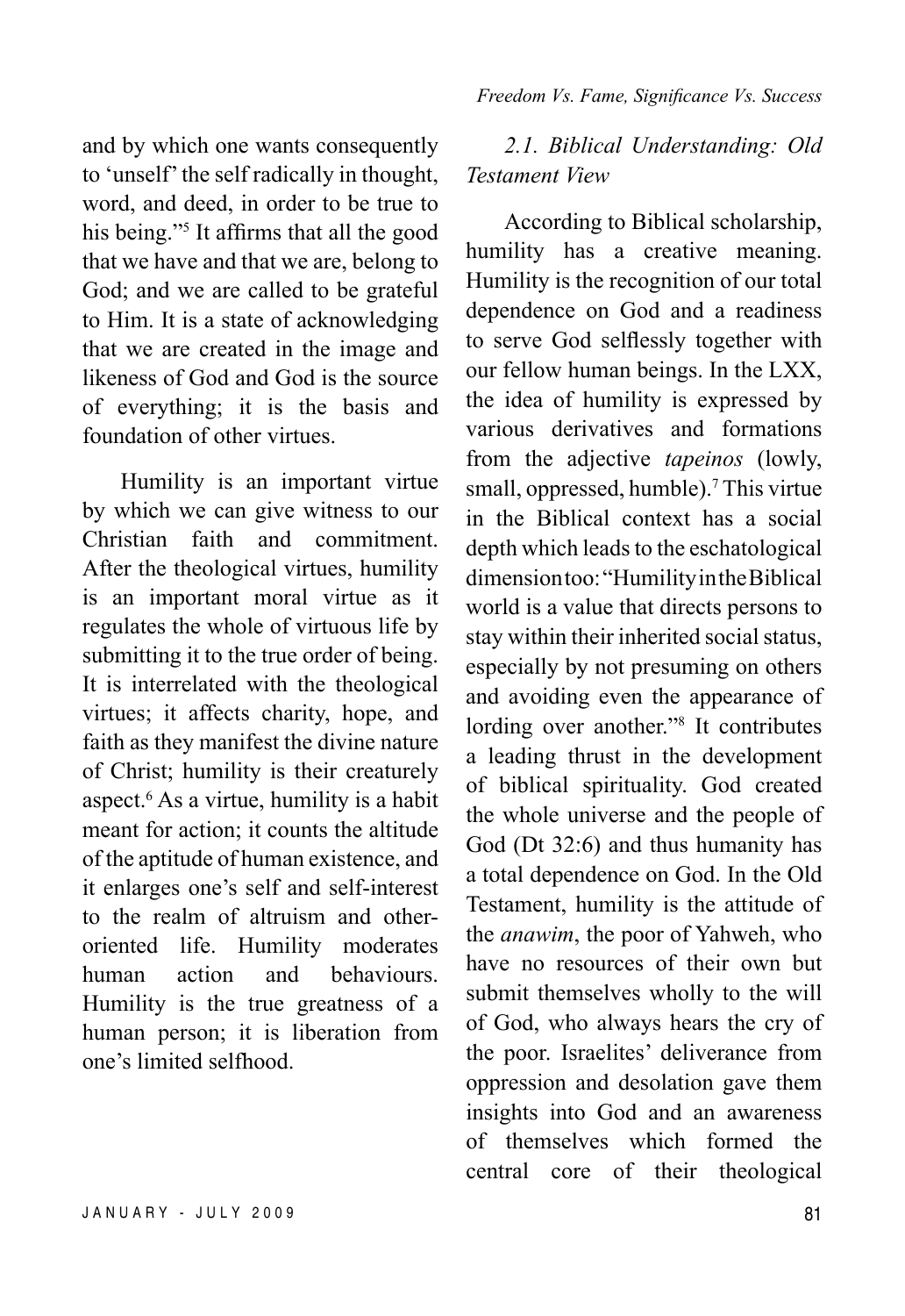and by which one wants consequently to 'unself' the self radically in thought, word, and deed, in order to be true to his being."[5] It affirms that all the good that we have and that we are, belong to God; and we are called to be grateful to Him. It is a state of acknowledging that we are created in the image and likeness of God and God is the source of everything; it is the basis and foundation of other virtues.

Humility is an important virtue by which we can give witness to our Christian faith and commitment. After the theological virtues, humility is an important moral virtue as it regulates the whole of virtuous life by submitting it to the true order of being. It is interrelated with the theological virtues; it affects charity, hope, and faith as they manifest the divine nature of Christ; humility is their creaturely aspect.[6] As a virtue, humility is a habit meant for action; it counts the altitude of the aptitude of human existence, and it enlarges one's self and self-interest to the realm of altruism and other-oriented life. Humility moderates human action and behaviours. Humility is the true greatness of a human person; it is liberation from one's limited selfhood.

### *2.1. Biblical Understanding: Old Testament View*

According to Biblical scholarship, humility has a creative meaning. Humility is the recognition of our total dependence on God and a readiness to serve God selflessly together with our fellow human beings. In the LXX, the idea of humility is expressed by various derivatives and formations from the adjective *tapeinos* (lowly, small, oppressed, humble).[7] This virtue in the Biblical context has a social depth which leads to the eschatological dimension too: "Humility in the Biblical world is a value that directs persons to stay within their inherited social status, especially by not presuming on others and avoiding even the appearance of lording over another."[8] It contributes a leading thrust in the development of biblical spirituality. God created the whole universe and the people of God (Dt 32:6) and thus humanity has a total dependence on God. In the Old Testament, humility is the attitude of the *anawim*, the poor of Yahweh, who have no resources of their own but submit themselves wholly to the will of God, who always hears the cry of the poor. Israelites' deliverance from oppression and desolation gave them insights into God and an awareness of themselves which formed the central core of their theological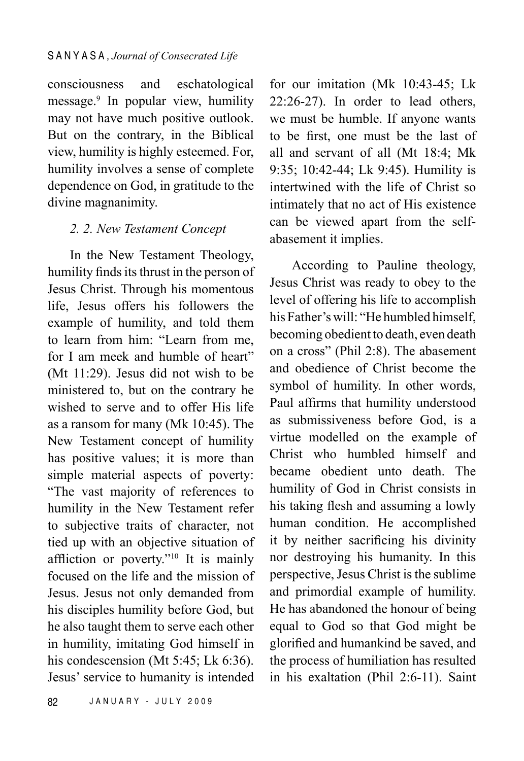consciousness and eschatological message.[9] In popular view, humility may not have much positive outlook. But on the contrary, in the Biblical view, humility is highly esteemed. For, humility involves a sense of complete dependence on God, in gratitude to the divine magnanimity.

### *2. 2. New Testament Concept*

In the New Testament Theology, humility finds its thrust in the person of Jesus Christ. Through his momentous life, Jesus offers his followers the example of humility, and told them to learn from him: "Learn from me, for I am meek and humble of heart" (Mt 11:29). Jesus did not wish to be ministered to, but on the contrary he wished to serve and to offer His life as a ransom for many (Mk 10:45). The New Testament concept of humility has positive values; it is more than simple material aspects of poverty: "The vast majority of references to humility in the New Testament refer to subjective traits of character, not tied up with an objective situation of affliction or poverty."[10] It is mainly focused on the life and the mission of Jesus. Jesus not only demanded from his disciples humility before God, but he also taught them to serve each other in humility, imitating God himself in his condescension (Mt 5:45; Lk 6:36). Jesus' service to humanity is intended for our imitation (Mk 10:43-45; Lk 22:26-27). In order to lead others, we must be humble. If anyone wants to be first, one must be the last of all and servant of all (Mt 18:4; Mk 9:35; 10:42-44; Lk 9:45). Humility is intertwined with the life of Christ so intimately that no act of His existence can be viewed apart from the self-abasement it implies.

According to Pauline theology, Jesus Christ was ready to obey to the level of offering his life to accomplish his Father's will: "He humbled himself, becoming obedient to death, even death on a cross" (Phil 2:8). The abasement and obedience of Christ become the symbol of humility. In other words, Paul affirms that humility understood as submissiveness before God, is a virtue modelled on the example of Christ who humbled himself and became obedient unto death. The humility of God in Christ consists in his taking flesh and assuming a lowly human condition. He accomplished it by neither sacrificing his divinity nor destroying his humanity. In this perspective, Jesus Christ is the sublime and primordial example of humility. He has abandoned the honour of being equal to God so that God might be glorified and humankind be saved, and the process of humiliation has resulted in his exaltation (Phil 2:6-11). Saint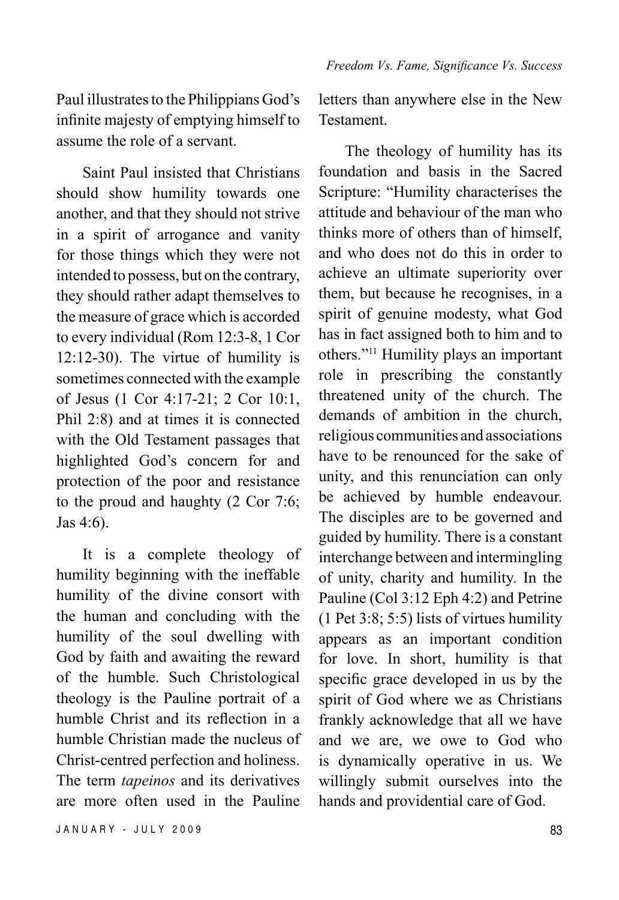Paul illustrates to the Philippians God's infinite majesty of emptying himself to assume the role of a servant.

Saint Paul insisted that Christians should show humility towards one another, and that they should not strive in a spirit of arrogance and vanity for those things which they were not intended to possess, but on the contrary, they should rather adapt themselves to the measure of grace which is accorded to every individual (Rom 12:3-8, 1 Cor 12:12-30). The virtue of humility is sometimes connected with the example of Jesus (1 Cor 4:17-21; 2 Cor 10:1, Phil 2:8) and at times it is connected with the Old Testament passages that highlighted God's concern for and protection of the poor and resistance to the proud and haughty (2 Cor 7:6; Jas 4:6).

It is a complete theology of humility beginning with the ineffable humility of the divine consort with the human and concluding with the humility of the soul dwelling with God by faith and awaiting the reward of the humble. Such Christological theology is the Pauline portrait of a humble Christ and its reflection in a humble Christian made the nucleus of Christ-centred perfection and holiness. The term *tapeinos* and its derivatives are more often used in the Pauline letters than anywhere else in the New Testament.

The theology of humility has its foundation and basis in the Sacred Scripture: "Humility characterises the attitude and behaviour of the man who thinks more of others than of himself, and who does not do this in order to achieve an ultimate superiority over them, but because he recognises, in a spirit of genuine modesty, what God has in fact assigned both to him and to others."[11] Humility plays an important role in prescribing the constantly threatened unity of the church. The demands of ambition in the church, religious communities and associations have to be renounced for the sake of unity, and this renunciation can only be achieved by humble endeavour. The disciples are to be governed and guided by humility. There is a constant interchange between and intermingling of unity, charity and humility. In the Pauline (Col 3:12 Eph 4:2) and Petrine (1 Pet 3:8; 5:5) lists of virtues humility appears as an important condition for love. In short, humility is that specific grace developed in us by the spirit of God where we as Christians frankly acknowledge that all we have and we are, we owe to God who is dynamically operative in us. We willingly submit ourselves into the hands and providential care of God.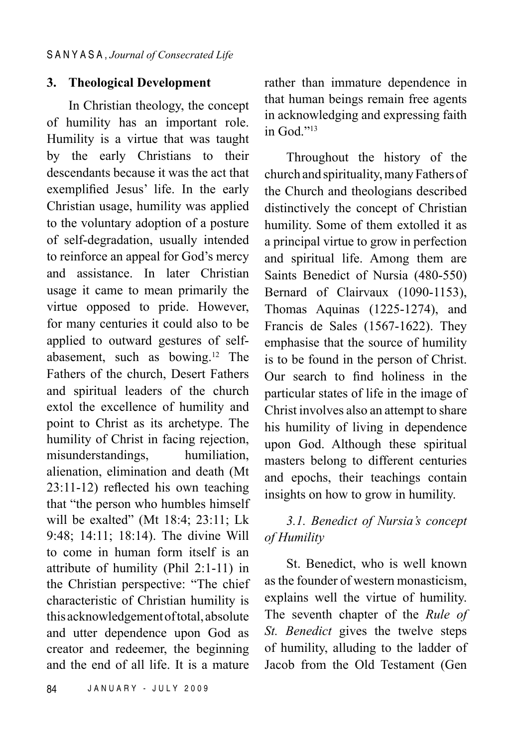## 3. Theological Development

In Christian theology, the concept of humility has an important role. Humility is a virtue that was taught by the early Christians to their descendants because it was the act that exemplified Jesus' life. In the early Christian usage, humility was applied to the voluntary adoption of a posture of self-degradation, usually intended to reinforce an appeal for God's mercy and assistance. In later Christian usage it came to mean primarily the virtue opposed to pride. However, for many centuries it could also to be applied to outward gestures of self-abasement, such as bowing.[12] The Fathers of the church, Desert Fathers and spiritual leaders of the church extol the excellence of humility and point to Christ as its archetype. The humility of Christ in facing rejection, misunderstandings, humiliation, alienation, elimination and death (Mt 23:11-12) reflected his own teaching that "the person who humbles himself will be exalted" (Mt 18:4; 23:11; Lk 9:48; 14:11; 18:14). The divine Will to come in human form itself is an attribute of humility (Phil 2:1-11) in the Christian perspective: "The chief characteristic of Christian humility is this acknowledgement of total, absolute and utter dependence upon God as creator and redeemer, the beginning and the end of all life. It is a mature rather than immature dependence in that human beings remain free agents in acknowledging and expressing faith in God."[13]

Throughout the history of the church and spirituality, many Fathers of the Church and theologians described distinctively the concept of Christian humility. Some of them extolled it as a principal virtue to grow in perfection and spiritual life. Among them are Saints Benedict of Nursia (480-550) Bernard of Clairvaux (1090-1153), Thomas Aquinas (1225-1274), and Francis de Sales (1567-1622). They emphasise that the source of humility is to be found in the person of Christ. Our search to find holiness in the particular states of life in the image of Christ involves also an attempt to share his humility of living in dependence upon God. Although these spiritual masters belong to different centuries and epochs, their teachings contain insights on how to grow in humility.

### *3.1. Benedict of Nursia's concept of Humility*

St. Benedict, who is well known as the founder of western monasticism, explains well the virtue of humility. The seventh chapter of the *Rule of St. Benedict* gives the twelve steps of humility, alluding to the ladder of Jacob from the Old Testament (Gen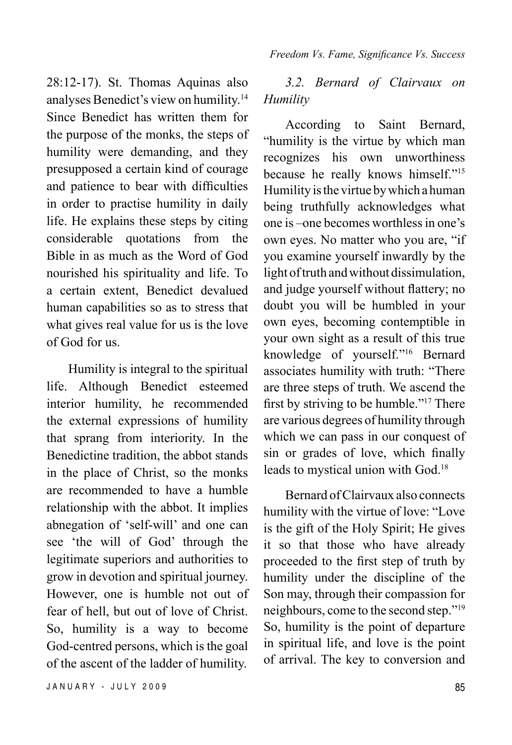28:12-17). St. Thomas Aquinas also analyses Benedict's view on humility.[14] Since Benedict has written them for the purpose of the monks, the steps of humility were demanding, and they presupposed a certain kind of courage and patience to bear with difficulties in order to practise humility in daily life. He explains these steps by citing considerable quotations from the Bible in as much as the Word of God nourished his spirituality and life. To a certain extent, Benedict devalued human capabilities so as to stress that what gives real value for us is the love of God for us.

Humility is integral to the spiritual life. Although Benedict esteemed interior humility, he recommended the external expressions of humility that sprang from interiority. In the Benedictine tradition, the abbot stands in the place of Christ, so the monks are recommended to have a humble relationship with the abbot. It implies abnegation of 'self-will' and one can see 'the will of God' through the legitimate superiors and authorities to grow in devotion and spiritual journey. However, one is humble not out of fear of hell, but out of love of Christ. So, humility is a way to become God-centred persons, which is the goal of the ascent of the ladder of humility.

### *3.2. Bernard of Clairvaux on Humility*

According to Saint Bernard, "humility is the virtue by which man recognizes his own unworthiness because he really knows himself."[15] Humility is the virtue by which a human being truthfully acknowledges what one is –one becomes worthless in one's own eyes. No matter who you are, "if you examine yourself inwardly by the light of truth and without dissimulation, and judge yourself without flattery; no doubt you will be humbled in your own eyes, becoming contemptible in your own sight as a result of this true knowledge of yourself."[16] Bernard associates humility with truth: "There are three steps of truth. We ascend the first by striving to be humble."[17] There are various degrees of humility through which we can pass in our conquest of sin or grades of love, which finally leads to mystical union with God.[18]

Bernard of Clairvaux also connects humility with the virtue of love: "Love is the gift of the Holy Spirit; He gives it so that those who have already proceeded to the first step of truth by humility under the discipline of the Son may, through their compassion for neighbours, come to the second step."[19] So, humility is the point of departure in spiritual life, and love is the point of arrival. The key to conversion and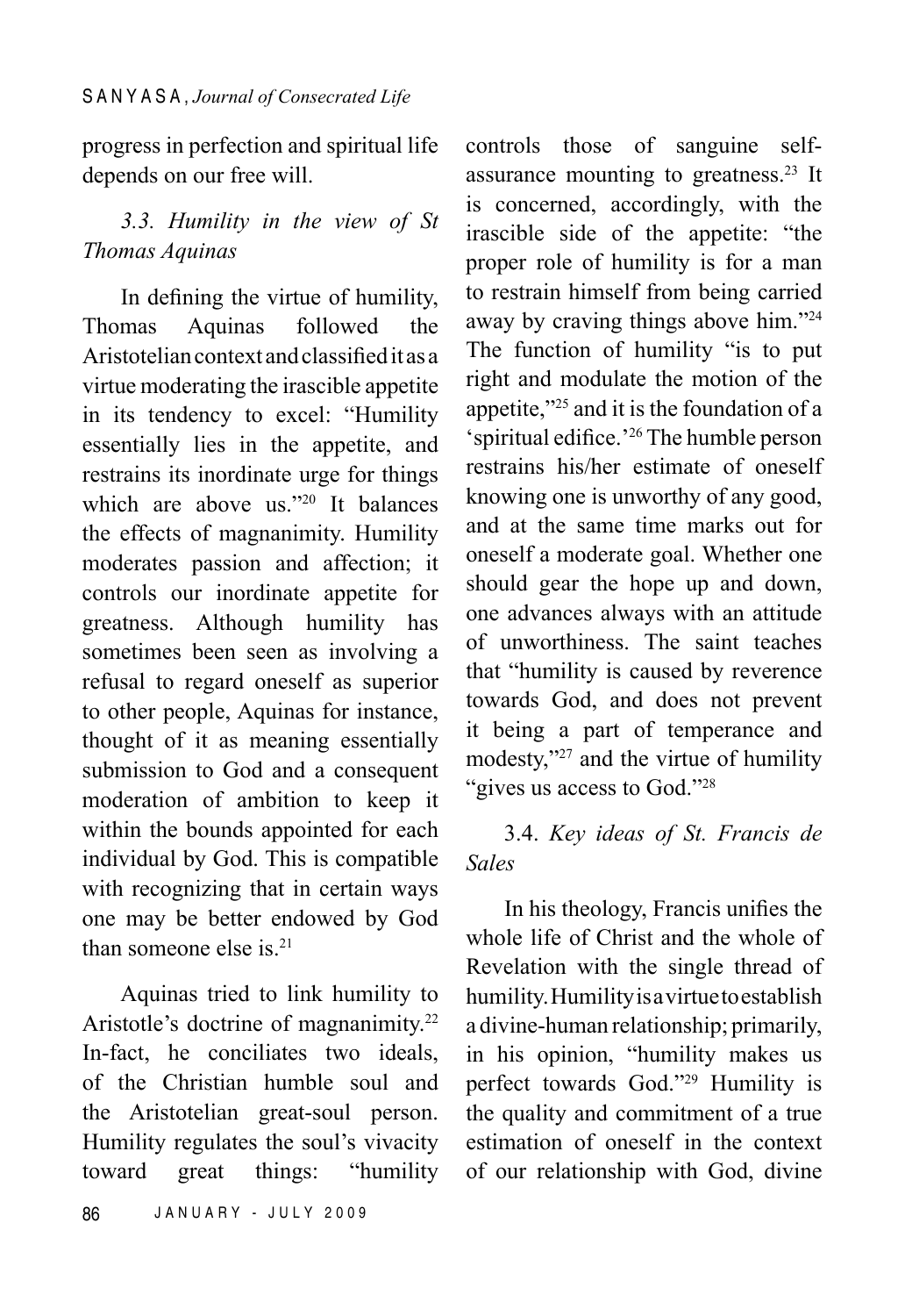progress in perfection and spiritual life depends on our free will.

### *3.3. Humility in the view of St Thomas Aquinas*

In defining the virtue of humility, Thomas Aquinas followed the Aristotelian context and classified it as a virtue moderating the irascible appetite in its tendency to excel: "Humility essentially lies in the appetite, and restrains its inordinate urge for things which are above us."[20] It balances the effects of magnanimity. Humility moderates passion and affection; it controls our inordinate appetite for greatness. Although humility has sometimes been seen as involving a refusal to regard oneself as superior to other people, Aquinas for instance, thought of it as meaning essentially submission to God and a consequent moderation of ambition to keep it within the bounds appointed for each individual by God. This is compatible with recognizing that in certain ways one may be better endowed by God than someone else is.[21]

Aquinas tried to link humility to Aristotle's doctrine of magnanimity.[22] In-fact, he conciliates two ideals, of the Christian humble soul and the Aristotelian great-soul person. Humility regulates the soul's vivacity toward great things: "humility controls those of sanguine self-assurance mounting to greatness.[23] It is concerned, accordingly, with the irascible side of the appetite: "the proper role of humility is for a man to restrain himself from being carried away by craving things above him."[24] The function of humility "is to put right and modulate the motion of the appetite,"[25] and it is the foundation of a 'spiritual edifice.'[26] The humble person restrains his/her estimate of oneself knowing one is unworthy of any good, and at the same time marks out for oneself a moderate goal. Whether one should gear the hope up and down, one advances always with an attitude of unworthiness. The saint teaches that "humility is caused by reverence towards God, and does not prevent it being a part of temperance and modesty,"[27] and the virtue of humility "gives us access to God."[28]

### 3.4. *Key ideas of St. Francis de Sales*

In his theology, Francis unifies the whole life of Christ and the whole of Revelation with the single thread of humility. Humility is a virtue to establish a divine-human relationship; primarily, in his opinion, "humility makes us perfect towards God."[29] Humility is the quality and commitment of a true estimation of oneself in the context of our relationship with God, divine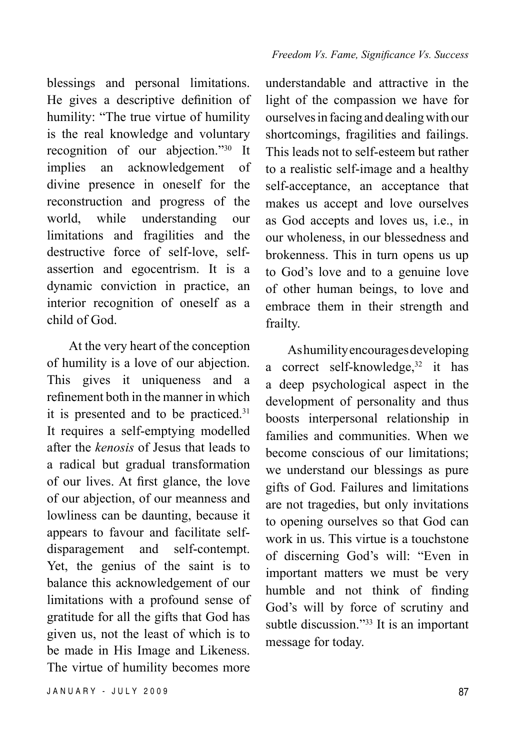blessings and personal limitations. He gives a descriptive definition of humility: "The true virtue of humility is the real knowledge and voluntary recognition of our abjection."[30] It implies an acknowledgement of divine presence in oneself for the reconstruction and progress of the world, while understanding our limitations and fragilities and the destructive force of self-love, self-assertion and egocentrism. It is a dynamic conviction in practice, an interior recognition of oneself as a child of God.

At the very heart of the conception of humility is a love of our abjection. This gives it uniqueness and a refinement both in the manner in which it is presented and to be practiced.[31] It requires a self-emptying modelled after the *kenosis* of Jesus that leads to a radical but gradual transformation of our lives. At first glance, the love of our abjection, of our meanness and lowliness can be daunting, because it appears to favour and facilitate self-disparagement and self-contempt. Yet, the genius of the saint is to balance this acknowledgement of our limitations with a profound sense of gratitude for all the gifts that God has given us, not the least of which is to be made in His Image and Likeness. The virtue of humility becomes more understandable and attractive in the light of the compassion we have for ourselves in facing and dealing with our shortcomings, fragilities and failings. This leads not to self-esteem but rather to a realistic self-image and a healthy self-acceptance, an acceptance that makes us accept and love ourselves as God accepts and loves us, i.e., in our wholeness, in our blessedness and brokenness. This in turn opens us up to God's love and to a genuine love of other human beings, to love and embrace them in their strength and frailty.

As humility encourages developing a correct self-knowledge,[32] it has a deep psychological aspect in the development of personality and thus boosts interpersonal relationship in families and communities. When we become conscious of our limitations; we understand our blessings as pure gifts of God. Failures and limitations are not tragedies, but only invitations to opening ourselves so that God can work in us. This virtue is a touchstone of discerning God's will: "Even in important matters we must be very humble and not think of finding God's will by force of scrutiny and subtle discussion."[33] It is an important message for today.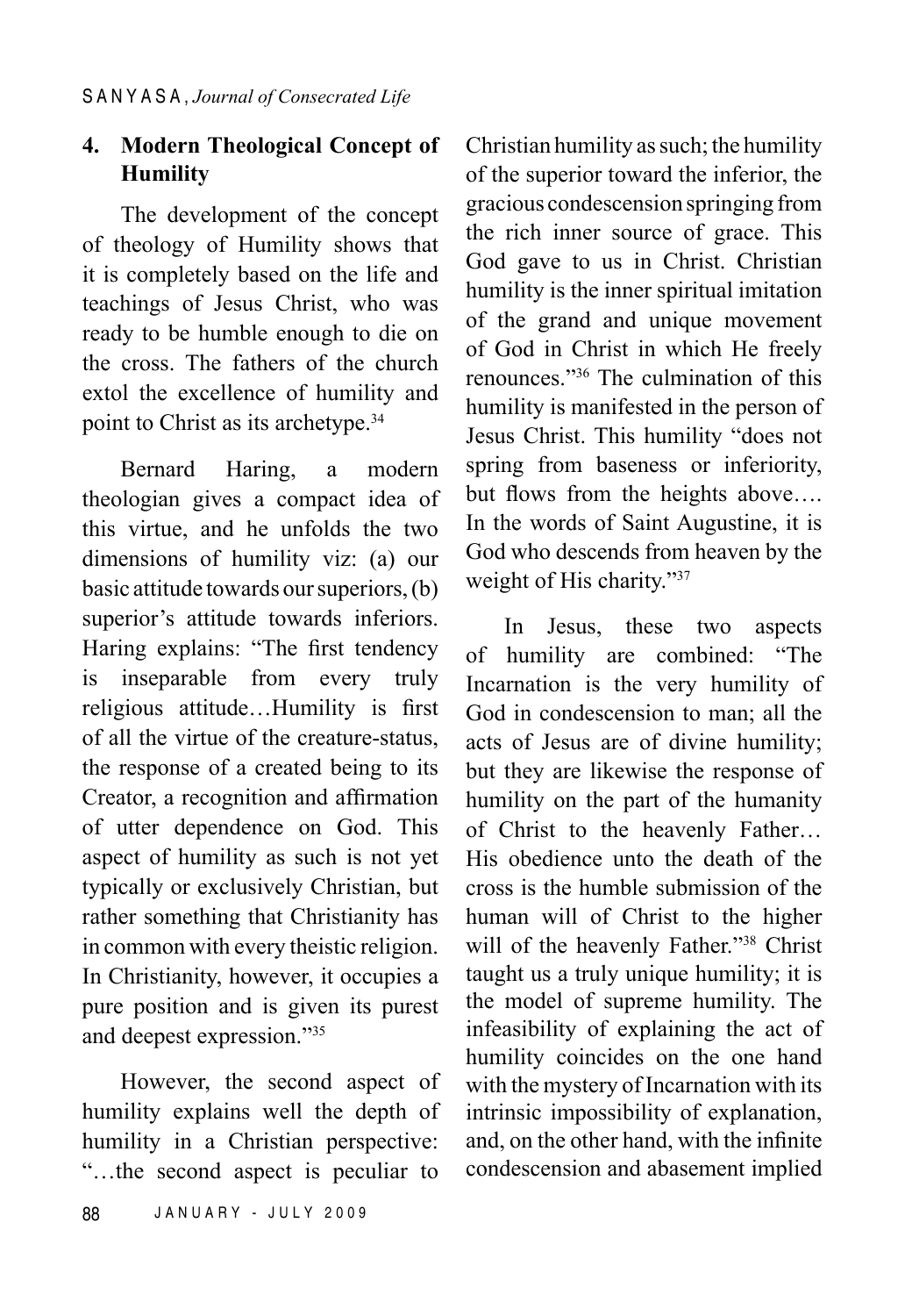## 4. Modern Theological Concept of Humility

The development of the concept of theology of Humility shows that it is completely based on the life and teachings of Jesus Christ, who was ready to be humble enough to die on the cross. The fathers of the church extol the excellence of humility and point to Christ as its archetype.[34]

Bernard Haring, a modern theologian gives a compact idea of this virtue, and he unfolds the two dimensions of humility viz: (a) our basic attitude towards our superiors, (b) superior's attitude towards inferiors. Haring explains: "The first tendency is inseparable from every truly religious attitude…Humility is first of all the virtue of the creature-status, the response of a created being to its Creator, a recognition and affirmation of utter dependence on God. This aspect of humility as such is not yet typically or exclusively Christian, but rather something that Christianity has in common with every theistic religion. In Christianity, however, it occupies a pure position and is given its purest and deepest expression."[35]

However, the second aspect of humility explains well the depth of humility in a Christian perspective: "…the second aspect is peculiar to Christian humility as such; the humility of the superior toward the inferior, the gracious condescension springing from the rich inner source of grace. This God gave to us in Christ. Christian humility is the inner spiritual imitation of the grand and unique movement of God in Christ in which He freely renounces."[36] The culmination of this humility is manifested in the person of Jesus Christ. This humility "does not spring from baseness or inferiority, but flows from the heights above…. In the words of Saint Augustine, it is God who descends from heaven by the weight of His charity."[37]

In Jesus, these two aspects of humility are combined: "The Incarnation is the very humility of God in condescension to man; all the acts of Jesus are of divine humility; but they are likewise the response of humility on the part of the humanity of Christ to the heavenly Father… His obedience unto the death of the cross is the humble submission of the human will of Christ to the higher will of the heavenly Father."[38] Christ taught us a truly unique humility; it is the model of supreme humility. The infeasibility of explaining the act of humility coincides on the one hand with the mystery of Incarnation with its intrinsic impossibility of explanation, and, on the other hand, with the infinite condescension and abasement implied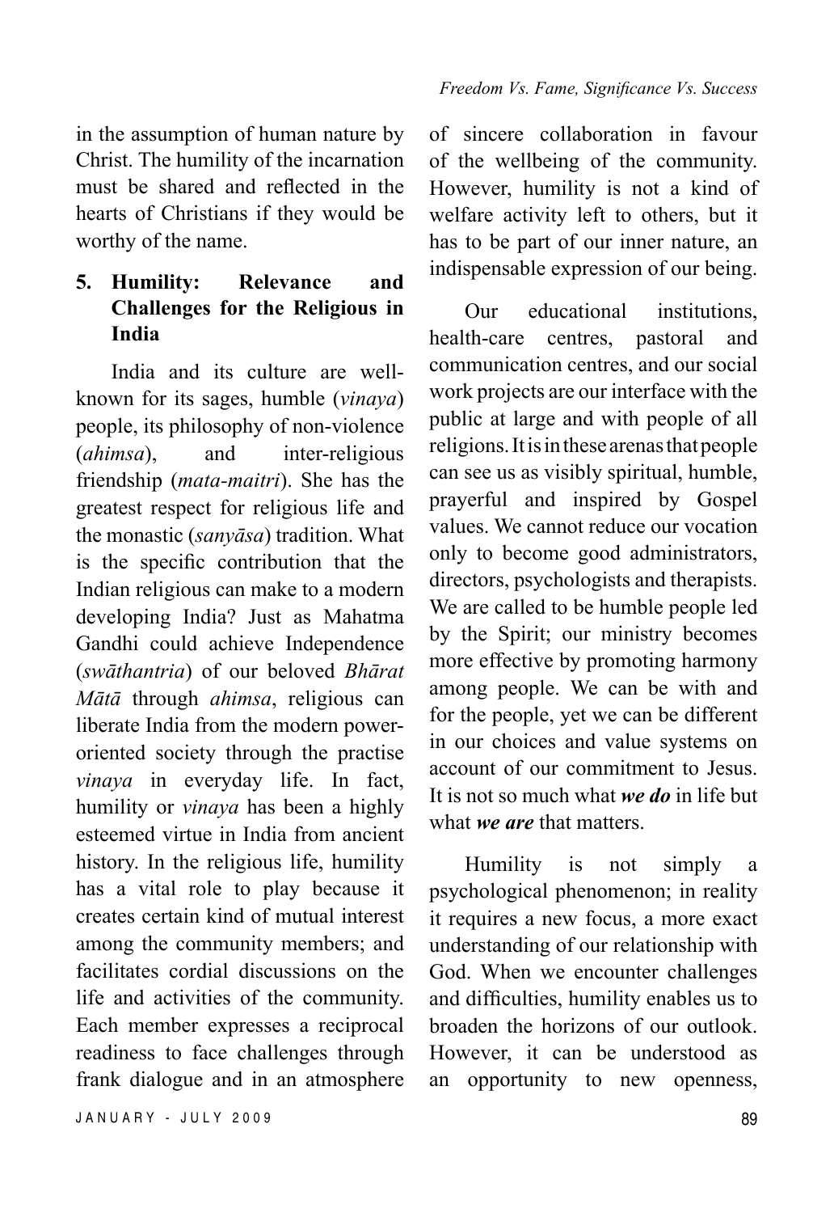in the assumption of human nature by Christ. The humility of the incarnation must be shared and reflected in the hearts of Christians if they would be worthy of the name.

## 5. Humility: Relevance and Challenges for the Religious in India

India and its culture are well-known for its sages, humble (*vinaya*) people, its philosophy of non-violence (*ahimsa*), and inter-religious friendship (*mata-maitri*). She has the greatest respect for religious life and the monastic (*sanyāsa*) tradition. What is the specific contribution that the Indian religious can make to a modern developing India? Just as Mahatma Gandhi could achieve Independence (*swāthantria*) of our beloved *Bhārat Mātā* through *ahimsa*, religious can liberate India from the modern power-oriented society through the practise *vinaya* in everyday life. In fact, humility or *vinaya* has been a highly esteemed virtue in India from ancient history. In the religious life, humility has a vital role to play because it creates certain kind of mutual interest among the community members; and facilitates cordial discussions on the life and activities of the community. Each member expresses a reciprocal readiness to face challenges through frank dialogue and in an atmosphere of sincere collaboration in favour of the wellbeing of the community. However, humility is not a kind of welfare activity left to others, but it has to be part of our inner nature, an indispensable expression of our being.

Our educational institutions, health-care centres, pastoral and communication centres, and our social work projects are our interface with the public at large and with people of all religions. It is in these arenas that people can see us as visibly spiritual, humble, prayerful and inspired by Gospel values. We cannot reduce our vocation only to become good administrators, directors, psychologists and therapists. We are called to be humble people led by the Spirit; our ministry becomes more effective by promoting harmony among people. We can be with and for the people, yet we can be different in our choices and value systems on account of our commitment to Jesus. It is not so much what ***we do*** in life but what ***we are*** that matters.

Humility is not simply a psychological phenomenon; in reality it requires a new focus, a more exact understanding of our relationship with God. When we encounter challenges and difficulties, humility enables us to broaden the horizons of our outlook. However, it can be understood as an opportunity to new openness,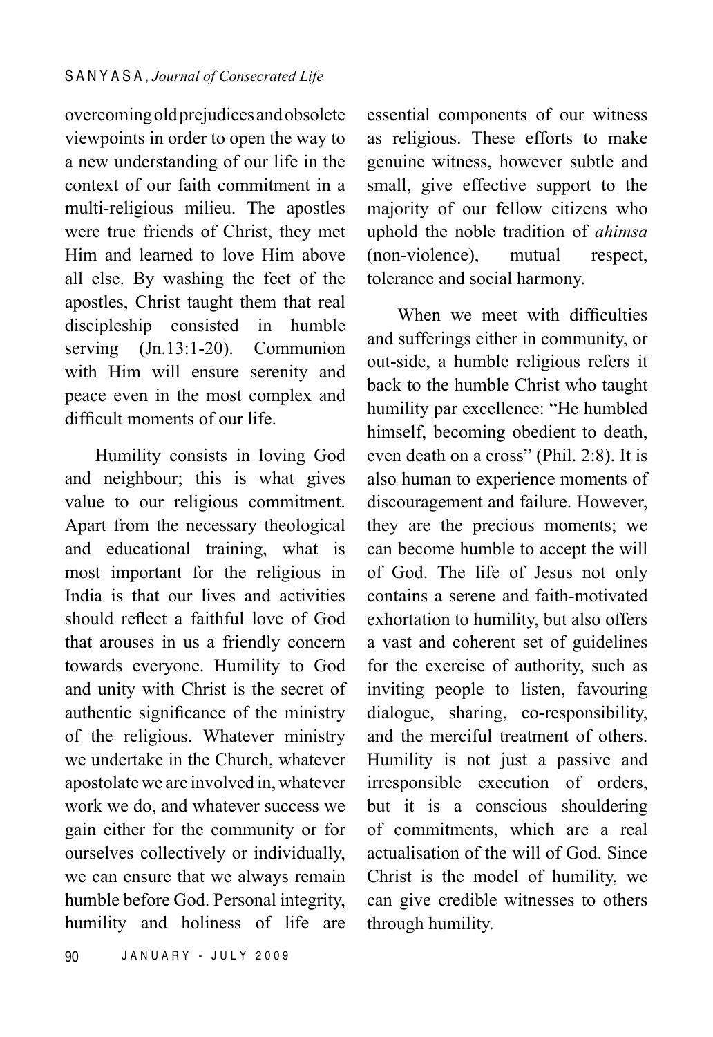overcoming old prejudices and obsolete viewpoints in order to open the way to a new understanding of our life in the context of our faith commitment in a multi-religious milieu. The apostles were true friends of Christ, they met Him and learned to love Him above all else. By washing the feet of the apostles, Christ taught them that real discipleship consisted in humble serving (Jn.13:1-20). Communion with Him will ensure serenity and peace even in the most complex and difficult moments of our life.

Humility consists in loving God and neighbour; this is what gives value to our religious commitment. Apart from the necessary theological and educational training, what is most important for the religious in India is that our lives and activities should reflect a faithful love of God that arouses in us a friendly concern towards everyone. Humility to God and unity with Christ is the secret of authentic significance of the ministry of the religious. Whatever ministry we undertake in the Church, whatever apostolate we are involved in, whatever work we do, and whatever success we gain either for the community or for ourselves collectively or individually, we can ensure that we always remain humble before God. Personal integrity, humility and holiness of life are essential components of our witness as religious. These efforts to make genuine witness, however subtle and small, give effective support to the majority of our fellow citizens who uphold the noble tradition of *ahimsa* (non-violence), mutual respect, tolerance and social harmony.

When we meet with difficulties and sufferings either in community, or out-side, a humble religious refers it back to the humble Christ who taught humility par excellence: "He humbled himself, becoming obedient to death, even death on a cross" (Phil. 2:8). It is also human to experience moments of discouragement and failure. However, they are the precious moments; we can become humble to accept the will of God. The life of Jesus not only contains a serene and faith-motivated exhortation to humility, but also offers a vast and coherent set of guidelines for the exercise of authority, such as inviting people to listen, favouring dialogue, sharing, co-responsibility, and the merciful treatment of others. Humility is not just a passive and irresponsible execution of orders, but it is a conscious shouldering of commitments, which are a real actualisation of the will of God. Since Christ is the model of humility, we can give credible witnesses to others through humility.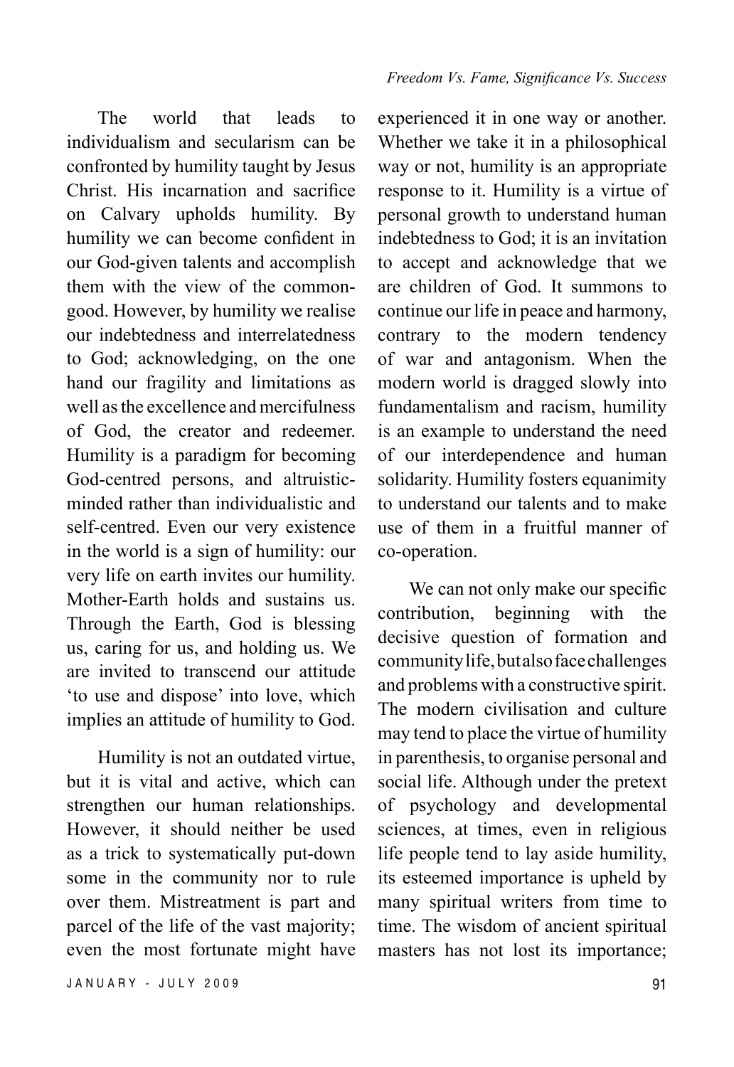The world that leads to individualism and secularism can be confronted by humility taught by Jesus Christ. His incarnation and sacrifice on Calvary upholds humility. By humility we can become confident in our God-given talents and accomplish them with the view of the common-good. However, by humility we realise our indebtedness and interrelatedness to God; acknowledging, on the one hand our fragility and limitations as well as the excellence and mercifulness of God, the creator and redeemer. Humility is a paradigm for becoming God-centred persons, and altruistic-minded rather than individualistic and self-centred. Even our very existence in the world is a sign of humility: our very life on earth invites our humility. Mother-Earth holds and sustains us. Through the Earth, God is blessing us, caring for us, and holding us. We are invited to transcend our attitude 'to use and dispose' into love, which implies an attitude of humility to God.

Humility is not an outdated virtue, but it is vital and active, which can strengthen our human relationships. However, it should neither be used as a trick to systematically put-down some in the community nor to rule over them. Mistreatment is part and parcel of the life of the vast majority; even the most fortunate might have experienced it in one way or another. Whether we take it in a philosophical way or not, humility is an appropriate response to it. Humility is a virtue of personal growth to understand human indebtedness to God; it is an invitation to accept and acknowledge that we are children of God. It summons to continue our life in peace and harmony, contrary to the modern tendency of war and antagonism. When the modern world is dragged slowly into fundamentalism and racism, humility is an example to understand the need of our interdependence and human solidarity. Humility fosters equanimity to understand our talents and to make use of them in a fruitful manner of co-operation.

We can not only make our specific contribution, beginning with the decisive question of formation and community life, but also face challenges and problems with a constructive spirit. The modern civilisation and culture may tend to place the virtue of humility in parenthesis, to organise personal and social life. Although under the pretext of psychology and developmental sciences, at times, even in religious life people tend to lay aside humility, its esteemed importance is upheld by many spiritual writers from time to time. The wisdom of ancient spiritual masters has not lost its importance;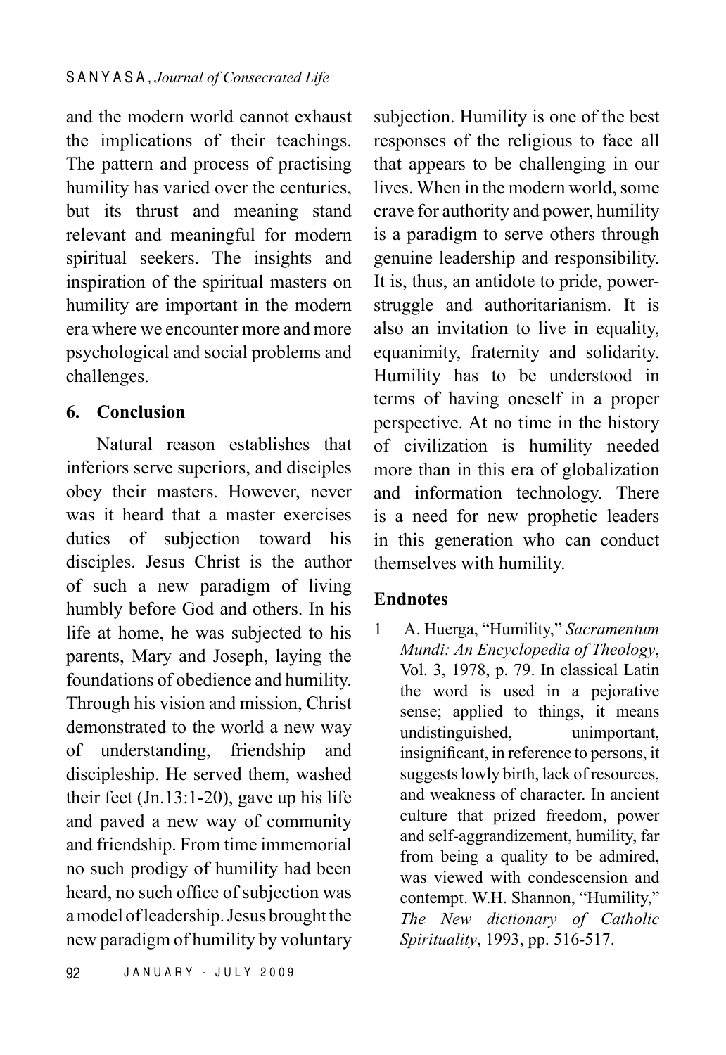and the modern world cannot exhaust the implications of their teachings. The pattern and process of practising humility has varied over the centuries, but its thrust and meaning stand relevant and meaningful for modern spiritual seekers. The insights and inspiration of the spiritual masters on humility are important in the modern era where we encounter more and more psychological and social problems and challenges.

## 6. Conclusion

Natural reason establishes that inferiors serve superiors, and disciples obey their masters. However, never was it heard that a master exercises duties of subjection toward his disciples. Jesus Christ is the author of such a new paradigm of living humbly before God and others. In his life at home, he was subjected to his parents, Mary and Joseph, laying the foundations of obedience and humility. Through his vision and mission, Christ demonstrated to the world a new way of understanding, friendship and discipleship. He served them, washed their feet (Jn.13:1-20), gave up his life and paved a new way of community and friendship. From time immemorial no such prodigy of humility had been heard, no such office of subjection was a model of leadership. Jesus brought the new paradigm of humility by voluntary subjection. Humility is one of the best responses of the religious to face all that appears to be challenging in our lives. When in the modern world, some crave for authority and power, humility is a paradigm to serve others through genuine leadership and responsibility. It is, thus, an antidote to pride, power-struggle and authoritarianism. It is also an invitation to live in equality, equanimity, fraternity and solidarity. Humility has to be understood in terms of having oneself in a proper perspective. At no time in the history of civilization is humility needed more than in this era of globalization and information technology. There is a need for new prophetic leaders in this generation who can conduct themselves with humility.

## Endnotes

1 A. Huerga, "Humility," *Sacramentum Mundi: An Encyclopedia of Theology*, Vol. 3, 1978, p. 79. In classical Latin the word is used in a pejorative sense; applied to things, it means undistinguished, unimportant, insignificant, in reference to persons, it suggests lowly birth, lack of resources, and weakness of character. In ancient culture that prized freedom, power and self-aggrandizement, humility, far from being a quality to be admired, was viewed with condescension and contempt. W.H. Shannon, "Humility," *The New dictionary of Catholic Spirituality*, 1993, pp. 516-517.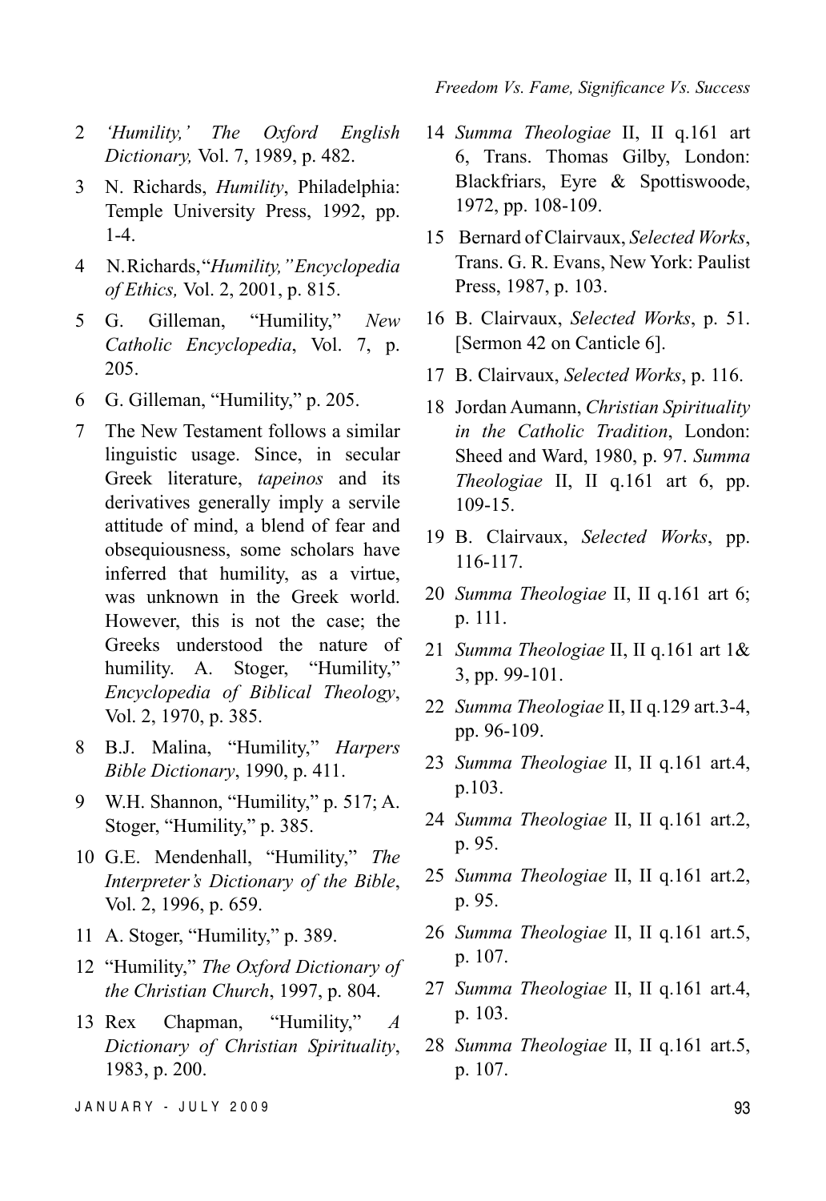2 *'Humility,' The Oxford English Dictionary,* Vol. 7, 1989, p. 482.

3 N. Richards, *Humility*, Philadelphia: Temple University Press, 1992, pp. 1-4.

4 N.Richards,"*Humility," Encyclopedia of Ethics,* Vol. 2, 2001, p. 815.

5 G. Gilleman, "Humility," *New Catholic Encyclopedia*, Vol. 7, p. 205.

6 G. Gilleman, "Humility," p. 205.

7 The New Testament follows a similar linguistic usage. Since, in secular Greek literature, *tapeinos* and its derivatives generally imply a servile attitude of mind, a blend of fear and obsequiousness, some scholars have inferred that humility, as a virtue, was unknown in the Greek world. However, this is not the case; the Greeks understood the nature of humility. A. Stoger, "Humility," *Encyclopedia of Biblical Theology*, Vol. 2, 1970, p. 385.

8 B.J. Malina, "Humility," *Harpers Bible Dictionary*, 1990, p. 411.

9 W.H. Shannon, "Humility," p. 517; A. Stoger, "Humility," p. 385.

10 G.E. Mendenhall, "Humility," *The Interpreter's Dictionary of the Bible*, Vol. 2, 1996, p. 659.

11 A. Stoger, "Humility," p. 389.

12 "Humility," *The Oxford Dictionary of the Christian Church*, 1997, p. 804.

13 Rex Chapman, "Humility," *A Dictionary of Christian Spirituality*, 1983, p. 200.

14 *Summa Theologiae* II, II q.161 art 6, Trans. Thomas Gilby, London: Blackfriars, Eyre & Spottiswoode, 1972, pp. 108-109.

15 Bernard of Clairvaux, *Selected Works*, Trans. G. R. Evans, New York: Paulist Press, 1987, p. 103.

16 B. Clairvaux, *Selected Works*, p. 51. [Sermon 42 on Canticle 6].

17 B. Clairvaux, *Selected Works*, p. 116.

18 Jordan Aumann, *Christian Spirituality in the Catholic Tradition*, London: Sheed and Ward, 1980, p. 97. *Summa Theologiae* II, II q.161 art 6, pp. 109-15.

19 B. Clairvaux, *Selected Works*, pp. 116-117.

20 *Summa Theologiae* II, II q.161 art 6; p. 111.

21 *Summa Theologiae* II, II q.161 art 1& 3, pp. 99-101.

22 *Summa Theologiae* II, II q.129 art.3-4, pp. 96-109.

23 *Summa Theologiae* II, II q.161 art.4, p.103.

24 *Summa Theologiae* II, II q.161 art.2, p. 95.

25 *Summa Theologiae* II, II q.161 art.2, p. 95.

26 *Summa Theologiae* II, II q.161 art.5, p. 107.

27 *Summa Theologiae* II, II q.161 art.4, p. 103.

28 *Summa Theologiae* II, II q.161 art.5, p. 107.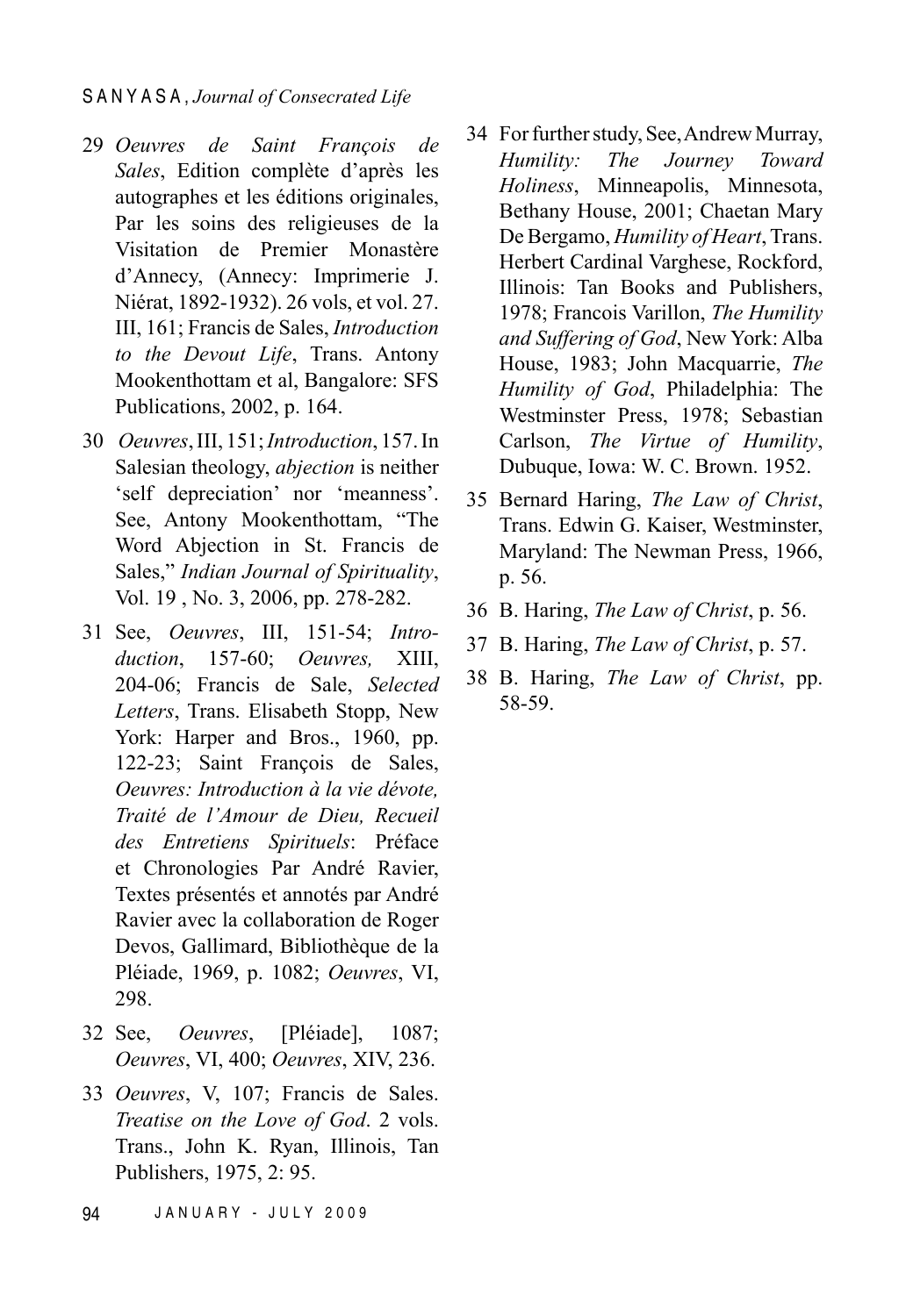29 *Oeuvres de Saint François de Sales*, Edition complète d'après les autographes et les éditions originales, Par les soins des religieuses de la Visitation de Premier Monastère d'Annecy, (Annecy: Imprimerie J. Niérat, 1892-1932). 26 vols, et vol. 27. III, 161; Francis de Sales, *Introduction to the Devout Life*, Trans. Antony Mookenthottam et al, Bangalore: SFS Publications, 2002, p. 164.

30 *Oeuvres*, III, 151; *Introduction*, 157. In Salesian theology, *abjection* is neither 'self depreciation' nor 'meanness'. See, Antony Mookenthottam, "The Word Abjection in St. Francis de Sales," *Indian Journal of Spirituality*, Vol. 19 , No. 3, 2006, pp. 278-282.

31 See, *Oeuvres*, III, 151-54; *Introduction*, 157-60; *Oeuvres,* XIII, 204-06; Francis de Sale, *Selected Letters*, Trans. Elisabeth Stopp, New York: Harper and Bros., 1960, pp. 122-23; Saint François de Sales, *Oeuvres: Introduction à la vie dévote, Traité de l'Amour de Dieu, Recueil des Entretiens Spirituels*: Préface et Chronologies Par André Ravier, Textes présentés et annotés par André Ravier avec la collaboration de Roger Devos, Gallimard, Bibliothèque de la Pléiade, 1969, p. 1082; *Oeuvres*, VI, 298.

32 See, *Oeuvres*, [Pléiade], 1087; *Oeuvres*, VI, 400; *Oeuvres*, XIV, 236.

33 *Oeuvres*, V, 107; Francis de Sales. *Treatise on the Love of God*. 2 vols. Trans., John K. Ryan, Illinois, Tan Publishers, 1975, 2: 95.

34 For further study, See, Andrew Murray, *Humility: The Journey Toward Holiness*, Minneapolis, Minnesota, Bethany House, 2001; Chaetan Mary De Bergamo, *Humility of Heart*, Trans. Herbert Cardinal Varghese, Rockford, Illinois: Tan Books and Publishers, 1978; Francois Varillon, *The Humility and Suffering of God*, New York: Alba House, 1983; John Macquarrie, *The Humility of God*, Philadelphia: The Westminster Press, 1978; Sebastian Carlson, *The Virtue of Humility*, Dubuque, Iowa: W. C. Brown. 1952.

35 Bernard Haring, *The Law of Christ*, Trans. Edwin G. Kaiser, Westminster, Maryland: The Newman Press, 1966, p. 56.

36 B. Haring, *The Law of Christ*, p. 56.

37 B. Haring, *The Law of Christ*, p. 57.

38 B. Haring, *The Law of Christ*, pp. 58-59.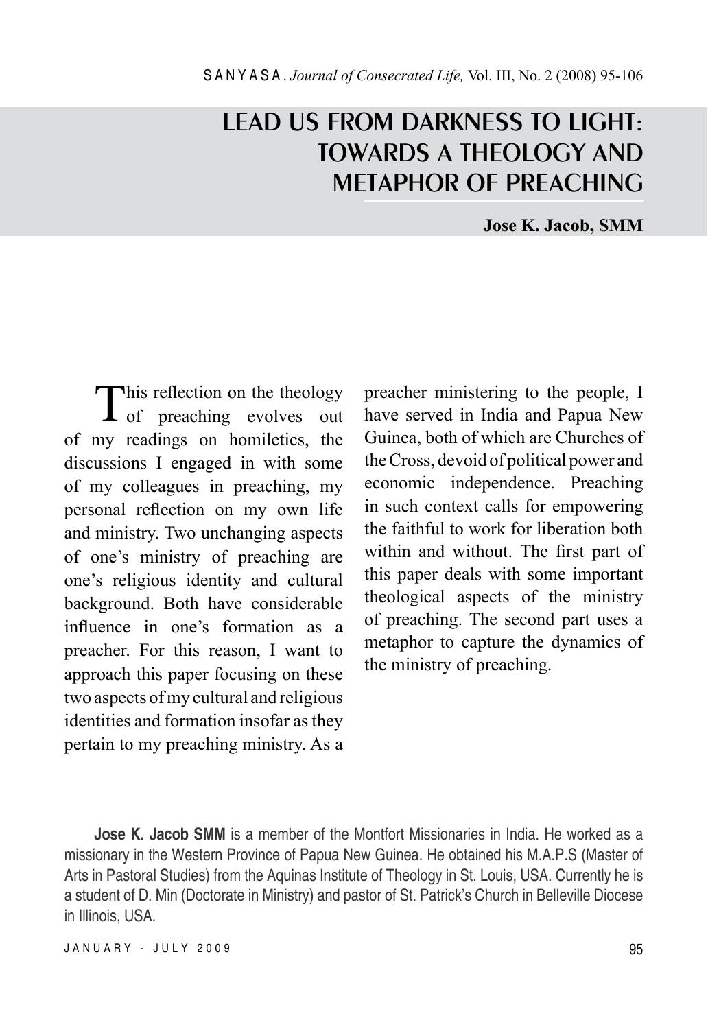# LEAD US FROM DARKNESS TO LIGHT: TOWARDS A THEOLOGY AND METAPHOR OF PREACHING

**Jose K. Jacob, SMM**

This reflection on the theology of preaching evolves out of my readings on homiletics, the discussions I engaged in with some of my colleagues in preaching, my personal reflection on my own life and ministry. Two unchanging aspects of one's ministry of preaching are one's religious identity and cultural background. Both have considerable influence in one's formation as a preacher. For this reason, I want to approach this paper focusing on these two aspects of my cultural and religious identities and formation insofar as they pertain to my preaching ministry. As a preacher ministering to the people, I have served in India and Papua New Guinea, both of which are Churches of the Cross, devoid of political power and economic independence. Preaching in such context calls for empowering the faithful to work for liberation both within and without. The first part of this paper deals with some important theological aspects of the ministry of preaching. The second part uses a metaphor to capture the dynamics of the ministry of preaching.

**Jose K. Jacob SMM** is a member of the Montfort Missionaries in India. He worked as a missionary in the Western Province of Papua New Guinea. He obtained his M.A.P.S (Master of Arts in Pastoral Studies) from the Aquinas Institute of Theology in St. Louis, USA. Currently he is a student of D. Min (Doctorate in Ministry) and pastor of St. Patrick's Church in Belleville Diocese in Illinois, USA.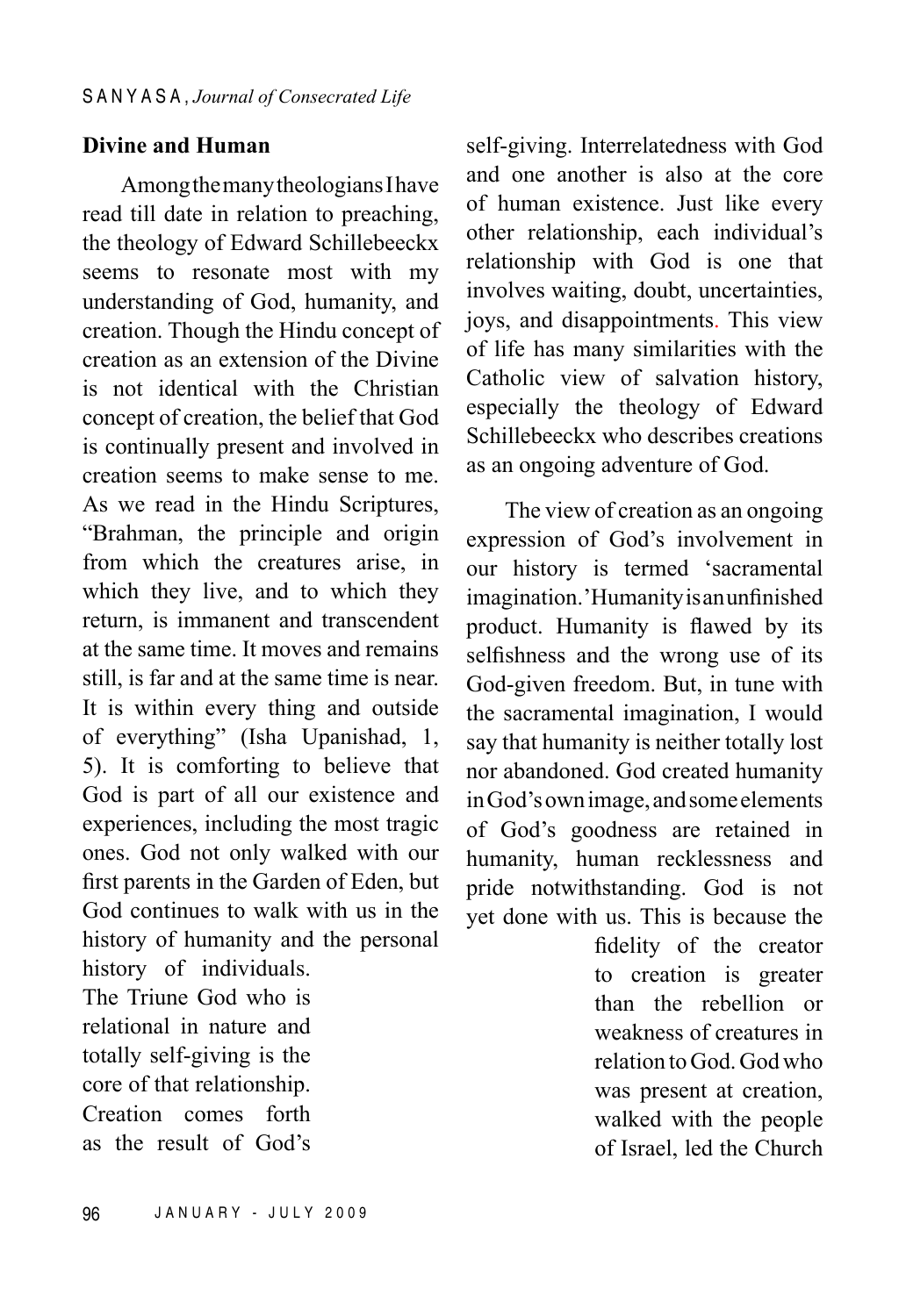**Divine and Human**

Among the many theologians I have read till date in relation to preaching, the theology of Edward Schillebeeckx seems to resonate most with my understanding of God, humanity, and creation. Though the Hindu concept of creation as an extension of the Divine is not identical with the Christian concept of creation, the belief that God is continually present and involved in creation seems to make sense to me. As we read in the Hindu Scriptures, "Brahman, the principle and origin from which the creatures arise, in which they live, and to which they return, is immanent and transcendent at the same time. It moves and remains still, is far and at the same time is near. It is within every thing and outside of everything" (Isha Upanishad, 1, 5). It is comforting to believe that God is part of all our existence and experiences, including the most tragic ones. God not only walked with our first parents in the Garden of Eden, but God continues to walk with us in the history of humanity and the personal history of individuals. The Triune God who is relational in nature and totally self-giving is the core of that relationship. Creation comes forth as the result of God's self-giving. Interrelatedness with God and one another is also at the core of human existence. Just like every other relationship, each individual's relationship with God is one that involves waiting, doubt, uncertainties, joys, and disappointments. This view of life has many similarities with the Catholic view of salvation history, especially the theology of Edward Schillebeeckx who describes creations as an ongoing adventure of God.

The view of creation as an ongoing expression of God's involvement in our history is termed 'sacramental imagination.' Humanity is an unfinished product. Humanity is flawed by its selfishness and the wrong use of its God-given freedom. But, in tune with the sacramental imagination, I would say that humanity is neither totally lost nor abandoned. God created humanity in God's own image, and some elements of God's goodness are retained in humanity, human recklessness and pride notwithstanding. God is not yet done with us. This is because the fidelity of the creator to creation is greater than the rebellion or weakness of creatures in relation to God. God who was present at creation, walked with the people of Israel, led the Church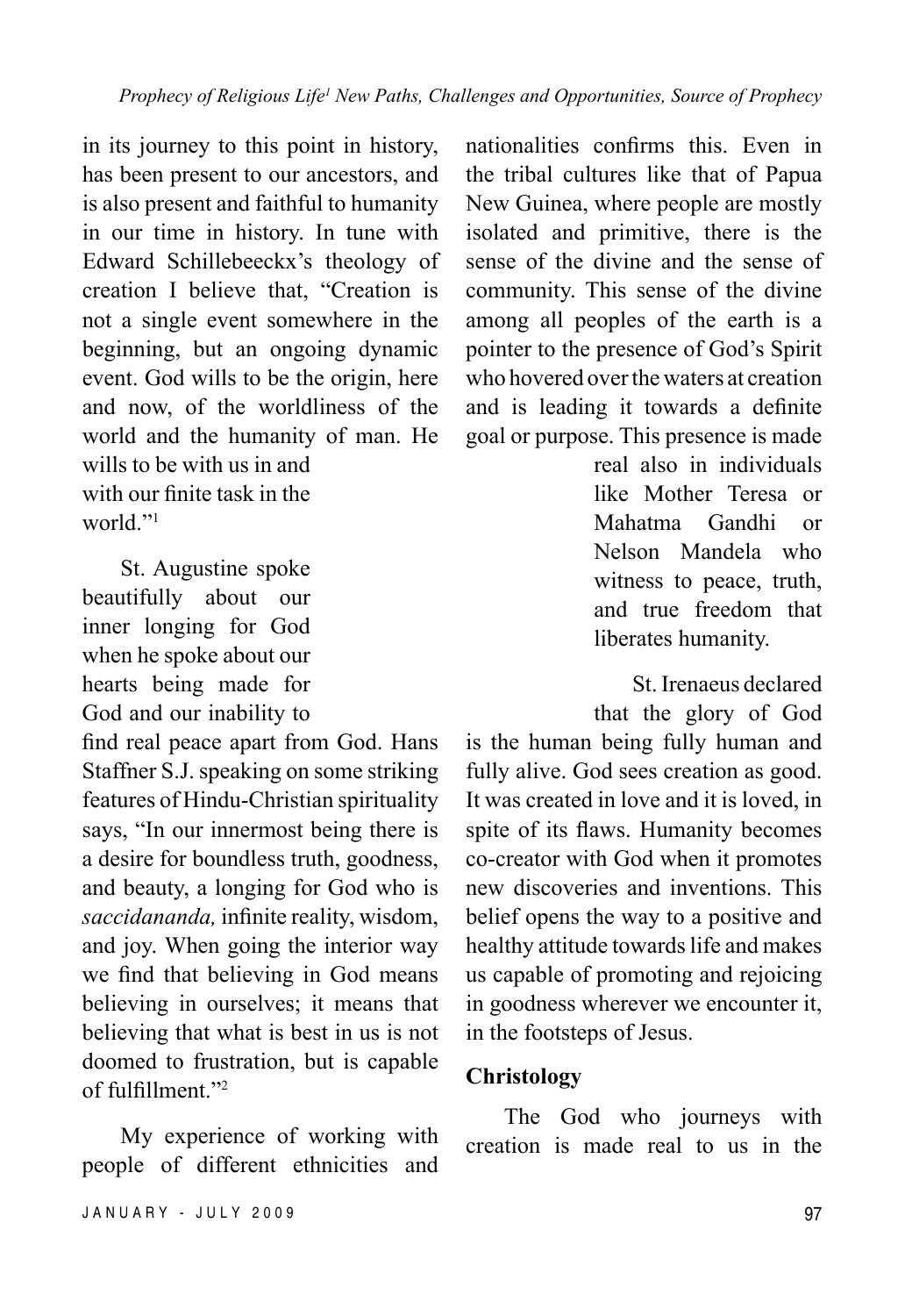in its journey to this point in history, has been present to our ancestors, and is also present and faithful to humanity in our time in history. In tune with Edward Schillebeeckx's theology of creation I believe that, "Creation is not a single event somewhere in the beginning, but an ongoing dynamic event. God wills to be the origin, here and now, of the worldliness of the world and the humanity of man. He wills to be with us in and with our finite task in the world."[1]

St. Augustine spoke beautifully about our inner longing for God when he spoke about our hearts being made for God and our inability to find real peace apart from God. Hans Staffner S.J. speaking on some striking features of Hindu-Christian spirituality says, "In our innermost being there is a desire for boundless truth, goodness, and beauty, a longing for God who is *saccidananda,* infinite reality, wisdom, and joy. When going the interior way we find that believing in God means believing in ourselves; it means that believing that what is best in us is not doomed to frustration, but is capable of fulfillment."[2]

My experience of working with people of different ethnicities and nationalities confirms this. Even in the tribal cultures like that of Papua New Guinea, where people are mostly isolated and primitive, there is the sense of the divine and the sense of community. This sense of the divine among all peoples of the earth is a pointer to the presence of God's Spirit who hovered over the waters at creation and is leading it towards a definite goal or purpose. This presence is made real also in individuals like Mother Teresa or Mahatma Gandhi or Nelson Mandela who witness to peace, truth, and true freedom that liberates humanity.

St. Irenaeus declared that the glory of God is the human being fully human and fully alive. God sees creation as good. It was created in love and it is loved, in spite of its flaws. Humanity becomes co-creator with God when it promotes new discoveries and inventions. This belief opens the way to a positive and healthy attitude towards life and makes us capable of promoting and rejoicing in goodness wherever we encounter it, in the footsteps of Jesus.

## Christology

The God who journeys with creation is made real to us in the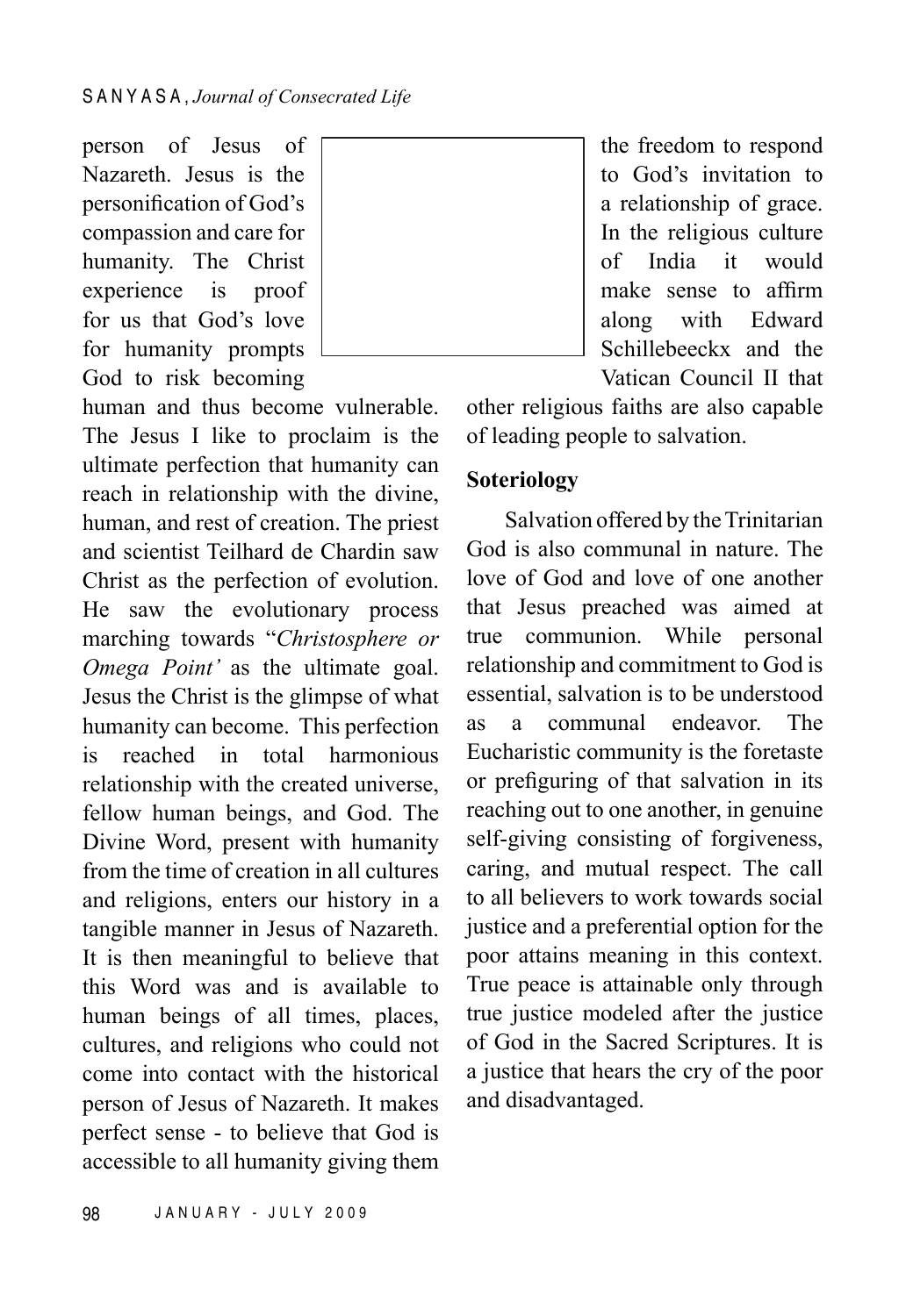person of Jesus of Nazareth. Jesus is the personification of God's compassion and care for humanity. The Christ experience is proof for us that God's love for humanity prompts God to risk becoming human and thus become vulnerable. The Jesus I like to proclaim is the ultimate perfection that humanity can reach in relationship with the divine, human, and rest of creation. The priest and scientist Teilhard de Chardin saw Christ as the perfection of evolution. He saw the evolutionary process marching towards "*Christosphere or Omega Point'* as the ultimate goal. Jesus the Christ is the glimpse of what humanity can become. This perfection is reached in total harmonious relationship with the created universe, fellow human beings, and God. The Divine Word, present with humanity from the time of creation in all cultures and religions, enters our history in a tangible manner in Jesus of Nazareth. It is then meaningful to believe that this Word was and is available to human beings of all times, places, cultures, and religions who could not come into contact with the historical person of Jesus of Nazareth. It makes perfect sense - to believe that God is accessible to all humanity giving them the freedom to respond to God's invitation to a relationship of grace. In the religious culture of India it would make sense to affirm along with Edward Schillebeeckx and the Vatican Council II that other religious faiths are also capable of leading people to salvation.

**Soteriology**

Salvation offered by the Trinitarian God is also communal in nature. The love of God and love of one another that Jesus preached was aimed at true communion. While personal relationship and commitment to God is essential, salvation is to be understood as a communal endeavor. The Eucharistic community is the foretaste or prefiguring of that salvation in its reaching out to one another, in genuine self-giving consisting of forgiveness, caring, and mutual respect. The call to all believers to work towards social justice and a preferential option for the poor attains meaning in this context. True peace is attainable only through true justice modeled after the justice of God in the Sacred Scriptures. It is a justice that hears the cry of the poor and disadvantaged.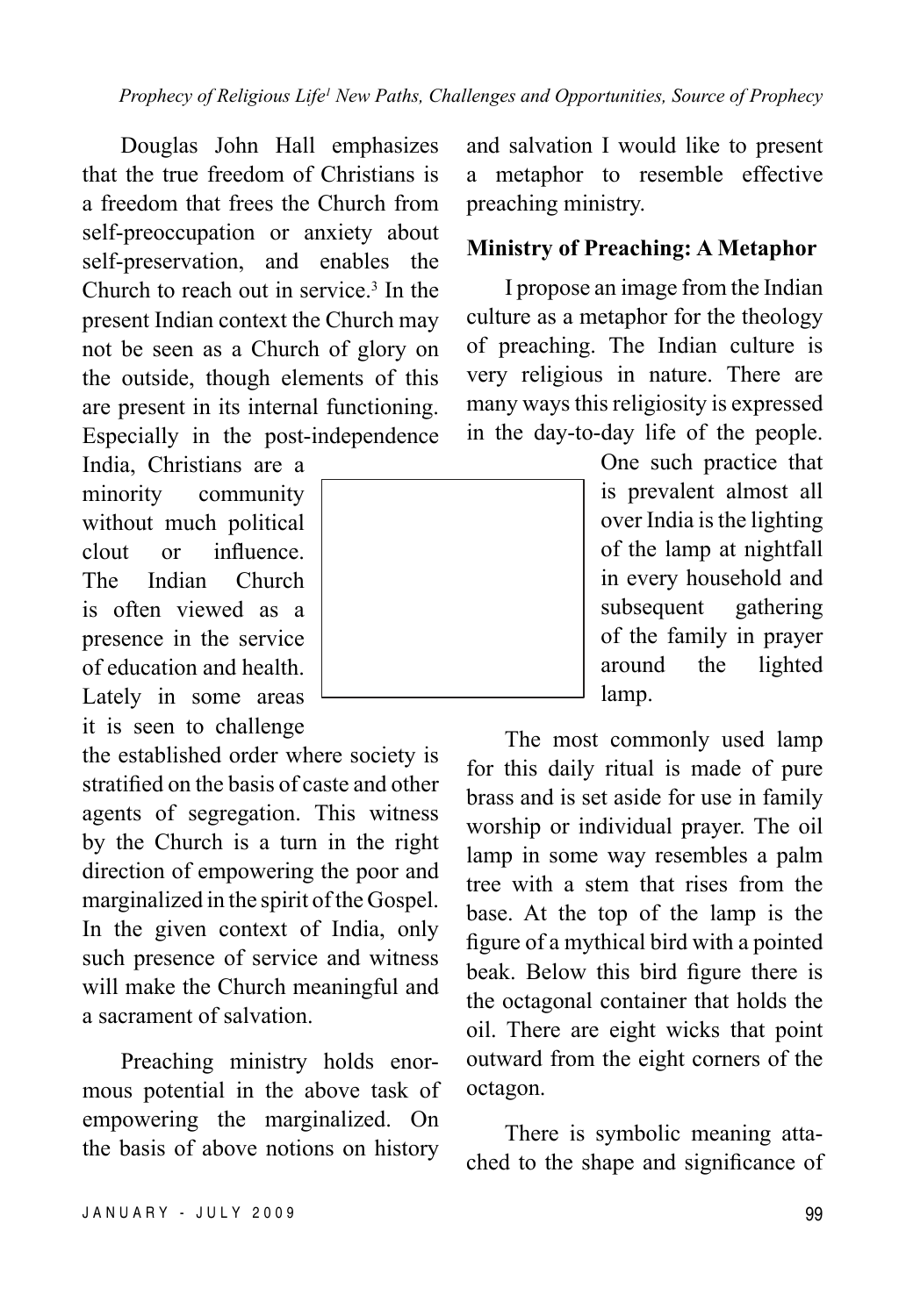Douglas John Hall emphasizes that the true freedom of Christians is a freedom that frees the Church from self-preoccupation or anxiety about self-preservation, and enables the Church to reach out in service.[3] In the present Indian context the Church may not be seen as a Church of glory on the outside, though elements of this are present in its internal functioning. Especially in the post-independence India, Christians are a minority community without much political clout or influence. The Indian Church is often viewed as a presence in the service of education and health. Lately in some areas it is seen to challenge the established order where society is stratified on the basis of caste and other agents of segregation. This witness by the Church is a turn in the right direction of empowering the poor and marginalized in the spirit of the Gospel. In the given context of India, only such presence of service and witness will make the Church meaningful and a sacrament of salvation.

Preaching ministry holds enormous potential in the above task of empowering the marginalized. On the basis of above notions on history and salvation I would like to present a metaphor to resemble effective preaching ministry.

**Ministry of Preaching: A Metaphor**

I propose an image from the Indian culture as a metaphor for the theology of preaching. The Indian culture is very religious in nature. There are many ways this religiosity is expressed in the day-to-day life of the people. One such practice that is prevalent almost all over India is the lighting of the lamp at nightfall in every household and subsequent gathering of the family in prayer around the lighted lamp.

The most commonly used lamp for this daily ritual is made of pure brass and is set aside for use in family worship or individual prayer. The oil lamp in some way resembles a palm tree with a stem that rises from the base. At the top of the lamp is the figure of a mythical bird with a pointed beak. Below this bird figure there is the octagonal container that holds the oil. There are eight wicks that point outward from the eight corners of the octagon.

There is symbolic meaning attached to the shape and significance of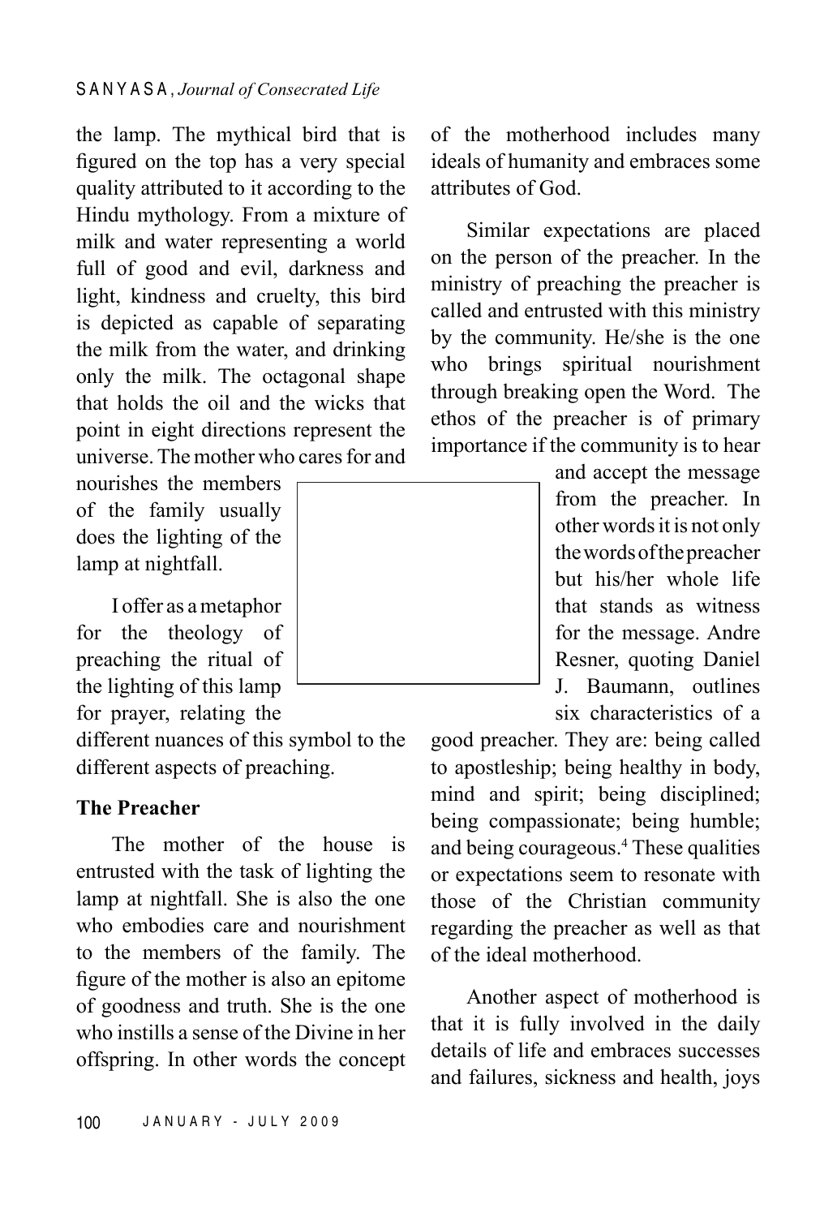the lamp. The mythical bird that is figured on the top has a very special quality attributed to it according to the Hindu mythology. From a mixture of milk and water representing a world full of good and evil, darkness and light, kindness and cruelty, this bird is depicted as capable of separating the milk from the water, and drinking only the milk. The octagonal shape that holds the oil and the wicks that point in eight directions represent the universe. The mother who cares for and nourishes the members of the family usually does the lighting of the lamp at nightfall.

I offer as a metaphor for the theology of preaching the ritual of the lighting of this lamp for prayer, relating the different nuances of this symbol to the different aspects of preaching.

**The Preacher**

The mother of the house is entrusted with the task of lighting the lamp at nightfall. She is also the one who embodies care and nourishment to the members of the family. The figure of the mother is also an epitome of goodness and truth. She is the one who instills a sense of the Divine in her offspring. In other words the concept of the motherhood includes many ideals of humanity and embraces some attributes of God.

Similar expectations are placed on the person of the preacher. In the ministry of preaching the preacher is called and entrusted with this ministry by the community. He/she is the one who brings spiritual nourishment through breaking open the Word. The ethos of the preacher is of primary importance if the community is to hear and accept the message from the preacher. In other words it is not only the words of the preacher but his/her whole life that stands as witness for the message. Andre Resner, quoting Daniel J. Baumann, outlines six characteristics of a good preacher. They are: being called to apostleship; being healthy in body, mind and spirit; being disciplined; being compassionate; being humble; and being courageous.[4] These qualities or expectations seem to resonate with those of the Christian community regarding the preacher as well as that of the ideal motherhood.

Another aspect of motherhood is that it is fully involved in the daily details of life and embraces successes and failures, sickness and health, joys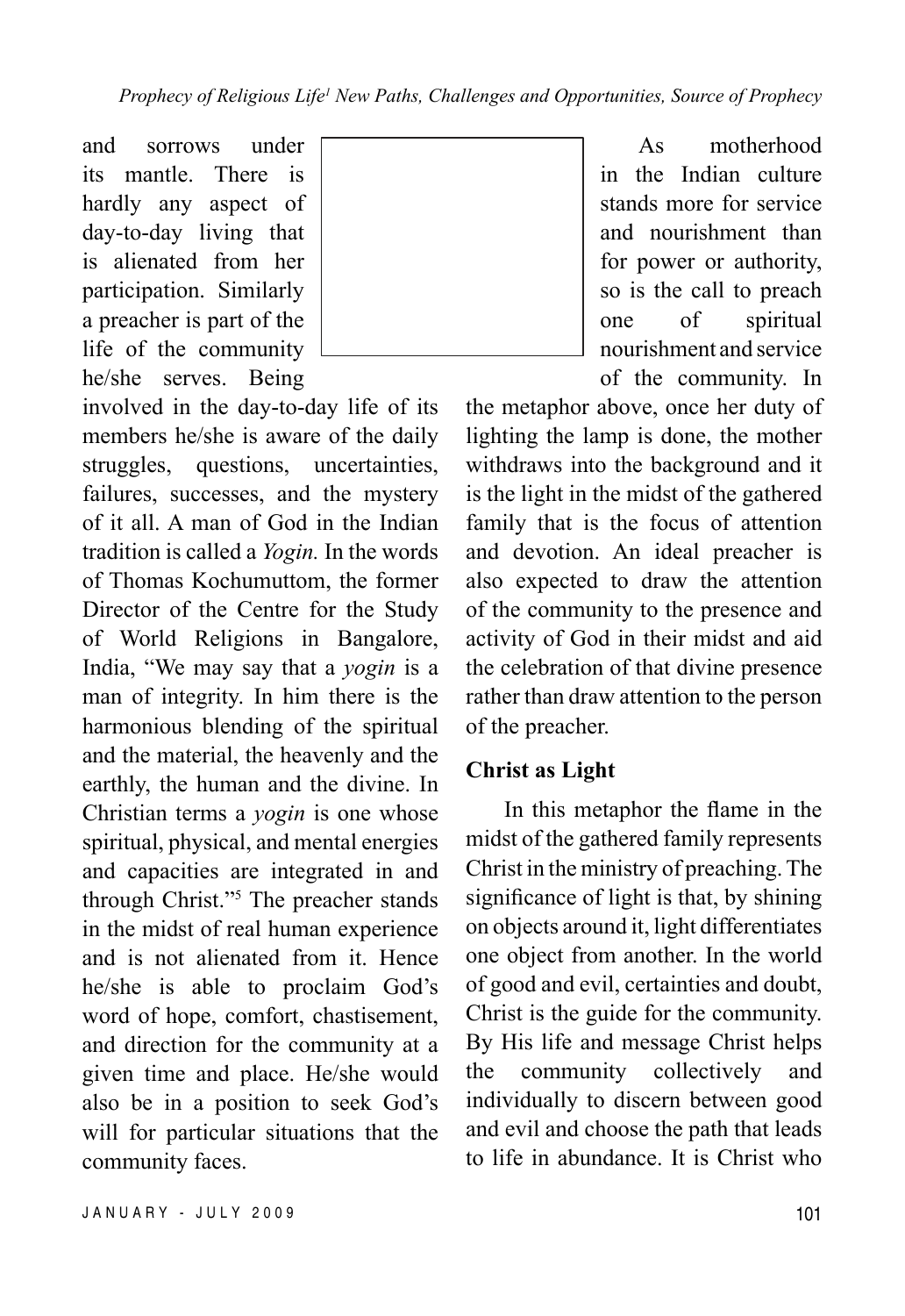and sorrows under its mantle. There is hardly any aspect of day-to-day living that is alienated from her participation. Similarly a preacher is part of the life of the community he/she serves. Being involved in the day-to-day life of its members he/she is aware of the daily struggles, questions, uncertainties, failures, successes, and the mystery of it all. A man of God in the Indian tradition is called a *Yogin.* In the words of Thomas Kochumuttom, the former Director of the Centre for the Study of World Religions in Bangalore, India, "We may say that a *yogin* is a man of integrity. In him there is the harmonious blending of the spiritual and the material, the heavenly and the earthly, the human and the divine. In Christian terms a *yogin* is one whose spiritual, physical, and mental energies and capacities are integrated in and through Christ."[5] The preacher stands in the midst of real human experience and is not alienated from it. Hence he/she is able to proclaim God's word of hope, comfort, chastisement, and direction for the community at a given time and place. He/she would also be in a position to seek God's will for particular situations that the community faces.

As motherhood in the Indian culture stands more for service and nourishment than for power or authority, so is the call to preach one of spiritual nourishment and service of the community. In the metaphor above, once her duty of lighting the lamp is done, the mother withdraws into the background and it is the light in the midst of the gathered family that is the focus of attention and devotion. An ideal preacher is also expected to draw the attention of the community to the presence and activity of God in their midst and aid the celebration of that divine presence rather than draw attention to the person of the preacher.

**Christ as Light**

In this metaphor the flame in the midst of the gathered family represents Christ in the ministry of preaching. The significance of light is that, by shining on objects around it, light differentiates one object from another. In the world of good and evil, certainties and doubt, Christ is the guide for the community. By His life and message Christ helps the community collectively and individually to discern between good and evil and choose the path that leads to life in abundance. It is Christ who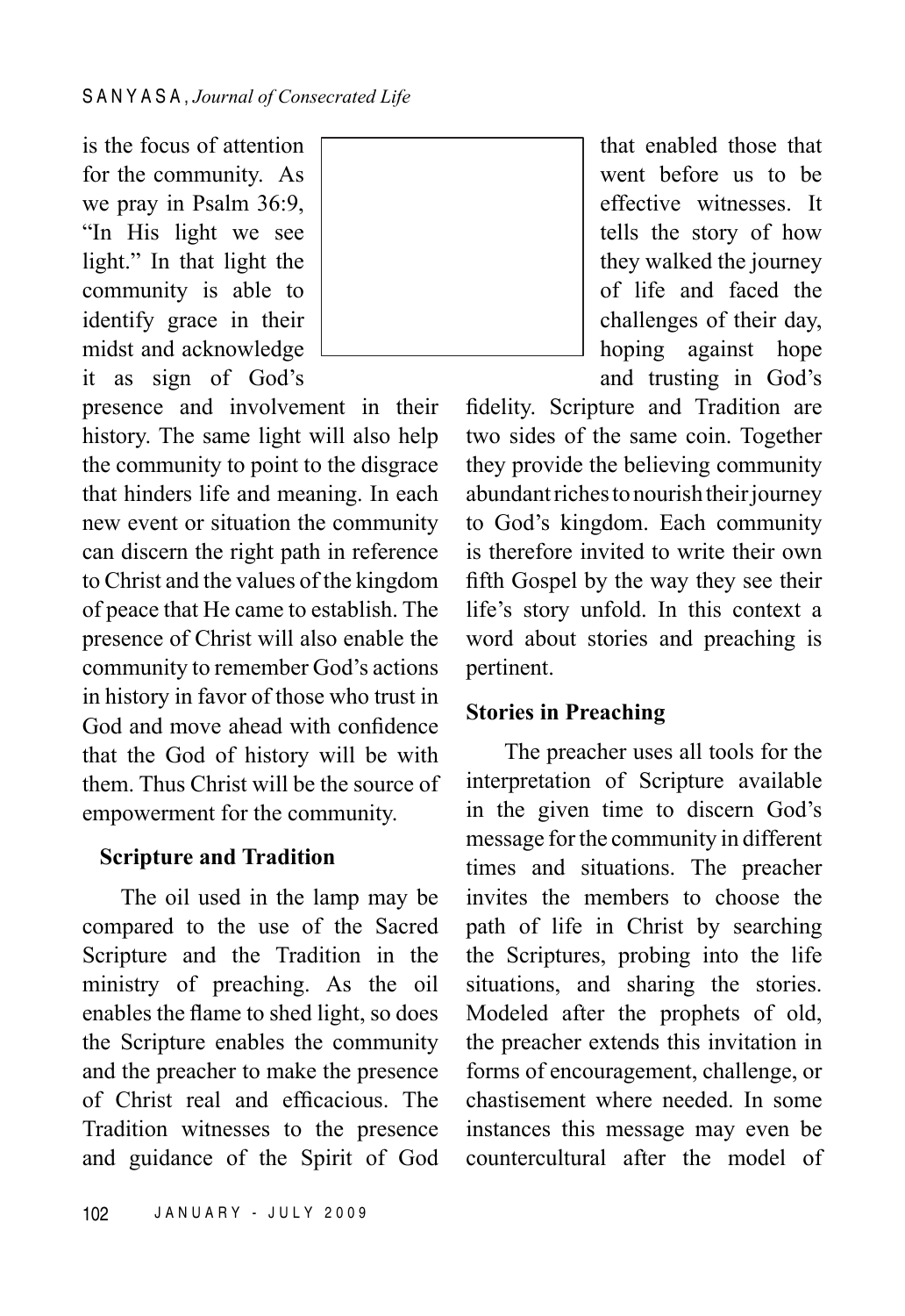is the focus of attention for the community. As we pray in Psalm 36:9, "In His light we see light." In that light the community is able to identify grace in their midst and acknowledge it as sign of God's presence and involvement in their history. The same light will also help the community to point to the disgrace that hinders life and meaning. In each new event or situation the community can discern the right path in reference to Christ and the values of the kingdom of peace that He came to establish. The presence of Christ will also enable the community to remember God's actions in history in favor of those who trust in God and move ahead with confidence that the God of history will be with them. Thus Christ will be the source of empowerment for the community.

### Scripture and Tradition

The oil used in the lamp may be compared to the use of the Sacred Scripture and the Tradition in the ministry of preaching. As the oil enables the flame to shed light, so does the Scripture enables the community and the preacher to make the presence of Christ real and efficacious. The Tradition witnesses to the presence and guidance of the Spirit of God that enabled those that went before us to be effective witnesses. It tells the story of how they walked the journey of life and faced the challenges of their day, hoping against hope and trusting in God's fidelity. Scripture and Tradition are two sides of the same coin. Together they provide the believing community abundant riches to nourish their journey to God's kingdom. Each community is therefore invited to write their own fifth Gospel by the way they see their life's story unfold. In this context a word about stories and preaching is pertinent.

### Stories in Preaching

The preacher uses all tools for the interpretation of Scripture available in the given time to discern God's message for the community in different times and situations. The preacher invites the members to choose the path of life in Christ by searching the Scriptures, probing into the life situations, and sharing the stories. Modeled after the prophets of old, the preacher extends this invitation in forms of encouragement, challenge, or chastisement where needed. In some instances this message may even be countercultural after the model of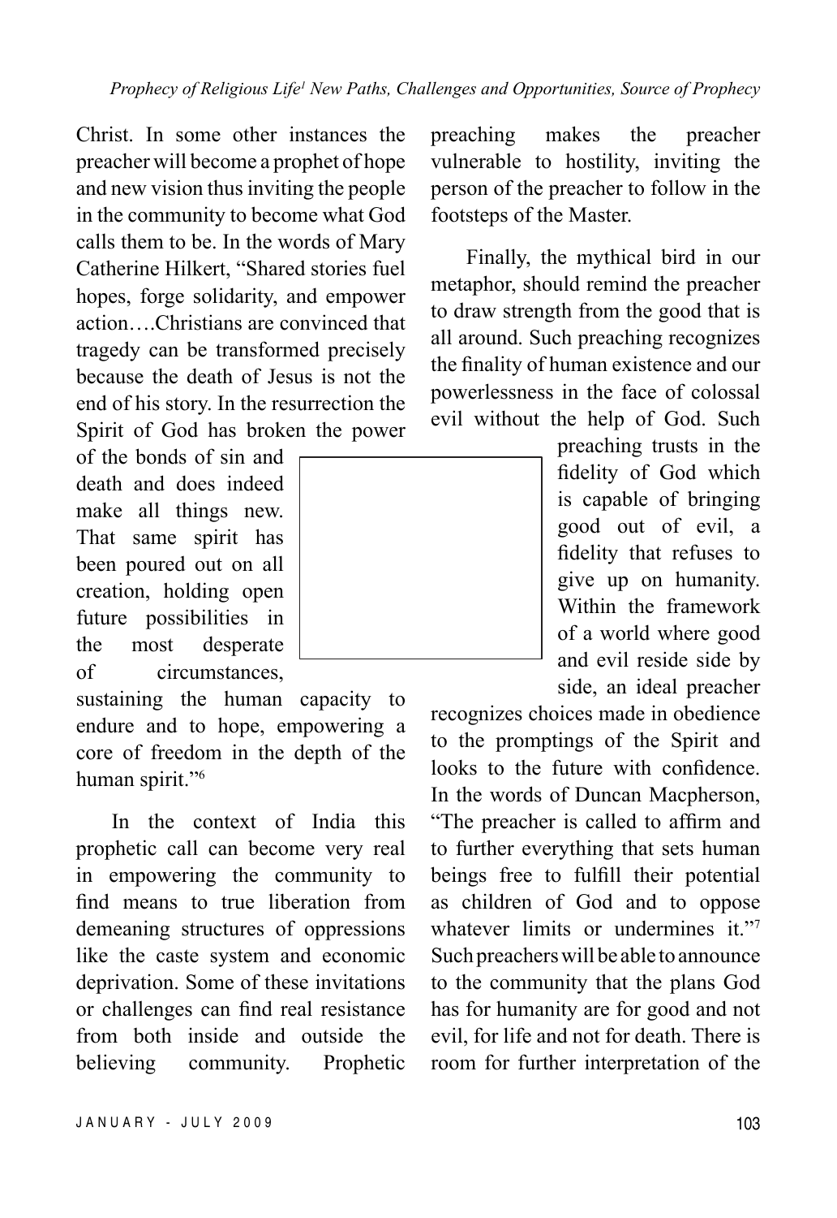Christ. In some other instances the preacher will become a prophet of hope and new vision thus inviting the people in the community to become what God calls them to be. In the words of Mary Catherine Hilkert, "Shared stories fuel hopes, forge solidarity, and empower action….Christians are convinced that tragedy can be transformed precisely because the death of Jesus is not the end of his story. In the resurrection the Spirit of God has broken the power of the bonds of sin and death and does indeed make all things new. That same spirit has been poured out on all creation, holding open future possibilities in the most desperate of circumstances, sustaining the human capacity to endure and to hope, empowering a core of freedom in the depth of the human spirit."[6]

In the context of India this prophetic call can become very real in empowering the community to find means to true liberation from demeaning structures of oppressions like the caste system and economic deprivation. Some of these invitations or challenges can find real resistance from both inside and outside the believing community. Prophetic preaching makes the preacher vulnerable to hostility, inviting the person of the preacher to follow in the footsteps of the Master.

Finally, the mythical bird in our metaphor, should remind the preacher to draw strength from the good that is all around. Such preaching recognizes the finality of human existence and our powerlessness in the face of colossal evil without the help of God. Such preaching trusts in the fidelity of God which is capable of bringing good out of evil, a fidelity that refuses to give up on humanity. Within the framework of a world where good and evil reside side by side, an ideal preacher recognizes choices made in obedience to the promptings of the Spirit and looks to the future with confidence. In the words of Duncan Macpherson, "The preacher is called to affirm and to further everything that sets human beings free to fulfill their potential as children of God and to oppose whatever limits or undermines it."[7] Such preachers will be able to announce to the community that the plans God has for humanity are for good and not evil, for life and not for death. There is room for further interpretation of the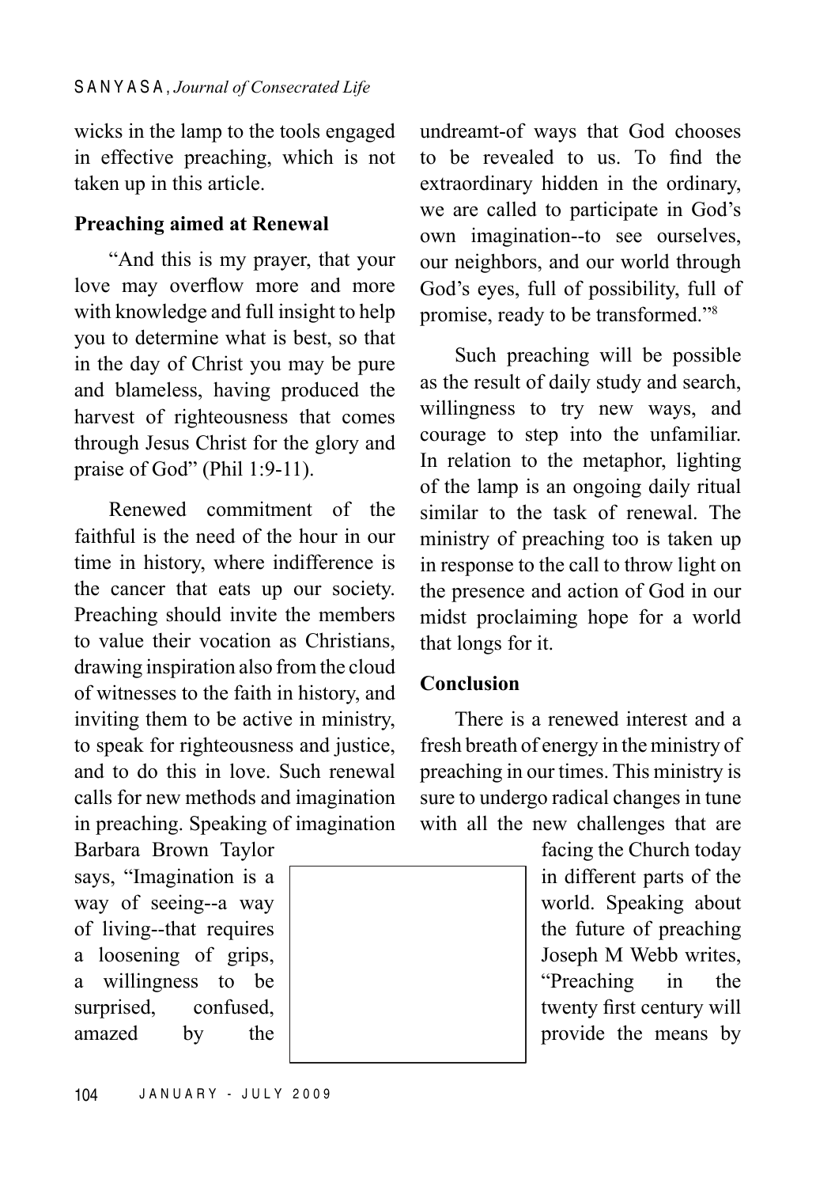wicks in the lamp to the tools engaged in effective preaching, which is not taken up in this article.

## Preaching aimed at Renewal

"And this is my prayer, that your love may overflow more and more with knowledge and full insight to help you to determine what is best, so that in the day of Christ you may be pure and blameless, having produced the harvest of righteousness that comes through Jesus Christ for the glory and praise of God" (Phil 1:9-11).

Renewed commitment of the faithful is the need of the hour in our time in history, where indifference is the cancer that eats up our society. Preaching should invite the members to value their vocation as Christians, drawing inspiration also from the cloud of witnesses to the faith in history, and inviting them to be active in ministry, to speak for righteousness and justice, and to do this in love. Such renewal calls for new methods and imagination in preaching. Speaking of imagination Barbara Brown Taylor says, "Imagination is a way of seeing--a way of living--that requires a loosening of grips, a willingness to be surprised, confused, amazed by the undreamt-of ways that God chooses to be revealed to us. To find the extraordinary hidden in the ordinary, we are called to participate in God's own imagination--to see ourselves, our neighbors, and our world through God's eyes, full of possibility, full of promise, ready to be transformed."[8]

Such preaching will be possible as the result of daily study and search, willingness to try new ways, and courage to step into the unfamiliar. In relation to the metaphor, lighting of the lamp is an ongoing daily ritual similar to the task of renewal. The ministry of preaching too is taken up in response to the call to throw light on the presence and action of God in our midst proclaiming hope for a world that longs for it.

## Conclusion

There is a renewed interest and a fresh breath of energy in the ministry of preaching in our times. This ministry is sure to undergo radical changes in tune with all the new challenges that are facing the Church today in different parts of the world. Speaking about the future of preaching Joseph M Webb writes, "Preaching in the twenty first century will provide the means by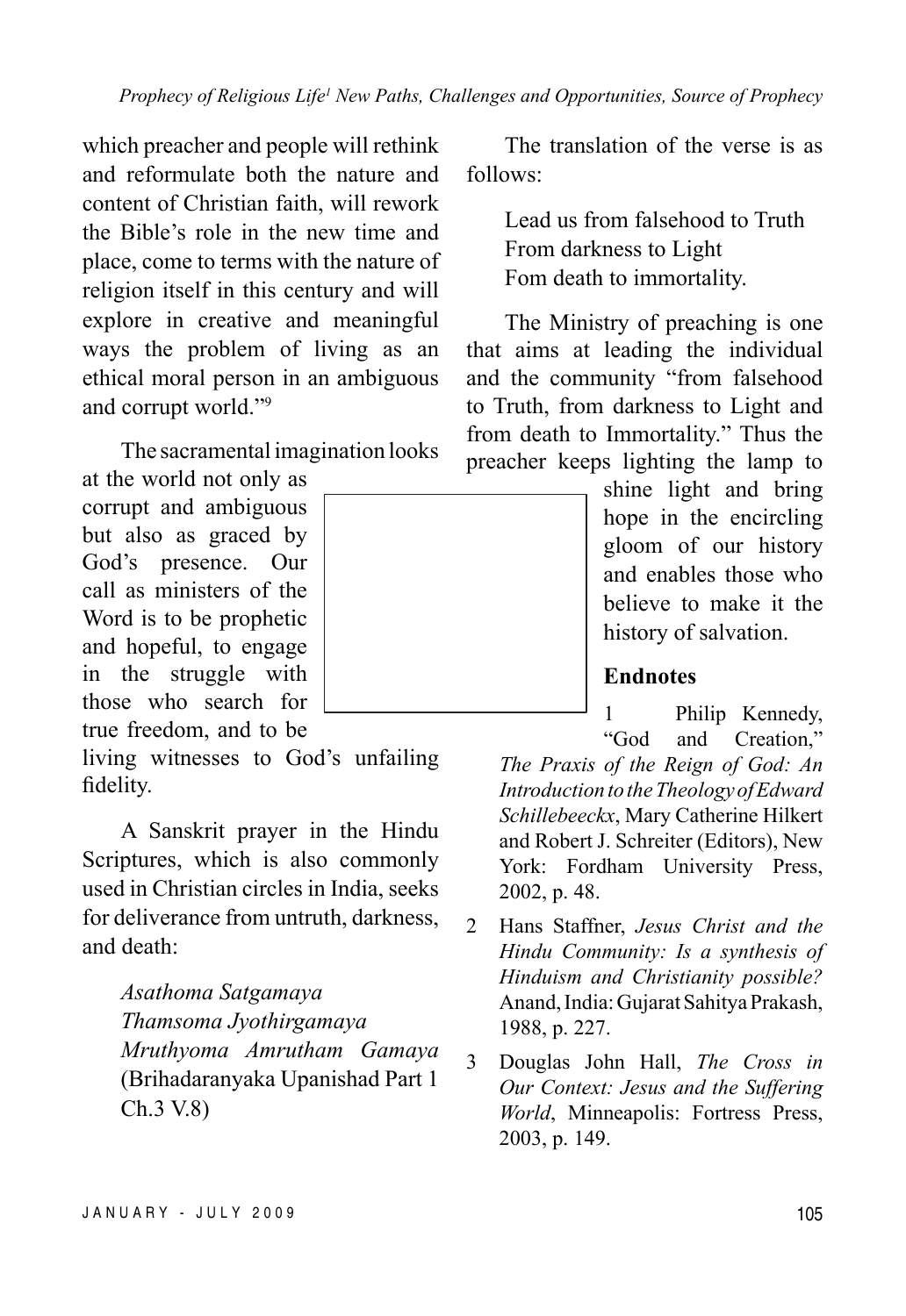which preacher and people will rethink and reformulate both the nature and content of Christian faith, will rework the Bible's role in the new time and place, come to terms with the nature of religion itself in this century and will explore in creative and meaningful ways the problem of living as an ethical moral person in an ambiguous and corrupt world."[9]

The sacramental imagination looks at the world not only as corrupt and ambiguous but also as graced by God's presence. Our call as ministers of the Word is to be prophetic and hopeful, to engage in the struggle with those who search for true freedom, and to be living witnesses to God's unfailing fidelity.

A Sanskrit prayer in the Hindu Scriptures, which is also commonly used in Christian circles in India, seeks for deliverance from untruth, darkness, and death:

> *Asathoma Satgamaya*
> *Thamsoma Jyothirgamaya*
> *Mruthyoma Amrutham Gamaya*
> (Brihadaranyaka Upanishad Part 1 Ch.3 V.8)

The translation of the verse is as follows:

> Lead us from falsehood to Truth
> From darkness to Light
> Fom death to immortality.

The Ministry of preaching is one that aims at leading the individual and the community "from falsehood to Truth, from darkness to Light and from death to Immortality." Thus the preacher keeps lighting the lamp to shine light and bring hope in the encircling gloom of our history and enables those who believe to make it the history of salvation.

**Endnotes**

1 Philip Kennedy, "God and Creation," *The Praxis of the Reign of God: An Introduction to the Theology of Edward Schillebeeckx*, Mary Catherine Hilkert and Robert J. Schreiter (Editors), New York: Fordham University Press, 2002, p. 48.

2 Hans Staffner, *Jesus Christ and the Hindu Community: Is a synthesis of Hinduism and Christianity possible?* Anand, India: Gujarat Sahitya Prakash, 1988, p. 227.

3 Douglas John Hall, *The Cross in Our Context: Jesus and the Suffering World*, Minneapolis: Fortress Press, 2003, p. 149.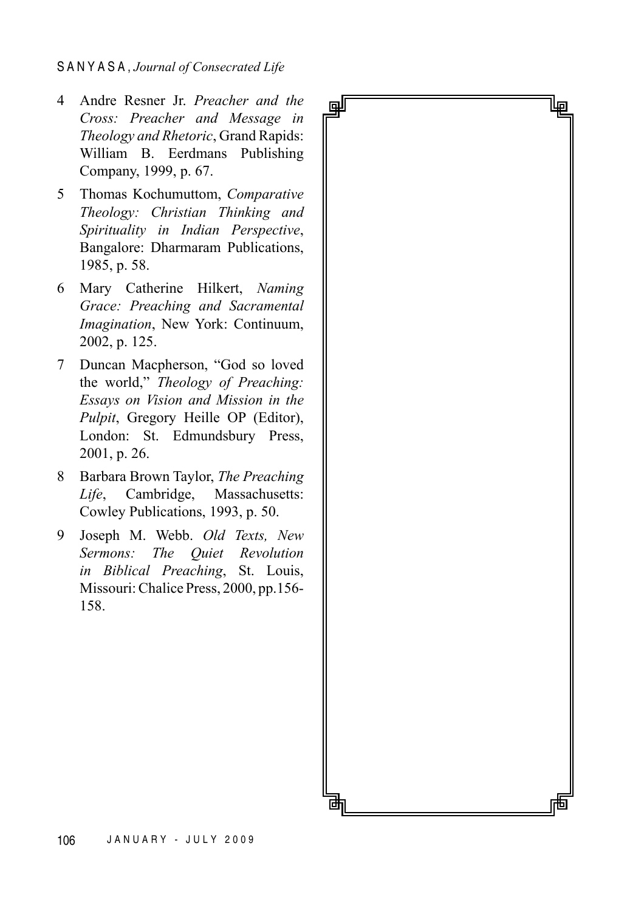4. Andre Resner Jr. *Preacher and the Cross: Preacher and Message in Theology and Rhetoric*, Grand Rapids: William B. Eerdmans Publishing Company, 1999, p. 67.
5. Thomas Kochumuttom, *Comparative Theology: Christian Thinking and Spirituality in Indian Perspective*, Bangalore: Dharmaram Publications, 1985, p. 58.
6. Mary Catherine Hilkert, *Naming Grace: Preaching and Sacramental Imagination*, New York: Continuum, 2002, p. 125.
7. Duncan Macpherson, "God so loved the world," *Theology of Preaching: Essays on Vision and Mission in the Pulpit*, Gregory Heille OP (Editor), London: St. Edmundsbury Press, 2001, p. 26.
8. Barbara Brown Taylor, *The Preaching Life*, Cambridge, Massachusetts: Cowley Publications, 1993, p. 50.
9. Joseph M. Webb. *Old Texts, New Sermons: The Quiet Revolution in Biblical Preaching*, St. Louis, Missouri: Chalice Press, 2000, pp.156-158.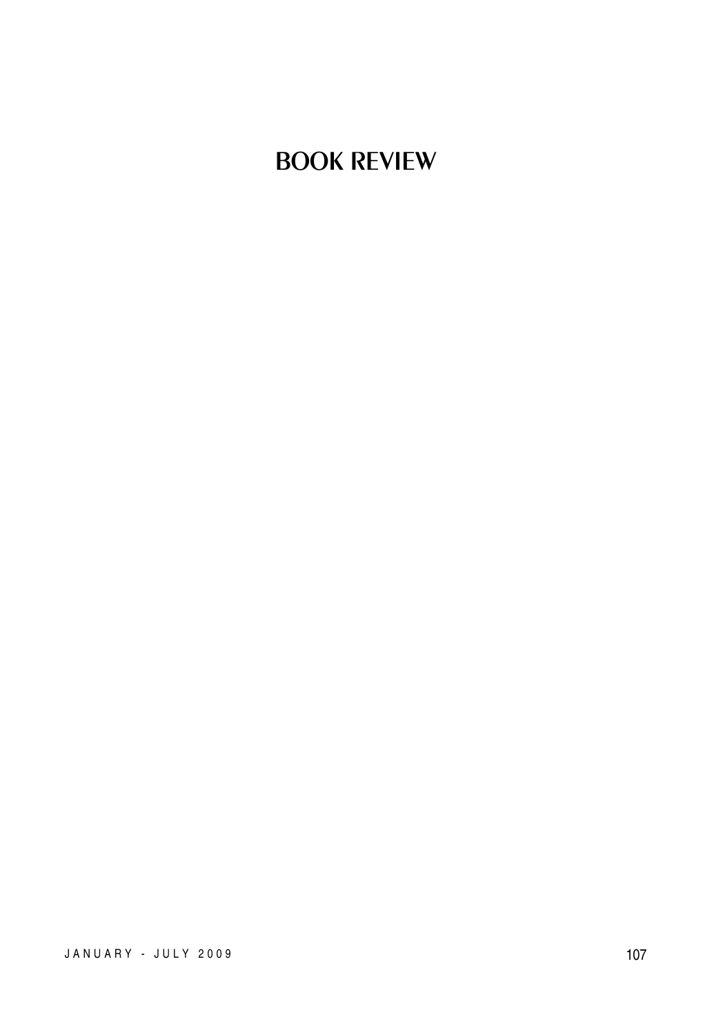# BOOK REVIEW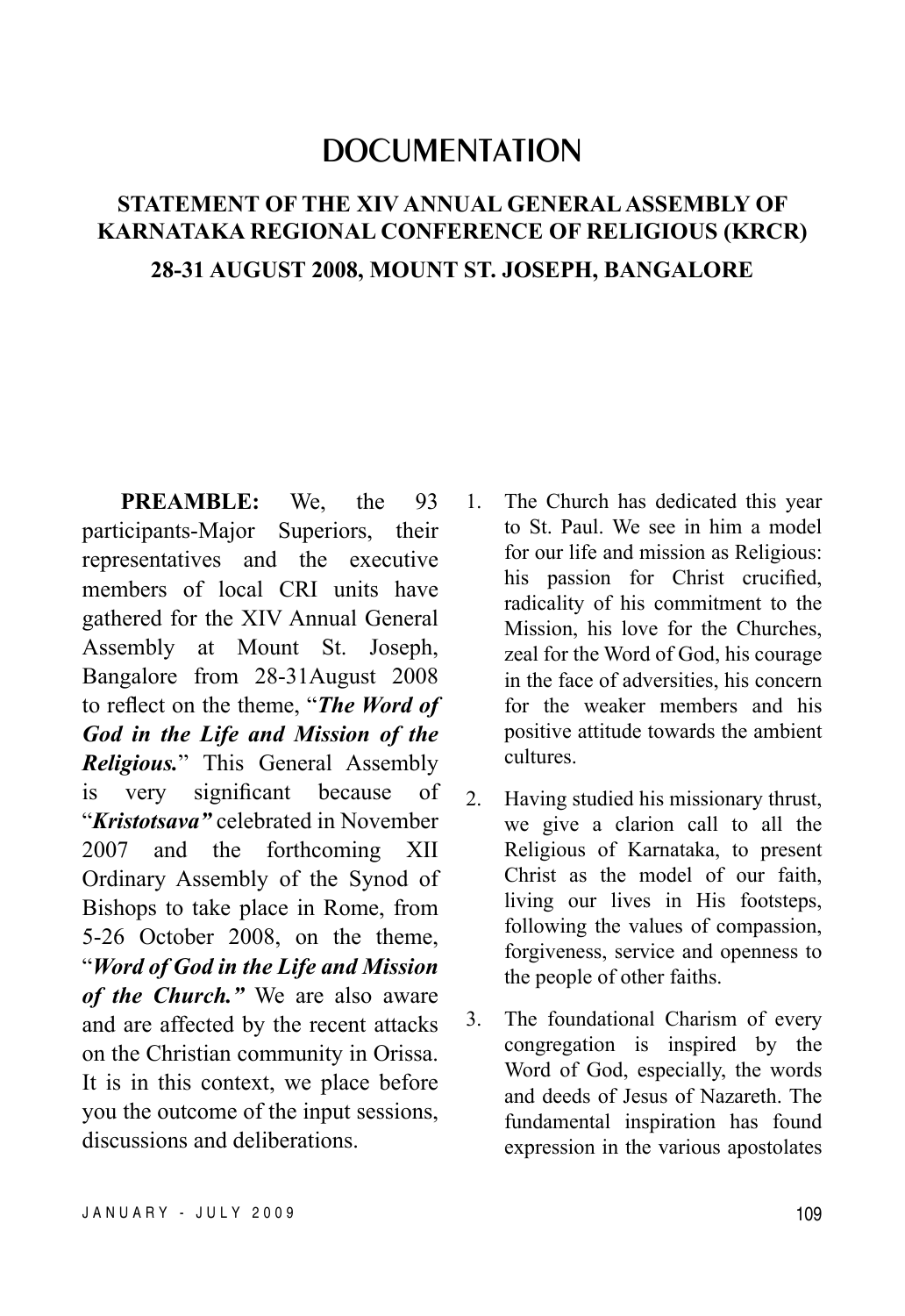# DOCUMENTATION

## STATEMENT OF THE XIV ANNUAL GENERAL ASSEMBLY OF KARNATAKA REGIONAL CONFERENCE OF RELIGIOUS (KRCR)

### 28-31 AUGUST 2008, MOUNT ST. JOSEPH, BANGALORE

**PREAMBLE:** We, the 93 participants-Major Superiors, their representatives and the executive members of local CRI units have gathered for the XIV Annual General Assembly at Mount St. Joseph, Bangalore from 28-31August 2008 to reflect on the theme, "***The Word of God in the Life and Mission of the Religious.***" This General Assembly is very significant because of "***Kristotsava"*** celebrated in November 2007 and the forthcoming XII Ordinary Assembly of the Synod of Bishops to take place in Rome, from 5-26 October 2008, on the theme, "***Word of God in the Life and Mission of the Church."*** We are also aware and are affected by the recent attacks on the Christian community in Orissa. It is in this context, we place before you the outcome of the input sessions, discussions and deliberations.

1. The Church has dedicated this year to St. Paul. We see in him a model for our life and mission as Religious: his passion for Christ crucified, radicality of his commitment to the Mission, his love for the Churches, zeal for the Word of God, his courage in the face of adversities, his concern for the weaker members and his positive attitude towards the ambient cultures.

2. Having studied his missionary thrust, we give a clarion call to all the Religious of Karnataka, to present Christ as the model of our faith, living our lives in His footsteps, following the values of compassion, forgiveness, service and openness to the people of other faiths.

3. The foundational Charism of every congregation is inspired by the Word of God, especially, the words and deeds of Jesus of Nazareth. The fundamental inspiration has found expression in the various apostolates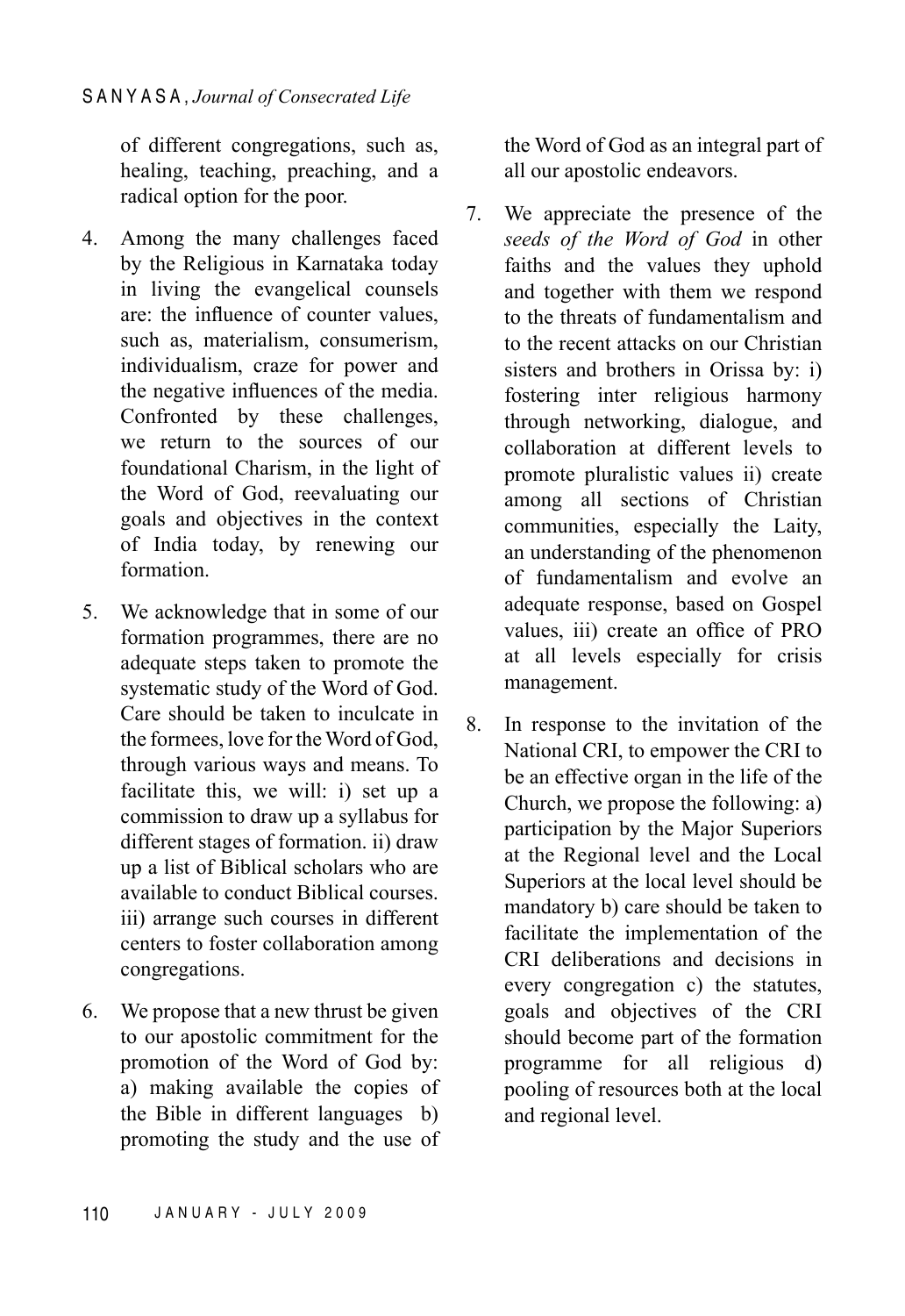of different congregations, such as, healing, teaching, preaching, and a radical option for the poor.

4. Among the many challenges faced by the Religious in Karnataka today in living the evangelical counsels are: the influence of counter values, such as, materialism, consumerism, individualism, craze for power and the negative influences of the media. Confronted by these challenges, we return to the sources of our foundational Charism, in the light of the Word of God, reevaluating our goals and objectives in the context of India today, by renewing our formation.

5. We acknowledge that in some of our formation programmes, there are no adequate steps taken to promote the systematic study of the Word of God. Care should be taken to inculcate in the formees, love for the Word of God, through various ways and means. To facilitate this, we will: i) set up a commission to draw up a syllabus for different stages of formation. ii) draw up a list of Biblical scholars who are available to conduct Biblical courses. iii) arrange such courses in different centers to foster collaboration among congregations.

6. We propose that a new thrust be given to our apostolic commitment for the promotion of the Word of God by: a) making available the copies of the Bible in different languages b) promoting the study and the use of the Word of God as an integral part of all our apostolic endeavors.

7. We appreciate the presence of the *seeds of the Word of God* in other faiths and the values they uphold and together with them we respond to the threats of fundamentalism and to the recent attacks on our Christian sisters and brothers in Orissa by: i) fostering inter religious harmony through networking, dialogue, and collaboration at different levels to promote pluralistic values ii) create among all sections of Christian communities, especially the Laity, an understanding of the phenomenon of fundamentalism and evolve an adequate response, based on Gospel values, iii) create an office of PRO at all levels especially for crisis management.

8. In response to the invitation of the National CRI, to empower the CRI to be an effective organ in the life of the Church, we propose the following: a) participation by the Major Superiors at the Regional level and the Local Superiors at the local level should be mandatory b) care should be taken to facilitate the implementation of the CRI deliberations and decisions in every congregation c) the statutes, goals and objectives of the CRI should become part of the formation programme for all religious d) pooling of resources both at the local and regional level.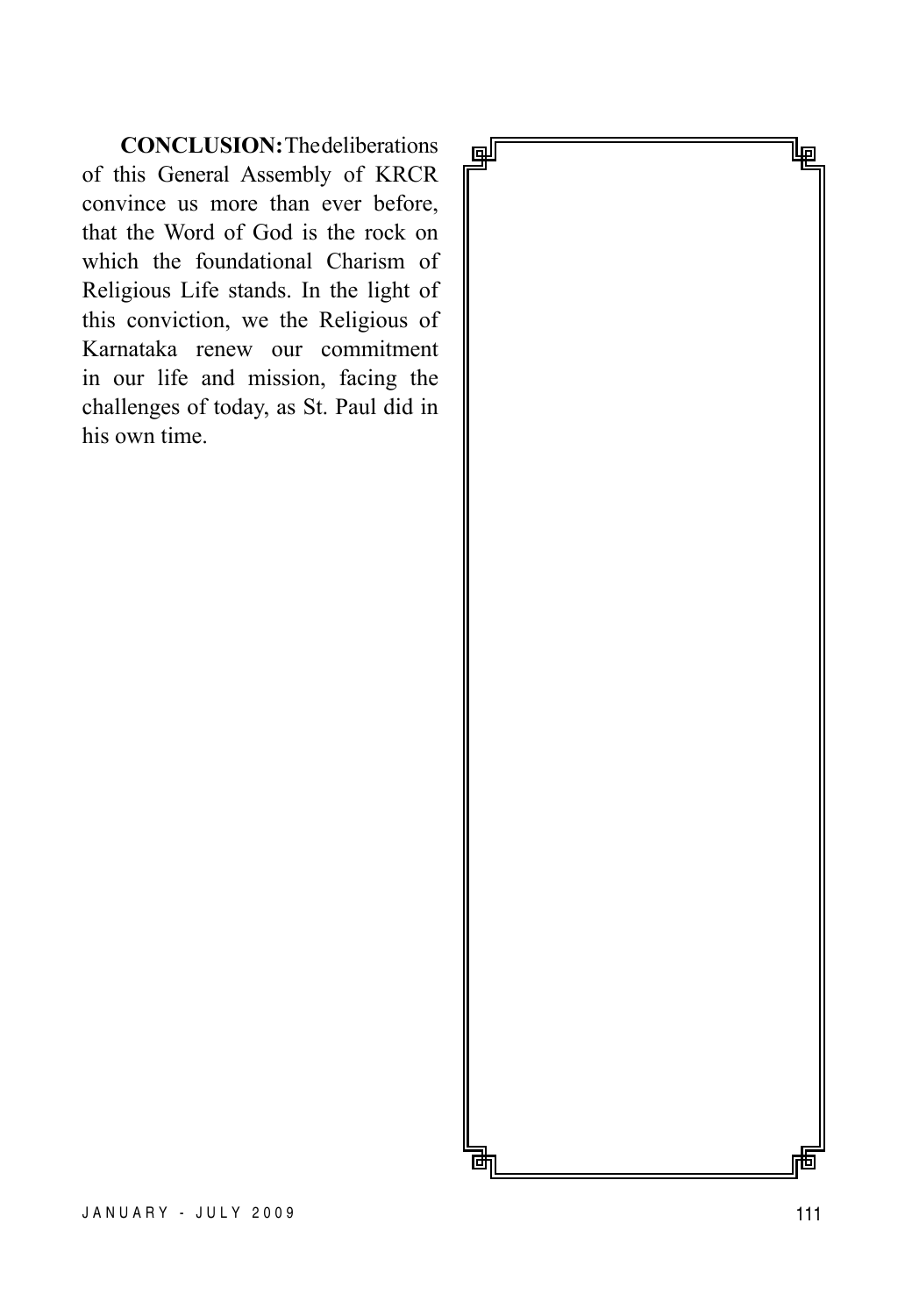**CONCLUSION:** The deliberations of this General Assembly of KRCR convince us more than ever before, that the Word of God is the rock on which the foundational Charism of Religious Life stands. In the light of this conviction, we the Religious of Karnataka renew our commitment in our life and mission, facing the challenges of today, as St. Paul did in his own time.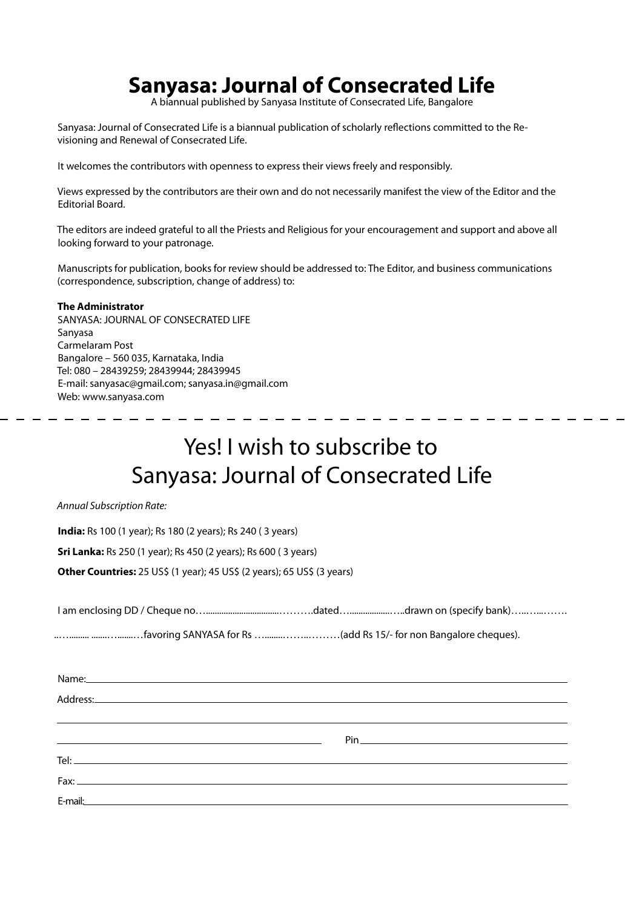# Sanyasa: Journal of Consecrated Life

A biannual published by Sanyasa Institute of Consecrated Life, Bangalore

Sanyasa: Journal of Consecrated Life is a biannual publication of scholarly reflections committed to the Re-visioning and Renewal of Consecrated Life.

It welcomes the contributors with openness to express their views freely and responsibly.

Views expressed by the contributors are their own and do not necessarily manifest the view of the Editor and the Editorial Board.

The editors are indeed grateful to all the Priests and Religious for your encouragement and support and above all looking forward to your patronage.

Manuscripts for publication, books for review should be addressed to: The Editor, and business communications (correspondence, subscription, change of address) to:

**The Administrator**
SANYASA: JOURNAL OF CONSECRATED LIFE
Sanyasa
Carmelaram Post
Bangalore – 560 035, Karnataka, India
Tel: 080 – 28439259; 28439944; 28439945
E-mail: sanyasac@gmail.com; sanyasa.in@gmail.com
Web: www.sanyasa.com

---

# Yes! I wish to subscribe to Sanyasa: Journal of Consecrated Life

*Annual Subscription Rate:*

**India:** Rs 100 (1 year); Rs 180 (2 years); Rs 240 ( 3 years)

**Sri Lanka:** Rs 250 (1 year); Rs 450 (2 years); Rs 600 ( 3 years)

**Other Countries:** 25 US$ (1 year); 45 US$ (2 years); 65 US$ (3 years)

I am enclosing DD / Cheque no……………………dated……………drawn on (specify bank)………………

……………………favoring SANYASA for Rs ……………………(add Rs 15/- for non Bangalore cheques).

Name: ____________________

Address: ____________________

____________________

____________________ Pin ____________________

Tel: ____________________

Fax: ____________________

E-mail: ____________________